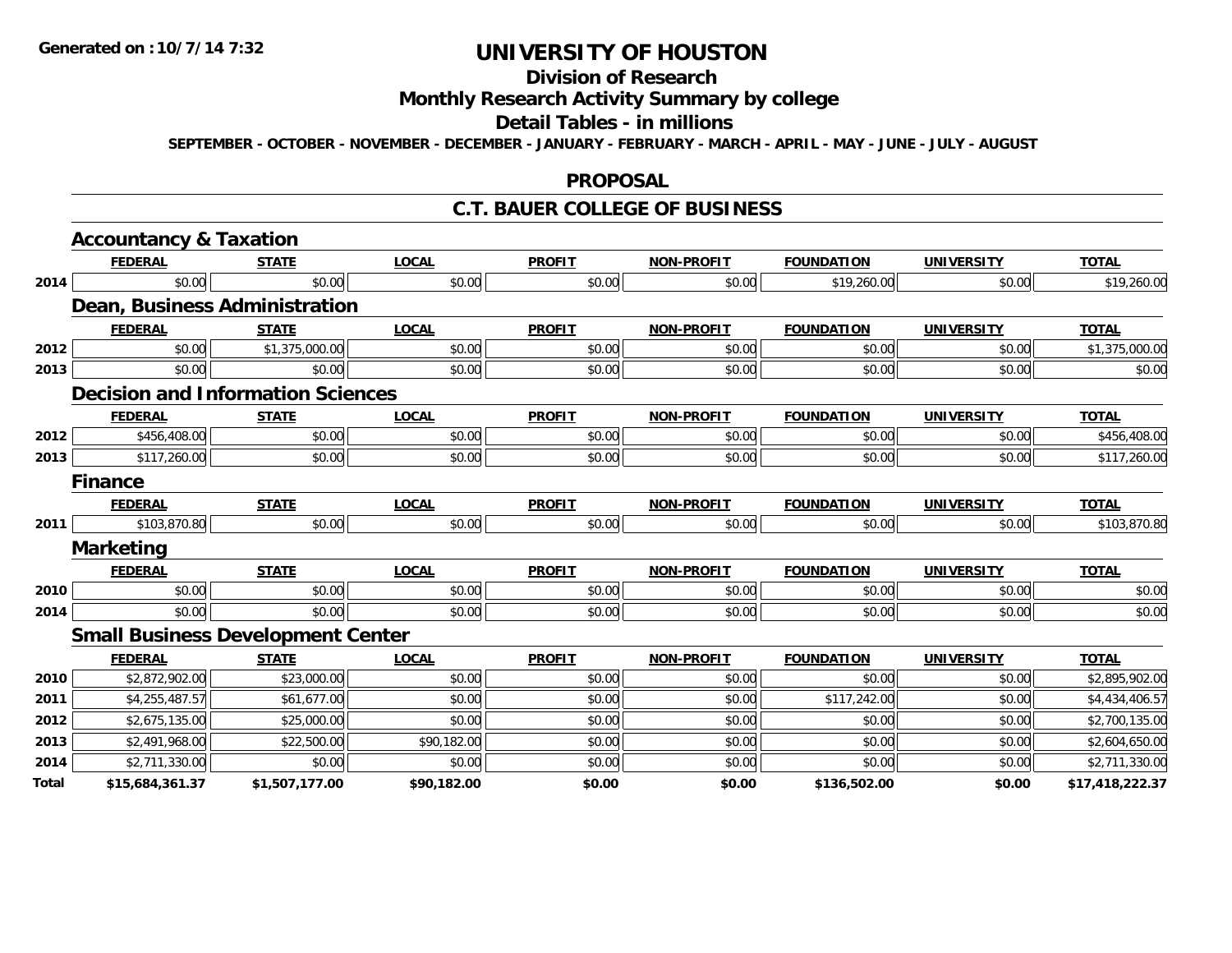# UNIVERSITY OF HOUSTON

## Division of Research

## Monthly Research Activity Summary by college

## Detail Tables - in millions

SEPTEMBER - OCTOBER - NOVEMBER - DECEMBER - JANUARY - FEBRUARY - MARCH - APRIL - MAY - JUNE - JULY - AUGUST

Generated on : 10/7/14 7:32

## PROPOSAL

## C.T. BAUER COLLEGE OF BUSINESS

### Accountancy & Taxation

| | FEDERAL | STATE | LOCAL | PROFIT | NON-PROFIT | FOUNDATION | UNIVERSITY | TOTAL |
|---|---|---|---|---|---|---|---|---|
| 2014 | $0.00 | $0.00 | $0.00 | $0.00 | $0.00 | $19,260.00 | $0.00 | $19,260.00 |

### Dean, Business Administration

| | FEDERAL | STATE | LOCAL | PROFIT | NON-PROFIT | FOUNDATION | UNIVERSITY | TOTAL |
|---|---|---|---|---|---|---|---|---|
| 2012 | $0.00 | $1,375,000.00 | $0.00 | $0.00 | $0.00 | $0.00 | $0.00 | $1,375,000.00 |
| 2013 | $0.00 | $0.00 | $0.00 | $0.00 | $0.00 | $0.00 | $0.00 | $0.00 |

### Decision and Information Sciences

| | FEDERAL | STATE | LOCAL | PROFIT | NON-PROFIT | FOUNDATION | UNIVERSITY | TOTAL |
|---|---|---|---|---|---|---|---|---|
| 2012 | $456,408.00 | $0.00 | $0.00 | $0.00 | $0.00 | $0.00 | $0.00 | $456,408.00 |
| 2013 | $117,260.00 | $0.00 | $0.00 | $0.00 | $0.00 | $0.00 | $0.00 | $117,260.00 |

### Finance

| | FEDERAL | STATE | LOCAL | PROFIT | NON-PROFIT | FOUNDATION | UNIVERSITY | TOTAL |
|---|---|---|---|---|---|---|---|---|
| 2011 | $103,870.80 | $0.00 | $0.00 | $0.00 | $0.00 | $0.00 | $0.00 | $103,870.80 |

### Marketing

| | FEDERAL | STATE | LOCAL | PROFIT | NON-PROFIT | FOUNDATION | UNIVERSITY | TOTAL |
|---|---|---|---|---|---|---|---|---|
| 2010 | $0.00 | $0.00 | $0.00 | $0.00 | $0.00 | $0.00 | $0.00 | $0.00 |
| 2014 | $0.00 | $0.00 | $0.00 | $0.00 | $0.00 | $0.00 | $0.00 | $0.00 |

### Small Business Development Center

| | FEDERAL | STATE | LOCAL | PROFIT | NON-PROFIT | FOUNDATION | UNIVERSITY | TOTAL |
|---|---|---|---|---|---|---|---|---|
| 2010 | $2,872,902.00 | $23,000.00 | $0.00 | $0.00 | $0.00 | $0.00 | $0.00 | $2,895,902.00 |
| 2011 | $4,255,487.57 | $61,677.00 | $0.00 | $0.00 | $0.00 | $117,242.00 | $0.00 | $4,434,406.57 |
| 2012 | $2,675,135.00 | $25,000.00 | $0.00 | $0.00 | $0.00 | $0.00 | $0.00 | $2,700,135.00 |
| 2013 | $2,491,968.00 | $22,500.00 | $90,182.00 | $0.00 | $0.00 | $0.00 | $0.00 | $2,604,650.00 |
| 2014 | $2,711,330.00 | $0.00 | $0.00 | $0.00 | $0.00 | $0.00 | $0.00 | $2,711,330.00 |
| **Total** | **$15,684,361.37** | **$1,507,177.00** | **$90,182.00** | **$0.00** | **$0.00** | **$136,502.00** | **$0.00** | **$17,418,222.37** |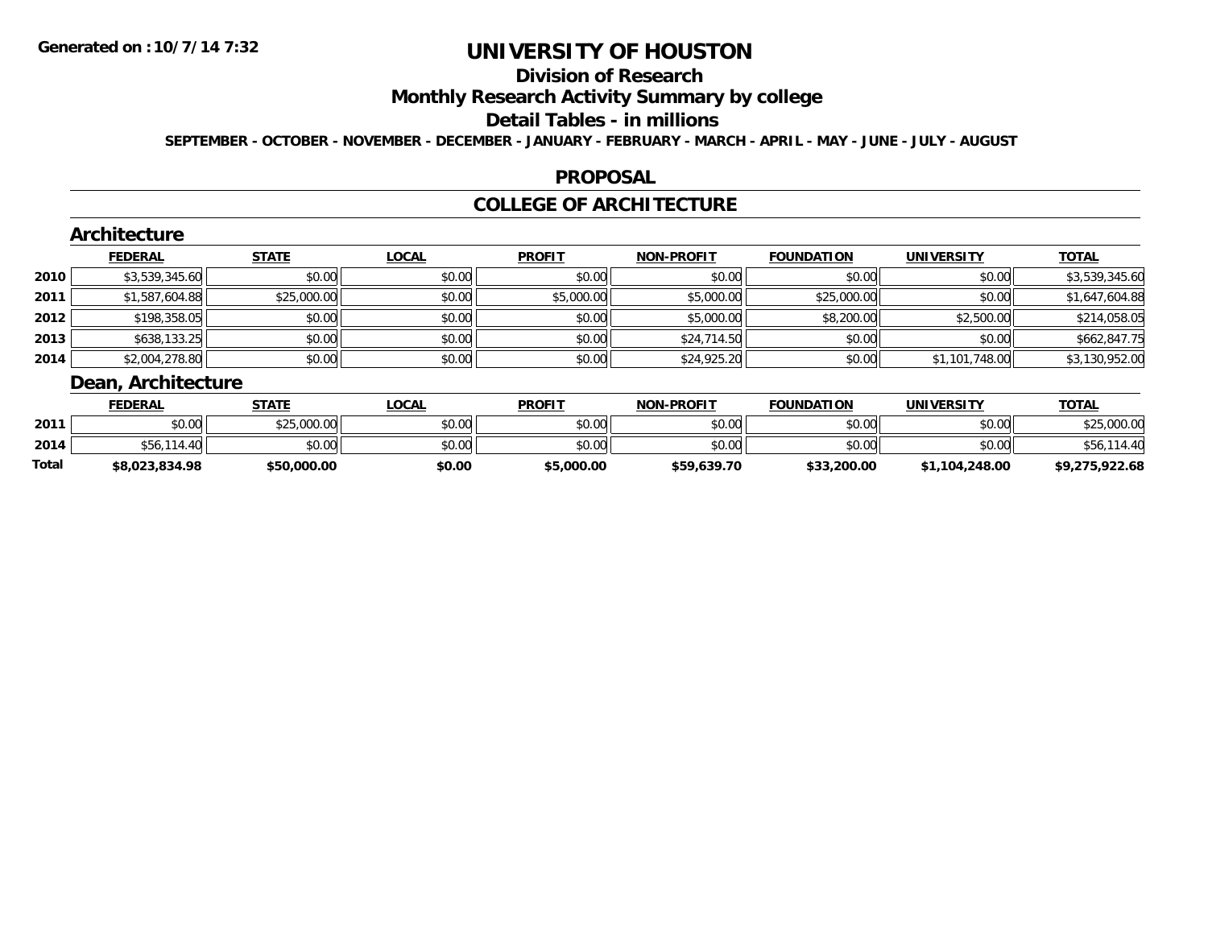**Generated on :10/7/14 7:32**

# UNIVERSITY OF HOUSTON

## Division of Research

## Monthly Research Activity Summary by college

## Detail Tables - in millions

**SEPTEMBER - OCTOBER - NOVEMBER - DECEMBER - JANUARY - FEBRUARY - MARCH - APRIL - MAY - JUNE - JULY - AUGUST**

## PROPOSAL

## COLLEGE OF ARCHITECTURE

### Architecture

| | FEDERAL | STATE | LOCAL | PROFIT | NON-PROFIT | FOUNDATION | UNIVERSITY | TOTAL |
|---|---|---|---|---|---|---|---|---|
| 2010 | $3,539,345.60 | $0.00 | $0.00 | $0.00 | $0.00 | $0.00 | $0.00 | $3,539,345.60 |
| 2011 | $1,587,604.88 | $25,000.00 | $0.00 | $5,000.00 | $5,000.00 | $25,000.00 | $0.00 | $1,647,604.88 |
| 2012 | $198,358.05 | $0.00 | $0.00 | $0.00 | $5,000.00 | $8,200.00 | $2,500.00 | $214,058.05 |
| 2013 | $638,133.25 | $0.00 | $0.00 | $0.00 | $24,714.50 | $0.00 | $0.00 | $662,847.75 |
| 2014 | $2,004,278.80 | $0.00 | $0.00 | $0.00 | $24,925.20 | $0.00 | $1,101,748.00 | $3,130,952.00 |

### Dean, Architecture

| | FEDERAL | STATE | LOCAL | PROFIT | NON-PROFIT | FOUNDATION | UNIVERSITY | TOTAL |
|---|---|---|---|---|---|---|---|---|
| 2011 | $0.00 | $25,000.00 | $0.00 | $0.00 | $0.00 | $0.00 | $0.00 | $25,000.00 |
| 2014 | $56,114.40 | $0.00 | $0.00 | $0.00 | $0.00 | $0.00 | $0.00 | $56,114.40 |
| **Total** | **$8,023,834.98** | **$50,000.00** | **$0.00** | **$5,000.00** | **$59,639.70** | **$33,200.00** | **$1,104,248.00** | **$9,275,922.68** |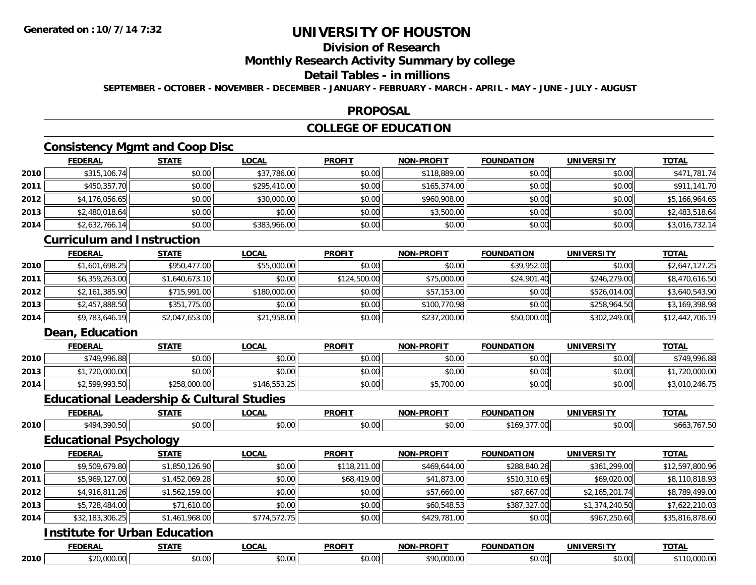**Generated on :10/7/14 7:32**

# UNIVERSITY OF HOUSTON

## Division of Research

## Monthly Research Activity Summary by college

## Detail Tables - in millions

**SEPTEMBER - OCTOBER - NOVEMBER - DECEMBER - JANUARY - FEBRUARY - MARCH - APRIL - MAY - JUNE - JULY - AUGUST**

## PROPOSAL

## COLLEGE OF EDUCATION

### Consistency Mgmt and Coop Disc

| | FEDERAL | STATE | LOCAL | PROFIT | NON-PROFIT | FOUNDATION | UNIVERSITY | TOTAL |
|---|---|---|---|---|---|---|---|---|
| 2010 | $315,106.74 | $0.00 | $37,786.00 | $0.00 | $118,889.00 | $0.00 | $0.00 | $471,781.74 |
| 2011 | $450,357.70 | $0.00 | $295,410.00 | $0.00 | $165,374.00 | $0.00 | $0.00 | $911,141.70 |
| 2012 | $4,176,056.65 | $0.00 | $30,000.00 | $0.00 | $960,908.00 | $0.00 | $0.00 | $5,166,964.65 |
| 2013 | $2,480,018.64 | $0.00 | $0.00 | $0.00 | $3,500.00 | $0.00 | $0.00 | $2,483,518.64 |
| 2014 | $2,632,766.14 | $0.00 | $383,966.00 | $0.00 | $0.00 | $0.00 | $0.00 | $3,016,732.14 |

### Curriculum and Instruction

| | FEDERAL | STATE | LOCAL | PROFIT | NON-PROFIT | FOUNDATION | UNIVERSITY | TOTAL |
|---|---|---|---|---|---|---|---|---|
| 2010 | $1,601,698.25 | $950,477.00 | $55,000.00 | $0.00 | $0.00 | $39,952.00 | $0.00 | $2,647,127.25 |
| 2011 | $6,359,263.00 | $1,640,673.10 | $0.00 | $124,500.00 | $75,000.00 | $24,901.40 | $246,279.00 | $8,470,616.50 |
| 2012 | $2,161,385.90 | $715,991.00 | $180,000.00 | $0.00 | $57,153.00 | $0.00 | $526,014.00 | $3,640,543.90 |
| 2013 | $2,457,888.50 | $351,775.00 | $0.00 | $0.00 | $100,770.98 | $0.00 | $258,964.50 | $3,169,398.98 |
| 2014 | $9,783,646.19 | $2,047,653.00 | $21,958.00 | $0.00 | $237,200.00 | $50,000.00 | $302,249.00 | $12,442,706.19 |

### Dean, Education

| | FEDERAL | STATE | LOCAL | PROFIT | NON-PROFIT | FOUNDATION | UNIVERSITY | TOTAL |
|---|---|---|---|---|---|---|---|---|
| 2010 | $749,996.88 | $0.00 | $0.00 | $0.00 | $0.00 | $0.00 | $0.00 | $749,996.88 |
| 2013 | $1,720,000.00 | $0.00 | $0.00 | $0.00 | $0.00 | $0.00 | $0.00 | $1,720,000.00 |
| 2014 | $2,599,993.50 | $258,000.00 | $146,553.25 | $0.00 | $5,700.00 | $0.00 | $0.00 | $3,010,246.75 |

### Educational Leadership & Cultural Studies

| | FEDERAL | STATE | LOCAL | PROFIT | NON-PROFIT | FOUNDATION | UNIVERSITY | TOTAL |
|---|---|---|---|---|---|---|---|---|
| 2010 | $494,390.50 | $0.00 | $0.00 | $0.00 | $0.00 | $169,377.00 | $0.00 | $663,767.50 |

### Educational Psychology

| | FEDERAL | STATE | LOCAL | PROFIT | NON-PROFIT | FOUNDATION | UNIVERSITY | TOTAL |
|---|---|---|---|---|---|---|---|---|
| 2010 | $9,509,679.80 | $1,850,126.90 | $0.00 | $118,211.00 | $469,644.00 | $288,840.26 | $361,299.00 | $12,597,800.96 |
| 2011 | $5,969,127.00 | $1,452,069.28 | $0.00 | $68,419.00 | $41,873.00 | $510,310.65 | $69,020.00 | $8,110,818.93 |
| 2012 | $4,916,811.26 | $1,562,159.00 | $0.00 | $0.00 | $57,660.00 | $87,667.00 | $2,165,201.74 | $8,789,499.00 |
| 2013 | $5,728,484.00 | $71,610.00 | $0.00 | $0.00 | $60,548.53 | $387,327.00 | $1,374,240.50 | $7,622,210.03 |
| 2014 | $32,183,306.25 | $1,461,968.00 | $774,572.75 | $0.00 | $429,781.00 | $0.00 | $967,250.60 | $35,816,878.60 |

### Institute for Urban Education

| | FEDERAL | STATE | LOCAL | PROFIT | NON-PROFIT | FOUNDATION | UNIVERSITY | TOTAL |
|---|---|---|---|---|---|---|---|---|
| 2010 | $20,000.00 | $0.00 | $0.00 | $0.00 | $90,000.00 | $0.00 | $0.00 | $110,000.00 |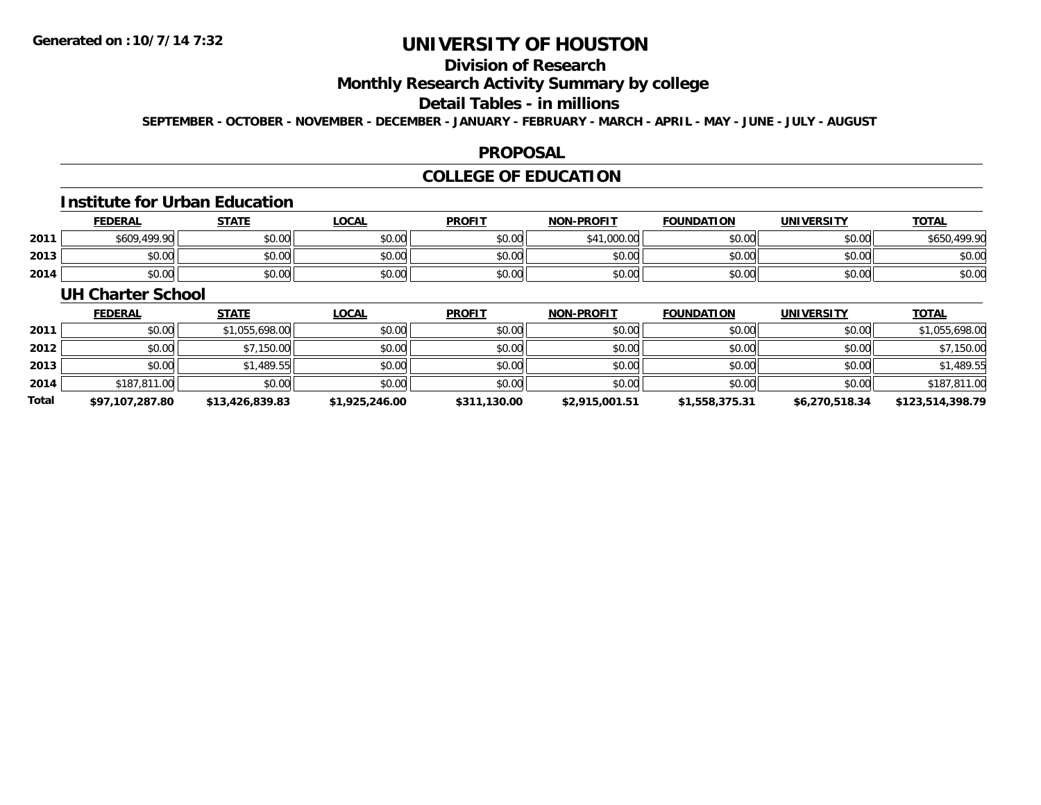# UNIVERSITY OF HOUSTON

## Division of Research

## Monthly Research Activity Summary by college

## Detail Tables - in millions

SEPTEMBER - OCTOBER - NOVEMBER - DECEMBER - JANUARY - FEBRUARY - MARCH - APRIL - MAY - JUNE - JULY - AUGUST

## PROPOSAL

## COLLEGE OF EDUCATION

### Institute for Urban Education

| | FEDERAL | STATE | LOCAL | PROFIT | NON-PROFIT | FOUNDATION | UNIVERSITY | TOTAL |
|---|---|---|---|---|---|---|---|---|
| 2011 | $609,499.90 | $0.00 | $0.00 | $0.00 | $41,000.00 | $0.00 | $0.00 | $650,499.90 |
| 2013 | $0.00 | $0.00 | $0.00 | $0.00 | $0.00 | $0.00 | $0.00 | $0.00 |
| 2014 | $0.00 | $0.00 | $0.00 | $0.00 | $0.00 | $0.00 | $0.00 | $0.00 |

### UH Charter School

| | FEDERAL | STATE | LOCAL | PROFIT | NON-PROFIT | FOUNDATION | UNIVERSITY | TOTAL |
|---|---|---|---|---|---|---|---|---|
| 2011 | $0.00 | $1,055,698.00 | $0.00 | $0.00 | $0.00 | $0.00 | $0.00 | $1,055,698.00 |
| 2012 | $0.00 | $7,150.00 | $0.00 | $0.00 | $0.00 | $0.00 | $0.00 | $7,150.00 |
| 2013 | $0.00 | $1,489.55 | $0.00 | $0.00 | $0.00 | $0.00 | $0.00 | $1,489.55 |
| 2014 | $187,811.00 | $0.00 | $0.00 | $0.00 | $0.00 | $0.00 | $0.00 | $187,811.00 |
| **Total** | **$97,107,287.80** | **$13,426,839.83** | **$1,925,246.00** | **$311,130.00** | **$2,915,001.51** | **$1,558,375.31** | **$6,270,518.34** | **$123,514,398.79** |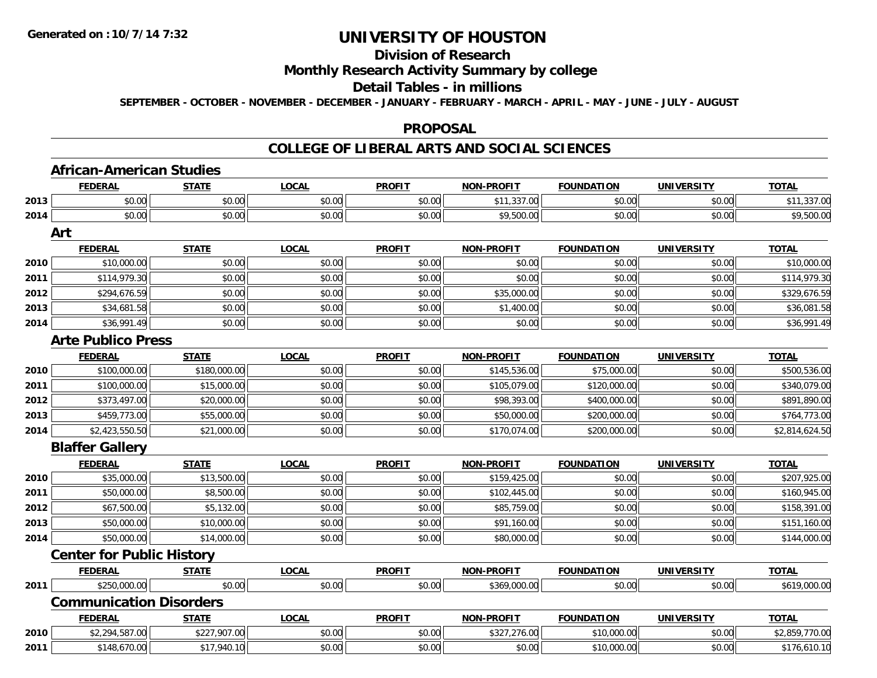Generated on :10/7/14 7:32

# UNIVERSITY OF HOUSTON

## Division of Research

## Monthly Research Activity Summary by college

## Detail Tables - in millions

SEPTEMBER - OCTOBER - NOVEMBER - DECEMBER - JANUARY - FEBRUARY - MARCH - APRIL - MAY - JUNE - JULY - AUGUST

### PROPOSAL

### COLLEGE OF LIBERAL ARTS AND SOCIAL SCIENCES

#### African-American Studies

| | FEDERAL | STATE | LOCAL | PROFIT | NON-PROFIT | FOUNDATION | UNIVERSITY | TOTAL |
|---|---|---|---|---|---|---|---|---|
| 2013 | $0.00 | $0.00 | $0.00 | $0.00 | $11,337.00 | $0.00 | $0.00 | $11,337.00 |
| 2014 | $0.00 | $0.00 | $0.00 | $0.00 | $9,500.00 | $0.00 | $0.00 | $9,500.00 |

#### Art

| | FEDERAL | STATE | LOCAL | PROFIT | NON-PROFIT | FOUNDATION | UNIVERSITY | TOTAL |
|---|---|---|---|---|---|---|---|---|
| 2010 | $10,000.00 | $0.00 | $0.00 | $0.00 | $0.00 | $0.00 | $0.00 | $10,000.00 |
| 2011 | $114,979.30 | $0.00 | $0.00 | $0.00 | $0.00 | $0.00 | $0.00 | $114,979.30 |
| 2012 | $294,676.59 | $0.00 | $0.00 | $0.00 | $35,000.00 | $0.00 | $0.00 | $329,676.59 |
| 2013 | $34,681.58 | $0.00 | $0.00 | $0.00 | $1,400.00 | $0.00 | $0.00 | $36,081.58 |
| 2014 | $36,991.49 | $0.00 | $0.00 | $0.00 | $0.00 | $0.00 | $0.00 | $36,991.49 |

#### Arte Publico Press

| | FEDERAL | STATE | LOCAL | PROFIT | NON-PROFIT | FOUNDATION | UNIVERSITY | TOTAL |
|---|---|---|---|---|---|---|---|---|
| 2010 | $100,000.00 | $180,000.00 | $0.00 | $0.00 | $145,536.00 | $75,000.00 | $0.00 | $500,536.00 |
| 2011 | $100,000.00 | $15,000.00 | $0.00 | $0.00 | $105,079.00 | $120,000.00 | $0.00 | $340,079.00 |
| 2012 | $373,497.00 | $20,000.00 | $0.00 | $0.00 | $98,393.00 | $400,000.00 | $0.00 | $891,890.00 |
| 2013 | $459,773.00 | $55,000.00 | $0.00 | $0.00 | $50,000.00 | $200,000.00 | $0.00 | $764,773.00 |
| 2014 | $2,423,550.50 | $21,000.00 | $0.00 | $0.00 | $170,074.00 | $200,000.00 | $0.00 | $2,814,624.50 |

#### Blaffer Gallery

| | FEDERAL | STATE | LOCAL | PROFIT | NON-PROFIT | FOUNDATION | UNIVERSITY | TOTAL |
|---|---|---|---|---|---|---|---|---|
| 2010 | $35,000.00 | $13,500.00 | $0.00 | $0.00 | $159,425.00 | $0.00 | $0.00 | $207,925.00 |
| 2011 | $50,000.00 | $8,500.00 | $0.00 | $0.00 | $102,445.00 | $0.00 | $0.00 | $160,945.00 |
| 2012 | $67,500.00 | $5,132.00 | $0.00 | $0.00 | $85,759.00 | $0.00 | $0.00 | $158,391.00 |
| 2013 | $50,000.00 | $10,000.00 | $0.00 | $0.00 | $91,160.00 | $0.00 | $0.00 | $151,160.00 |
| 2014 | $50,000.00 | $14,000.00 | $0.00 | $0.00 | $80,000.00 | $0.00 | $0.00 | $144,000.00 |

#### Center for Public History

| | FEDERAL | STATE | LOCAL | PROFIT | NON-PROFIT | FOUNDATION | UNIVERSITY | TOTAL |
|---|---|---|---|---|---|---|---|---|
| 2011 | $250,000.00 | $0.00 | $0.00 | $0.00 | $369,000.00 | $0.00 | $0.00 | $619,000.00 |

#### Communication Disorders

| | FEDERAL | STATE | LOCAL | PROFIT | NON-PROFIT | FOUNDATION | UNIVERSITY | TOTAL |
|---|---|---|---|---|---|---|---|---|
| 2010 | $2,294,587.00 | $227,907.00 | $0.00 | $0.00 | $327,276.00 | $10,000.00 | $0.00 | $2,859,770.00 |
| 2011 | $148,670.00 | $17,940.10 | $0.00 | $0.00 | $0.00 | $10,000.00 | $0.00 | $176,610.10 |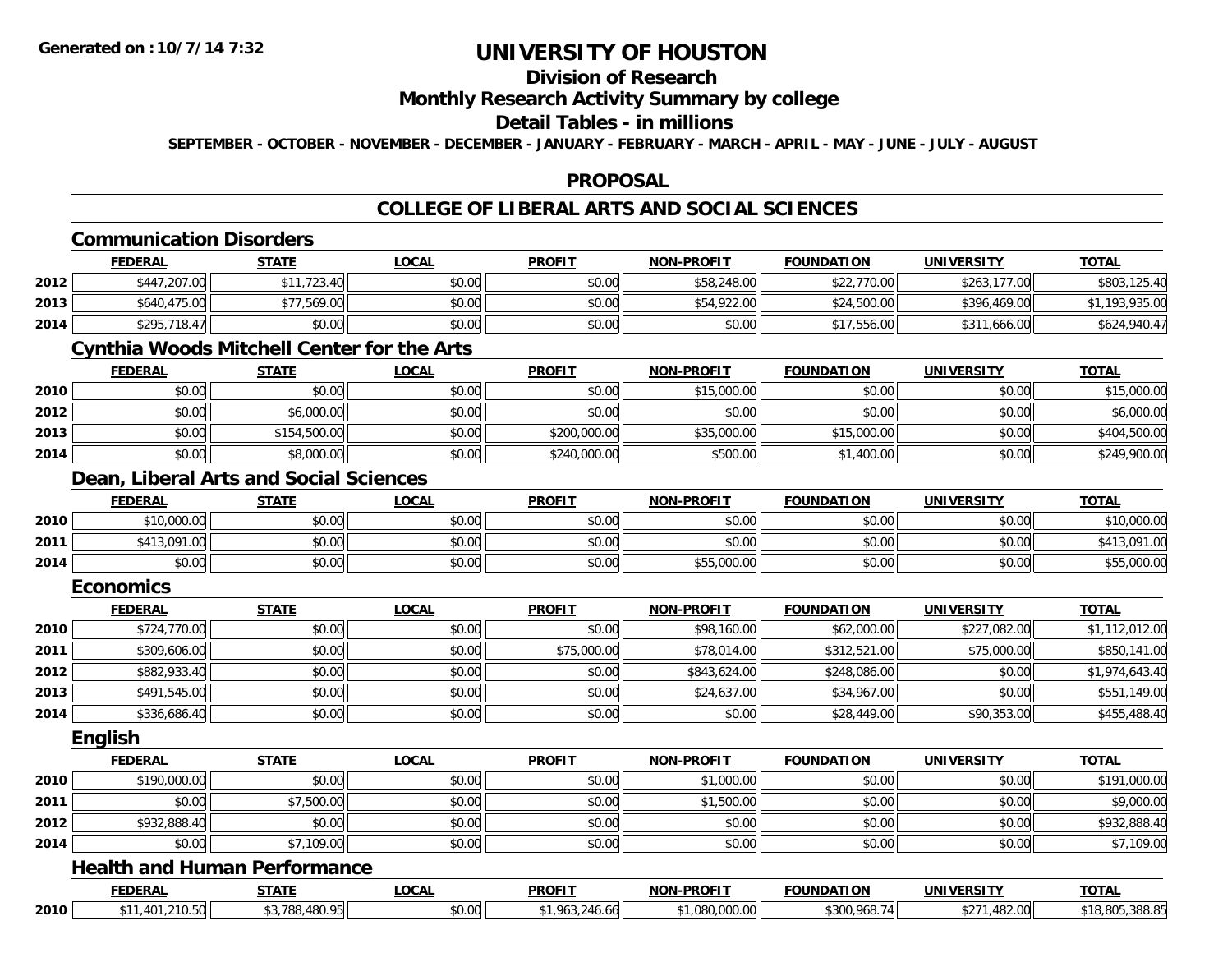# UNIVERSITY OF HOUSTON

## Division of Research

## Monthly Research Activity Summary by college

## Detail Tables - in millions

**SEPTEMBER - OCTOBER - NOVEMBER - DECEMBER - JANUARY - FEBRUARY - MARCH - APRIL - MAY - JUNE - JULY - AUGUST**

## PROPOSAL

## COLLEGE OF LIBERAL ARTS AND SOCIAL SCIENCES

### Communication Disorders

| | FEDERAL | STATE | LOCAL | PROFIT | NON-PROFIT | FOUNDATION | UNIVERSITY | TOTAL |
|---|---|---|---|---|---|---|---|---|
| 2012 | $447,207.00 | $11,723.40 | $0.00 | $0.00 | $58,248.00 | $22,770.00 | $263,177.00 | $803,125.40 |
| 2013 | $640,475.00 | $77,569.00 | $0.00 | $0.00 | $54,922.00 | $24,500.00 | $396,469.00 | $1,193,935.00 |
| 2014 | $295,718.47 | $0.00 | $0.00 | $0.00 | $0.00 | $17,556.00 | $311,666.00 | $624,940.47 |

### Cynthia Woods Mitchell Center for the Arts

| | FEDERAL | STATE | LOCAL | PROFIT | NON-PROFIT | FOUNDATION | UNIVERSITY | TOTAL |
|---|---|---|---|---|---|---|---|---|
| 2010 | $0.00 | $0.00 | $0.00 | $0.00 | $15,000.00 | $0.00 | $0.00 | $15,000.00 |
| 2012 | $0.00 | $6,000.00 | $0.00 | $0.00 | $0.00 | $0.00 | $0.00 | $6,000.00 |
| 2013 | $0.00 | $154,500.00 | $0.00 | $200,000.00 | $35,000.00 | $15,000.00 | $0.00 | $404,500.00 |
| 2014 | $0.00 | $8,000.00 | $0.00 | $240,000.00 | $500.00 | $1,400.00 | $0.00 | $249,900.00 |

### Dean, Liberal Arts and Social Sciences

| | FEDERAL | STATE | LOCAL | PROFIT | NON-PROFIT | FOUNDATION | UNIVERSITY | TOTAL |
|---|---|---|---|---|---|---|---|---|
| 2010 | $10,000.00 | $0.00 | $0.00 | $0.00 | $0.00 | $0.00 | $0.00 | $10,000.00 |
| 2011 | $413,091.00 | $0.00 | $0.00 | $0.00 | $0.00 | $0.00 | $0.00 | $413,091.00 |
| 2014 | $0.00 | $0.00 | $0.00 | $0.00 | $55,000.00 | $0.00 | $0.00 | $55,000.00 |

### Economics

| | FEDERAL | STATE | LOCAL | PROFIT | NON-PROFIT | FOUNDATION | UNIVERSITY | TOTAL |
|---|---|---|---|---|---|---|---|---|
| 2010 | $724,770.00 | $0.00 | $0.00 | $0.00 | $98,160.00 | $62,000.00 | $227,082.00 | $1,112,012.00 |
| 2011 | $309,606.00 | $0.00 | $0.00 | $75,000.00 | $78,014.00 | $312,521.00 | $75,000.00 | $850,141.00 |
| 2012 | $882,933.40 | $0.00 | $0.00 | $0.00 | $843,624.00 | $248,086.00 | $0.00 | $1,974,643.40 |
| 2013 | $491,545.00 | $0.00 | $0.00 | $0.00 | $24,637.00 | $34,967.00 | $0.00 | $551,149.00 |
| 2014 | $336,686.40 | $0.00 | $0.00 | $0.00 | $0.00 | $28,449.00 | $90,353.00 | $455,488.40 |

### English

| | FEDERAL | STATE | LOCAL | PROFIT | NON-PROFIT | FOUNDATION | UNIVERSITY | TOTAL |
|---|---|---|---|---|---|---|---|---|
| 2010 | $190,000.00 | $0.00 | $0.00 | $0.00 | $1,000.00 | $0.00 | $0.00 | $191,000.00 |
| 2011 | $0.00 | $7,500.00 | $0.00 | $0.00 | $1,500.00 | $0.00 | $0.00 | $9,000.00 |
| 2012 | $932,888.40 | $0.00 | $0.00 | $0.00 | $0.00 | $0.00 | $0.00 | $932,888.40 |
| 2014 | $0.00 | $7,109.00 | $0.00 | $0.00 | $0.00 | $0.00 | $0.00 | $7,109.00 |

### Health and Human Performance

| | FEDERAL | STATE | LOCAL | PROFIT | NON-PROFIT | FOUNDATION | UNIVERSITY | TOTAL |
|---|---|---|---|---|---|---|---|---|
| 2010 | $11,401,210.50 | $3,788,480.95 | $0.00 | $1,963,246.66 | $1,080,000.00 | $300,968.74 | $271,482.00 | $18,805,388.85 |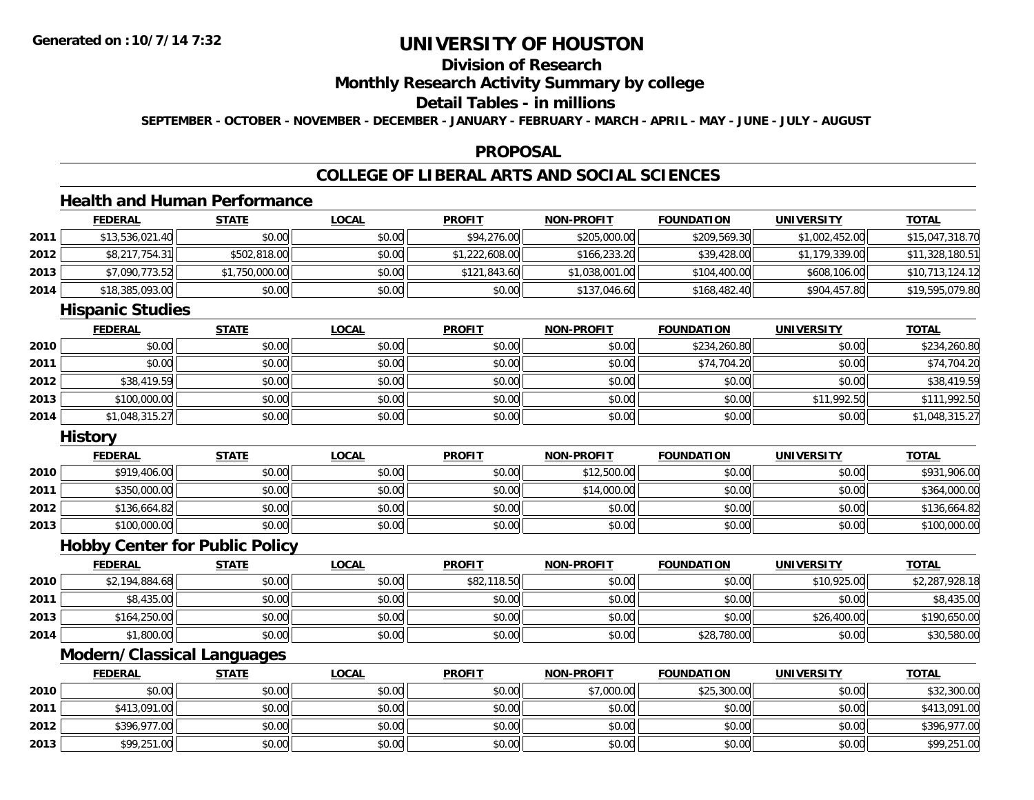**Generated on :10/7/14 7:32**

# UNIVERSITY OF HOUSTON

## Division of Research

## Monthly Research Activity Summary by college

## Detail Tables - in millions

**SEPTEMBER - OCTOBER - NOVEMBER - DECEMBER - JANUARY - FEBRUARY - MARCH - APRIL - MAY - JUNE - JULY - AUGUST**

## PROPOSAL

## COLLEGE OF LIBERAL ARTS AND SOCIAL SCIENCES

### Health and Human Performance

| | FEDERAL | STATE | LOCAL | PROFIT | NON-PROFIT | FOUNDATION | UNIVERSITY | TOTAL |
|---|---|---|---|---|---|---|---|---|
| 2011 | $13,536,021.40 | $0.00 | $0.00 | $94,276.00 | $205,000.00 | $209,569.30 | $1,002,452.00 | $15,047,318.70 |
| 2012 | $8,217,754.31 | $502,818.00 | $0.00 | $1,222,608.00 | $166,233.20 | $39,428.00 | $1,179,339.00 | $11,328,180.51 |
| 2013 | $7,090,773.52 | $1,750,000.00 | $0.00 | $121,843.60 | $1,038,001.00 | $104,400.00 | $608,106.00 | $10,713,124.12 |
| 2014 | $18,385,093.00 | $0.00 | $0.00 | $0.00 | $137,046.60 | $168,482.40 | $904,457.80 | $19,595,079.80 |

### Hispanic Studies

| | FEDERAL | STATE | LOCAL | PROFIT | NON-PROFIT | FOUNDATION | UNIVERSITY | TOTAL |
|---|---|---|---|---|---|---|---|---|
| 2010 | $0.00 | $0.00 | $0.00 | $0.00 | $0.00 | $234,260.80 | $0.00 | $234,260.80 |
| 2011 | $0.00 | $0.00 | $0.00 | $0.00 | $0.00 | $74,704.20 | $0.00 | $74,704.20 |
| 2012 | $38,419.59 | $0.00 | $0.00 | $0.00 | $0.00 | $0.00 | $0.00 | $38,419.59 |
| 2013 | $100,000.00 | $0.00 | $0.00 | $0.00 | $0.00 | $0.00 | $11,992.50 | $111,992.50 |
| 2014 | $1,048,315.27 | $0.00 | $0.00 | $0.00 | $0.00 | $0.00 | $0.00 | $1,048,315.27 |

### History

| | FEDERAL | STATE | LOCAL | PROFIT | NON-PROFIT | FOUNDATION | UNIVERSITY | TOTAL |
|---|---|---|---|---|---|---|---|---|
| 2010 | $919,406.00 | $0.00 | $0.00 | $0.00 | $12,500.00 | $0.00 | $0.00 | $931,906.00 |
| 2011 | $350,000.00 | $0.00 | $0.00 | $0.00 | $14,000.00 | $0.00 | $0.00 | $364,000.00 |
| 2012 | $136,664.82 | $0.00 | $0.00 | $0.00 | $0.00 | $0.00 | $0.00 | $136,664.82 |
| 2013 | $100,000.00 | $0.00 | $0.00 | $0.00 | $0.00 | $0.00 | $0.00 | $100,000.00 |

### Hobby Center for Public Policy

| | FEDERAL | STATE | LOCAL | PROFIT | NON-PROFIT | FOUNDATION | UNIVERSITY | TOTAL |
|---|---|---|---|---|---|---|---|---|
| 2010 | $2,194,884.68 | $0.00 | $0.00 | $82,118.50 | $0.00 | $0.00 | $10,925.00 | $2,287,928.18 |
| 2011 | $8,435.00 | $0.00 | $0.00 | $0.00 | $0.00 | $0.00 | $0.00 | $8,435.00 |
| 2013 | $164,250.00 | $0.00 | $0.00 | $0.00 | $0.00 | $0.00 | $26,400.00 | $190,650.00 |
| 2014 | $1,800.00 | $0.00 | $0.00 | $0.00 | $0.00 | $28,780.00 | $0.00 | $30,580.00 |

### Modern/Classical Languages

| | FEDERAL | STATE | LOCAL | PROFIT | NON-PROFIT | FOUNDATION | UNIVERSITY | TOTAL |
|---|---|---|---|---|---|---|---|---|
| 2010 | $0.00 | $0.00 | $0.00 | $0.00 | $7,000.00 | $25,300.00 | $0.00 | $32,300.00 |
| 2011 | $413,091.00 | $0.00 | $0.00 | $0.00 | $0.00 | $0.00 | $0.00 | $413,091.00 |
| 2012 | $396,977.00 | $0.00 | $0.00 | $0.00 | $0.00 | $0.00 | $0.00 | $396,977.00 |
| 2013 | $99,251.00 | $0.00 | $0.00 | $0.00 | $0.00 | $0.00 | $0.00 | $99,251.00 |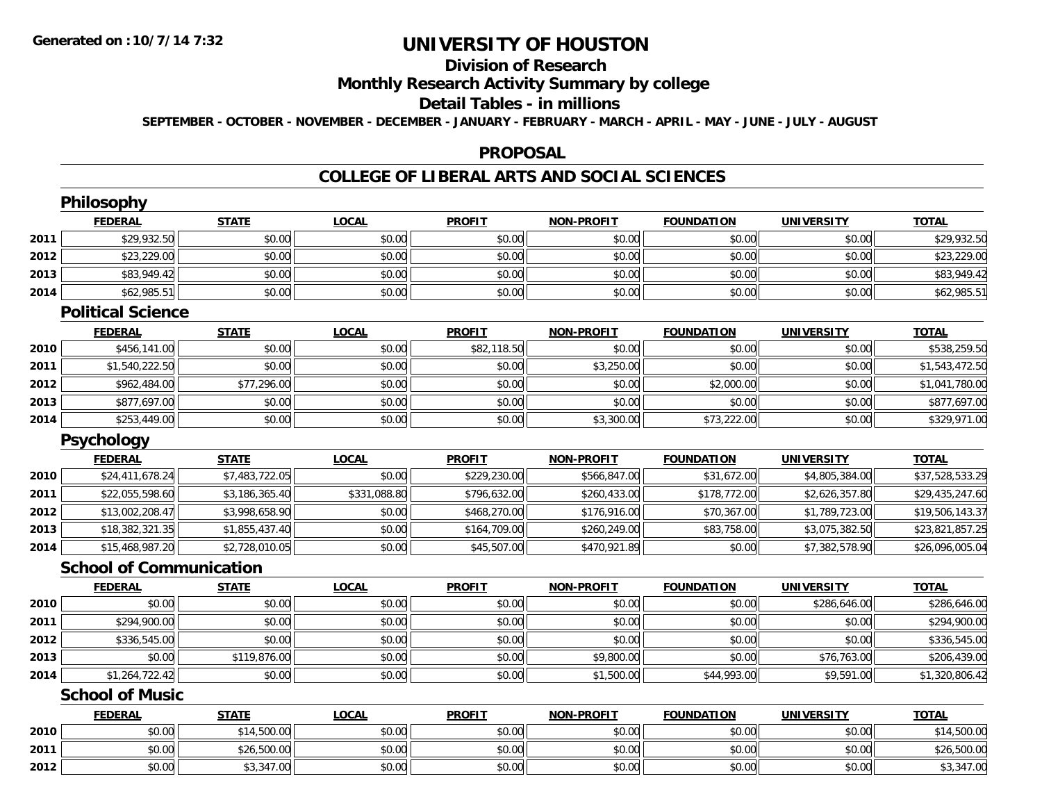# UNIVERSITY OF HOUSTON

## Division of Research

## Monthly Research Activity Summary by college

## Detail Tables - in millions

**SEPTEMBER - OCTOBER - NOVEMBER - DECEMBER - JANUARY - FEBRUARY - MARCH - APRIL - MAY - JUNE - JULY - AUGUST**

## PROPOSAL

## COLLEGE OF LIBERAL ARTS AND SOCIAL SCIENCES

### Philosophy

| | FEDERAL | STATE | LOCAL | PROFIT | NON-PROFIT | FOUNDATION | UNIVERSITY | TOTAL |
|---|---|---|---|---|---|---|---|---|
| 2011 | $29,932.50 | $0.00 | $0.00 | $0.00 | $0.00 | $0.00 | $0.00 | $29,932.50 |
| 2012 | $23,229.00 | $0.00 | $0.00 | $0.00 | $0.00 | $0.00 | $0.00 | $23,229.00 |
| 2013 | $83,949.42 | $0.00 | $0.00 | $0.00 | $0.00 | $0.00 | $0.00 | $83,949.42 |
| 2014 | $62,985.51 | $0.00 | $0.00 | $0.00 | $0.00 | $0.00 | $0.00 | $62,985.51 |

### Political Science

| | FEDERAL | STATE | LOCAL | PROFIT | NON-PROFIT | FOUNDATION | UNIVERSITY | TOTAL |
|---|---|---|---|---|---|---|---|---|
| 2010 | $456,141.00 | $0.00 | $0.00 | $82,118.50 | $0.00 | $0.00 | $0.00 | $538,259.50 |
| 2011 | $1,540,222.50 | $0.00 | $0.00 | $0.00 | $3,250.00 | $0.00 | $0.00 | $1,543,472.50 |
| 2012 | $962,484.00 | $77,296.00 | $0.00 | $0.00 | $0.00 | $2,000.00 | $0.00 | $1,041,780.00 |
| 2013 | $877,697.00 | $0.00 | $0.00 | $0.00 | $0.00 | $0.00 | $0.00 | $877,697.00 |
| 2014 | $253,449.00 | $0.00 | $0.00 | $0.00 | $3,300.00 | $73,222.00 | $0.00 | $329,971.00 |

### Psychology

| | FEDERAL | STATE | LOCAL | PROFIT | NON-PROFIT | FOUNDATION | UNIVERSITY | TOTAL |
|---|---|---|---|---|---|---|---|---|
| 2010 | $24,411,678.24 | $7,483,722.05 | $0.00 | $229,230.00 | $566,847.00 | $31,672.00 | $4,805,384.00 | $37,528,533.29 |
| 2011 | $22,055,598.60 | $3,186,365.40 | $331,088.80 | $796,632.00 | $260,433.00 | $178,772.00 | $2,626,357.80 | $29,435,247.60 |
| 2012 | $13,002,208.47 | $3,998,658.90 | $0.00 | $468,270.00 | $176,916.00 | $70,367.00 | $1,789,723.00 | $19,506,143.37 |
| 2013 | $18,382,321.35 | $1,855,437.40 | $0.00 | $164,709.00 | $260,249.00 | $83,758.00 | $3,075,382.50 | $23,821,857.25 |
| 2014 | $15,468,987.20 | $2,728,010.05 | $0.00 | $45,507.00 | $470,921.89 | $0.00 | $7,382,578.90 | $26,096,005.04 |

### School of Communication

| | FEDERAL | STATE | LOCAL | PROFIT | NON-PROFIT | FOUNDATION | UNIVERSITY | TOTAL |
|---|---|---|---|---|---|---|---|---|
| 2010 | $0.00 | $0.00 | $0.00 | $0.00 | $0.00 | $0.00 | $286,646.00 | $286,646.00 |
| 2011 | $294,900.00 | $0.00 | $0.00 | $0.00 | $0.00 | $0.00 | $0.00 | $294,900.00 |
| 2012 | $336,545.00 | $0.00 | $0.00 | $0.00 | $0.00 | $0.00 | $0.00 | $336,545.00 |
| 2013 | $0.00 | $119,876.00 | $0.00 | $0.00 | $9,800.00 | $0.00 | $76,763.00 | $206,439.00 |
| 2014 | $1,264,722.42 | $0.00 | $0.00 | $0.00 | $1,500.00 | $44,993.00 | $9,591.00 | $1,320,806.42 |

### School of Music

| | FEDERAL | STATE | LOCAL | PROFIT | NON-PROFIT | FOUNDATION | UNIVERSITY | TOTAL |
|---|---|---|---|---|---|---|---|---|
| 2010 | $0.00 | $14,500.00 | $0.00 | $0.00 | $0.00 | $0.00 | $0.00 | $14,500.00 |
| 2011 | $0.00 | $26,500.00 | $0.00 | $0.00 | $0.00 | $0.00 | $0.00 | $26,500.00 |
| 2012 | $0.00 | $3,347.00 | $0.00 | $0.00 | $0.00 | $0.00 | $0.00 | $3,347.00 |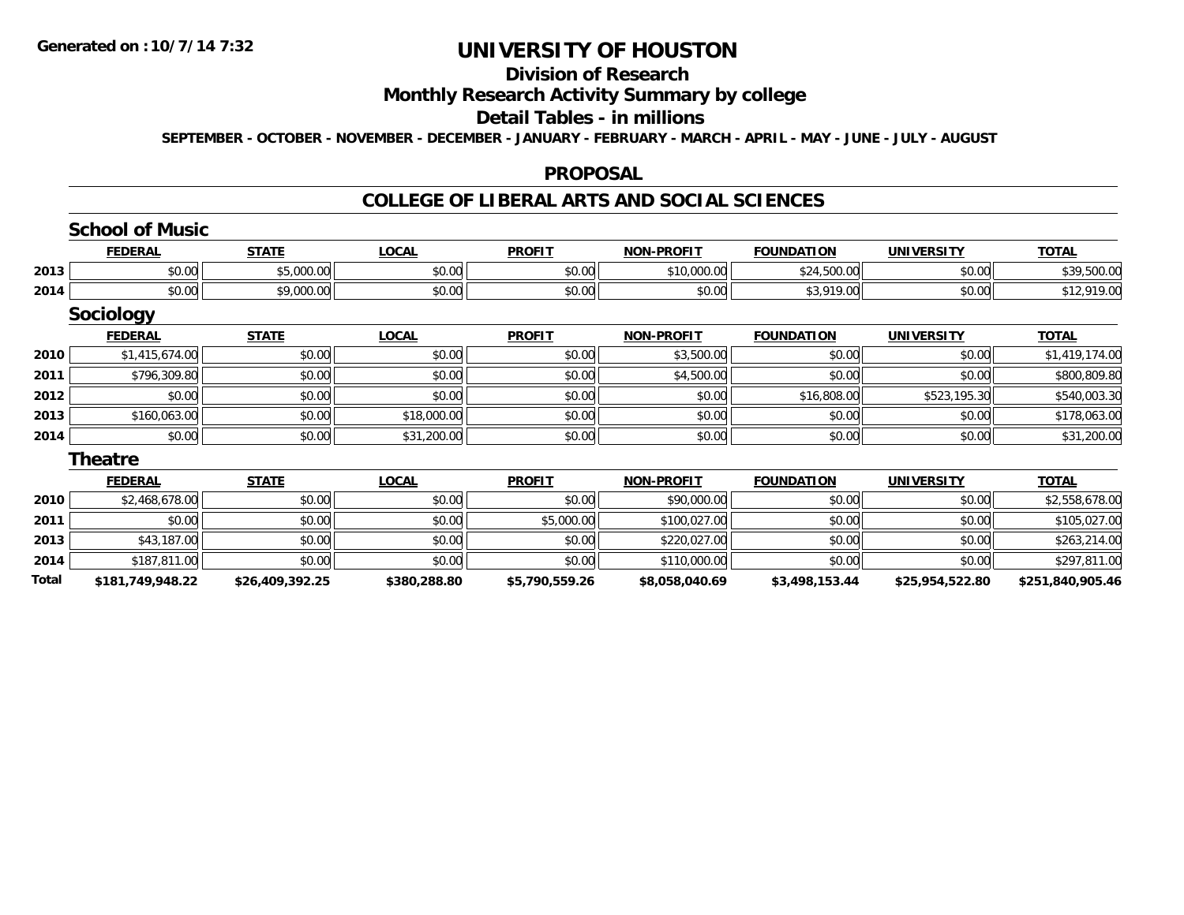# UNIVERSITY OF HOUSTON

## Division of Research

## Monthly Research Activity Summary by college

## Detail Tables - in millions

SEPTEMBER - OCTOBER - NOVEMBER - DECEMBER - JANUARY - FEBRUARY - MARCH - APRIL - MAY - JUNE - JULY - AUGUST

## PROPOSAL

## COLLEGE OF LIBERAL ARTS AND SOCIAL SCIENCES

### School of Music

| | FEDERAL | STATE | LOCAL | PROFIT | NON-PROFIT | FOUNDATION | UNIVERSITY | TOTAL |
|---|---|---|---|---|---|---|---|---|
| 2013 | $0.00 | $5,000.00 | $0.00 | $0.00 | $10,000.00 | $24,500.00 | $0.00 | $39,500.00 |
| 2014 | $0.00 | $9,000.00 | $0.00 | $0.00 | $0.00 | $3,919.00 | $0.00 | $12,919.00 |

### Sociology

| | FEDERAL | STATE | LOCAL | PROFIT | NON-PROFIT | FOUNDATION | UNIVERSITY | TOTAL |
|---|---|---|---|---|---|---|---|---|
| 2010 | $1,415,674.00 | $0.00 | $0.00 | $0.00 | $3,500.00 | $0.00 | $0.00 | $1,419,174.00 |
| 2011 | $796,309.80 | $0.00 | $0.00 | $0.00 | $4,500.00 | $0.00 | $0.00 | $800,809.80 |
| 2012 | $0.00 | $0.00 | $0.00 | $0.00 | $0.00 | $16,808.00 | $523,195.30 | $540,003.30 |
| 2013 | $160,063.00 | $0.00 | $18,000.00 | $0.00 | $0.00 | $0.00 | $0.00 | $178,063.00 |
| 2014 | $0.00 | $0.00 | $31,200.00 | $0.00 | $0.00 | $0.00 | $0.00 | $31,200.00 |

### Theatre

| | FEDERAL | STATE | LOCAL | PROFIT | NON-PROFIT | FOUNDATION | UNIVERSITY | TOTAL |
|---|---|---|---|---|---|---|---|---|
| 2010 | $2,468,678.00 | $0.00 | $0.00 | $0.00 | $90,000.00 | $0.00 | $0.00 | $2,558,678.00 |
| 2011 | $0.00 | $0.00 | $0.00 | $5,000.00 | $100,027.00 | $0.00 | $0.00 | $105,027.00 |
| 2013 | $43,187.00 | $0.00 | $0.00 | $0.00 | $220,027.00 | $0.00 | $0.00 | $263,214.00 |
| 2014 | $187,811.00 | $0.00 | $0.00 | $0.00 | $110,000.00 | $0.00 | $0.00 | $297,811.00 |
| **Total** | **$181,749,948.22** | **$26,409,392.25** | **$380,288.80** | **$5,790,559.26** | **$8,058,040.69** | **$3,498,153.44** | **$25,954,522.80** | **$251,840,905.46** |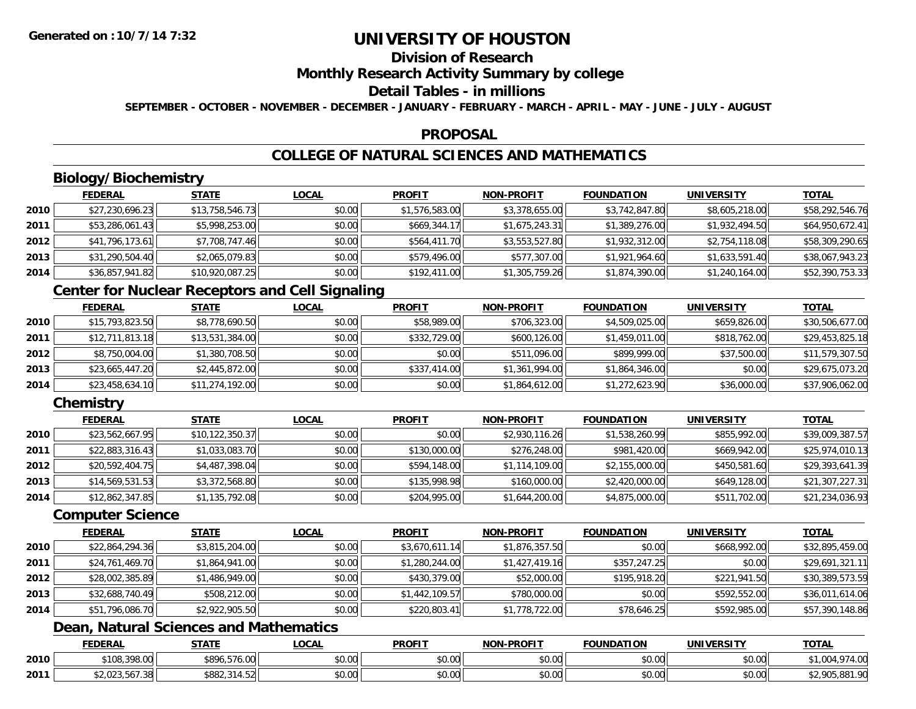# UNIVERSITY OF HOUSTON

## Division of Research

## Monthly Research Activity Summary by college

## Detail Tables - in millions

**SEPTEMBER - OCTOBER - NOVEMBER - DECEMBER - JANUARY - FEBRUARY - MARCH - APRIL - MAY - JUNE - JULY - AUGUST**

## PROPOSAL

## COLLEGE OF NATURAL SCIENCES AND MATHEMATICS

### Biology/Biochemistry

| | FEDERAL | STATE | LOCAL | PROFIT | NON-PROFIT | FOUNDATION | UNIVERSITY | TOTAL |
|---|---|---|---|---|---|---|---|---|
| 2010 | $27,230,696.23 | $13,758,546.73 | $0.00 | $1,576,583.00 | $3,378,655.00 | $3,742,847.80 | $8,605,218.00 | $58,292,546.76 |
| 2011 | $53,286,061.43 | $5,998,253.00 | $0.00 | $669,344.17 | $1,675,243.31 | $1,389,276.00 | $1,932,494.50 | $64,950,672.41 |
| 2012 | $41,796,173.61 | $7,708,747.46 | $0.00 | $564,411.70 | $3,553,527.80 | $1,932,312.00 | $2,754,118.08 | $58,309,290.65 |
| 2013 | $31,290,504.40 | $2,065,079.83 | $0.00 | $579,496.00 | $577,307.00 | $1,921,964.60 | $1,633,591.40 | $38,067,943.23 |
| 2014 | $36,857,941.82 | $10,920,087.25 | $0.00 | $192,411.00 | $1,305,759.26 | $1,874,390.00 | $1,240,164.00 | $52,390,753.33 |

### Center for Nuclear Receptors and Cell Signaling

| | FEDERAL | STATE | LOCAL | PROFIT | NON-PROFIT | FOUNDATION | UNIVERSITY | TOTAL |
|---|---|---|---|---|---|---|---|---|
| 2010 | $15,793,823.50 | $8,778,690.50 | $0.00 | $58,989.00 | $706,323.00 | $4,509,025.00 | $659,826.00 | $30,506,677.00 |
| 2011 | $12,711,813.18 | $13,531,384.00 | $0.00 | $332,729.00 | $600,126.00 | $1,459,011.00 | $818,762.00 | $29,453,825.18 |
| 2012 | $8,750,004.00 | $1,380,708.50 | $0.00 | $0.00 | $511,096.00 | $899,999.00 | $37,500.00 | $11,579,307.50 |
| 2013 | $23,665,447.20 | $2,445,872.00 | $0.00 | $337,414.00 | $1,361,994.00 | $1,864,346.00 | $0.00 | $29,675,073.20 |
| 2014 | $23,458,634.10 | $11,274,192.00 | $0.00 | $0.00 | $1,864,612.00 | $1,272,623.90 | $36,000.00 | $37,906,062.00 |

### Chemistry

| | FEDERAL | STATE | LOCAL | PROFIT | NON-PROFIT | FOUNDATION | UNIVERSITY | TOTAL |
|---|---|---|---|---|---|---|---|---|
| 2010 | $23,562,667.95 | $10,122,350.37 | $0.00 | $0.00 | $2,930,116.26 | $1,538,260.99 | $855,992.00 | $39,009,387.57 |
| 2011 | $22,883,316.43 | $1,033,083.70 | $0.00 | $130,000.00 | $276,248.00 | $981,420.00 | $669,942.00 | $25,974,010.13 |
| 2012 | $20,592,404.75 | $4,487,398.04 | $0.00 | $594,148.00 | $1,114,109.00 | $2,155,000.00 | $450,581.60 | $29,393,641.39 |
| 2013 | $14,569,531.53 | $3,372,568.80 | $0.00 | $135,998.98 | $160,000.00 | $2,420,000.00 | $649,128.00 | $21,307,227.31 |
| 2014 | $12,862,347.85 | $1,135,792.08 | $0.00 | $204,995.00 | $1,644,200.00 | $4,875,000.00 | $511,702.00 | $21,234,036.93 |

### Computer Science

| | FEDERAL | STATE | LOCAL | PROFIT | NON-PROFIT | FOUNDATION | UNIVERSITY | TOTAL |
|---|---|---|---|---|---|---|---|---|
| 2010 | $22,864,294.36 | $3,815,204.00 | $0.00 | $3,670,611.14 | $1,876,357.50 | $0.00 | $668,992.00 | $32,895,459.00 |
| 2011 | $24,761,469.70 | $1,864,941.00 | $0.00 | $1,280,244.00 | $1,427,419.16 | $357,247.25 | $0.00 | $29,691,321.11 |
| 2012 | $28,002,385.89 | $1,486,949.00 | $0.00 | $430,379.00 | $52,000.00 | $195,918.20 | $221,941.50 | $30,389,573.59 |
| 2013 | $32,688,740.49 | $508,212.00 | $0.00 | $1,442,109.57 | $780,000.00 | $0.00 | $592,552.00 | $36,011,614.06 |
| 2014 | $51,796,086.70 | $2,922,905.50 | $0.00 | $220,803.41 | $1,778,722.00 | $78,646.25 | $592,985.00 | $57,390,148.86 |

### Dean, Natural Sciences and Mathematics

| | FEDERAL | STATE | LOCAL | PROFIT | NON-PROFIT | FOUNDATION | UNIVERSITY | TOTAL |
|---|---|---|---|---|---|---|---|---|
| 2010 | $108,398.00 | $896,576.00 | $0.00 | $0.00 | $0.00 | $0.00 | $0.00 | $1,004,974.00 |
| 2011 | $2,023,567.38 | $882,314.52 | $0.00 | $0.00 | $0.00 | $0.00 | $0.00 | $2,905,881.90 |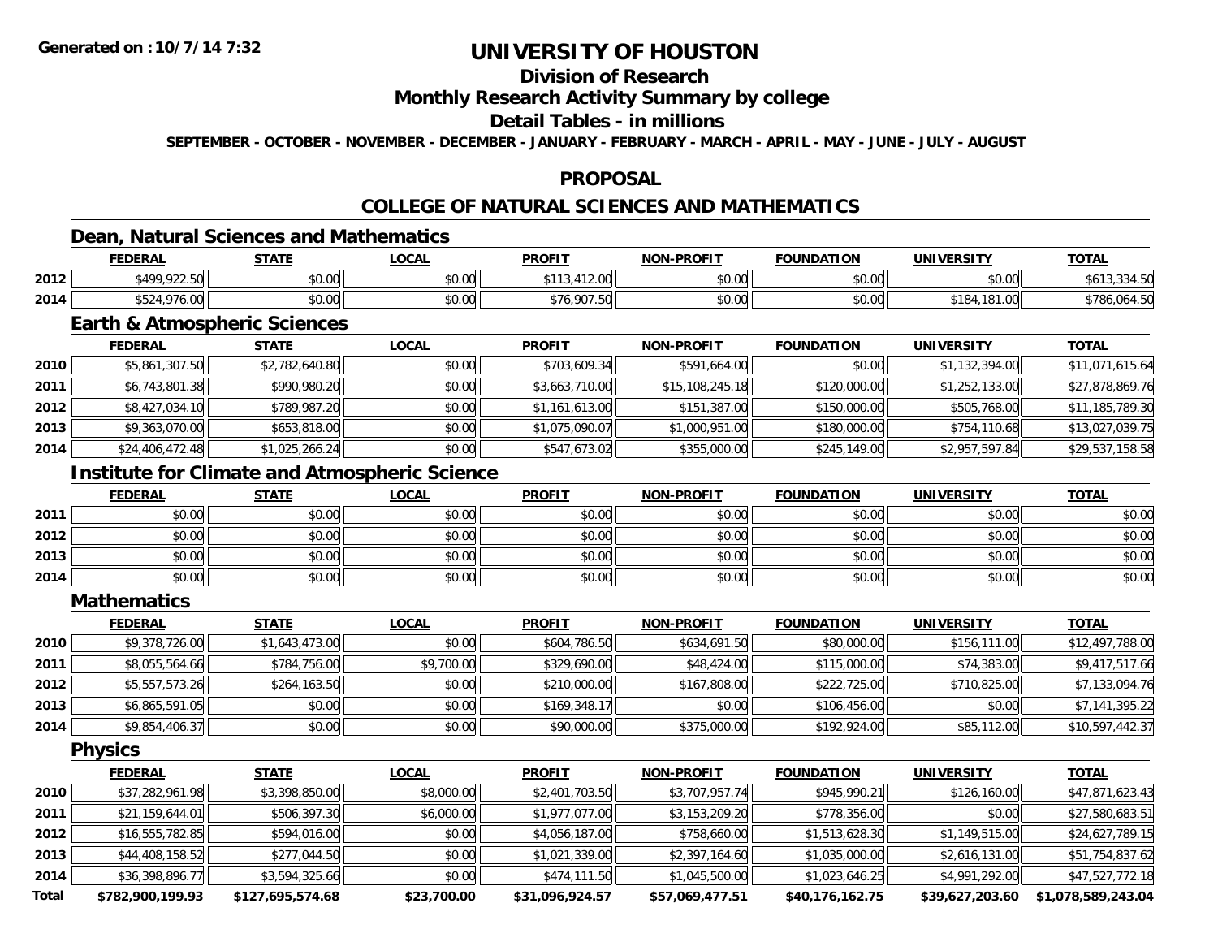# UNIVERSITY OF HOUSTON

## Division of Research

## Monthly Research Activity Summary by college

## Detail Tables - in millions

**SEPTEMBER - OCTOBER - NOVEMBER - DECEMBER - JANUARY - FEBRUARY - MARCH - APRIL - MAY - JUNE - JULY - AUGUST**

## PROPOSAL

## COLLEGE OF NATURAL SCIENCES AND MATHEMATICS

### Dean, Natural Sciences and Mathematics

| | FEDERAL | STATE | LOCAL | PROFIT | NON-PROFIT | FOUNDATION | UNIVERSITY | TOTAL |
|---|---|---|---|---|---|---|---|---|
| 2012 | $499,922.50 | $0.00 | $0.00 | $113,412.00 | $0.00 | $0.00 | $0.00 | $613,334.50 |
| 2014 | $524,976.00 | $0.00 | $0.00 | $76,907.50 | $0.00 | $0.00 | $184,181.00 | $786,064.50 |

### Earth & Atmospheric Sciences

| | FEDERAL | STATE | LOCAL | PROFIT | NON-PROFIT | FOUNDATION | UNIVERSITY | TOTAL |
|---|---|---|---|---|---|---|---|---|
| 2010 | $5,861,307.50 | $2,782,640.80 | $0.00 | $703,609.34 | $591,664.00 | $0.00 | $1,132,394.00 | $11,071,615.64 |
| 2011 | $6,743,801.38 | $990,980.20 | $0.00 | $3,663,710.00 | $15,108,245.18 | $120,000.00 | $1,252,133.00 | $27,878,869.76 |
| 2012 | $8,427,034.10 | $789,987.20 | $0.00 | $1,161,613.00 | $151,387.00 | $150,000.00 | $505,768.00 | $11,185,789.30 |
| 2013 | $9,363,070.00 | $653,818.00 | $0.00 | $1,075,090.07 | $1,000,951.00 | $180,000.00 | $754,110.68 | $13,027,039.75 |
| 2014 | $24,406,472.48 | $1,025,266.24 | $0.00 | $547,673.02 | $355,000.00 | $245,149.00 | $2,957,597.84 | $29,537,158.58 |

### Institute for Climate and Atmospheric Science

| | FEDERAL | STATE | LOCAL | PROFIT | NON-PROFIT | FOUNDATION | UNIVERSITY | TOTAL |
|---|---|---|---|---|---|---|---|---|
| 2011 | $0.00 | $0.00 | $0.00 | $0.00 | $0.00 | $0.00 | $0.00 | $0.00 |
| 2012 | $0.00 | $0.00 | $0.00 | $0.00 | $0.00 | $0.00 | $0.00 | $0.00 |
| 2013 | $0.00 | $0.00 | $0.00 | $0.00 | $0.00 | $0.00 | $0.00 | $0.00 |
| 2014 | $0.00 | $0.00 | $0.00 | $0.00 | $0.00 | $0.00 | $0.00 | $0.00 |

### Mathematics

| | FEDERAL | STATE | LOCAL | PROFIT | NON-PROFIT | FOUNDATION | UNIVERSITY | TOTAL |
|---|---|---|---|---|---|---|---|---|
| 2010 | $9,378,726.00 | $1,643,473.00 | $0.00 | $604,786.50 | $634,691.50 | $80,000.00 | $156,111.00 | $12,497,788.00 |
| 2011 | $8,055,564.66 | $784,756.00 | $9,700.00 | $329,690.00 | $48,424.00 | $115,000.00 | $74,383.00 | $9,417,517.66 |
| 2012 | $5,557,573.26 | $264,163.50 | $0.00 | $210,000.00 | $167,808.00 | $222,725.00 | $710,825.00 | $7,133,094.76 |
| 2013 | $6,865,591.05 | $0.00 | $0.00 | $169,348.17 | $0.00 | $106,456.00 | $0.00 | $7,141,395.22 |
| 2014 | $9,854,406.37 | $0.00 | $0.00 | $90,000.00 | $375,000.00 | $192,924.00 | $85,112.00 | $10,597,442.37 |

### Physics

| | FEDERAL | STATE | LOCAL | PROFIT | NON-PROFIT | FOUNDATION | UNIVERSITY | TOTAL |
|---|---|---|---|---|---|---|---|---|
| 2010 | $37,282,961.98 | $3,398,850.00 | $8,000.00 | $2,401,703.50 | $3,707,957.74 | $945,990.21 | $126,160.00 | $47,871,623.43 |
| 2011 | $21,159,644.01 | $506,397.30 | $6,000.00 | $1,977,077.00 | $3,153,209.20 | $778,356.00 | $0.00 | $27,580,683.51 |
| 2012 | $16,555,782.85 | $594,016.00 | $0.00 | $4,056,187.00 | $758,660.00 | $1,513,628.30 | $1,149,515.00 | $24,627,789.15 |
| 2013 | $44,408,158.52 | $277,044.50 | $0.00 | $1,021,339.00 | $2,397,164.60 | $1,035,000.00 | $2,616,131.00 | $51,754,837.62 |
| 2014 | $36,398,896.77 | $3,594,325.66 | $0.00 | $474,111.50 | $1,045,500.00 | $1,023,646.25 | $4,991,292.00 | $47,527,772.18 |
| **Total** | **$782,900,199.93** | **$127,695,574.68** | **$23,700.00** | **$31,096,924.57** | **$57,069,477.51** | **$40,176,162.75** | **$39,627,203.60** | **$1,078,589,243.04** |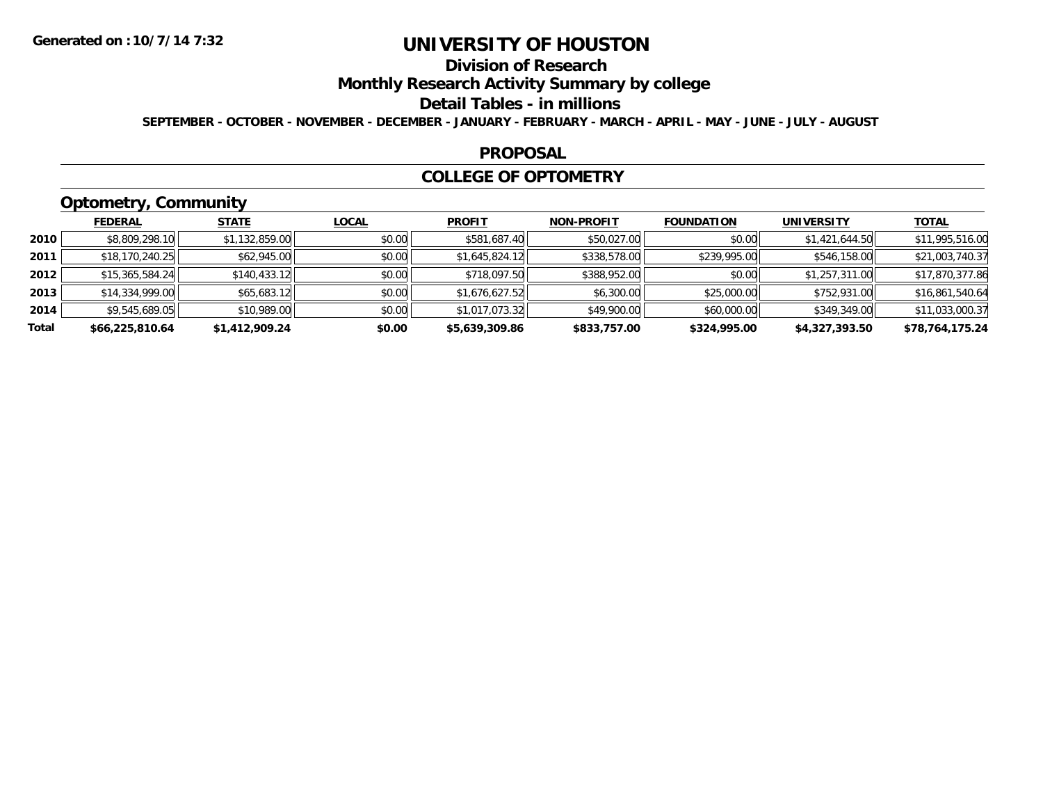**Generated on :10/7/14 7:32**

# UNIVERSITY OF HOUSTON

## Division of Research

## Monthly Research Activity Summary by college

## Detail Tables - in millions

**SEPTEMBER - OCTOBER - NOVEMBER - DECEMBER - JANUARY - FEBRUARY - MARCH - APRIL - MAY - JUNE - JULY - AUGUST**

## PROPOSAL

## COLLEGE OF OPTOMETRY

### Optometry, Community

| | FEDERAL | STATE | LOCAL | PROFIT | NON-PROFIT | FOUNDATION | UNIVERSITY | TOTAL |
|---|---|---|---|---|---|---|---|---|
| 2010 | $8,809,298.10 | $1,132,859.00 | $0.00 | $581,687.40 | $50,027.00 | $0.00 | $1,421,644.50 | $11,995,516.00 |
| 2011 | $18,170,240.25 | $62,945.00 | $0.00 | $1,645,824.12 | $338,578.00 | $239,995.00 | $546,158.00 | $21,003,740.37 |
| 2012 | $15,365,584.24 | $140,433.12 | $0.00 | $718,097.50 | $388,952.00 | $0.00 | $1,257,311.00 | $17,870,377.86 |
| 2013 | $14,334,999.00 | $65,683.12 | $0.00 | $1,676,627.52 | $6,300.00 | $25,000.00 | $752,931.00 | $16,861,540.64 |
| 2014 | $9,545,689.05 | $10,989.00 | $0.00 | $1,017,073.32 | $49,900.00 | $60,000.00 | $349,349.00 | $11,033,000.37 |
| **Total** | **$66,225,810.64** | **$1,412,909.24** | **$0.00** | **$5,639,309.86** | **$833,757.00** | **$324,995.00** | **$4,327,393.50** | **$78,764,175.24** |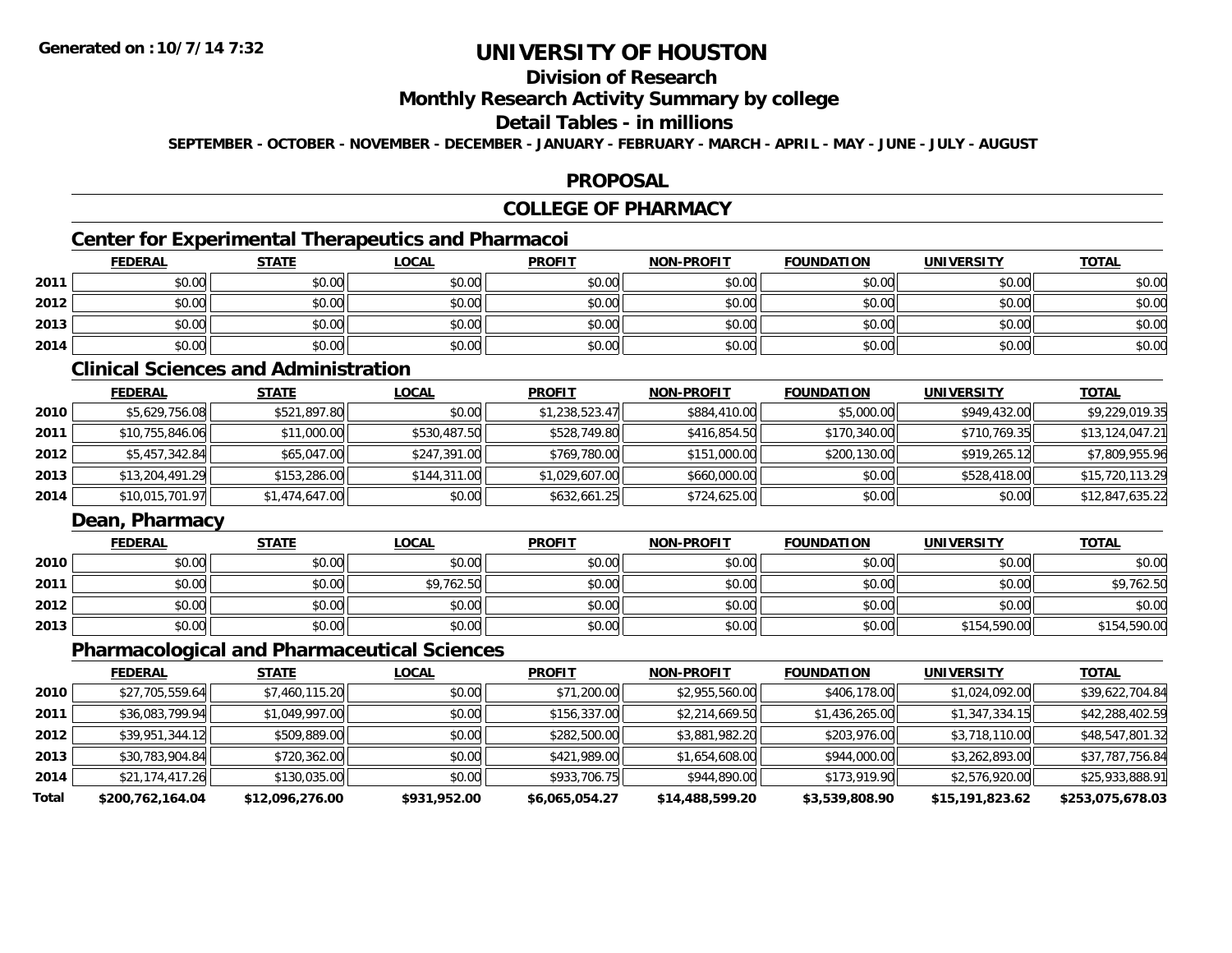# UNIVERSITY OF HOUSTON

## Division of Research

## Monthly Research Activity Summary by college

## Detail Tables - in millions

SEPTEMBER - OCTOBER - NOVEMBER - DECEMBER - JANUARY - FEBRUARY - MARCH - APRIL - MAY - JUNE - JULY - AUGUST

## PROPOSAL

## COLLEGE OF PHARMACY

### Center for Experimental Therapeutics and Pharmacoi

| | FEDERAL | STATE | LOCAL | PROFIT | NON-PROFIT | FOUNDATION | UNIVERSITY | TOTAL |
|---|---|---|---|---|---|---|---|---|
| 2011 | $0.00 | $0.00 | $0.00 | $0.00 | $0.00 | $0.00 | $0.00 | $0.00 |
| 2012 | $0.00 | $0.00 | $0.00 | $0.00 | $0.00 | $0.00 | $0.00 | $0.00 |
| 2013 | $0.00 | $0.00 | $0.00 | $0.00 | $0.00 | $0.00 | $0.00 | $0.00 |
| 2014 | $0.00 | $0.00 | $0.00 | $0.00 | $0.00 | $0.00 | $0.00 | $0.00 |

### Clinical Sciences and Administration

| | FEDERAL | STATE | LOCAL | PROFIT | NON-PROFIT | FOUNDATION | UNIVERSITY | TOTAL |
|---|---|---|---|---|---|---|---|---|
| 2010 | $5,629,756.08 | $521,897.80 | $0.00 | $1,238,523.47 | $884,410.00 | $5,000.00 | $949,432.00 | $9,229,019.35 |
| 2011 | $10,755,846.06 | $11,000.00 | $530,487.50 | $528,749.80 | $416,854.50 | $170,340.00 | $710,769.35 | $13,124,047.21 |
| 2012 | $5,457,342.84 | $65,047.00 | $247,391.00 | $769,780.00 | $151,000.00 | $200,130.00 | $919,265.12 | $7,809,955.96 |
| 2013 | $13,204,491.29 | $153,286.00 | $144,311.00 | $1,029,607.00 | $660,000.00 | $0.00 | $528,418.00 | $15,720,113.29 |
| 2014 | $10,015,701.97 | $1,474,647.00 | $0.00 | $632,661.25 | $724,625.00 | $0.00 | $0.00 | $12,847,635.22 |

### Dean, Pharmacy

| | FEDERAL | STATE | LOCAL | PROFIT | NON-PROFIT | FOUNDATION | UNIVERSITY | TOTAL |
|---|---|---|---|---|---|---|---|---|
| 2010 | $0.00 | $0.00 | $0.00 | $0.00 | $0.00 | $0.00 | $0.00 | $0.00 |
| 2011 | $0.00 | $0.00 | $9,762.50 | $0.00 | $0.00 | $0.00 | $0.00 | $9,762.50 |
| 2012 | $0.00 | $0.00 | $0.00 | $0.00 | $0.00 | $0.00 | $0.00 | $0.00 |
| 2013 | $0.00 | $0.00 | $0.00 | $0.00 | $0.00 | $0.00 | $154,590.00 | $154,590.00 |

### Pharmacological and Pharmaceutical Sciences

| | FEDERAL | STATE | LOCAL | PROFIT | NON-PROFIT | FOUNDATION | UNIVERSITY | TOTAL |
|---|---|---|---|---|---|---|---|---|
| 2010 | $27,705,559.64 | $7,460,115.20 | $0.00 | $71,200.00 | $2,955,560.00 | $406,178.00 | $1,024,092.00 | $39,622,704.84 |
| 2011 | $36,083,799.94 | $1,049,997.00 | $0.00 | $156,337.00 | $2,214,669.50 | $1,436,265.00 | $1,347,334.15 | $42,288,402.59 |
| 2012 | $39,951,344.12 | $509,889.00 | $0.00 | $282,500.00 | $3,881,982.20 | $203,976.00 | $3,718,110.00 | $48,547,801.32 |
| 2013 | $30,783,904.84 | $720,362.00 | $0.00 | $421,989.00 | $1,654,608.00 | $944,000.00 | $3,262,893.00 | $37,787,756.84 |
| 2014 | $21,174,417.26 | $130,035.00 | $0.00 | $933,706.75 | $944,890.00 | $173,919.90 | $2,576,920.00 | $25,933,888.91 |
| **Total** | **$200,762,164.04** | **$12,096,276.00** | **$931,952.00** | **$6,065,054.27** | **$14,488,599.20** | **$3,539,808.90** | **$15,191,823.62** | **$253,075,678.03** |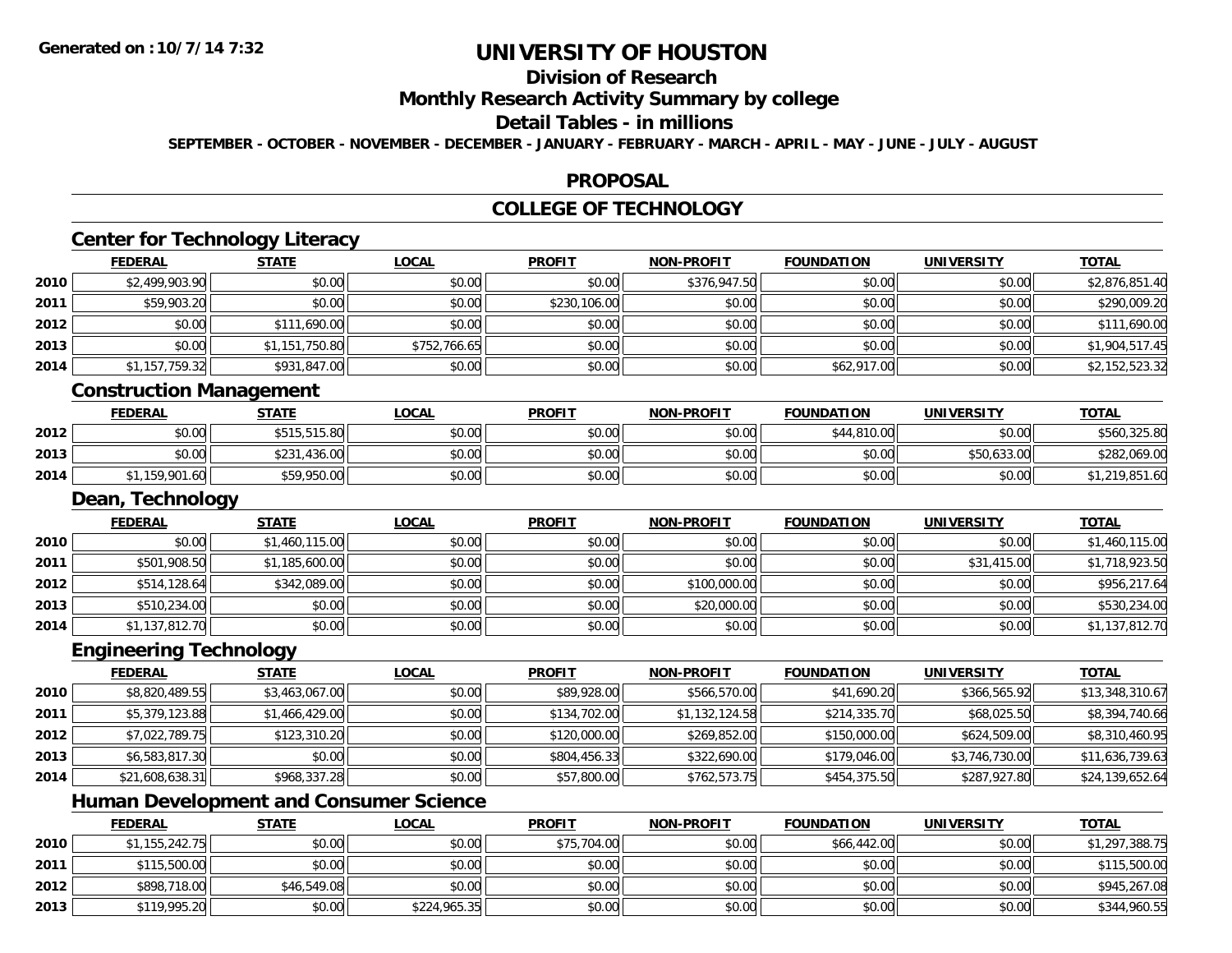# UNIVERSITY OF HOUSTON

## Division of Research

## Monthly Research Activity Summary by college

## Detail Tables - in millions

**SEPTEMBER - OCTOBER - NOVEMBER - DECEMBER - JANUARY - FEBRUARY - MARCH - APRIL - MAY - JUNE - JULY - AUGUST**

## PROPOSAL

## COLLEGE OF TECHNOLOGY

### Center for Technology Literacy

| | FEDERAL | STATE | LOCAL | PROFIT | NON-PROFIT | FOUNDATION | UNIVERSITY | TOTAL |
|---|---|---|---|---|---|---|---|---|
| 2010 | $2,499,903.90 | $0.00 | $0.00 | $0.00 | $376,947.50 | $0.00 | $0.00 | $2,876,851.40 |
| 2011 | $59,903.20 | $0.00 | $0.00 | $230,106.00 | $0.00 | $0.00 | $0.00 | $290,009.20 |
| 2012 | $0.00 | $111,690.00 | $0.00 | $0.00 | $0.00 | $0.00 | $0.00 | $111,690.00 |
| 2013 | $0.00 | $1,151,750.80 | $752,766.65 | $0.00 | $0.00 | $0.00 | $0.00 | $1,904,517.45 |
| 2014 | $1,157,759.32 | $931,847.00 | $0.00 | $0.00 | $0.00 | $62,917.00 | $0.00 | $2,152,523.32 |

### Construction Management

| | FEDERAL | STATE | LOCAL | PROFIT | NON-PROFIT | FOUNDATION | UNIVERSITY | TOTAL |
|---|---|---|---|---|---|---|---|---|
| 2012 | $0.00 | $515,515.80 | $0.00 | $0.00 | $0.00 | $44,810.00 | $0.00 | $560,325.80 |
| 2013 | $0.00 | $231,436.00 | $0.00 | $0.00 | $0.00 | $0.00 | $50,633.00 | $282,069.00 |
| 2014 | $1,159,901.60 | $59,950.00 | $0.00 | $0.00 | $0.00 | $0.00 | $0.00 | $1,219,851.60 |

### Dean, Technology

| | FEDERAL | STATE | LOCAL | PROFIT | NON-PROFIT | FOUNDATION | UNIVERSITY | TOTAL |
|---|---|---|---|---|---|---|---|---|
| 2010 | $0.00 | $1,460,115.00 | $0.00 | $0.00 | $0.00 | $0.00 | $0.00 | $1,460,115.00 |
| 2011 | $501,908.50 | $1,185,600.00 | $0.00 | $0.00 | $0.00 | $0.00 | $31,415.00 | $1,718,923.50 |
| 2012 | $514,128.64 | $342,089.00 | $0.00 | $0.00 | $100,000.00 | $0.00 | $0.00 | $956,217.64 |
| 2013 | $510,234.00 | $0.00 | $0.00 | $0.00 | $20,000.00 | $0.00 | $0.00 | $530,234.00 |
| 2014 | $1,137,812.70 | $0.00 | $0.00 | $0.00 | $0.00 | $0.00 | $0.00 | $1,137,812.70 |

### Engineering Technology

| | FEDERAL | STATE | LOCAL | PROFIT | NON-PROFIT | FOUNDATION | UNIVERSITY | TOTAL |
|---|---|---|---|---|---|---|---|---|
| 2010 | $8,820,489.55 | $3,463,067.00 | $0.00 | $89,928.00 | $566,570.00 | $41,690.20 | $366,565.92 | $13,348,310.67 |
| 2011 | $5,379,123.88 | $1,466,429.00 | $0.00 | $134,702.00 | $1,132,124.58 | $214,335.70 | $68,025.50 | $8,394,740.66 |
| 2012 | $7,022,789.75 | $123,310.20 | $0.00 | $120,000.00 | $269,852.00 | $150,000.00 | $624,509.00 | $8,310,460.95 |
| 2013 | $6,583,817.30 | $0.00 | $0.00 | $804,456.33 | $322,690.00 | $179,046.00 | $3,746,730.00 | $11,636,739.63 |
| 2014 | $21,608,638.31 | $968,337.28 | $0.00 | $57,800.00 | $762,573.75 | $454,375.50 | $287,927.80 | $24,139,652.64 |

### Human Development and Consumer Science

| | FEDERAL | STATE | LOCAL | PROFIT | NON-PROFIT | FOUNDATION | UNIVERSITY | TOTAL |
|---|---|---|---|---|---|---|---|---|
| 2010 | $1,155,242.75 | $0.00 | $0.00 | $75,704.00 | $0.00 | $66,442.00 | $0.00 | $1,297,388.75 |
| 2011 | $115,500.00 | $0.00 | $0.00 | $0.00 | $0.00 | $0.00 | $0.00 | $115,500.00 |
| 2012 | $898,718.00 | $46,549.08 | $0.00 | $0.00 | $0.00 | $0.00 | $0.00 | $945,267.08 |
| 2013 | $119,995.20 | $0.00 | $224,965.35 | $0.00 | $0.00 | $0.00 | $0.00 | $344,960.55 |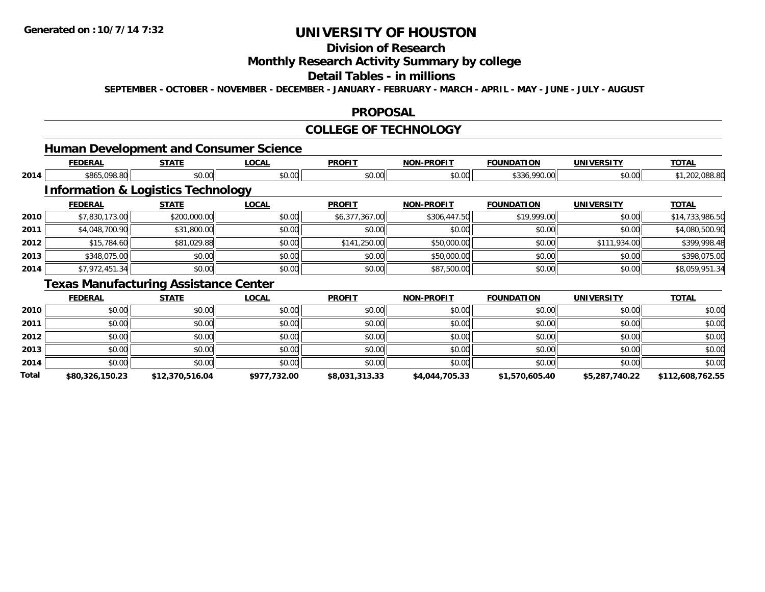**Generated on :10/7/14 7:32**

# UNIVERSITY OF HOUSTON

## Division of Research

## Monthly Research Activity Summary by college

## Detail Tables - in millions

**SEPTEMBER - OCTOBER - NOVEMBER - DECEMBER - JANUARY - FEBRUARY - MARCH - APRIL - MAY - JUNE - JULY - AUGUST**

## PROPOSAL

## COLLEGE OF TECHNOLOGY

### Human Development and Consumer Science

| | FEDERAL | STATE | LOCAL | PROFIT | NON-PROFIT | FOUNDATION | UNIVERSITY | TOTAL |
|---|---|---|---|---|---|---|---|---|
| 2014 | $865,098.80 | $0.00 | $0.00 | $0.00 | $0.00 | $336,990.00 | $0.00 | $1,202,088.80 |

### Information & Logistics Technology

| | FEDERAL | STATE | LOCAL | PROFIT | NON-PROFIT | FOUNDATION | UNIVERSITY | TOTAL |
|---|---|---|---|---|---|---|---|---|
| 2010 | $7,830,173.00 | $200,000.00 | $0.00 | $6,377,367.00 | $306,447.50 | $19,999.00 | $0.00 | $14,733,986.50 |
| 2011 | $4,048,700.90 | $31,800.00 | $0.00 | $0.00 | $0.00 | $0.00 | $0.00 | $4,080,500.90 |
| 2012 | $15,784.60 | $81,029.88 | $0.00 | $141,250.00 | $50,000.00 | $0.00 | $111,934.00 | $399,998.48 |
| 2013 | $348,075.00 | $0.00 | $0.00 | $0.00 | $50,000.00 | $0.00 | $0.00 | $398,075.00 |
| 2014 | $7,972,451.34 | $0.00 | $0.00 | $0.00 | $87,500.00 | $0.00 | $0.00 | $8,059,951.34 |

### Texas Manufacturing Assistance Center

| | FEDERAL | STATE | LOCAL | PROFIT | NON-PROFIT | FOUNDATION | UNIVERSITY | TOTAL |
|---|---|---|---|---|---|---|---|---|
| 2010 | $0.00 | $0.00 | $0.00 | $0.00 | $0.00 | $0.00 | $0.00 | $0.00 |
| 2011 | $0.00 | $0.00 | $0.00 | $0.00 | $0.00 | $0.00 | $0.00 | $0.00 |
| 2012 | $0.00 | $0.00 | $0.00 | $0.00 | $0.00 | $0.00 | $0.00 | $0.00 |
| 2013 | $0.00 | $0.00 | $0.00 | $0.00 | $0.00 | $0.00 | $0.00 | $0.00 |
| 2014 | $0.00 | $0.00 | $0.00 | $0.00 | $0.00 | $0.00 | $0.00 | $0.00 |
| **Total** | **$80,326,150.23** | **$12,370,516.04** | **$977,732.00** | **$8,031,313.33** | **$4,044,705.33** | **$1,570,605.40** | **$5,287,740.22** | **$112,608,762.55** |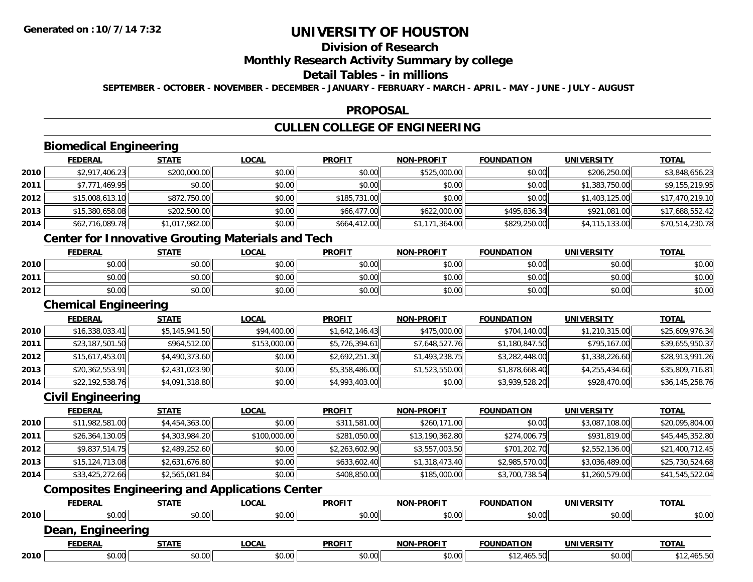# UNIVERSITY OF HOUSTON

## Division of Research

## Monthly Research Activity Summary by college

## Detail Tables - in millions

**SEPTEMBER - OCTOBER - NOVEMBER - DECEMBER - JANUARY - FEBRUARY - MARCH - APRIL - MAY - JUNE - JULY - AUGUST**

## PROPOSAL

## CULLEN COLLEGE OF ENGINEERING

### Biomedical Engineering

| | FEDERAL | STATE | LOCAL | PROFIT | NON-PROFIT | FOUNDATION | UNIVERSITY | TOTAL |
|---|---|---|---|---|---|---|---|---|
| 2010 | $2,917,406.23 | $200,000.00 | $0.00 | $0.00 | $525,000.00 | $0.00 | $206,250.00 | $3,848,656.23 |
| 2011 | $7,771,469.95 | $0.00 | $0.00 | $0.00 | $0.00 | $0.00 | $1,383,750.00 | $9,155,219.95 |
| 2012 | $15,008,613.10 | $872,750.00 | $0.00 | $185,731.00 | $0.00 | $0.00 | $1,403,125.00 | $17,470,219.10 |
| 2013 | $15,380,658.08 | $202,500.00 | $0.00 | $66,477.00 | $622,000.00 | $495,836.34 | $921,081.00 | $17,688,552.42 |
| 2014 | $62,716,089.78 | $1,017,982.00 | $0.00 | $664,412.00 | $1,171,364.00 | $829,250.00 | $4,115,133.00 | $70,514,230.78 |

### Center for Innovative Grouting Materials and Tech

| | FEDERAL | STATE | LOCAL | PROFIT | NON-PROFIT | FOUNDATION | UNIVERSITY | TOTAL |
|---|---|---|---|---|---|---|---|---|
| 2010 | $0.00 | $0.00 | $0.00 | $0.00 | $0.00 | $0.00 | $0.00 | $0.00 |
| 2011 | $0.00 | $0.00 | $0.00 | $0.00 | $0.00 | $0.00 | $0.00 | $0.00 |
| 2012 | $0.00 | $0.00 | $0.00 | $0.00 | $0.00 | $0.00 | $0.00 | $0.00 |

### Chemical Engineering

| | FEDERAL | STATE | LOCAL | PROFIT | NON-PROFIT | FOUNDATION | UNIVERSITY | TOTAL |
|---|---|---|---|---|---|---|---|---|
| 2010 | $16,338,033.41 | $5,145,941.50 | $94,400.00 | $1,642,146.43 | $475,000.00 | $704,140.00 | $1,210,315.00 | $25,609,976.34 |
| 2011 | $23,187,501.50 | $964,512.00 | $153,000.00 | $5,726,394.61 | $7,648,527.76 | $1,180,847.50 | $795,167.00 | $39,655,950.37 |
| 2012 | $15,617,453.01 | $4,490,373.60 | $0.00 | $2,692,251.30 | $1,493,238.75 | $3,282,448.00 | $1,338,226.60 | $28,913,991.26 |
| 2013 | $20,362,553.91 | $2,431,023.90 | $0.00 | $5,358,486.00 | $1,523,550.00 | $1,878,668.40 | $4,255,434.60 | $35,809,716.81 |
| 2014 | $22,192,538.76 | $4,091,318.80 | $0.00 | $4,993,403.00 | $0.00 | $3,939,528.20 | $928,470.00 | $36,145,258.76 |

### Civil Engineering

| | FEDERAL | STATE | LOCAL | PROFIT | NON-PROFIT | FOUNDATION | UNIVERSITY | TOTAL |
|---|---|---|---|---|---|---|---|---|
| 2010 | $11,982,581.00 | $4,454,363.00 | $0.00 | $311,581.00 | $260,171.00 | $0.00 | $3,087,108.00 | $20,095,804.00 |
| 2011 | $26,364,130.05 | $4,303,984.20 | $100,000.00 | $281,050.00 | $13,190,362.80 | $274,006.75 | $931,819.00 | $45,445,352.80 |
| 2012 | $9,837,514.75 | $2,489,252.60 | $0.00 | $2,263,602.90 | $3,557,003.50 | $701,202.70 | $2,552,136.00 | $21,400,712.45 |
| 2013 | $15,124,713.08 | $2,631,676.80 | $0.00 | $633,602.40 | $1,318,473.40 | $2,985,570.00 | $3,036,489.00 | $25,730,524.68 |
| 2014 | $33,425,272.66 | $2,565,081.84 | $0.00 | $408,850.00 | $185,000.00 | $3,700,738.54 | $1,260,579.00 | $41,545,522.04 |

### Composites Engineering and Applications Center

| | FEDERAL | STATE | LOCAL | PROFIT | NON-PROFIT | FOUNDATION | UNIVERSITY | TOTAL |
|---|---|---|---|---|---|---|---|---|
| 2010 | $0.00 | $0.00 | $0.00 | $0.00 | $0.00 | $0.00 | $0.00 | $0.00 |

### Dean, Engineering

| | FEDERAL | STATE | LOCAL | PROFIT | NON-PROFIT | FOUNDATION | UNIVERSITY | TOTAL |
|---|---|---|---|---|---|---|---|---|
| 2010 | $0.00 | $0.00 | $0.00 | $0.00 | $0.00 | $12,465.50 | $0.00 | $12,465.50 |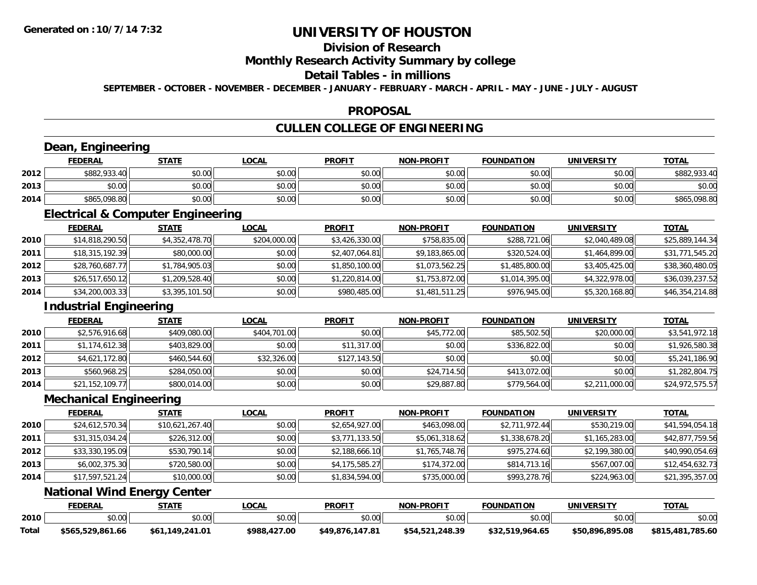**Generated on :10/7/14 7:32**

# UNIVERSITY OF HOUSTON

## Division of Research

## Monthly Research Activity Summary by college

## Detail Tables - in millions

**SEPTEMBER - OCTOBER - NOVEMBER - DECEMBER - JANUARY - FEBRUARY - MARCH - APRIL - MAY - JUNE - JULY - AUGUST**

## PROPOSAL

## CULLEN COLLEGE OF ENGINEERING

### Dean, Engineering

| | FEDERAL | STATE | LOCAL | PROFIT | NON-PROFIT | FOUNDATION | UNIVERSITY | TOTAL |
|---|---|---|---|---|---|---|---|---|
| 2012 | $882,933.40 | $0.00 | $0.00 | $0.00 | $0.00 | $0.00 | $0.00 | $882,933.40 |
| 2013 | $0.00 | $0.00 | $0.00 | $0.00 | $0.00 | $0.00 | $0.00 | $0.00 |
| 2014 | $865,098.80 | $0.00 | $0.00 | $0.00 | $0.00 | $0.00 | $0.00 | $865,098.80 |

### Electrical & Computer Engineering

| | FEDERAL | STATE | LOCAL | PROFIT | NON-PROFIT | FOUNDATION | UNIVERSITY | TOTAL |
|---|---|---|---|---|---|---|---|---|
| 2010 | $14,818,290.50 | $4,352,478.70 | $204,000.00 | $3,426,330.00 | $758,835.00 | $288,721.06 | $2,040,489.08 | $25,889,144.34 |
| 2011 | $18,315,192.39 | $80,000.00 | $0.00 | $2,407,064.81 | $9,183,865.00 | $320,524.00 | $1,464,899.00 | $31,771,545.20 |
| 2012 | $28,760,687.77 | $1,784,905.03 | $0.00 | $1,850,100.00 | $1,073,562.25 | $1,485,800.00 | $3,405,425.00 | $38,360,480.05 |
| 2013 | $26,517,650.12 | $1,209,528.40 | $0.00 | $1,220,814.00 | $1,753,872.00 | $1,014,395.00 | $4,322,978.00 | $36,039,237.52 |
| 2014 | $34,200,003.33 | $3,395,101.50 | $0.00 | $980,485.00 | $1,481,511.25 | $976,945.00 | $5,320,168.80 | $46,354,214.88 |

### Industrial Engineering

| | FEDERAL | STATE | LOCAL | PROFIT | NON-PROFIT | FOUNDATION | UNIVERSITY | TOTAL |
|---|---|---|---|---|---|---|---|---|
| 2010 | $2,576,916.68 | $409,080.00 | $404,701.00 | $0.00 | $45,772.00 | $85,502.50 | $20,000.00 | $3,541,972.18 |
| 2011 | $1,174,612.38 | $403,829.00 | $0.00 | $11,317.00 | $0.00 | $336,822.00 | $0.00 | $1,926,580.38 |
| 2012 | $4,621,172.80 | $460,544.60 | $32,326.00 | $127,143.50 | $0.00 | $0.00 | $0.00 | $5,241,186.90 |
| 2013 | $560,968.25 | $284,050.00 | $0.00 | $0.00 | $24,714.50 | $413,072.00 | $0.00 | $1,282,804.75 |
| 2014 | $21,152,109.77 | $800,014.00 | $0.00 | $0.00 | $29,887.80 | $779,564.00 | $2,211,000.00 | $24,972,575.57 |

### Mechanical Engineering

| | FEDERAL | STATE | LOCAL | PROFIT | NON-PROFIT | FOUNDATION | UNIVERSITY | TOTAL |
|---|---|---|---|---|---|---|---|---|
| 2010 | $24,612,570.34 | $10,621,267.40 | $0.00 | $2,654,927.00 | $463,098.00 | $2,711,972.44 | $530,219.00 | $41,594,054.18 |
| 2011 | $31,315,034.24 | $226,312.00 | $0.00 | $3,771,133.50 | $5,061,318.62 | $1,338,678.20 | $1,165,283.00 | $42,877,759.56 |
| 2012 | $33,330,195.09 | $530,790.14 | $0.00 | $2,188,666.10 | $1,765,748.76 | $975,274.60 | $2,199,380.00 | $40,990,054.69 |
| 2013 | $6,002,375.30 | $720,580.00 | $0.00 | $4,175,585.27 | $174,372.00 | $814,713.16 | $567,007.00 | $12,454,632.73 |
| 2014 | $17,597,521.24 | $10,000.00 | $0.00 | $1,834,594.00 | $735,000.00 | $993,278.76 | $224,963.00 | $21,395,357.00 |

### National Wind Energy Center

| | FEDERAL | STATE | LOCAL | PROFIT | NON-PROFIT | FOUNDATION | UNIVERSITY | TOTAL |
|---|---|---|---|---|---|---|---|---|
| 2010 | $0.00 | $0.00 | $0.00 | $0.00 | $0.00 | $0.00 | $0.00 | $0.00 |
| **Total** | **$565,529,861.66** | **$61,149,241.01** | **$988,427.00** | **$49,876,147.81** | **$54,521,248.39** | **$32,519,964.65** | **$50,896,895.08** | **$815,481,785.60** |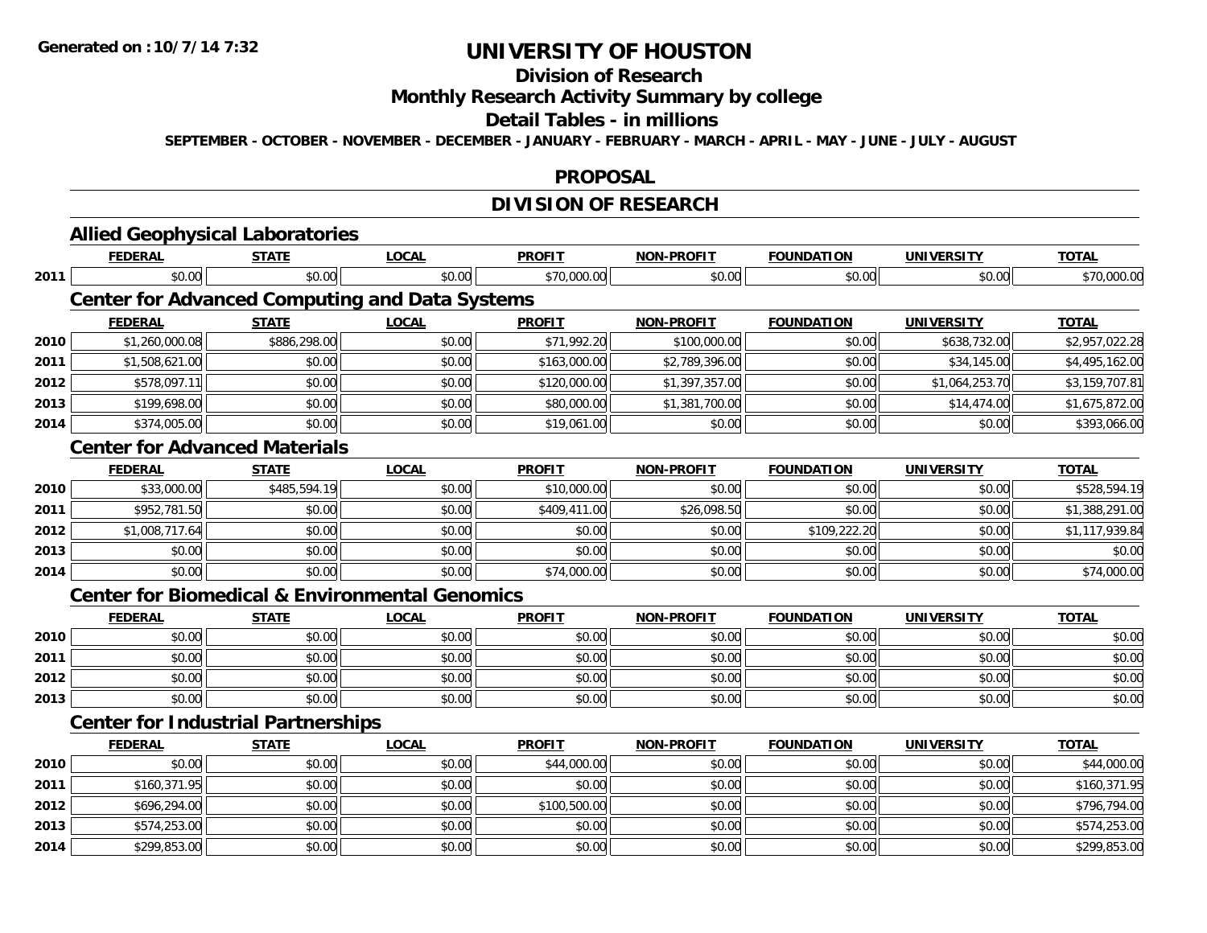# UNIVERSITY OF HOUSTON

## Division of Research

## Monthly Research Activity Summary by college

## Detail Tables - in millions

**SEPTEMBER - OCTOBER - NOVEMBER - DECEMBER - JANUARY - FEBRUARY - MARCH - APRIL - MAY - JUNE - JULY - AUGUST**

## PROPOSAL

## DIVISION OF RESEARCH

### Allied Geophysical Laboratories

| | FEDERAL | STATE | LOCAL | PROFIT | NON-PROFIT | FOUNDATION | UNIVERSITY | TOTAL |
|---|---|---|---|---|---|---|---|---|
| 2011 | $0.00 | $0.00 | $0.00 | $70,000.00 | $0.00 | $0.00 | $0.00 | $70,000.00 |

### Center for Advanced Computing and Data Systems

| | FEDERAL | STATE | LOCAL | PROFIT | NON-PROFIT | FOUNDATION | UNIVERSITY | TOTAL |
|---|---|---|---|---|---|---|---|---|
| 2010 | $1,260,000.08 | $886,298.00 | $0.00 | $71,992.20 | $100,000.00 | $0.00 | $638,732.00 | $2,957,022.28 |
| 2011 | $1,508,621.00 | $0.00 | $0.00 | $163,000.00 | $2,789,396.00 | $0.00 | $34,145.00 | $4,495,162.00 |
| 2012 | $578,097.11 | $0.00 | $0.00 | $120,000.00 | $1,397,357.00 | $0.00 | $1,064,253.70 | $3,159,707.81 |
| 2013 | $199,698.00 | $0.00 | $0.00 | $80,000.00 | $1,381,700.00 | $0.00 | $14,474.00 | $1,675,872.00 |
| 2014 | $374,005.00 | $0.00 | $0.00 | $19,061.00 | $0.00 | $0.00 | $0.00 | $393,066.00 |

### Center for Advanced Materials

| | FEDERAL | STATE | LOCAL | PROFIT | NON-PROFIT | FOUNDATION | UNIVERSITY | TOTAL |
|---|---|---|---|---|---|---|---|---|
| 2010 | $33,000.00 | $485,594.19 | $0.00 | $10,000.00 | $0.00 | $0.00 | $0.00 | $528,594.19 |
| 2011 | $952,781.50 | $0.00 | $0.00 | $409,411.00 | $26,098.50 | $0.00 | $0.00 | $1,388,291.00 |
| 2012 | $1,008,717.64 | $0.00 | $0.00 | $0.00 | $0.00 | $109,222.20 | $0.00 | $1,117,939.84 |
| 2013 | $0.00 | $0.00 | $0.00 | $0.00 | $0.00 | $0.00 | $0.00 | $0.00 |
| 2014 | $0.00 | $0.00 | $0.00 | $74,000.00 | $0.00 | $0.00 | $0.00 | $74,000.00 |

### Center for Biomedical & Environmental Genomics

| | FEDERAL | STATE | LOCAL | PROFIT | NON-PROFIT | FOUNDATION | UNIVERSITY | TOTAL |
|---|---|---|---|---|---|---|---|---|
| 2010 | $0.00 | $0.00 | $0.00 | $0.00 | $0.00 | $0.00 | $0.00 | $0.00 |
| 2011 | $0.00 | $0.00 | $0.00 | $0.00 | $0.00 | $0.00 | $0.00 | $0.00 |
| 2012 | $0.00 | $0.00 | $0.00 | $0.00 | $0.00 | $0.00 | $0.00 | $0.00 |
| 2013 | $0.00 | $0.00 | $0.00 | $0.00 | $0.00 | $0.00 | $0.00 | $0.00 |

### Center for Industrial Partnerships

| | FEDERAL | STATE | LOCAL | PROFIT | NON-PROFIT | FOUNDATION | UNIVERSITY | TOTAL |
|---|---|---|---|---|---|---|---|---|
| 2010 | $0.00 | $0.00 | $0.00 | $44,000.00 | $0.00 | $0.00 | $0.00 | $44,000.00 |
| 2011 | $160,371.95 | $0.00 | $0.00 | $0.00 | $0.00 | $0.00 | $0.00 | $160,371.95 |
| 2012 | $696,294.00 | $0.00 | $0.00 | $100,500.00 | $0.00 | $0.00 | $0.00 | $796,794.00 |
| 2013 | $574,253.00 | $0.00 | $0.00 | $0.00 | $0.00 | $0.00 | $0.00 | $574,253.00 |
| 2014 | $299,853.00 | $0.00 | $0.00 | $0.00 | $0.00 | $0.00 | $0.00 | $299,853.00 |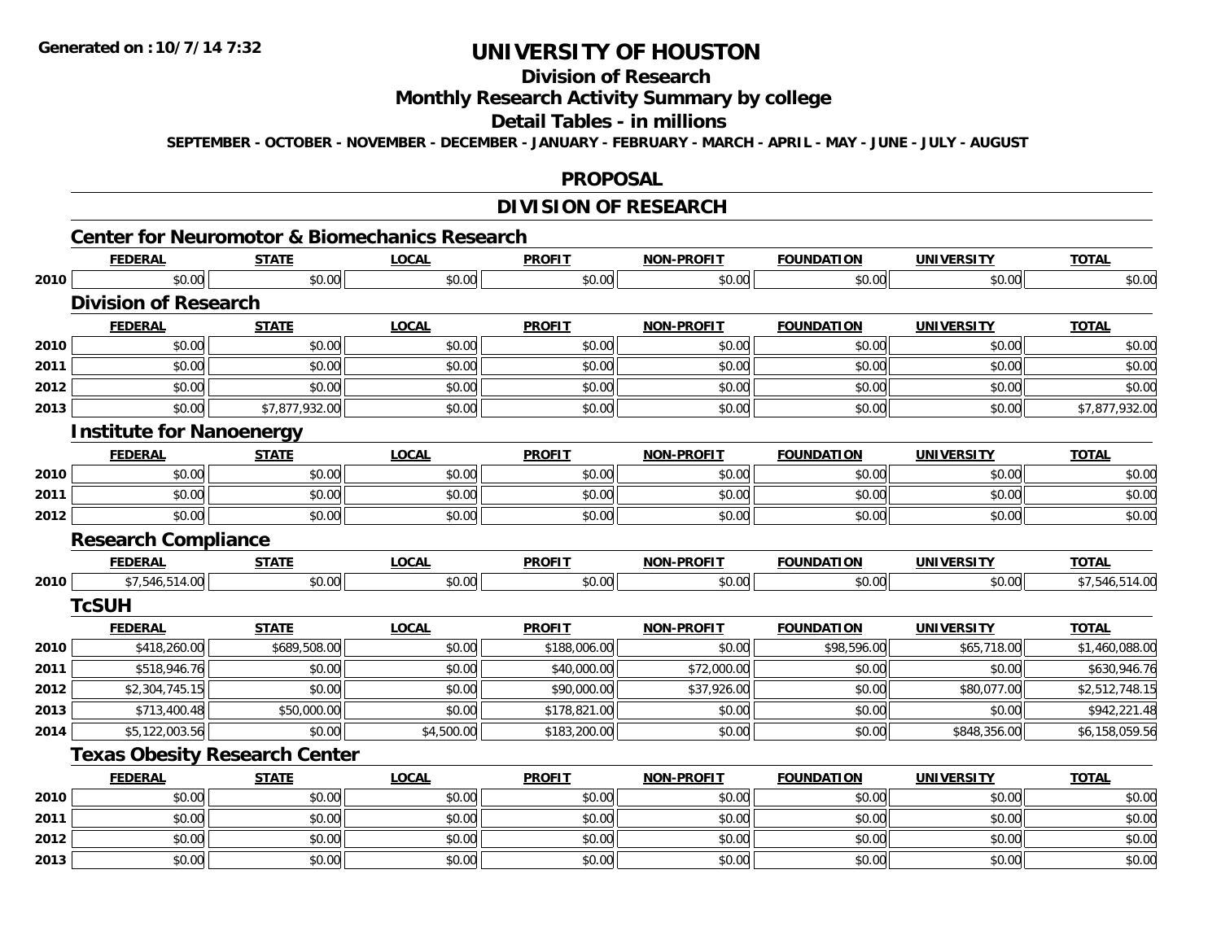# UNIVERSITY OF HOUSTON

## Division of Research

## Monthly Research Activity Summary by college

## Detail Tables - in millions

**SEPTEMBER - OCTOBER - NOVEMBER - DECEMBER - JANUARY - FEBRUARY - MARCH - APRIL - MAY - JUNE - JULY - AUGUST**

## PROPOSAL

## DIVISION OF RESEARCH

### Center for Neuromotor & Biomechanics Research

| | FEDERAL | STATE | LOCAL | PROFIT | NON-PROFIT | FOUNDATION | UNIVERSITY | TOTAL |
|---|---|---|---|---|---|---|---|---|
| 2010 | $0.00 | $0.00 | $0.00 | $0.00 | $0.00 | $0.00 | $0.00 | $0.00 |

### Division of Research

| | FEDERAL | STATE | LOCAL | PROFIT | NON-PROFIT | FOUNDATION | UNIVERSITY | TOTAL |
|---|---|---|---|---|---|---|---|---|
| 2010 | $0.00 | $0.00 | $0.00 | $0.00 | $0.00 | $0.00 | $0.00 | $0.00 |
| 2011 | $0.00 | $0.00 | $0.00 | $0.00 | $0.00 | $0.00 | $0.00 | $0.00 |
| 2012 | $0.00 | $0.00 | $0.00 | $0.00 | $0.00 | $0.00 | $0.00 | $0.00 |
| 2013 | $0.00 | $7,877,932.00 | $0.00 | $0.00 | $0.00 | $0.00 | $0.00 | $7,877,932.00 |

### Institute for Nanoenergy

| | FEDERAL | STATE | LOCAL | PROFIT | NON-PROFIT | FOUNDATION | UNIVERSITY | TOTAL |
|---|---|---|---|---|---|---|---|---|
| 2010 | $0.00 | $0.00 | $0.00 | $0.00 | $0.00 | $0.00 | $0.00 | $0.00 |
| 2011 | $0.00 | $0.00 | $0.00 | $0.00 | $0.00 | $0.00 | $0.00 | $0.00 |
| 2012 | $0.00 | $0.00 | $0.00 | $0.00 | $0.00 | $0.00 | $0.00 | $0.00 |

### Research Compliance

| | FEDERAL | STATE | LOCAL | PROFIT | NON-PROFIT | FOUNDATION | UNIVERSITY | TOTAL |
|---|---|---|---|---|---|---|---|---|
| 2010 | $7,546,514.00 | $0.00 | $0.00 | $0.00 | $0.00 | $0.00 | $0.00 | $7,546,514.00 |

### TcSUH

| | FEDERAL | STATE | LOCAL | PROFIT | NON-PROFIT | FOUNDATION | UNIVERSITY | TOTAL |
|---|---|---|---|---|---|---|---|---|
| 2010 | $418,260.00 | $689,508.00 | $0.00 | $188,006.00 | $0.00 | $98,596.00 | $65,718.00 | $1,460,088.00 |
| 2011 | $518,946.76 | $0.00 | $0.00 | $40,000.00 | $72,000.00 | $0.00 | $0.00 | $630,946.76 |
| 2012 | $2,304,745.15 | $0.00 | $0.00 | $90,000.00 | $37,926.00 | $0.00 | $80,077.00 | $2,512,748.15 |
| 2013 | $713,400.48 | $50,000.00 | $0.00 | $178,821.00 | $0.00 | $0.00 | $0.00 | $942,221.48 |
| 2014 | $5,122,003.56 | $0.00 | $4,500.00 | $183,200.00 | $0.00 | $0.00 | $848,356.00 | $6,158,059.56 |

### Texas Obesity Research Center

| | FEDERAL | STATE | LOCAL | PROFIT | NON-PROFIT | FOUNDATION | UNIVERSITY | TOTAL |
|---|---|---|---|---|---|---|---|---|
| 2010 | $0.00 | $0.00 | $0.00 | $0.00 | $0.00 | $0.00 | $0.00 | $0.00 |
| 2011 | $0.00 | $0.00 | $0.00 | $0.00 | $0.00 | $0.00 | $0.00 | $0.00 |
| 2012 | $0.00 | $0.00 | $0.00 | $0.00 | $0.00 | $0.00 | $0.00 | $0.00 |
| 2013 | $0.00 | $0.00 | $0.00 | $0.00 | $0.00 | $0.00 | $0.00 | $0.00 |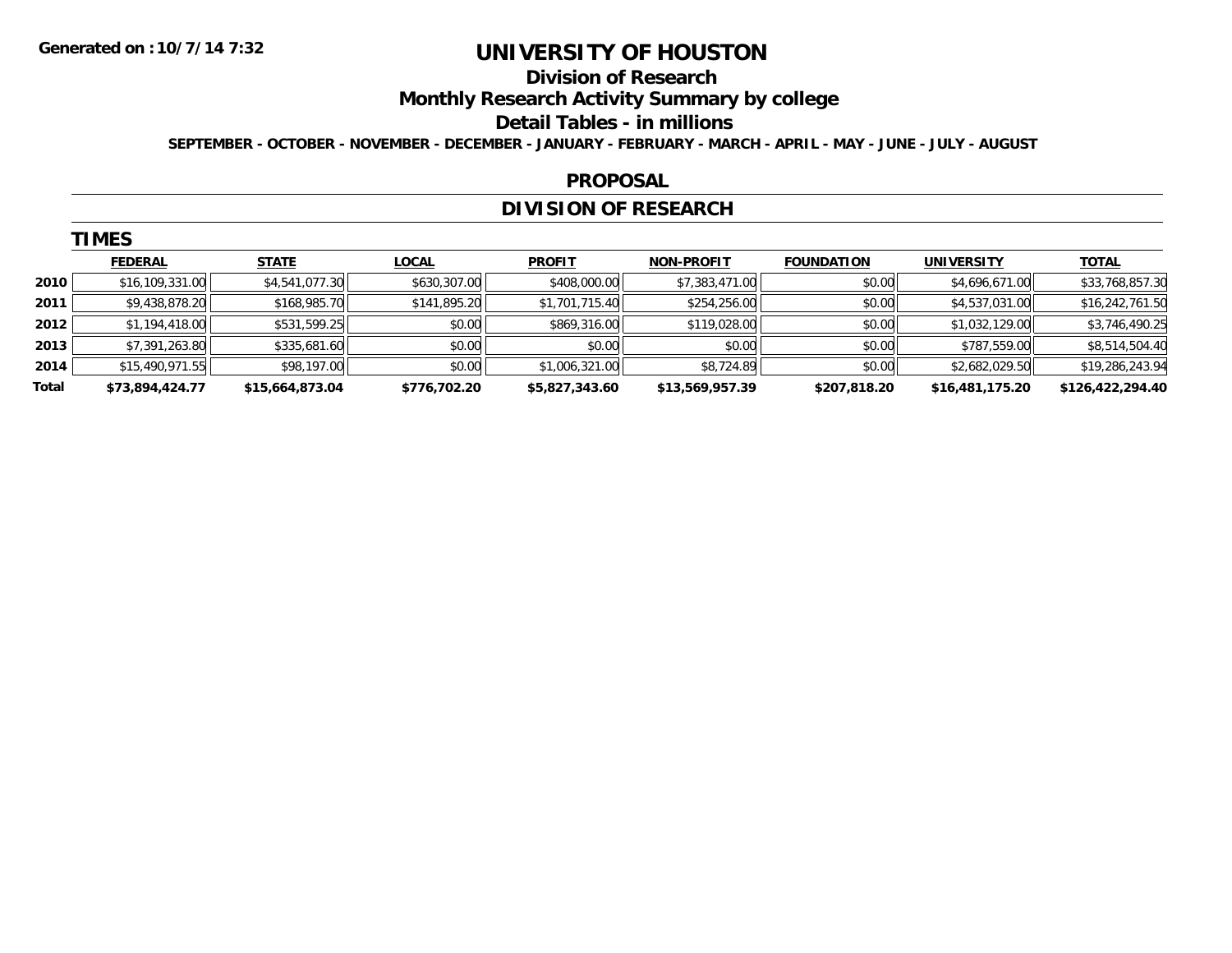**Generated on : 10/7/14 7:32**

# UNIVERSITY OF HOUSTON

## Division of Research

## Monthly Research Activity Summary by college

## Detail Tables - in millions

**SEPTEMBER - OCTOBER - NOVEMBER - DECEMBER - JANUARY - FEBRUARY - MARCH - APRIL - MAY - JUNE - JULY - AUGUST**

## PROPOSAL

## DIVISION OF RESEARCH

### TIMES

| | FEDERAL | STATE | LOCAL | PROFIT | NON-PROFIT | FOUNDATION | UNIVERSITY | TOTAL |
|---|---|---|---|---|---|---|---|---|
| 2010 | $16,109,331.00 | $4,541,077.30 | $630,307.00 | $408,000.00 | $7,383,471.00 | $0.00 | $4,696,671.00 | $33,768,857.30 |
| 2011 | $9,438,878.20 | $168,985.70 | $141,895.20 | $1,701,715.40 | $254,256.00 | $0.00 | $4,537,031.00 | $16,242,761.50 |
| 2012 | $1,194,418.00 | $531,599.25 | $0.00 | $869,316.00 | $119,028.00 | $0.00 | $1,032,129.00 | $3,746,490.25 |
| 2013 | $7,391,263.80 | $335,681.60 | $0.00 | $0.00 | $0.00 | $0.00 | $787,559.00 | $8,514,504.40 |
| 2014 | $15,490,971.55 | $98,197.00 | $0.00 | $1,006,321.00 | $8,724.89 | $0.00 | $2,682,029.50 | $19,286,243.94 |
| **Total** | **$73,894,424.77** | **$15,664,873.04** | **$776,702.20** | **$5,827,343.60** | **$13,569,957.39** | **$207,818.20** | **$16,481,175.20** | **$126,422,294.40** |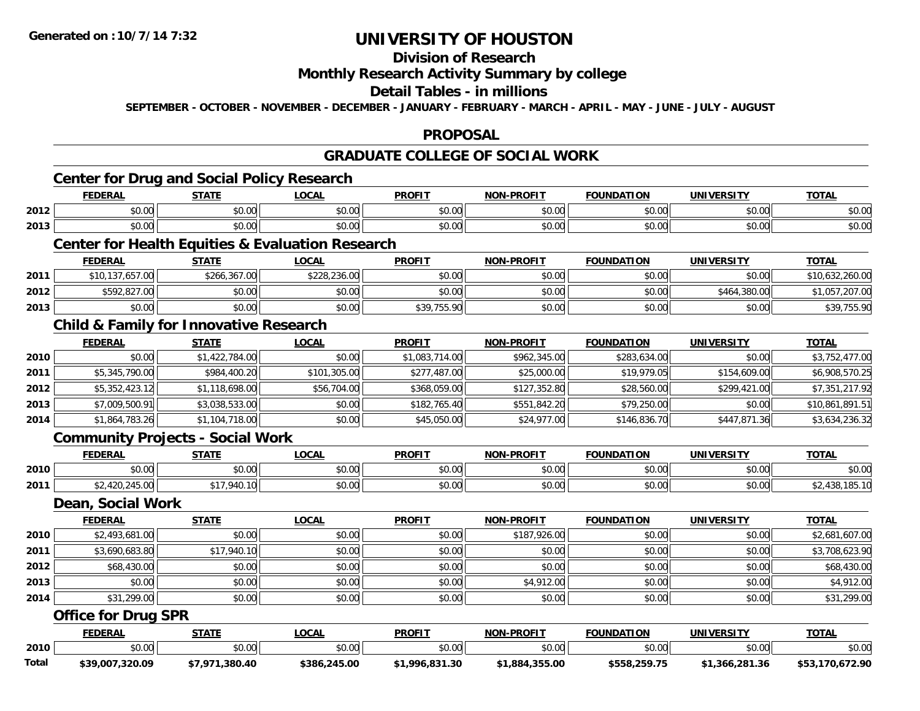**Generated on :10/7/14 7:32**

# UNIVERSITY OF HOUSTON

## Division of Research

## Monthly Research Activity Summary by college

## Detail Tables - in millions

**SEPTEMBER - OCTOBER - NOVEMBER - DECEMBER - JANUARY - FEBRUARY - MARCH - APRIL - MAY - JUNE - JULY - AUGUST**

## PROPOSAL

## GRADUATE COLLEGE OF SOCIAL WORK

### Center for Drug and Social Policy Research

| | FEDERAL | STATE | LOCAL | PROFIT | NON-PROFIT | FOUNDATION | UNIVERSITY | TOTAL |
|---|---|---|---|---|---|---|---|---|
| 2012 | $0.00 | $0.00 | $0.00 | $0.00 | $0.00 | $0.00 | $0.00 | $0.00 |
| 2013 | $0.00 | $0.00 | $0.00 | $0.00 | $0.00 | $0.00 | $0.00 | $0.00 |

### Center for Health Equities & Evaluation Research

| | FEDERAL | STATE | LOCAL | PROFIT | NON-PROFIT | FOUNDATION | UNIVERSITY | TOTAL |
|---|---|---|---|---|---|---|---|---|
| 2011 | $10,137,657.00 | $266,367.00 | $228,236.00 | $0.00 | $0.00 | $0.00 | $0.00 | $10,632,260.00 |
| 2012 | $592,827.00 | $0.00 | $0.00 | $0.00 | $0.00 | $0.00 | $464,380.00 | $1,057,207.00 |
| 2013 | $0.00 | $0.00 | $0.00 | $39,755.90 | $0.00 | $0.00 | $0.00 | $39,755.90 |

### Child & Family for Innovative Research

| | FEDERAL | STATE | LOCAL | PROFIT | NON-PROFIT | FOUNDATION | UNIVERSITY | TOTAL |
|---|---|---|---|---|---|---|---|---|
| 2010 | $0.00 | $1,422,784.00 | $0.00 | $1,083,714.00 | $962,345.00 | $283,634.00 | $0.00 | $3,752,477.00 |
| 2011 | $5,345,790.00 | $984,400.20 | $101,305.00 | $277,487.00 | $25,000.00 | $19,979.05 | $154,609.00 | $6,908,570.25 |
| 2012 | $5,352,423.12 | $1,118,698.00 | $56,704.00 | $368,059.00 | $127,352.80 | $28,560.00 | $299,421.00 | $7,351,217.92 |
| 2013 | $7,009,500.91 | $3,038,533.00 | $0.00 | $182,765.40 | $551,842.20 | $79,250.00 | $0.00 | $10,861,891.51 |
| 2014 | $1,864,783.26 | $1,104,718.00 | $0.00 | $45,050.00 | $24,977.00 | $146,836.70 | $447,871.36 | $3,634,236.32 |

### Community Projects - Social Work

| | FEDERAL | STATE | LOCAL | PROFIT | NON-PROFIT | FOUNDATION | UNIVERSITY | TOTAL |
|---|---|---|---|---|---|---|---|---|
| 2010 | $0.00 | $0.00 | $0.00 | $0.00 | $0.00 | $0.00 | $0.00 | $0.00 |
| 2011 | $2,420,245.00 | $17,940.10 | $0.00 | $0.00 | $0.00 | $0.00 | $0.00 | $2,438,185.10 |

### Dean, Social Work

| | FEDERAL | STATE | LOCAL | PROFIT | NON-PROFIT | FOUNDATION | UNIVERSITY | TOTAL |
|---|---|---|---|---|---|---|---|---|
| 2010 | $2,493,681.00 | $0.00 | $0.00 | $0.00 | $187,926.00 | $0.00 | $0.00 | $2,681,607.00 |
| 2011 | $3,690,683.80 | $17,940.10 | $0.00 | $0.00 | $0.00 | $0.00 | $0.00 | $3,708,623.90 |
| 2012 | $68,430.00 | $0.00 | $0.00 | $0.00 | $0.00 | $0.00 | $0.00 | $68,430.00 |
| 2013 | $0.00 | $0.00 | $0.00 | $0.00 | $4,912.00 | $0.00 | $0.00 | $4,912.00 |
| 2014 | $31,299.00 | $0.00 | $0.00 | $0.00 | $0.00 | $0.00 | $0.00 | $31,299.00 |

### Office for Drug SPR

| | FEDERAL | STATE | LOCAL | PROFIT | NON-PROFIT | FOUNDATION | UNIVERSITY | TOTAL |
|---|---|---|---|---|---|---|---|---|
| 2010 | $0.00 | $0.00 | $0.00 | $0.00 | $0.00 | $0.00 | $0.00 | $0.00 |
| **Total** | **$39,007,320.09** | **$7,971,380.40** | **$386,245.00** | **$1,996,831.30** | **$1,884,355.00** | **$558,259.75** | **$1,366,281.36** | **$53,170,672.90** |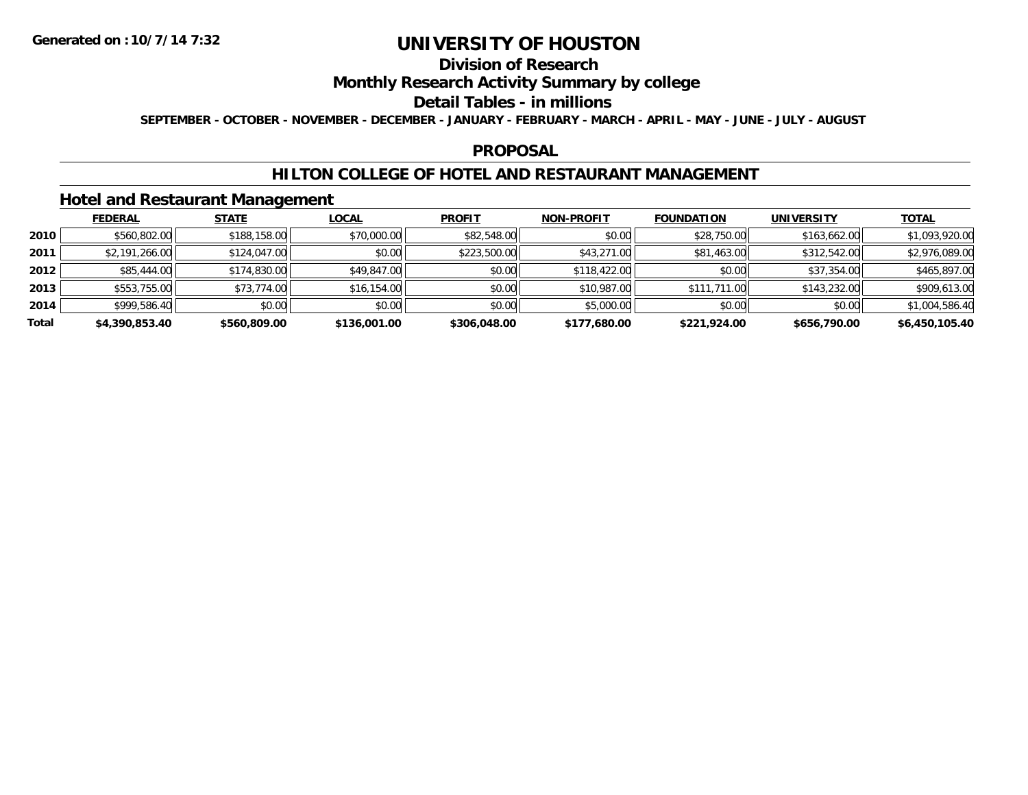Generated on :10/7/14 7:32

# UNIVERSITY OF HOUSTON

## Division of Research

## Monthly Research Activity Summary by college

## Detail Tables - in millions

SEPTEMBER - OCTOBER - NOVEMBER - DECEMBER - JANUARY - FEBRUARY - MARCH - APRIL - MAY - JUNE - JULY - AUGUST

## PROPOSAL

## HILTON COLLEGE OF HOTEL AND RESTAURANT MANAGEMENT

### Hotel and Restaurant Management

| | FEDERAL | STATE | LOCAL | PROFIT | NON-PROFIT | FOUNDATION | UNIVERSITY | TOTAL |
|---|---|---|---|---|---|---|---|---|
| 2010 | $560,802.00 | $188,158.00 | $70,000.00 | $82,548.00 | $0.00 | $28,750.00 | $163,662.00 | $1,093,920.00 |
| 2011 | $2,191,266.00 | $124,047.00 | $0.00 | $223,500.00 | $43,271.00 | $81,463.00 | $312,542.00 | $2,976,089.00 |
| 2012 | $85,444.00 | $174,830.00 | $49,847.00 | $0.00 | $118,422.00 | $0.00 | $37,354.00 | $465,897.00 |
| 2013 | $553,755.00 | $73,774.00 | $16,154.00 | $0.00 | $10,987.00 | $111,711.00 | $143,232.00 | $909,613.00 |
| 2014 | $999,586.40 | $0.00 | $0.00 | $0.00 | $5,000.00 | $0.00 | $0.00 | $1,004,586.40 |
| **Total** | **$4,390,853.40** | **$560,809.00** | **$136,001.00** | **$306,048.00** | **$177,680.00** | **$221,924.00** | **$656,790.00** | **$6,450,105.40** |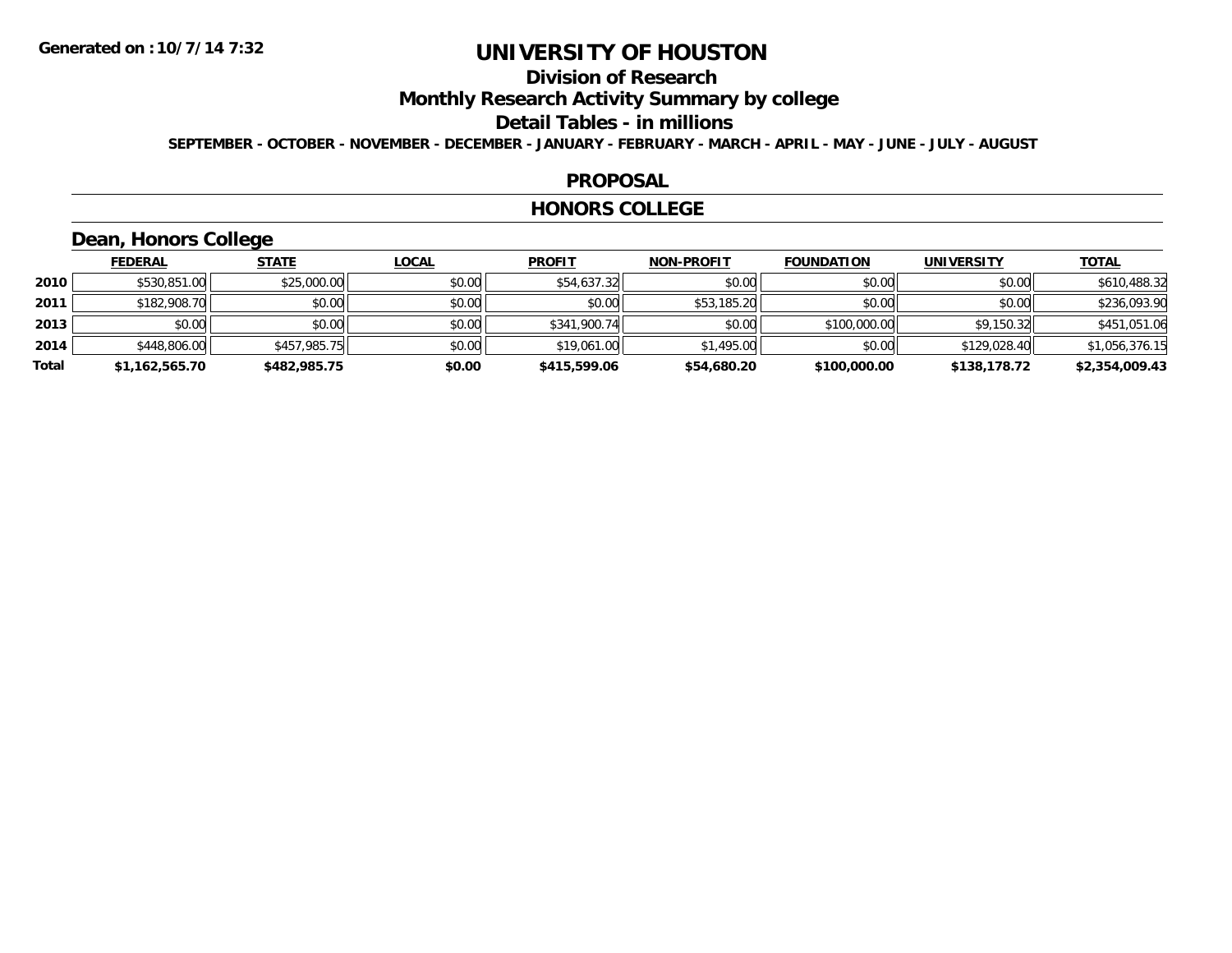Generated on :10/7/14 7:32

# UNIVERSITY OF HOUSTON

## Division of Research

## Monthly Research Activity Summary by college

## Detail Tables - in millions

SEPTEMBER - OCTOBER - NOVEMBER - DECEMBER - JANUARY - FEBRUARY - MARCH - APRIL - MAY - JUNE - JULY - AUGUST

## PROPOSAL

## HONORS COLLEGE

### Dean, Honors College

| | FEDERAL | STATE | LOCAL | PROFIT | NON-PROFIT | FOUNDATION | UNIVERSITY | TOTAL |
|---|---|---|---|---|---|---|---|---|
| 2010 | $530,851.00 | $25,000.00 | $0.00 | $54,637.32 | $0.00 | $0.00 | $0.00 | $610,488.32 |
| 2011 | $182,908.70 | $0.00 | $0.00 | $0.00 | $53,185.20 | $0.00 | $0.00 | $236,093.90 |
| 2013 | $0.00 | $0.00 | $0.00 | $341,900.74 | $0.00 | $100,000.00 | $9,150.32 | $451,051.06 |
| 2014 | $448,806.00 | $457,985.75 | $0.00 | $19,061.00 | $1,495.00 | $0.00 | $129,028.40 | $1,056,376.15 |
| **Total** | **$1,162,565.70** | **$482,985.75** | **$0.00** | **$415,599.06** | **$54,680.20** | **$100,000.00** | **$138,178.72** | **$2,354,009.43** |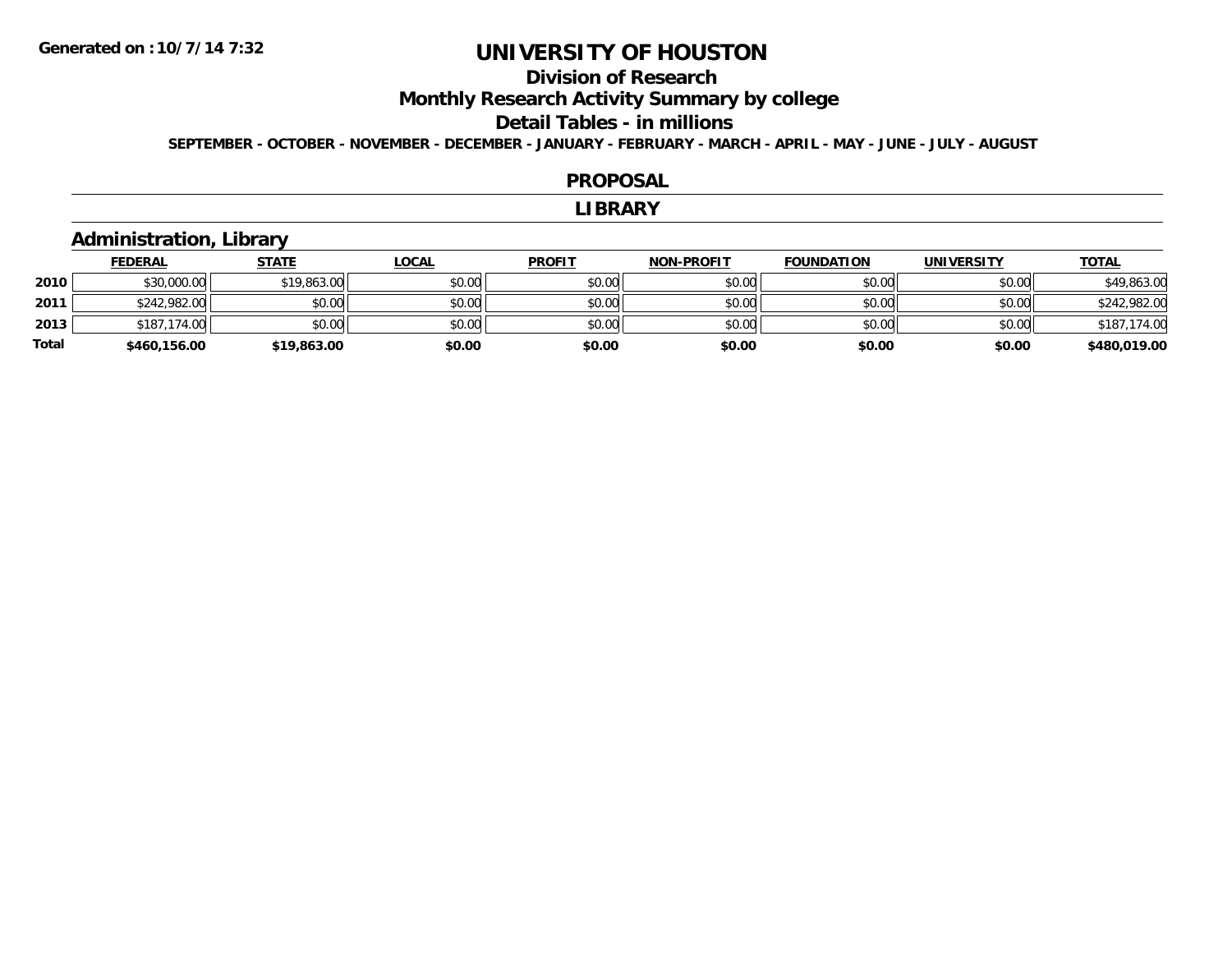# UNIVERSITY OF HOUSTON

## Division of Research

## Monthly Research Activity Summary by college

## Detail Tables - in millions

**SEPTEMBER - OCTOBER - NOVEMBER - DECEMBER - JANUARY - FEBRUARY - MARCH - APRIL - MAY - JUNE - JULY - AUGUST**

## PROPOSAL

## LIBRARY

### Administration, Library

| | FEDERAL | STATE | LOCAL | PROFIT | NON-PROFIT | FOUNDATION | UNIVERSITY | TOTAL |
|---|---|---|---|---|---|---|---|---|
| 2010 | $30,000.00 | $19,863.00 | $0.00 | $0.00 | $0.00 | $0.00 | $0.00 | $49,863.00 |
| 2011 | $242,982.00 | $0.00 | $0.00 | $0.00 | $0.00 | $0.00 | $0.00 | $242,982.00 |
| 2013 | $187,174.00 | $0.00 | $0.00 | $0.00 | $0.00 | $0.00 | $0.00 | $187,174.00 |
| **Total** | **$460,156.00** | **$19,863.00** | **$0.00** | **$0.00** | **$0.00** | **$0.00** | **$0.00** | **$480,019.00** |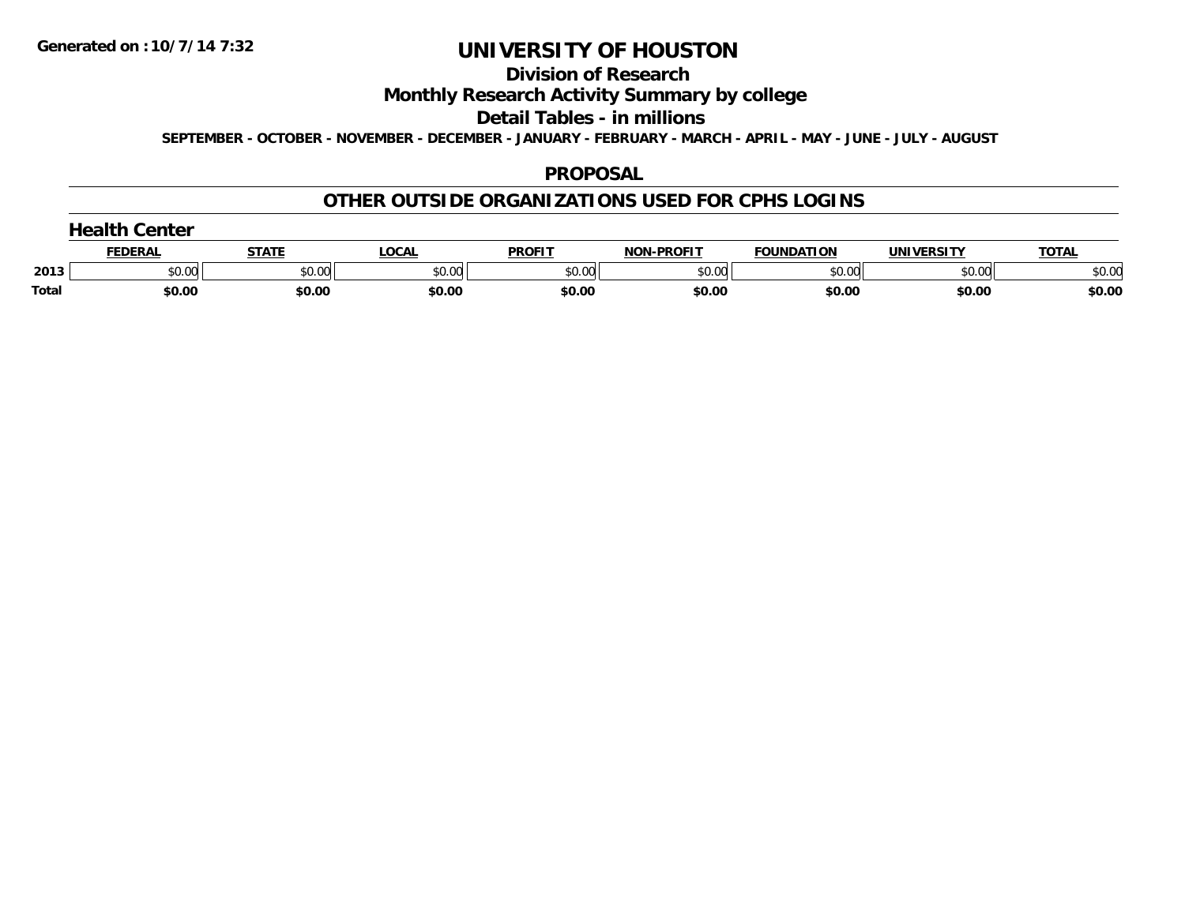**Generated on :10/7/14 7:32**

# UNIVERSITY OF HOUSTON

## Division of Research

## Monthly Research Activity Summary by college

## Detail Tables - in millions

**SEPTEMBER - OCTOBER - NOVEMBER - DECEMBER - JANUARY - FEBRUARY - MARCH - APRIL - MAY - JUNE - JULY - AUGUST**

## PROPOSAL

## OTHER OUTSIDE ORGANIZATIONS USED FOR CPHS LOGINS

### Health Center

| | FEDERAL | STATE | LOCAL | PROFIT | NON-PROFIT | FOUNDATION | UNIVERSITY | TOTAL |
|---|---|---|---|---|---|---|---|---|
| 2013 | $0.00 | $0.00 | $0.00 | $0.00 | $0.00 | $0.00 | $0.00 | $0.00 |
| **Total** | **$0.00** | **$0.00** | **$0.00** | **$0.00** | **$0.00** | **$0.00** | **$0.00** | **$0.00** |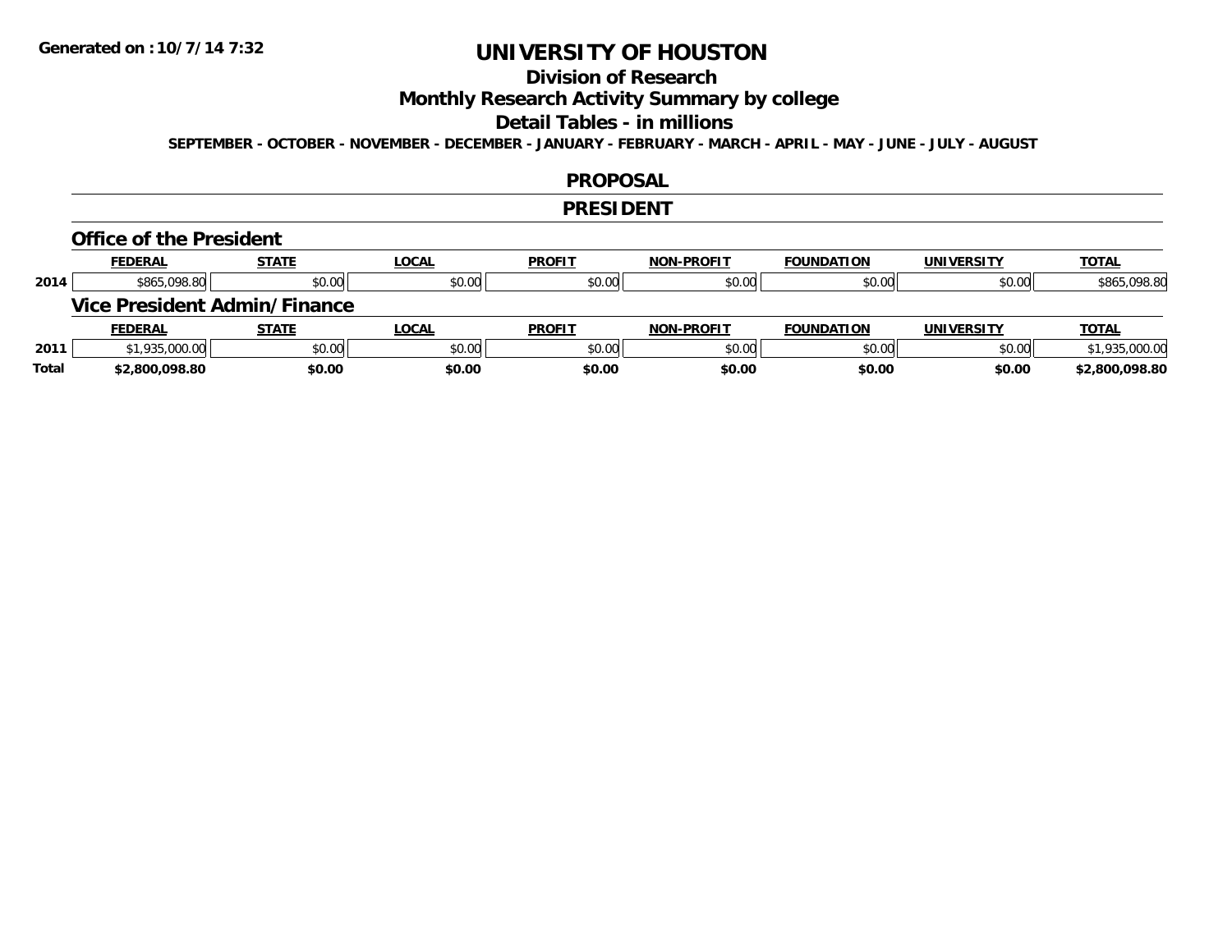**Generated on :10/7/14 7:32**

# UNIVERSITY OF HOUSTON

## Division of Research

## Monthly Research Activity Summary by college

## Detail Tables - in millions

**SEPTEMBER - OCTOBER - NOVEMBER - DECEMBER - JANUARY - FEBRUARY - MARCH - APRIL - MAY - JUNE - JULY - AUGUST**

## PROPOSAL

## PRESIDENT

### Office of the President

| | FEDERAL | STATE | LOCAL | PROFIT | NON-PROFIT | FOUNDATION | UNIVERSITY | TOTAL |
|---|---|---|---|---|---|---|---|---|
| 2014 | $865,098.80 | $0.00 | $0.00 | $0.00 | $0.00 | $0.00 | $0.00 | $865,098.80 |

### Vice President Admin/Finance

| | FEDERAL | STATE | LOCAL | PROFIT | NON-PROFIT | FOUNDATION | UNIVERSITY | TOTAL |
|---|---|---|---|---|---|---|---|---|
| 2011 | $1,935,000.00 | $0.00 | $0.00 | $0.00 | $0.00 | $0.00 | $0.00 | $1,935,000.00 |
| **Total** | **$2,800,098.80** | **$0.00** | **$0.00** | **$0.00** | **$0.00** | **$0.00** | **$0.00** | **$2,800,098.80** |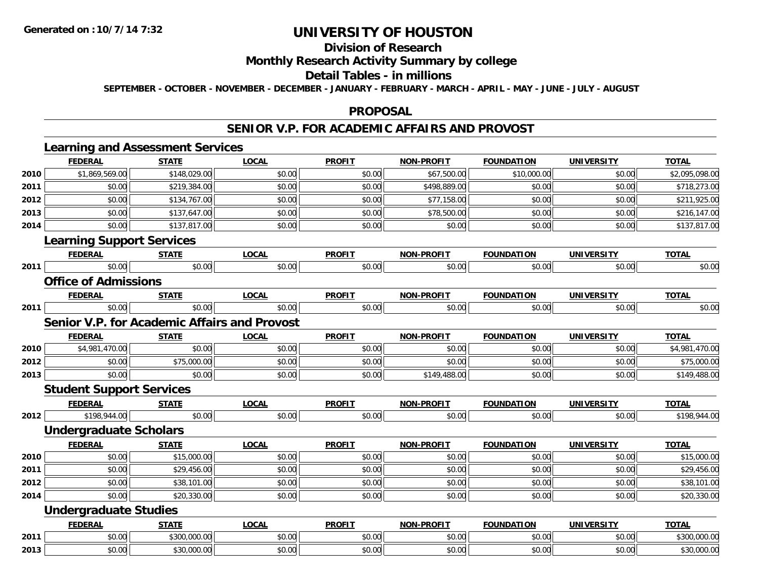**Generated on :10/7/14 7:32**

# UNIVERSITY OF HOUSTON

## Division of Research

## Monthly Research Activity Summary by college

## Detail Tables - in millions

**SEPTEMBER - OCTOBER - NOVEMBER - DECEMBER - JANUARY - FEBRUARY - MARCH - APRIL - MAY - JUNE - JULY - AUGUST**

## PROPOSAL

## SENIOR V.P. FOR ACADEMIC AFFAIRS AND PROVOST

### Learning and Assessment Services

| | FEDERAL | STATE | LOCAL | PROFIT | NON-PROFIT | FOUNDATION | UNIVERSITY | TOTAL |
|---|---|---|---|---|---|---|---|---|
| 2010 | $1,869,569.00 | $148,029.00 | $0.00 | $0.00 | $67,500.00 | $10,000.00 | $0.00 | $2,095,098.00 |
| 2011 | $0.00 | $219,384.00 | $0.00 | $0.00 | $498,889.00 | $0.00 | $0.00 | $718,273.00 |
| 2012 | $0.00 | $134,767.00 | $0.00 | $0.00 | $77,158.00 | $0.00 | $0.00 | $211,925.00 |
| 2013 | $0.00 | $137,647.00 | $0.00 | $0.00 | $78,500.00 | $0.00 | $0.00 | $216,147.00 |
| 2014 | $0.00 | $137,817.00 | $0.00 | $0.00 | $0.00 | $0.00 | $0.00 | $137,817.00 |

### Learning Support Services

| | FEDERAL | STATE | LOCAL | PROFIT | NON-PROFIT | FOUNDATION | UNIVERSITY | TOTAL |
|---|---|---|---|---|---|---|---|---|
| 2011 | $0.00 | $0.00 | $0.00 | $0.00 | $0.00 | $0.00 | $0.00 | $0.00 |

### Office of Admissions

| | FEDERAL | STATE | LOCAL | PROFIT | NON-PROFIT | FOUNDATION | UNIVERSITY | TOTAL |
|---|---|---|---|---|---|---|---|---|
| 2011 | $0.00 | $0.00 | $0.00 | $0.00 | $0.00 | $0.00 | $0.00 | $0.00 |

### Senior V.P. for Academic Affairs and Provost

| | FEDERAL | STATE | LOCAL | PROFIT | NON-PROFIT | FOUNDATION | UNIVERSITY | TOTAL |
|---|---|---|---|---|---|---|---|---|
| 2010 | $4,981,470.00 | $0.00 | $0.00 | $0.00 | $0.00 | $0.00 | $0.00 | $4,981,470.00 |
| 2012 | $0.00 | $75,000.00 | $0.00 | $0.00 | $0.00 | $0.00 | $0.00 | $75,000.00 |
| 2013 | $0.00 | $0.00 | $0.00 | $0.00 | $149,488.00 | $0.00 | $0.00 | $149,488.00 |

### Student Support Services

| | FEDERAL | STATE | LOCAL | PROFIT | NON-PROFIT | FOUNDATION | UNIVERSITY | TOTAL |
|---|---|---|---|---|---|---|---|---|
| 2012 | $198,944.00 | $0.00 | $0.00 | $0.00 | $0.00 | $0.00 | $0.00 | $198,944.00 |

### Undergraduate Scholars

| | FEDERAL | STATE | LOCAL | PROFIT | NON-PROFIT | FOUNDATION | UNIVERSITY | TOTAL |
|---|---|---|---|---|---|---|---|---|
| 2010 | $0.00 | $15,000.00 | $0.00 | $0.00 | $0.00 | $0.00 | $0.00 | $15,000.00 |
| 2011 | $0.00 | $29,456.00 | $0.00 | $0.00 | $0.00 | $0.00 | $0.00 | $29,456.00 |
| 2012 | $0.00 | $38,101.00 | $0.00 | $0.00 | $0.00 | $0.00 | $0.00 | $38,101.00 |
| 2014 | $0.00 | $20,330.00 | $0.00 | $0.00 | $0.00 | $0.00 | $0.00 | $20,330.00 |

### Undergraduate Studies

| | FEDERAL | STATE | LOCAL | PROFIT | NON-PROFIT | FOUNDATION | UNIVERSITY | TOTAL |
|---|---|---|---|---|---|---|---|---|
| 2011 | $0.00 | $300,000.00 | $0.00 | $0.00 | $0.00 | $0.00 | $0.00 | $300,000.00 |
| 2013 | $0.00 | $30,000.00 | $0.00 | $0.00 | $0.00 | $0.00 | $0.00 | $30,000.00 |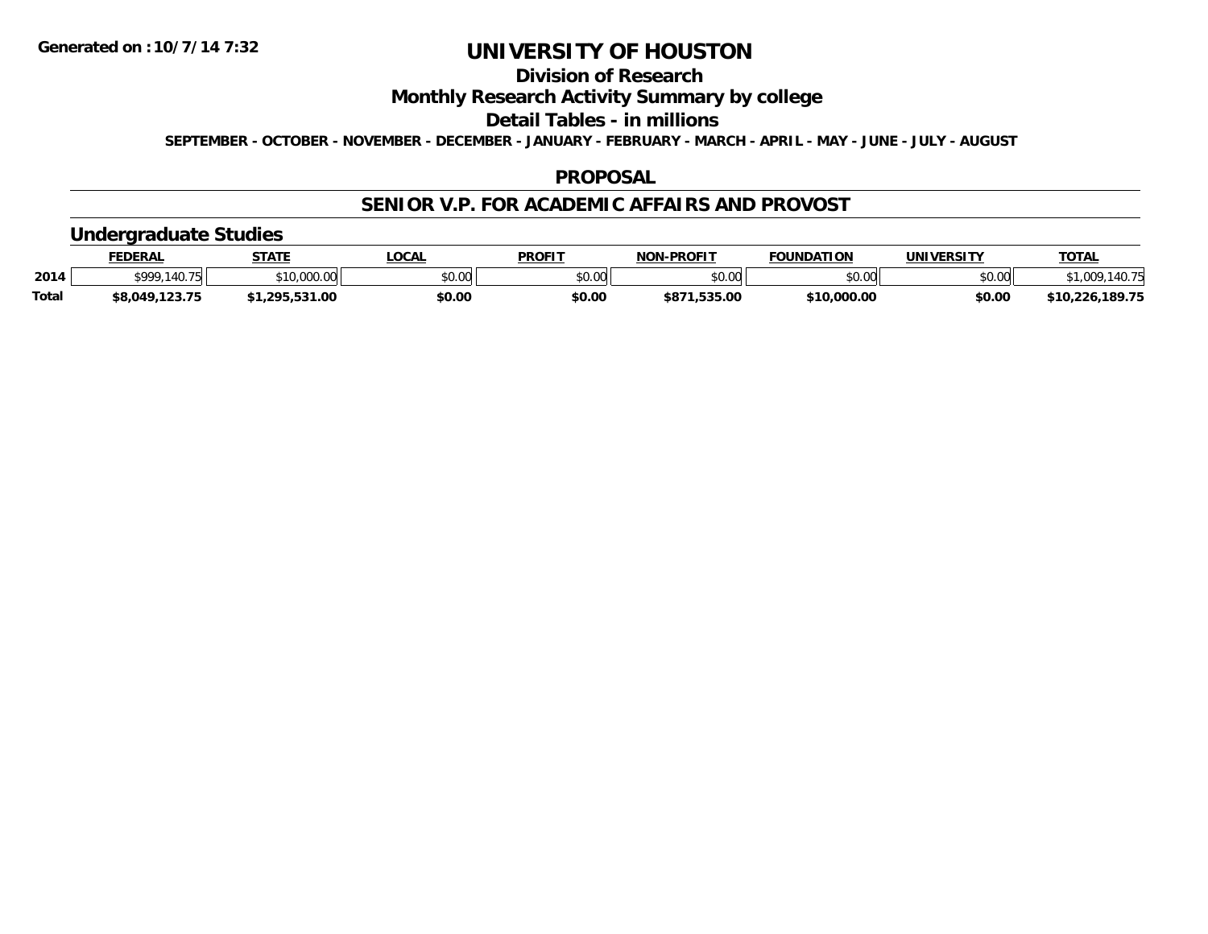**Generated on :10/7/14 7:32**

# UNIVERSITY OF HOUSTON

## Division of Research

## Monthly Research Activity Summary by college

## Detail Tables - in millions

**SEPTEMBER - OCTOBER - NOVEMBER - DECEMBER - JANUARY - FEBRUARY - MARCH - APRIL - MAY - JUNE - JULY - AUGUST**

### PROPOSAL

### SENIOR V.P. FOR ACADEMIC AFFAIRS AND PROVOST

### Undergraduate Studies

| | FEDERAL | STATE | LOCAL | PROFIT | NON-PROFIT | FOUNDATION | UNIVERSITY | TOTAL |
|---|---|---|---|---|---|---|---|---|
| 2014 | $999,140.75 | $10,000.00 | $0.00 | $0.00 | $0.00 | $0.00 | $0.00 | $1,009,140.75 |
| **Total** | **$8,049,123.75** | **$1,295,531.00** | **$0.00** | **$0.00** | **$871,535.00** | **$10,000.00** | **$0.00** | **$10,226,189.75** |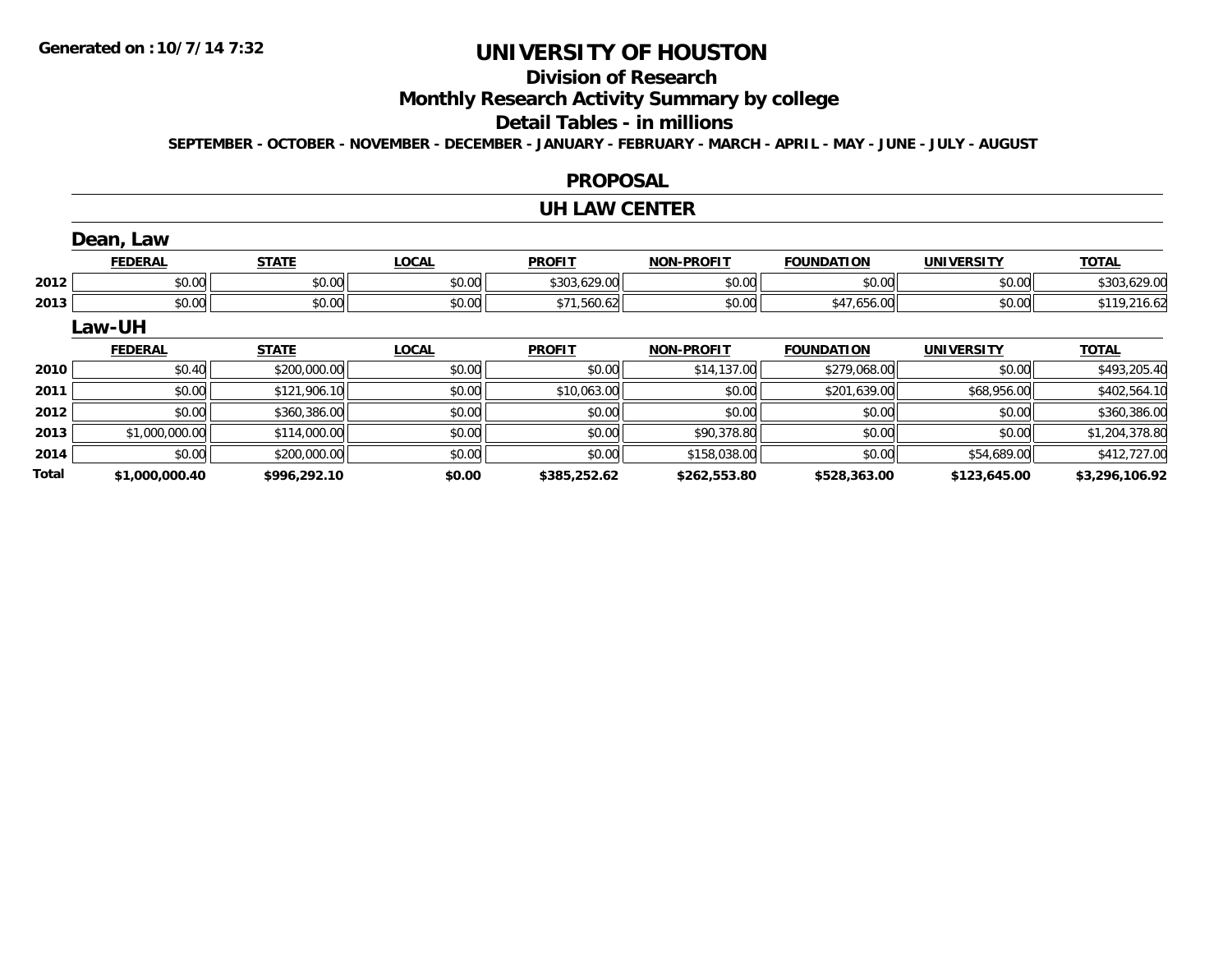# UNIVERSITY OF HOUSTON

## Division of Research

## Monthly Research Activity Summary by college

## Detail Tables - in millions

**SEPTEMBER - OCTOBER - NOVEMBER - DECEMBER - JANUARY - FEBRUARY - MARCH - APRIL - MAY - JUNE - JULY - AUGUST**

## PROPOSAL

## UH LAW CENTER

### Dean, Law

| | FEDERAL | STATE | LOCAL | PROFIT | NON-PROFIT | FOUNDATION | UNIVERSITY | TOTAL |
|---|---|---|---|---|---|---|---|---|
| 2012 | $0.00 | $0.00 | $0.00 | $303,629.00 | $0.00 | $0.00 | $0.00 | $303,629.00 |
| 2013 | $0.00 | $0.00 | $0.00 | $71,560.62 | $0.00 | $47,656.00 | $0.00 | $119,216.62 |

### Law-UH

| | FEDERAL | STATE | LOCAL | PROFIT | NON-PROFIT | FOUNDATION | UNIVERSITY | TOTAL |
|---|---|---|---|---|---|---|---|---|
| 2010 | $0.40 | $200,000.00 | $0.00 | $0.00 | $14,137.00 | $279,068.00 | $0.00 | $493,205.40 |
| 2011 | $0.00 | $121,906.10 | $0.00 | $10,063.00 | $0.00 | $201,639.00 | $68,956.00 | $402,564.10 |
| 2012 | $0.00 | $360,386.00 | $0.00 | $0.00 | $0.00 | $0.00 | $0.00 | $360,386.00 |
| 2013 | $1,000,000.00 | $114,000.00 | $0.00 | $0.00 | $90,378.80 | $0.00 | $0.00 | $1,204,378.80 |
| 2014 | $0.00 | $200,000.00 | $0.00 | $0.00 | $158,038.00 | $0.00 | $54,689.00 | $412,727.00 |
| **Total** | **$1,000,000.40** | **$996,292.10** | **$0.00** | **$385,252.62** | **$262,553.80** | **$528,363.00** | **$123,645.00** | **$3,296,106.92** |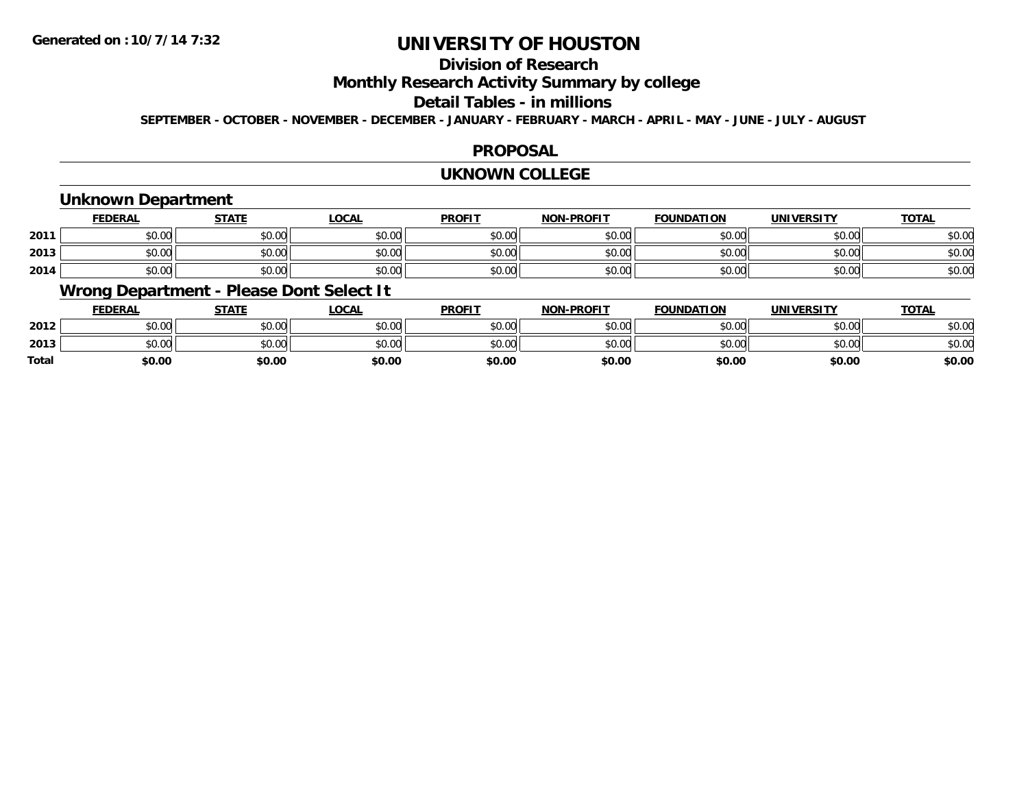**Generated on :10/7/14 7:32**

# UNIVERSITY OF HOUSTON

## Division of Research

## Monthly Research Activity Summary by college

## Detail Tables - in millions

**SEPTEMBER - OCTOBER - NOVEMBER - DECEMBER - JANUARY - FEBRUARY - MARCH - APRIL - MAY - JUNE - JULY - AUGUST**

## PROPOSAL

## UKNOWN COLLEGE

### Unknown Department

| | FEDERAL | STATE | LOCAL | PROFIT | NON-PROFIT | FOUNDATION | UNIVERSITY | TOTAL |
|---|---|---|---|---|---|---|---|---|
| 2011 | $0.00 | $0.00 | $0.00 | $0.00 | $0.00 | $0.00 | $0.00 | $0.00 |
| 2013 | $0.00 | $0.00 | $0.00 | $0.00 | $0.00 | $0.00 | $0.00 | $0.00 |
| 2014 | $0.00 | $0.00 | $0.00 | $0.00 | $0.00 | $0.00 | $0.00 | $0.00 |

### Wrong Department - Please Dont Select It

| | FEDERAL | STATE | LOCAL | PROFIT | NON-PROFIT | FOUNDATION | UNIVERSITY | TOTAL |
|---|---|---|---|---|---|---|---|---|
| 2012 | $0.00 | $0.00 | $0.00 | $0.00 | $0.00 | $0.00 | $0.00 | $0.00 |
| 2013 | $0.00 | $0.00 | $0.00 | $0.00 | $0.00 | $0.00 | $0.00 | $0.00 |
| **Total** | **$0.00** | **$0.00** | **$0.00** | **$0.00** | **$0.00** | **$0.00** | **$0.00** | **$0.00** |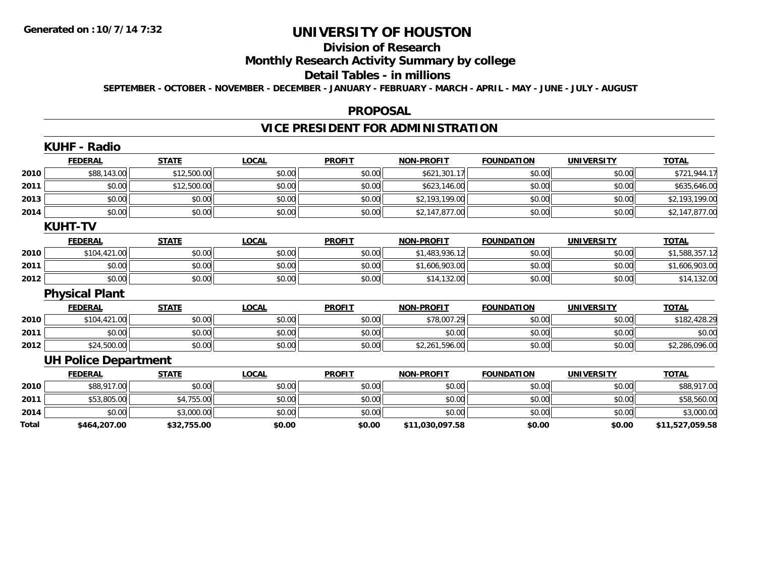**Generated on :10/7/14 7:32**

# UNIVERSITY OF HOUSTON

## Division of Research

## Monthly Research Activity Summary by college

## Detail Tables - in millions

**SEPTEMBER - OCTOBER - NOVEMBER - DECEMBER - JANUARY - FEBRUARY - MARCH - APRIL - MAY - JUNE - JULY - AUGUST**

### PROPOSAL

### VICE PRESIDENT FOR ADMINISTRATION

#### KUHF - Radio

| | FEDERAL | STATE | LOCAL | PROFIT | NON-PROFIT | FOUNDATION | UNIVERSITY | TOTAL |
|---|---|---|---|---|---|---|---|---|
| 2010 | $88,143.00 | $12,500.00 | $0.00 | $0.00 | $621,301.17 | $0.00 | $0.00 | $721,944.17 |
| 2011 | $0.00 | $12,500.00 | $0.00 | $0.00 | $623,146.00 | $0.00 | $0.00 | $635,646.00 |
| 2013 | $0.00 | $0.00 | $0.00 | $0.00 | $2,193,199.00 | $0.00 | $0.00 | $2,193,199.00 |
| 2014 | $0.00 | $0.00 | $0.00 | $0.00 | $2,147,877.00 | $0.00 | $0.00 | $2,147,877.00 |

#### KUHT-TV

| | FEDERAL | STATE | LOCAL | PROFIT | NON-PROFIT | FOUNDATION | UNIVERSITY | TOTAL |
|---|---|---|---|---|---|---|---|---|
| 2010 | $104,421.00 | $0.00 | $0.00 | $0.00 | $1,483,936.12 | $0.00 | $0.00 | $1,588,357.12 |
| 2011 | $0.00 | $0.00 | $0.00 | $0.00 | $1,606,903.00 | $0.00 | $0.00 | $1,606,903.00 |
| 2012 | $0.00 | $0.00 | $0.00 | $0.00 | $14,132.00 | $0.00 | $0.00 | $14,132.00 |

#### Physical Plant

| | FEDERAL | STATE | LOCAL | PROFIT | NON-PROFIT | FOUNDATION | UNIVERSITY | TOTAL |
|---|---|---|---|---|---|---|---|---|
| 2010 | $104,421.00 | $0.00 | $0.00 | $0.00 | $78,007.29 | $0.00 | $0.00 | $182,428.29 |
| 2011 | $0.00 | $0.00 | $0.00 | $0.00 | $0.00 | $0.00 | $0.00 | $0.00 |
| 2012 | $24,500.00 | $0.00 | $0.00 | $0.00 | $2,261,596.00 | $0.00 | $0.00 | $2,286,096.00 |

#### UH Police Department

| | FEDERAL | STATE | LOCAL | PROFIT | NON-PROFIT | FOUNDATION | UNIVERSITY | TOTAL |
|---|---|---|---|---|---|---|---|---|
| 2010 | $88,917.00 | $0.00 | $0.00 | $0.00 | $0.00 | $0.00 | $0.00 | $88,917.00 |
| 2011 | $53,805.00 | $4,755.00 | $0.00 | $0.00 | $0.00 | $0.00 | $0.00 | $58,560.00 |
| 2014 | $0.00 | $3,000.00 | $0.00 | $0.00 | $0.00 | $0.00 | $0.00 | $3,000.00 |
| **Total** | **$464,207.00** | **$32,755.00** | **$0.00** | **$0.00** | **$11,030,097.58** | **$0.00** | **$0.00** | **$11,527,059.58** |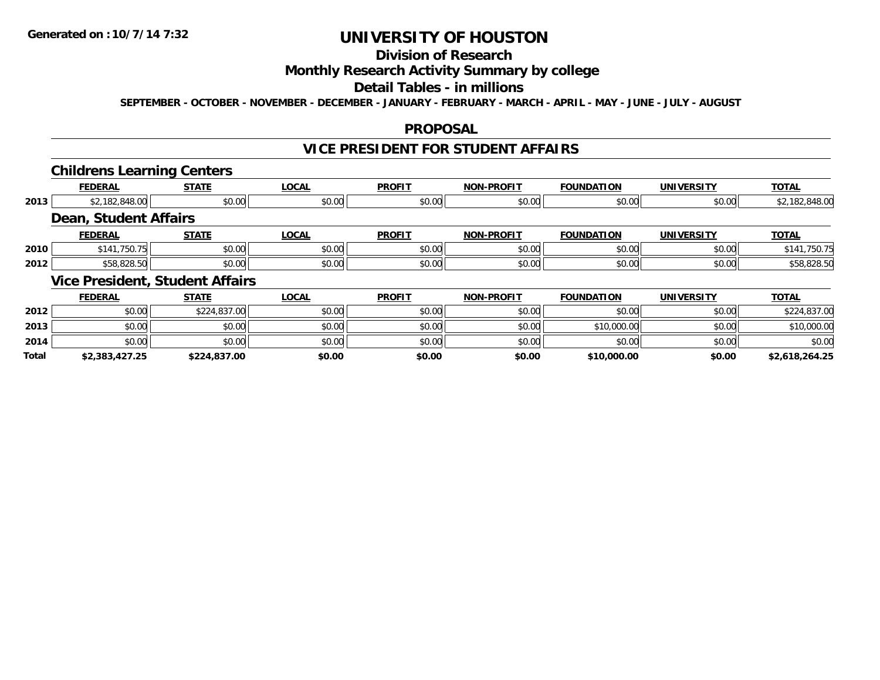# UNIVERSITY OF HOUSTON

## Division of Research

## Monthly Research Activity Summary by college

## Detail Tables - in millions

SEPTEMBER - OCTOBER - NOVEMBER - DECEMBER - JANUARY - FEBRUARY - MARCH - APRIL - MAY - JUNE - JULY - AUGUST

## PROPOSAL

## VICE PRESIDENT FOR STUDENT AFFAIRS

### Childrens Learning Centers

| | FEDERAL | STATE | LOCAL | PROFIT | NON-PROFIT | FOUNDATION | UNIVERSITY | TOTAL |
|---|---|---|---|---|---|---|---|---|
| 2013 | $2,182,848.00 | $0.00 | $0.00 | $0.00 | $0.00 | $0.00 | $0.00 | $2,182,848.00 |

### Dean, Student Affairs

| | FEDERAL | STATE | LOCAL | PROFIT | NON-PROFIT | FOUNDATION | UNIVERSITY | TOTAL |
|---|---|---|---|---|---|---|---|---|
| 2010 | $141,750.75 | $0.00 | $0.00 | $0.00 | $0.00 | $0.00 | $0.00 | $141,750.75 |
| 2012 | $58,828.50 | $0.00 | $0.00 | $0.00 | $0.00 | $0.00 | $0.00 | $58,828.50 |

### Vice President, Student Affairs

| | FEDERAL | STATE | LOCAL | PROFIT | NON-PROFIT | FOUNDATION | UNIVERSITY | TOTAL |
|---|---|---|---|---|---|---|---|---|
| 2012 | $0.00 | $224,837.00 | $0.00 | $0.00 | $0.00 | $0.00 | $0.00 | $224,837.00 |
| 2013 | $0.00 | $0.00 | $0.00 | $0.00 | $0.00 | $10,000.00 | $0.00 | $10,000.00 |
| 2014 | $0.00 | $0.00 | $0.00 | $0.00 | $0.00 | $0.00 | $0.00 | $0.00 |
| **Total** | **$2,383,427.25** | **$224,837.00** | **$0.00** | **$0.00** | **$0.00** | **$10,000.00** | **$0.00** | **$2,618,264.25** |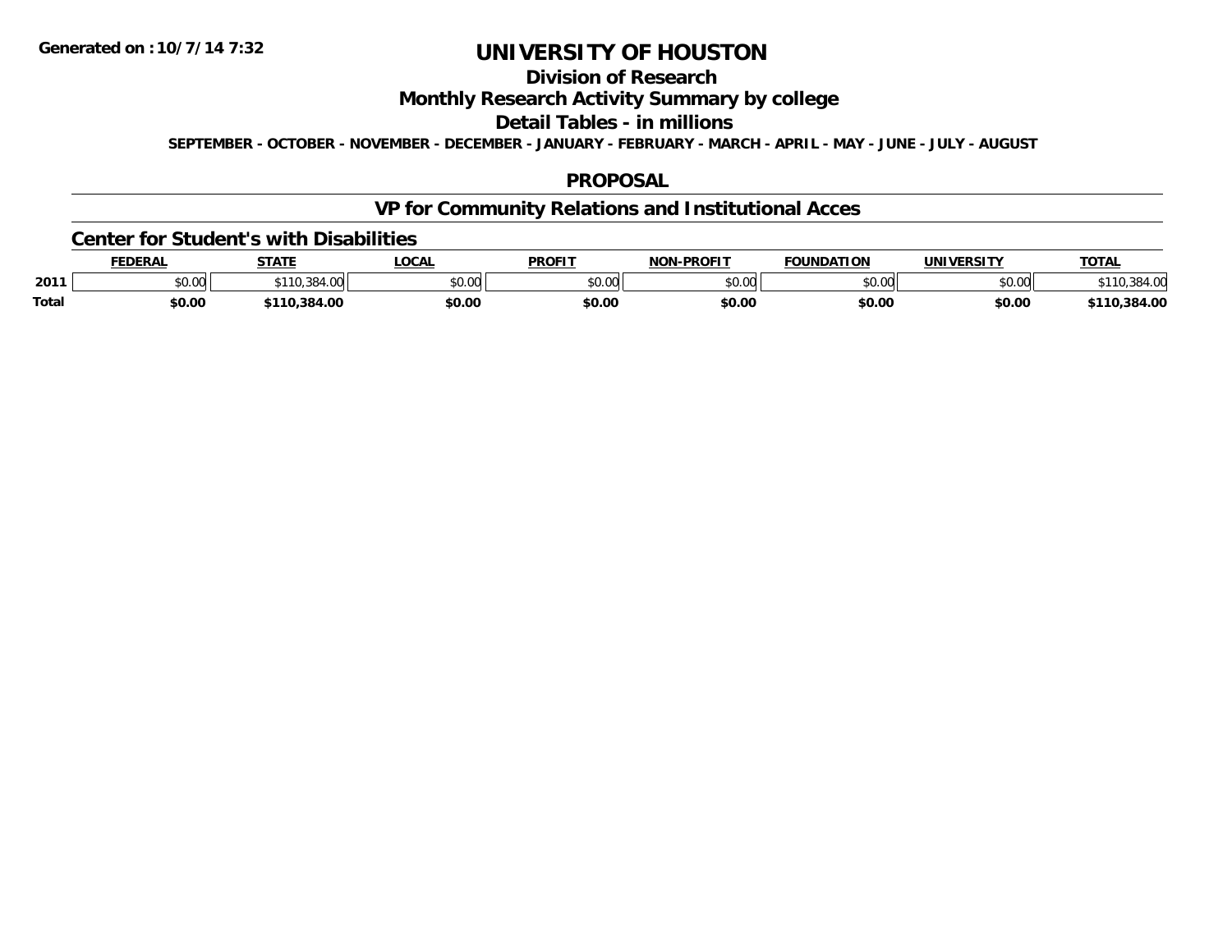Generated on :10/7/14 7:32

# UNIVERSITY OF HOUSTON

## Division of Research

## Monthly Research Activity Summary by college

## Detail Tables - in millions

**SEPTEMBER - OCTOBER - NOVEMBER - DECEMBER - JANUARY - FEBRUARY - MARCH - APRIL - MAY - JUNE - JULY - AUGUST**

## PROPOSAL

## VP for Community Relations and Institutional Acces

### Center for Student's with Disabilities

| | FEDERAL | STATE | LOCAL | PROFIT | NON-PROFIT | FOUNDATION | UNIVERSITY | TOTAL |
|---|---|---|---|---|---|---|---|---|
| 2011 | $0.00 | $110,384.00 | $0.00 | $0.00 | $0.00 | $0.00 | $0.00 | $110,384.00 |
| **Total** | **$0.00** | **$110,384.00** | **$0.00** | **$0.00** | **$0.00** | **$0.00** | **$0.00** | **$110,384.00** |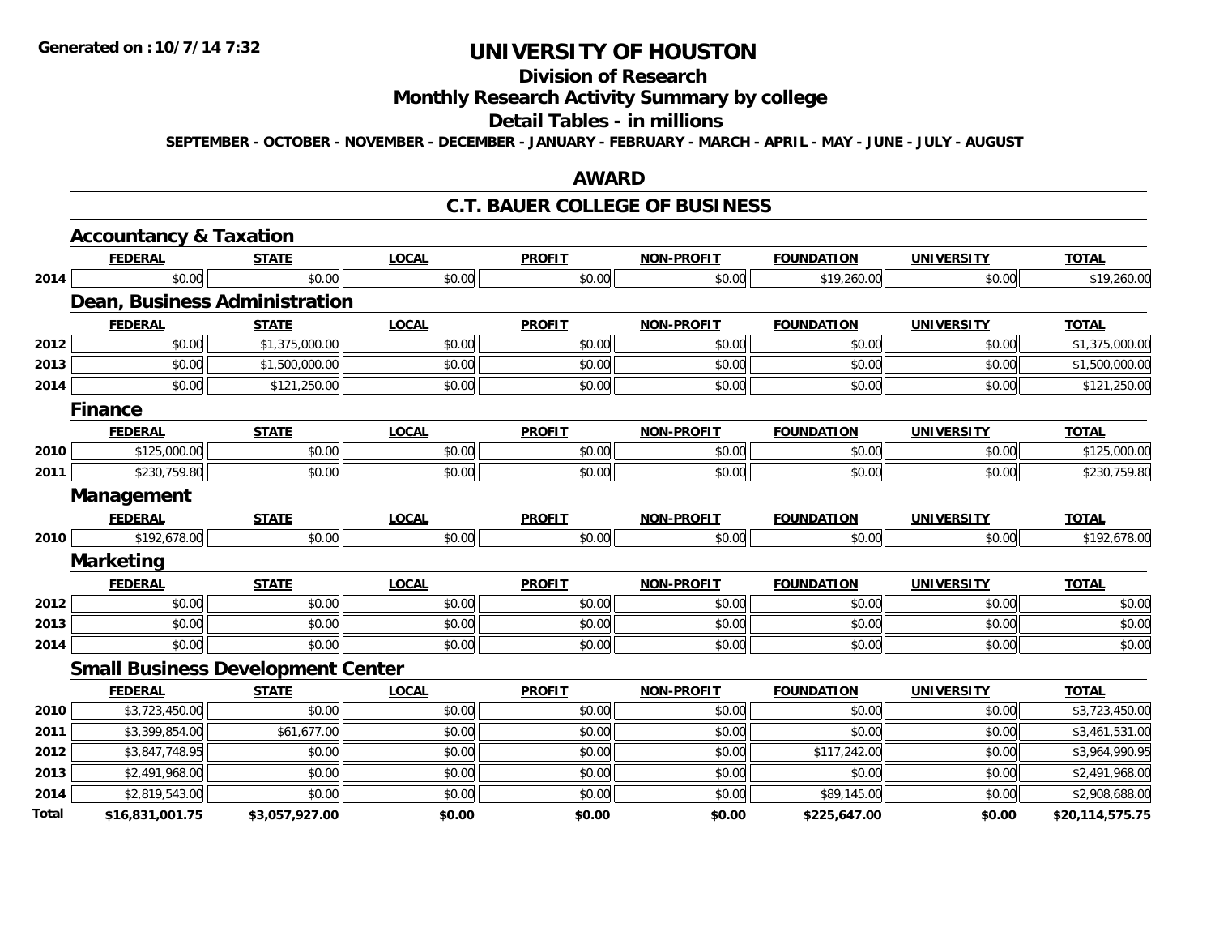# UNIVERSITY OF HOUSTON

## Division of Research

## Monthly Research Activity Summary by college

## Detail Tables - in millions

**SEPTEMBER - OCTOBER - NOVEMBER - DECEMBER - JANUARY - FEBRUARY - MARCH - APRIL - MAY - JUNE - JULY - AUGUST**

## AWARD

## C.T. BAUER COLLEGE OF BUSINESS

### Accountancy & Taxation

| | FEDERAL | STATE | LOCAL | PROFIT | NON-PROFIT | FOUNDATION | UNIVERSITY | TOTAL |
|---|---|---|---|---|---|---|---|---|
| 2014 | $0.00 | $0.00 | $0.00 | $0.00 | $0.00 | $19,260.00 | $0.00 | $19,260.00 |

### Dean, Business Administration

| | FEDERAL | STATE | LOCAL | PROFIT | NON-PROFIT | FOUNDATION | UNIVERSITY | TOTAL |
|---|---|---|---|---|---|---|---|---|
| 2012 | $0.00 | $1,375,000.00 | $0.00 | $0.00 | $0.00 | $0.00 | $0.00 | $1,375,000.00 |
| 2013 | $0.00 | $1,500,000.00 | $0.00 | $0.00 | $0.00 | $0.00 | $0.00 | $1,500,000.00 |
| 2014 | $0.00 | $121,250.00 | $0.00 | $0.00 | $0.00 | $0.00 | $0.00 | $121,250.00 |

### Finance

| | FEDERAL | STATE | LOCAL | PROFIT | NON-PROFIT | FOUNDATION | UNIVERSITY | TOTAL |
|---|---|---|---|---|---|---|---|---|
| 2010 | $125,000.00 | $0.00 | $0.00 | $0.00 | $0.00 | $0.00 | $0.00 | $125,000.00 |
| 2011 | $230,759.80 | $0.00 | $0.00 | $0.00 | $0.00 | $0.00 | $0.00 | $230,759.80 |

### Management

| | FEDERAL | STATE | LOCAL | PROFIT | NON-PROFIT | FOUNDATION | UNIVERSITY | TOTAL |
|---|---|---|---|---|---|---|---|---|
| 2010 | $192,678.00 | $0.00 | $0.00 | $0.00 | $0.00 | $0.00 | $0.00 | $192,678.00 |

### Marketing

| | FEDERAL | STATE | LOCAL | PROFIT | NON-PROFIT | FOUNDATION | UNIVERSITY | TOTAL |
|---|---|---|---|---|---|---|---|---|
| 2012 | $0.00 | $0.00 | $0.00 | $0.00 | $0.00 | $0.00 | $0.00 | $0.00 |
| 2013 | $0.00 | $0.00 | $0.00 | $0.00 | $0.00 | $0.00 | $0.00 | $0.00 |
| 2014 | $0.00 | $0.00 | $0.00 | $0.00 | $0.00 | $0.00 | $0.00 | $0.00 |

### Small Business Development Center

| | FEDERAL | STATE | LOCAL | PROFIT | NON-PROFIT | FOUNDATION | UNIVERSITY | TOTAL |
|---|---|---|---|---|---|---|---|---|
| 2010 | $3,723,450.00 | $0.00 | $0.00 | $0.00 | $0.00 | $0.00 | $0.00 | $3,723,450.00 |
| 2011 | $3,399,854.00 | $61,677.00 | $0.00 | $0.00 | $0.00 | $0.00 | $0.00 | $3,461,531.00 |
| 2012 | $3,847,748.95 | $0.00 | $0.00 | $0.00 | $0.00 | $117,242.00 | $0.00 | $3,964,990.95 |
| 2013 | $2,491,968.00 | $0.00 | $0.00 | $0.00 | $0.00 | $0.00 | $0.00 | $2,491,968.00 |
| 2014 | $2,819,543.00 | $0.00 | $0.00 | $0.00 | $0.00 | $89,145.00 | $0.00 | $2,908,688.00 |
| **Total** | **$16,831,001.75** | **$3,057,927.00** | **$0.00** | **$0.00** | **$0.00** | **$225,647.00** | **$0.00** | **$20,114,575.75** |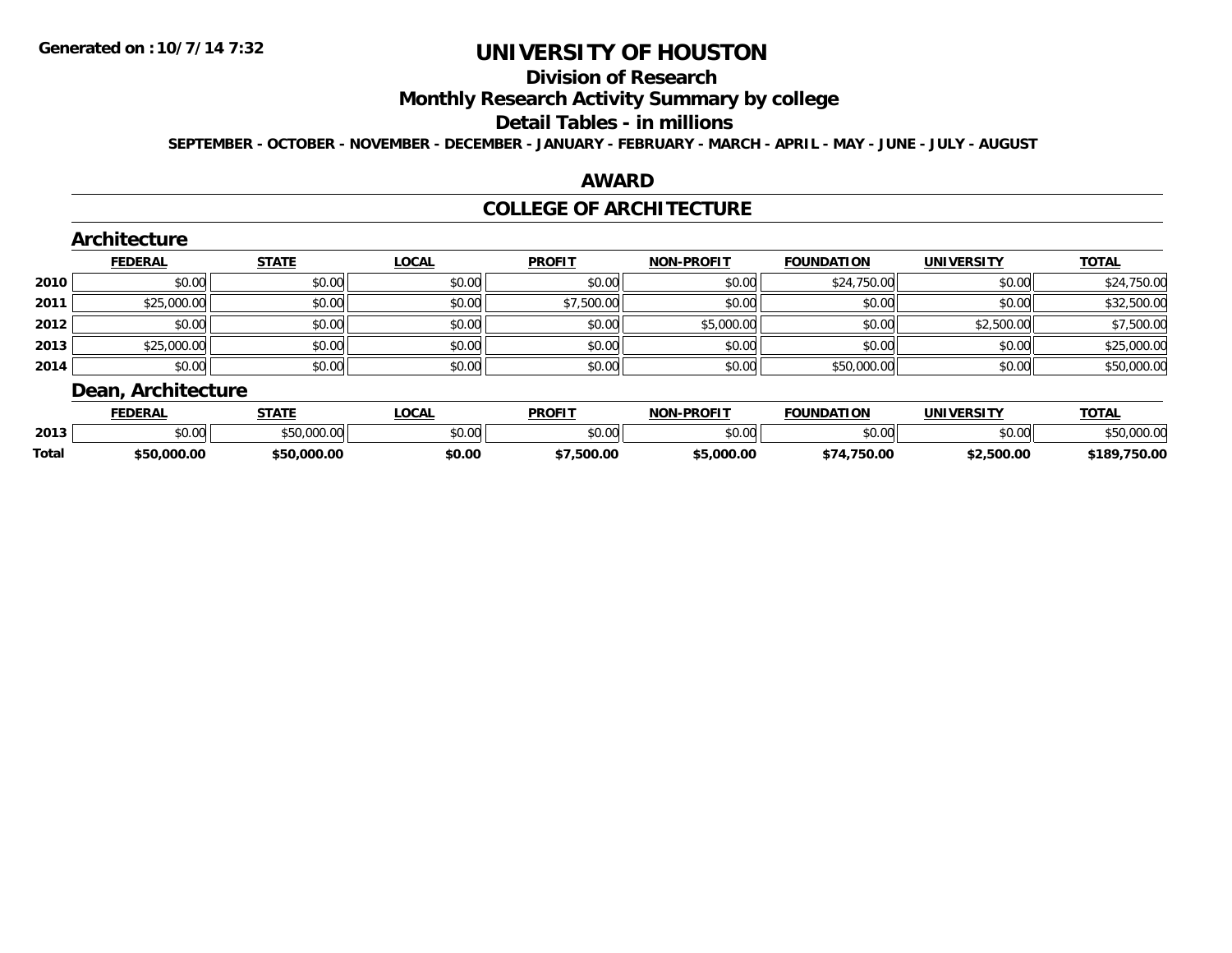# UNIVERSITY OF HOUSTON

## Division of Research

## Monthly Research Activity Summary by college

## Detail Tables - in millions

**SEPTEMBER - OCTOBER - NOVEMBER - DECEMBER - JANUARY - FEBRUARY - MARCH - APRIL - MAY - JUNE - JULY - AUGUST**

## AWARD

## COLLEGE OF ARCHITECTURE

### Architecture

| | FEDERAL | STATE | LOCAL | PROFIT | NON-PROFIT | FOUNDATION | UNIVERSITY | TOTAL |
|---|---|---|---|---|---|---|---|---|
| 2010 | $0.00 | $0.00 | $0.00 | $0.00 | $0.00 | $24,750.00 | $0.00 | $24,750.00 |
| 2011 | $25,000.00 | $0.00 | $0.00 | $7,500.00 | $0.00 | $0.00 | $0.00 | $32,500.00 |
| 2012 | $0.00 | $0.00 | $0.00 | $0.00 | $5,000.00 | $0.00 | $2,500.00 | $7,500.00 |
| 2013 | $25,000.00 | $0.00 | $0.00 | $0.00 | $0.00 | $0.00 | $0.00 | $25,000.00 |
| 2014 | $0.00 | $0.00 | $0.00 | $0.00 | $0.00 | $50,000.00 | $0.00 | $50,000.00 |

### Dean, Architecture

| | FEDERAL | STATE | LOCAL | PROFIT | NON-PROFIT | FOUNDATION | UNIVERSITY | TOTAL |
|---|---|---|---|---|---|---|---|---|
| 2013 | $0.00 | $50,000.00 | $0.00 | $0.00 | $0.00 | $0.00 | $0.00 | $50,000.00 |
| **Total** | **$50,000.00** | **$50,000.00** | **$0.00** | **$7,500.00** | **$5,000.00** | **$74,750.00** | **$2,500.00** | **$189,750.00** |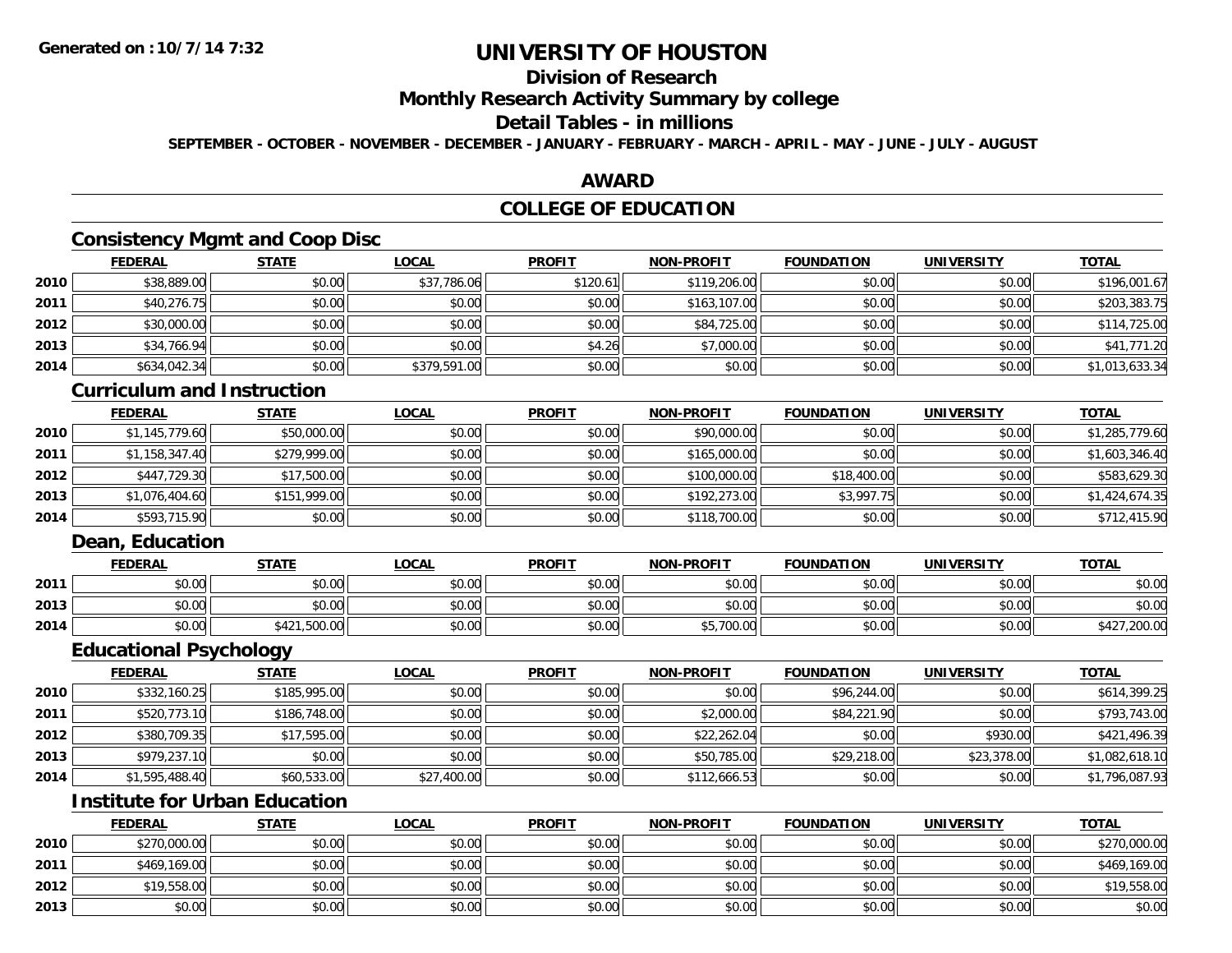# UNIVERSITY OF HOUSTON

## Division of Research

## Monthly Research Activity Summary by college

## Detail Tables - in millions

**SEPTEMBER - OCTOBER - NOVEMBER - DECEMBER - JANUARY - FEBRUARY - MARCH - APRIL - MAY - JUNE - JULY - AUGUST**

## AWARD

## COLLEGE OF EDUCATION

### Consistency Mgmt and Coop Disc

| | FEDERAL | STATE | LOCAL | PROFIT | NON-PROFIT | FOUNDATION | UNIVERSITY | TOTAL |
|---|---|---|---|---|---|---|---|---|
| 2010 | $38,889.00 | $0.00 | $37,786.06 | $120.61 | $119,206.00 | $0.00 | $0.00 | $196,001.67 |
| 2011 | $40,276.75 | $0.00 | $0.00 | $0.00 | $163,107.00 | $0.00 | $0.00 | $203,383.75 |
| 2012 | $30,000.00 | $0.00 | $0.00 | $0.00 | $84,725.00 | $0.00 | $0.00 | $114,725.00 |
| 2013 | $34,766.94 | $0.00 | $0.00 | $4.26 | $7,000.00 | $0.00 | $0.00 | $41,771.20 |
| 2014 | $634,042.34 | $0.00 | $379,591.00 | $0.00 | $0.00 | $0.00 | $0.00 | $1,013,633.34 |

### Curriculum and Instruction

| | FEDERAL | STATE | LOCAL | PROFIT | NON-PROFIT | FOUNDATION | UNIVERSITY | TOTAL |
|---|---|---|---|---|---|---|---|---|
| 2010 | $1,145,779.60 | $50,000.00 | $0.00 | $0.00 | $90,000.00 | $0.00 | $0.00 | $1,285,779.60 |
| 2011 | $1,158,347.40 | $279,999.00 | $0.00 | $0.00 | $165,000.00 | $0.00 | $0.00 | $1,603,346.40 |
| 2012 | $447,729.30 | $17,500.00 | $0.00 | $0.00 | $100,000.00 | $18,400.00 | $0.00 | $583,629.30 |
| 2013 | $1,076,404.60 | $151,999.00 | $0.00 | $0.00 | $192,273.00 | $3,997.75 | $0.00 | $1,424,674.35 |
| 2014 | $593,715.90 | $0.00 | $0.00 | $0.00 | $118,700.00 | $0.00 | $0.00 | $712,415.90 |

### Dean, Education

| | FEDERAL | STATE | LOCAL | PROFIT | NON-PROFIT | FOUNDATION | UNIVERSITY | TOTAL |
|---|---|---|---|---|---|---|---|---|
| 2011 | $0.00 | $0.00 | $0.00 | $0.00 | $0.00 | $0.00 | $0.00 | $0.00 |
| 2013 | $0.00 | $0.00 | $0.00 | $0.00 | $0.00 | $0.00 | $0.00 | $0.00 |
| 2014 | $0.00 | $421,500.00 | $0.00 | $0.00 | $5,700.00 | $0.00 | $0.00 | $427,200.00 |

### Educational Psychology

| | FEDERAL | STATE | LOCAL | PROFIT | NON-PROFIT | FOUNDATION | UNIVERSITY | TOTAL |
|---|---|---|---|---|---|---|---|---|
| 2010 | $332,160.25 | $185,995.00 | $0.00 | $0.00 | $0.00 | $96,244.00 | $0.00 | $614,399.25 |
| 2011 | $520,773.10 | $186,748.00 | $0.00 | $0.00 | $2,000.00 | $84,221.90 | $0.00 | $793,743.00 |
| 2012 | $380,709.35 | $17,595.00 | $0.00 | $0.00 | $22,262.04 | $0.00 | $930.00 | $421,496.39 |
| 2013 | $979,237.10 | $0.00 | $0.00 | $0.00 | $50,785.00 | $29,218.00 | $23,378.00 | $1,082,618.10 |
| 2014 | $1,595,488.40 | $60,533.00 | $27,400.00 | $0.00 | $112,666.53 | $0.00 | $0.00 | $1,796,087.93 |

### Institute for Urban Education

| | FEDERAL | STATE | LOCAL | PROFIT | NON-PROFIT | FOUNDATION | UNIVERSITY | TOTAL |
|---|---|---|---|---|---|---|---|---|
| 2010 | $270,000.00 | $0.00 | $0.00 | $0.00 | $0.00 | $0.00 | $0.00 | $270,000.00 |
| 2011 | $469,169.00 | $0.00 | $0.00 | $0.00 | $0.00 | $0.00 | $0.00 | $469,169.00 |
| 2012 | $19,558.00 | $0.00 | $0.00 | $0.00 | $0.00 | $0.00 | $0.00 | $19,558.00 |
| 2013 | $0.00 | $0.00 | $0.00 | $0.00 | $0.00 | $0.00 | $0.00 | $0.00 |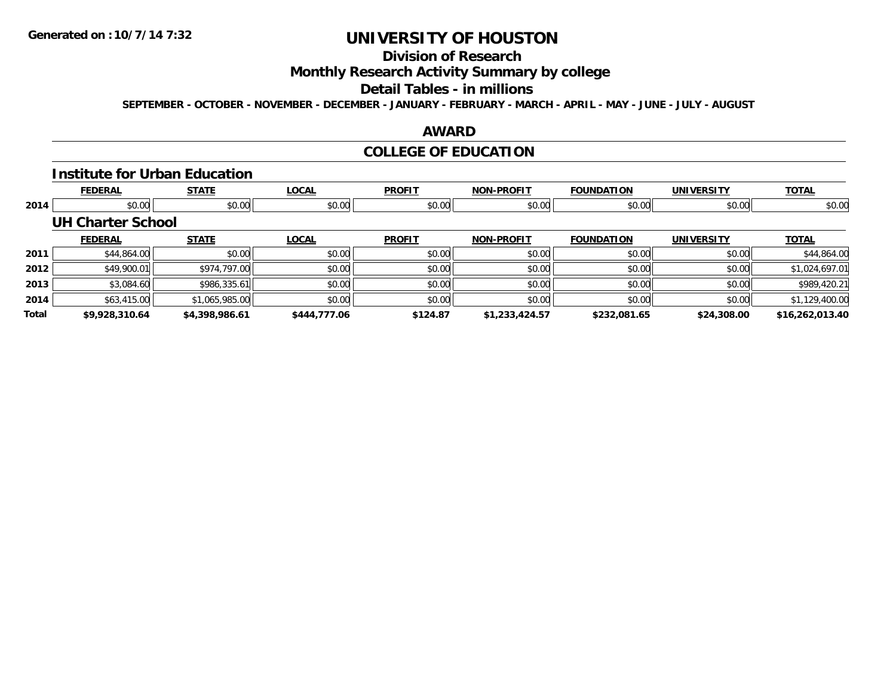# UNIVERSITY OF HOUSTON

## Division of Research

## Monthly Research Activity Summary by college

## Detail Tables - in millions

**SEPTEMBER - OCTOBER - NOVEMBER - DECEMBER - JANUARY - FEBRUARY - MARCH - APRIL - MAY - JUNE - JULY - AUGUST**

## AWARD

## COLLEGE OF EDUCATION

### Institute for Urban Education

| | FEDERAL | STATE | LOCAL | PROFIT | NON-PROFIT | FOUNDATION | UNIVERSITY | TOTAL |
|---|---|---|---|---|---|---|---|---|
| 2014 | $0.00 | $0.00 | $0.00 | $0.00 | $0.00 | $0.00 | $0.00 | $0.00 |

### UH Charter School

| | FEDERAL | STATE | LOCAL | PROFIT | NON-PROFIT | FOUNDATION | UNIVERSITY | TOTAL |
|---|---|---|---|---|---|---|---|---|
| 2011 | $44,864.00 | $0.00 | $0.00 | $0.00 | $0.00 | $0.00 | $0.00 | $44,864.00 |
| 2012 | $49,900.01 | $974,797.00 | $0.00 | $0.00 | $0.00 | $0.00 | $0.00 | $1,024,697.01 |
| 2013 | $3,084.60 | $986,335.61 | $0.00 | $0.00 | $0.00 | $0.00 | $0.00 | $989,420.21 |
| 2014 | $63,415.00 | $1,065,985.00 | $0.00 | $0.00 | $0.00 | $0.00 | $0.00 | $1,129,400.00 |
| **Total** | **$9,928,310.64** | **$4,398,986.61** | **$444,777.06** | **$124.87** | **$1,233,424.57** | **$232,081.65** | **$24,308.00** | **$16,262,013.40** |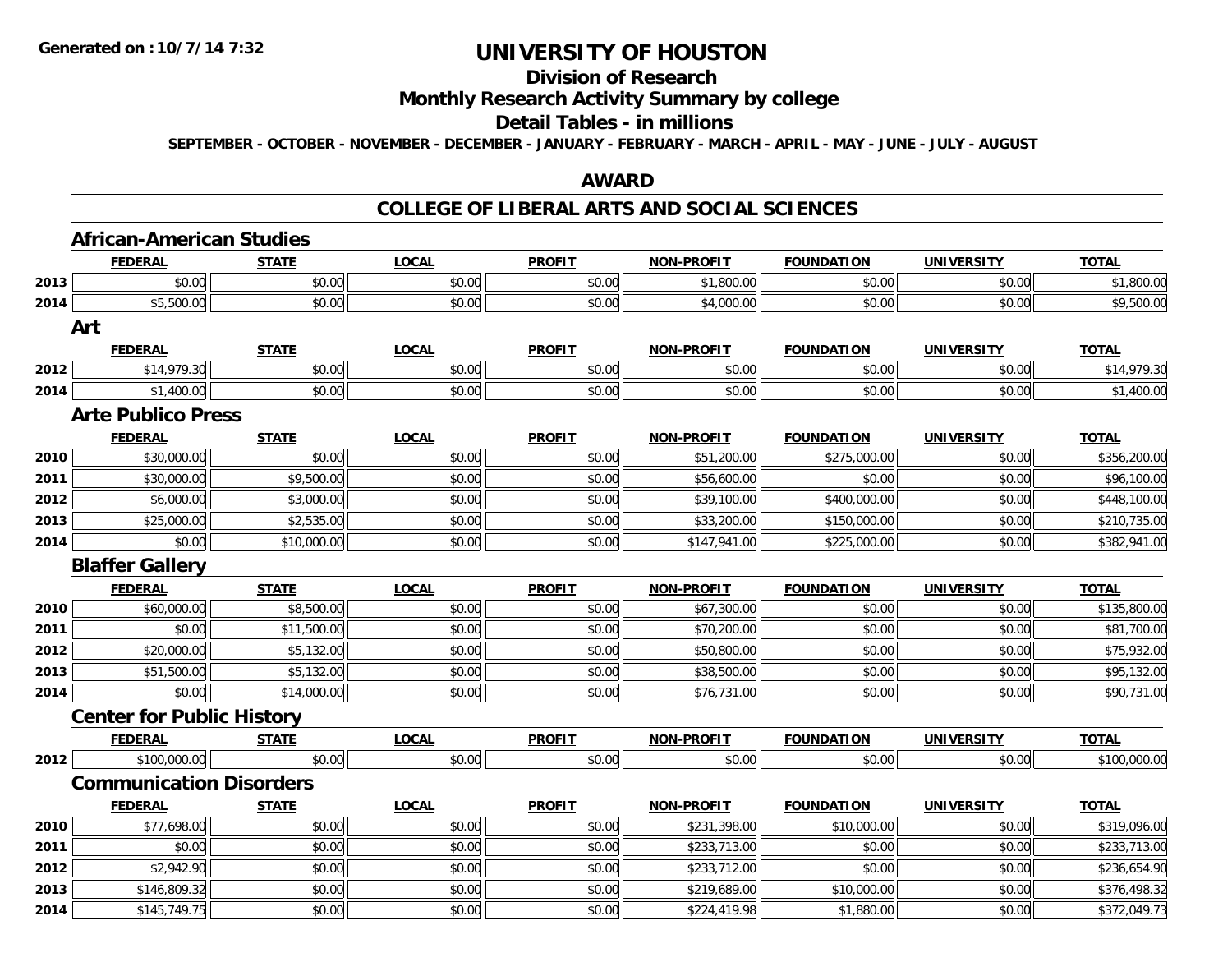# UNIVERSITY OF HOUSTON

## Division of Research

## Monthly Research Activity Summary by college

## Detail Tables - in millions

**SEPTEMBER - OCTOBER - NOVEMBER - DECEMBER - JANUARY - FEBRUARY - MARCH - APRIL - MAY - JUNE - JULY - AUGUST**

Generated on : 10/7/14 7:32

## AWARD

## COLLEGE OF LIBERAL ARTS AND SOCIAL SCIENCES

### African-American Studies

| | FEDERAL | STATE | LOCAL | PROFIT | NON-PROFIT | FOUNDATION | UNIVERSITY | TOTAL |
|---|---|---|---|---|---|---|---|---|
| 2013 | $0.00 | $0.00 | $0.00 | $0.00 | $1,800.00 | $0.00 | $0.00 | $1,800.00 |
| 2014 | $5,500.00 | $0.00 | $0.00 | $0.00 | $4,000.00 | $0.00 | $0.00 | $9,500.00 |

### Art

| | FEDERAL | STATE | LOCAL | PROFIT | NON-PROFIT | FOUNDATION | UNIVERSITY | TOTAL |
|---|---|---|---|---|---|---|---|---|
| 2012 | $14,979.30 | $0.00 | $0.00 | $0.00 | $0.00 | $0.00 | $0.00 | $14,979.30 |
| 2014 | $1,400.00 | $0.00 | $0.00 | $0.00 | $0.00 | $0.00 | $0.00 | $1,400.00 |

### Arte Publico Press

| | FEDERAL | STATE | LOCAL | PROFIT | NON-PROFIT | FOUNDATION | UNIVERSITY | TOTAL |
|---|---|---|---|---|---|---|---|---|
| 2010 | $30,000.00 | $0.00 | $0.00 | $0.00 | $51,200.00 | $275,000.00 | $0.00 | $356,200.00 |
| 2011 | $30,000.00 | $9,500.00 | $0.00 | $0.00 | $56,600.00 | $0.00 | $0.00 | $96,100.00 |
| 2012 | $6,000.00 | $3,000.00 | $0.00 | $0.00 | $39,100.00 | $400,000.00 | $0.00 | $448,100.00 |
| 2013 | $25,000.00 | $2,535.00 | $0.00 | $0.00 | $33,200.00 | $150,000.00 | $0.00 | $210,735.00 |
| 2014 | $0.00 | $10,000.00 | $0.00 | $0.00 | $147,941.00 | $225,000.00 | $0.00 | $382,941.00 |

### Blaffer Gallery

| | FEDERAL | STATE | LOCAL | PROFIT | NON-PROFIT | FOUNDATION | UNIVERSITY | TOTAL |
|---|---|---|---|---|---|---|---|---|
| 2010 | $60,000.00 | $8,500.00 | $0.00 | $0.00 | $67,300.00 | $0.00 | $0.00 | $135,800.00 |
| 2011 | $0.00 | $11,500.00 | $0.00 | $0.00 | $70,200.00 | $0.00 | $0.00 | $81,700.00 |
| 2012 | $20,000.00 | $5,132.00 | $0.00 | $0.00 | $50,800.00 | $0.00 | $0.00 | $75,932.00 |
| 2013 | $51,500.00 | $5,132.00 | $0.00 | $0.00 | $38,500.00 | $0.00 | $0.00 | $95,132.00 |
| 2014 | $0.00 | $14,000.00 | $0.00 | $0.00 | $76,731.00 | $0.00 | $0.00 | $90,731.00 |

### Center for Public History

| | FEDERAL | STATE | LOCAL | PROFIT | NON-PROFIT | FOUNDATION | UNIVERSITY | TOTAL |
|---|---|---|---|---|---|---|---|---|
| 2012 | $100,000.00 | $0.00 | $0.00 | $0.00 | $0.00 | $0.00 | $0.00 | $100,000.00 |

### Communication Disorders

| | FEDERAL | STATE | LOCAL | PROFIT | NON-PROFIT | FOUNDATION | UNIVERSITY | TOTAL |
|---|---|---|---|---|---|---|---|---|
| 2010 | $77,698.00 | $0.00 | $0.00 | $0.00 | $231,398.00 | $10,000.00 | $0.00 | $319,096.00 |
| 2011 | $0.00 | $0.00 | $0.00 | $0.00 | $233,713.00 | $0.00 | $0.00 | $233,713.00 |
| 2012 | $2,942.90 | $0.00 | $0.00 | $0.00 | $233,712.00 | $0.00 | $0.00 | $236,654.90 |
| 2013 | $146,809.32 | $0.00 | $0.00 | $0.00 | $219,689.00 | $10,000.00 | $0.00 | $376,498.32 |
| 2014 | $145,749.75 | $0.00 | $0.00 | $0.00 | $224,419.98 | $1,880.00 | $0.00 | $372,049.73 |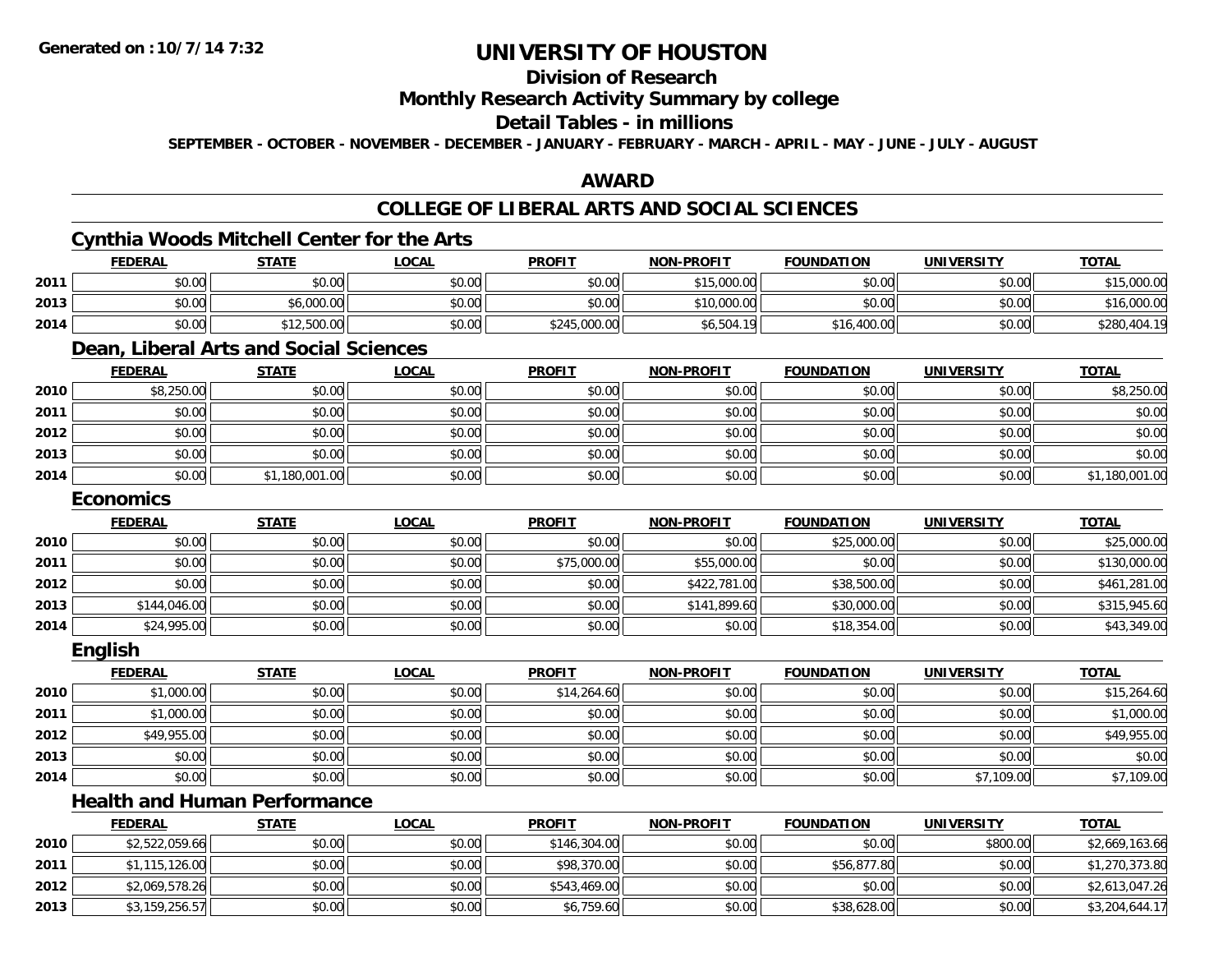**Generated on :10/7/14 7:32**

# UNIVERSITY OF HOUSTON

## Division of Research

## Monthly Research Activity Summary by college

## Detail Tables - in millions

**SEPTEMBER - OCTOBER - NOVEMBER - DECEMBER - JANUARY - FEBRUARY - MARCH - APRIL - MAY - JUNE - JULY - AUGUST**

## AWARD

## COLLEGE OF LIBERAL ARTS AND SOCIAL SCIENCES

### Cynthia Woods Mitchell Center for the Arts

| | FEDERAL | STATE | LOCAL | PROFIT | NON-PROFIT | FOUNDATION | UNIVERSITY | TOTAL |
|---|---|---|---|---|---|---|---|---|
| 2011 | $0.00 | $0.00 | $0.00 | $0.00 | $15,000.00 | $0.00 | $0.00 | $15,000.00 |
| 2013 | $0.00 | $6,000.00 | $0.00 | $0.00 | $10,000.00 | $0.00 | $0.00 | $16,000.00 |
| 2014 | $0.00 | $12,500.00 | $0.00 | $245,000.00 | $6,504.19 | $16,400.00 | $0.00 | $280,404.19 |

### Dean, Liberal Arts and Social Sciences

| | FEDERAL | STATE | LOCAL | PROFIT | NON-PROFIT | FOUNDATION | UNIVERSITY | TOTAL |
|---|---|---|---|---|---|---|---|---|
| 2010 | $8,250.00 | $0.00 | $0.00 | $0.00 | $0.00 | $0.00 | $0.00 | $8,250.00 |
| 2011 | $0.00 | $0.00 | $0.00 | $0.00 | $0.00 | $0.00 | $0.00 | $0.00 |
| 2012 | $0.00 | $0.00 | $0.00 | $0.00 | $0.00 | $0.00 | $0.00 | $0.00 |
| 2013 | $0.00 | $0.00 | $0.00 | $0.00 | $0.00 | $0.00 | $0.00 | $0.00 |
| 2014 | $0.00 | $1,180,001.00 | $0.00 | $0.00 | $0.00 | $0.00 | $0.00 | $1,180,001.00 |

### Economics

| | FEDERAL | STATE | LOCAL | PROFIT | NON-PROFIT | FOUNDATION | UNIVERSITY | TOTAL |
|---|---|---|---|---|---|---|---|---|
| 2010 | $0.00 | $0.00 | $0.00 | $0.00 | $0.00 | $25,000.00 | $0.00 | $25,000.00 |
| 2011 | $0.00 | $0.00 | $0.00 | $75,000.00 | $55,000.00 | $0.00 | $0.00 | $130,000.00 |
| 2012 | $0.00 | $0.00 | $0.00 | $0.00 | $422,781.00 | $38,500.00 | $0.00 | $461,281.00 |
| 2013 | $144,046.00 | $0.00 | $0.00 | $0.00 | $141,899.60 | $30,000.00 | $0.00 | $315,945.60 |
| 2014 | $24,995.00 | $0.00 | $0.00 | $0.00 | $0.00 | $18,354.00 | $0.00 | $43,349.00 |

### English

| | FEDERAL | STATE | LOCAL | PROFIT | NON-PROFIT | FOUNDATION | UNIVERSITY | TOTAL |
|---|---|---|---|---|---|---|---|---|
| 2010 | $1,000.00 | $0.00 | $0.00 | $14,264.60 | $0.00 | $0.00 | $0.00 | $15,264.60 |
| 2011 | $1,000.00 | $0.00 | $0.00 | $0.00 | $0.00 | $0.00 | $0.00 | $1,000.00 |
| 2012 | $49,955.00 | $0.00 | $0.00 | $0.00 | $0.00 | $0.00 | $0.00 | $49,955.00 |
| 2013 | $0.00 | $0.00 | $0.00 | $0.00 | $0.00 | $0.00 | $0.00 | $0.00 |
| 2014 | $0.00 | $0.00 | $0.00 | $0.00 | $0.00 | $0.00 | $7,109.00 | $7,109.00 |

### Health and Human Performance

| | FEDERAL | STATE | LOCAL | PROFIT | NON-PROFIT | FOUNDATION | UNIVERSITY | TOTAL |
|---|---|---|---|---|---|---|---|---|
| 2010 | $2,522,059.66 | $0.00 | $0.00 | $146,304.00 | $0.00 | $0.00 | $800.00 | $2,669,163.66 |
| 2011 | $1,115,126.00 | $0.00 | $0.00 | $98,370.00 | $0.00 | $56,877.80 | $0.00 | $1,270,373.80 |
| 2012 | $2,069,578.26 | $0.00 | $0.00 | $543,469.00 | $0.00 | $0.00 | $0.00 | $2,613,047.26 |
| 2013 | $3,159,256.57 | $0.00 | $0.00 | $6,759.60 | $0.00 | $38,628.00 | $0.00 | $3,204,644.17 |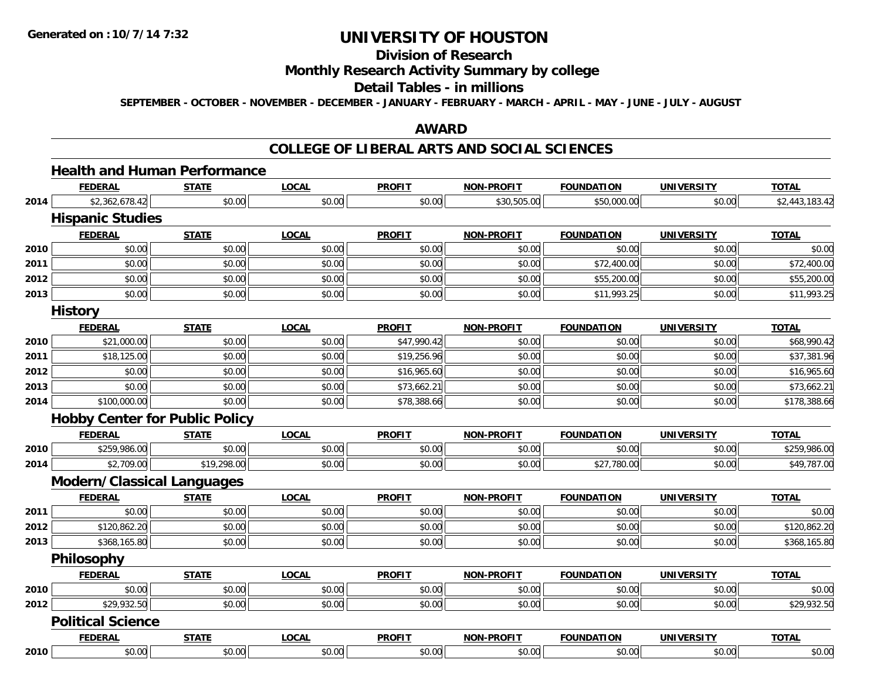# UNIVERSITY OF HOUSTON

## Division of Research

## Monthly Research Activity Summary by college

## Detail Tables - in millions

SEPTEMBER - OCTOBER - NOVEMBER - DECEMBER - JANUARY - FEBRUARY - MARCH - APRIL - MAY - JUNE - JULY - AUGUST

## AWARD

## COLLEGE OF LIBERAL ARTS AND SOCIAL SCIENCES

### Health and Human Performance

| | FEDERAL | STATE | LOCAL | PROFIT | NON-PROFIT | FOUNDATION | UNIVERSITY | TOTAL |
|---|---|---|---|---|---|---|---|---|
| 2014 | $2,362,678.42 | $0.00 | $0.00 | $0.00 | $30,505.00 | $50,000.00 | $0.00 | $2,443,183.42 |

### Hispanic Studies

| | FEDERAL | STATE | LOCAL | PROFIT | NON-PROFIT | FOUNDATION | UNIVERSITY | TOTAL |
|---|---|---|---|---|---|---|---|---|
| 2010 | $0.00 | $0.00 | $0.00 | $0.00 | $0.00 | $0.00 | $0.00 | $0.00 |
| 2011 | $0.00 | $0.00 | $0.00 | $0.00 | $0.00 | $72,400.00 | $0.00 | $72,400.00 |
| 2012 | $0.00 | $0.00 | $0.00 | $0.00 | $0.00 | $55,200.00 | $0.00 | $55,200.00 |
| 2013 | $0.00 | $0.00 | $0.00 | $0.00 | $0.00 | $11,993.25 | $0.00 | $11,993.25 |

### History

| | FEDERAL | STATE | LOCAL | PROFIT | NON-PROFIT | FOUNDATION | UNIVERSITY | TOTAL |
|---|---|---|---|---|---|---|---|---|
| 2010 | $21,000.00 | $0.00 | $0.00 | $47,990.42 | $0.00 | $0.00 | $0.00 | $68,990.42 |
| 2011 | $18,125.00 | $0.00 | $0.00 | $19,256.96 | $0.00 | $0.00 | $0.00 | $37,381.96 |
| 2012 | $0.00 | $0.00 | $0.00 | $16,965.60 | $0.00 | $0.00 | $0.00 | $16,965.60 |
| 2013 | $0.00 | $0.00 | $0.00 | $73,662.21 | $0.00 | $0.00 | $0.00 | $73,662.21 |
| 2014 | $100,000.00 | $0.00 | $0.00 | $78,388.66 | $0.00 | $0.00 | $0.00 | $178,388.66 |

### Hobby Center for Public Policy

| | FEDERAL | STATE | LOCAL | PROFIT | NON-PROFIT | FOUNDATION | UNIVERSITY | TOTAL |
|---|---|---|---|---|---|---|---|---|
| 2010 | $259,986.00 | $0.00 | $0.00 | $0.00 | $0.00 | $0.00 | $0.00 | $259,986.00 |
| 2014 | $2,709.00 | $19,298.00 | $0.00 | $0.00 | $0.00 | $27,780.00 | $0.00 | $49,787.00 |

### Modern/Classical Languages

| | FEDERAL | STATE | LOCAL | PROFIT | NON-PROFIT | FOUNDATION | UNIVERSITY | TOTAL |
|---|---|---|---|---|---|---|---|---|
| 2011 | $0.00 | $0.00 | $0.00 | $0.00 | $0.00 | $0.00 | $0.00 | $0.00 |
| 2012 | $120,862.20 | $0.00 | $0.00 | $0.00 | $0.00 | $0.00 | $0.00 | $120,862.20 |
| 2013 | $368,165.80 | $0.00 | $0.00 | $0.00 | $0.00 | $0.00 | $0.00 | $368,165.80 |

### Philosophy

| | FEDERAL | STATE | LOCAL | PROFIT | NON-PROFIT | FOUNDATION | UNIVERSITY | TOTAL |
|---|---|---|---|---|---|---|---|---|
| 2010 | $0.00 | $0.00 | $0.00 | $0.00 | $0.00 | $0.00 | $0.00 | $0.00 |
| 2012 | $29,932.50 | $0.00 | $0.00 | $0.00 | $0.00 | $0.00 | $0.00 | $29,932.50 |

### Political Science

| | FEDERAL | STATE | LOCAL | PROFIT | NON-PROFIT | FOUNDATION | UNIVERSITY | TOTAL |
|---|---|---|---|---|---|---|---|---|
| 2010 | $0.00 | $0.00 | $0.00 | $0.00 | $0.00 | $0.00 | $0.00 | $0.00 |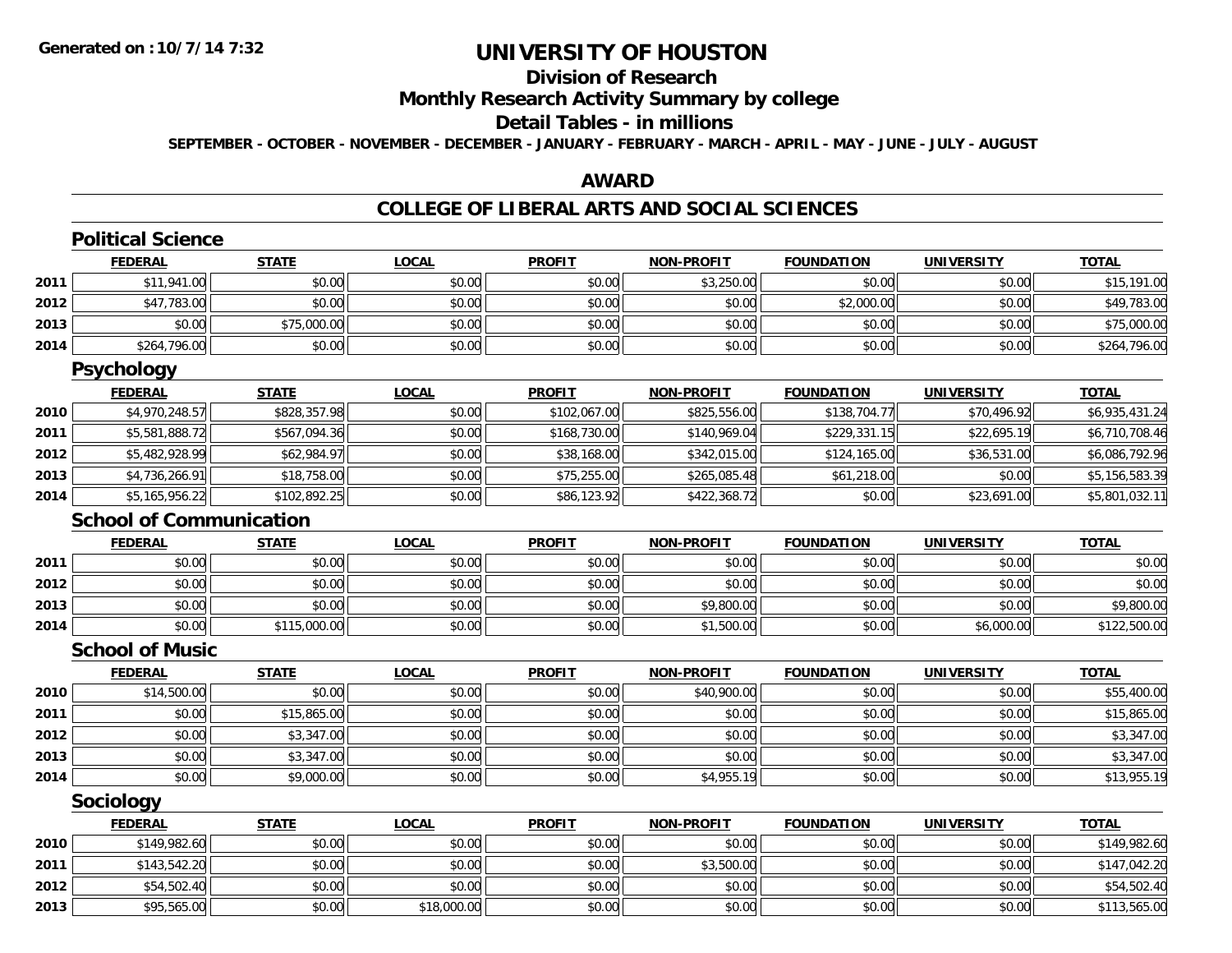# UNIVERSITY OF HOUSTON

## Division of Research

## Monthly Research Activity Summary by college

## Detail Tables - in millions

**SEPTEMBER - OCTOBER - NOVEMBER - DECEMBER - JANUARY - FEBRUARY - MARCH - APRIL - MAY - JUNE - JULY - AUGUST**

## AWARD

## COLLEGE OF LIBERAL ARTS AND SOCIAL SCIENCES

### Political Science

| | FEDERAL | STATE | LOCAL | PROFIT | NON-PROFIT | FOUNDATION | UNIVERSITY | TOTAL |
|---|---|---|---|---|---|---|---|---|
| 2011 | $11,941.00 | $0.00 | $0.00 | $0.00 | $3,250.00 | $0.00 | $0.00 | $15,191.00 |
| 2012 | $47,783.00 | $0.00 | $0.00 | $0.00 | $0.00 | $2,000.00 | $0.00 | $49,783.00 |
| 2013 | $0.00 | $75,000.00 | $0.00 | $0.00 | $0.00 | $0.00 | $0.00 | $75,000.00 |
| 2014 | $264,796.00 | $0.00 | $0.00 | $0.00 | $0.00 | $0.00 | $0.00 | $264,796.00 |

### Psychology

| | FEDERAL | STATE | LOCAL | PROFIT | NON-PROFIT | FOUNDATION | UNIVERSITY | TOTAL |
|---|---|---|---|---|---|---|---|---|
| 2010 | $4,970,248.57 | $828,357.98 | $0.00 | $102,067.00 | $825,556.00 | $138,704.77 | $70,496.92 | $6,935,431.24 |
| 2011 | $5,581,888.72 | $567,094.36 | $0.00 | $168,730.00 | $140,969.04 | $229,331.15 | $22,695.19 | $6,710,708.46 |
| 2012 | $5,482,928.99 | $62,984.97 | $0.00 | $38,168.00 | $342,015.00 | $124,165.00 | $36,531.00 | $6,086,792.96 |
| 2013 | $4,736,266.91 | $18,758.00 | $0.00 | $75,255.00 | $265,085.48 | $61,218.00 | $0.00 | $5,156,583.39 |
| 2014 | $5,165,956.22 | $102,892.25 | $0.00 | $86,123.92 | $422,368.72 | $0.00 | $23,691.00 | $5,801,032.11 |

### School of Communication

| | FEDERAL | STATE | LOCAL | PROFIT | NON-PROFIT | FOUNDATION | UNIVERSITY | TOTAL |
|---|---|---|---|---|---|---|---|---|
| 2011 | $0.00 | $0.00 | $0.00 | $0.00 | $0.00 | $0.00 | $0.00 | $0.00 |
| 2012 | $0.00 | $0.00 | $0.00 | $0.00 | $0.00 | $0.00 | $0.00 | $0.00 |
| 2013 | $0.00 | $0.00 | $0.00 | $0.00 | $9,800.00 | $0.00 | $0.00 | $9,800.00 |
| 2014 | $0.00 | $115,000.00 | $0.00 | $0.00 | $1,500.00 | $0.00 | $6,000.00 | $122,500.00 |

### School of Music

| | FEDERAL | STATE | LOCAL | PROFIT | NON-PROFIT | FOUNDATION | UNIVERSITY | TOTAL |
|---|---|---|---|---|---|---|---|---|
| 2010 | $14,500.00 | $0.00 | $0.00 | $0.00 | $40,900.00 | $0.00 | $0.00 | $55,400.00 |
| 2011 | $0.00 | $15,865.00 | $0.00 | $0.00 | $0.00 | $0.00 | $0.00 | $15,865.00 |
| 2012 | $0.00 | $3,347.00 | $0.00 | $0.00 | $0.00 | $0.00 | $0.00 | $3,347.00 |
| 2013 | $0.00 | $3,347.00 | $0.00 | $0.00 | $0.00 | $0.00 | $0.00 | $3,347.00 |
| 2014 | $0.00 | $9,000.00 | $0.00 | $0.00 | $4,955.19 | $0.00 | $0.00 | $13,955.19 |

### Sociology

| | FEDERAL | STATE | LOCAL | PROFIT | NON-PROFIT | FOUNDATION | UNIVERSITY | TOTAL |
|---|---|---|---|---|---|---|---|---|
| 2010 | $149,982.60 | $0.00 | $0.00 | $0.00 | $0.00 | $0.00 | $0.00 | $149,982.60 |
| 2011 | $143,542.20 | $0.00 | $0.00 | $0.00 | $3,500.00 | $0.00 | $0.00 | $147,042.20 |
| 2012 | $54,502.40 | $0.00 | $0.00 | $0.00 | $0.00 | $0.00 | $0.00 | $54,502.40 |
| 2013 | $95,565.00 | $0.00 | $18,000.00 | $0.00 | $0.00 | $0.00 | $0.00 | $113,565.00 |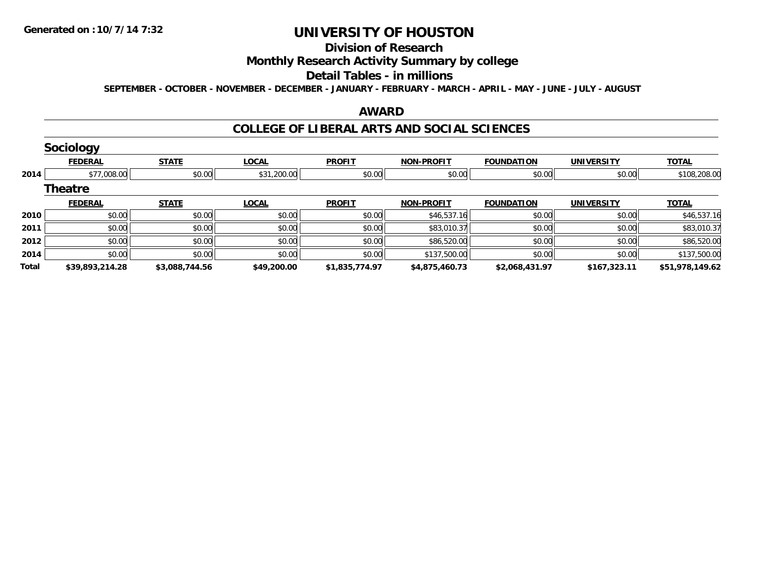**Generated on :10/7/14 7:32**

# UNIVERSITY OF HOUSTON

## Division of Research

## Monthly Research Activity Summary by college

## Detail Tables - in millions

**SEPTEMBER - OCTOBER - NOVEMBER - DECEMBER - JANUARY - FEBRUARY - MARCH - APRIL - MAY - JUNE - JULY - AUGUST**

## AWARD

## COLLEGE OF LIBERAL ARTS AND SOCIAL SCIENCES

### Sociology

| | FEDERAL | STATE | LOCAL | PROFIT | NON-PROFIT | FOUNDATION | UNIVERSITY | TOTAL |
|---|---|---|---|---|---|---|---|---|
| 2014 | $77,008.00 | $0.00 | $31,200.00 | $0.00 | $0.00 | $0.00 | $0.00 | $108,208.00 |

### Theatre

| | FEDERAL | STATE | LOCAL | PROFIT | NON-PROFIT | FOUNDATION | UNIVERSITY | TOTAL |
|---|---|---|---|---|---|---|---|---|
| 2010 | $0.00 | $0.00 | $0.00 | $0.00 | $46,537.16 | $0.00 | $0.00 | $46,537.16 |
| 2011 | $0.00 | $0.00 | $0.00 | $0.00 | $83,010.37 | $0.00 | $0.00 | $83,010.37 |
| 2012 | $0.00 | $0.00 | $0.00 | $0.00 | $86,520.00 | $0.00 | $0.00 | $86,520.00 |
| 2014 | $0.00 | $0.00 | $0.00 | $0.00 | $137,500.00 | $0.00 | $0.00 | $137,500.00 |
| **Total** | **$39,893,214.28** | **$3,088,744.56** | **$49,200.00** | **$1,835,774.97** | **$4,875,460.73** | **$2,068,431.97** | **$167,323.11** | **$51,978,149.62** |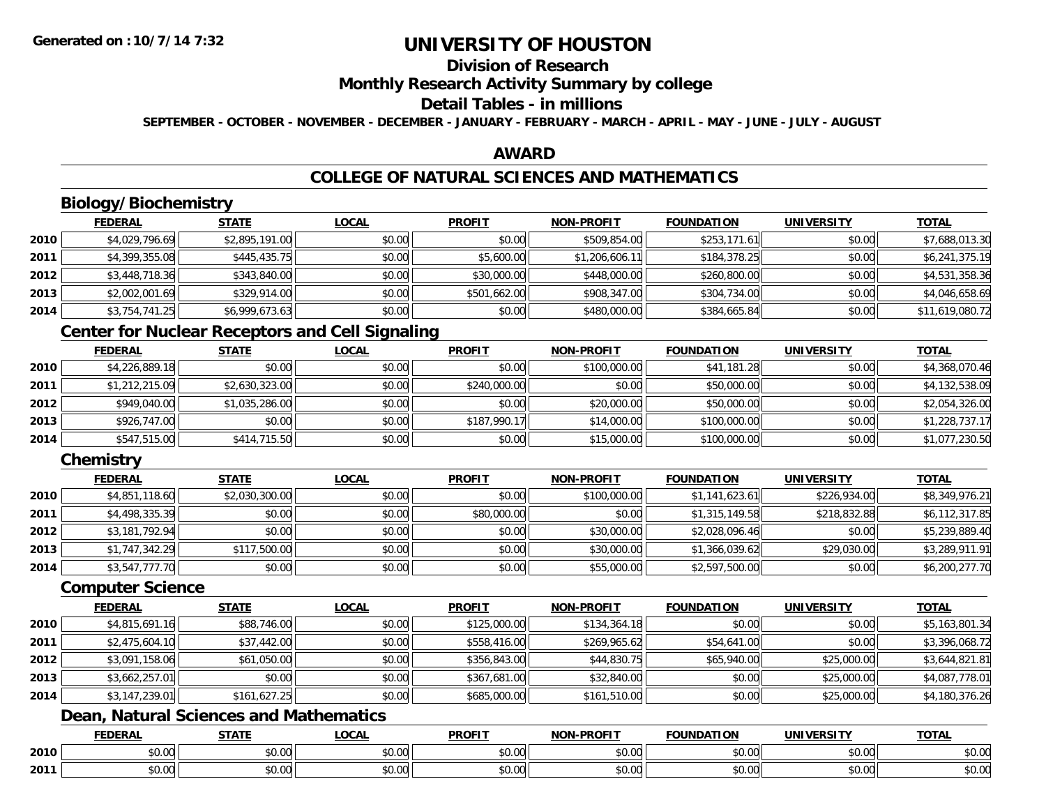# UNIVERSITY OF HOUSTON

## Division of Research

## Monthly Research Activity Summary by college

## Detail Tables - in millions

SEPTEMBER - OCTOBER - NOVEMBER - DECEMBER - JANUARY - FEBRUARY - MARCH - APRIL - MAY - JUNE - JULY - AUGUST

## AWARD

## COLLEGE OF NATURAL SCIENCES AND MATHEMATICS

### Biology/Biochemistry

| | FEDERAL | STATE | LOCAL | PROFIT | NON-PROFIT | FOUNDATION | UNIVERSITY | TOTAL |
|---|---|---|---|---|---|---|---|---|
| 2010 | $4,029,796.69 | $2,895,191.00 | $0.00 | $0.00 | $509,854.00 | $253,171.61 | $0.00 | $7,688,013.30 |
| 2011 | $4,399,355.08 | $445,435.75 | $0.00 | $5,600.00 | $1,206,606.11 | $184,378.25 | $0.00 | $6,241,375.19 |
| 2012 | $3,448,718.36 | $343,840.00 | $0.00 | $30,000.00 | $448,000.00 | $260,800.00 | $0.00 | $4,531,358.36 |
| 2013 | $2,002,001.69 | $329,914.00 | $0.00 | $501,662.00 | $908,347.00 | $304,734.00 | $0.00 | $4,046,658.69 |
| 2014 | $3,754,741.25 | $6,999,673.63 | $0.00 | $0.00 | $480,000.00 | $384,665.84 | $0.00 | $11,619,080.72 |

### Center for Nuclear Receptors and Cell Signaling

| | FEDERAL | STATE | LOCAL | PROFIT | NON-PROFIT | FOUNDATION | UNIVERSITY | TOTAL |
|---|---|---|---|---|---|---|---|---|
| 2010 | $4,226,889.18 | $0.00 | $0.00 | $0.00 | $100,000.00 | $41,181.28 | $0.00 | $4,368,070.46 |
| 2011 | $1,212,215.09 | $2,630,323.00 | $0.00 | $240,000.00 | $0.00 | $50,000.00 | $0.00 | $4,132,538.09 |
| 2012 | $949,040.00 | $1,035,286.00 | $0.00 | $0.00 | $20,000.00 | $50,000.00 | $0.00 | $2,054,326.00 |
| 2013 | $926,747.00 | $0.00 | $0.00 | $187,990.17 | $14,000.00 | $100,000.00 | $0.00 | $1,228,737.17 |
| 2014 | $547,515.00 | $414,715.50 | $0.00 | $0.00 | $15,000.00 | $100,000.00 | $0.00 | $1,077,230.50 |

### Chemistry

| | FEDERAL | STATE | LOCAL | PROFIT | NON-PROFIT | FOUNDATION | UNIVERSITY | TOTAL |
|---|---|---|---|---|---|---|---|---|
| 2010 | $4,851,118.60 | $2,030,300.00 | $0.00 | $0.00 | $100,000.00 | $1,141,623.61 | $226,934.00 | $8,349,976.21 |
| 2011 | $4,498,335.39 | $0.00 | $0.00 | $80,000.00 | $0.00 | $1,315,149.58 | $218,832.88 | $6,112,317.85 |
| 2012 | $3,181,792.94 | $0.00 | $0.00 | $0.00 | $30,000.00 | $2,028,096.46 | $0.00 | $5,239,889.40 |
| 2013 | $1,747,342.29 | $117,500.00 | $0.00 | $0.00 | $30,000.00 | $1,366,039.62 | $29,030.00 | $3,289,911.91 |
| 2014 | $3,547,777.70 | $0.00 | $0.00 | $0.00 | $55,000.00 | $2,597,500.00 | $0.00 | $6,200,277.70 |

### Computer Science

| | FEDERAL | STATE | LOCAL | PROFIT | NON-PROFIT | FOUNDATION | UNIVERSITY | TOTAL |
|---|---|---|---|---|---|---|---|---|
| 2010 | $4,815,691.16 | $88,746.00 | $0.00 | $125,000.00 | $134,364.18 | $0.00 | $0.00 | $5,163,801.34 |
| 2011 | $2,475,604.10 | $37,442.00 | $0.00 | $558,416.00 | $269,965.62 | $54,641.00 | $0.00 | $3,396,068.72 |
| 2012 | $3,091,158.06 | $61,050.00 | $0.00 | $356,843.00 | $44,830.75 | $65,940.00 | $25,000.00 | $3,644,821.81 |
| 2013 | $3,662,257.01 | $0.00 | $0.00 | $367,681.00 | $32,840.00 | $0.00 | $25,000.00 | $4,087,778.01 |
| 2014 | $3,147,239.01 | $161,627.25 | $0.00 | $685,000.00 | $161,510.00 | $0.00 | $25,000.00 | $4,180,376.26 |

### Dean, Natural Sciences and Mathematics

| | FEDERAL | STATE | LOCAL | PROFIT | NON-PROFIT | FOUNDATION | UNIVERSITY | TOTAL |
|---|---|---|---|---|---|---|---|---|
| 2010 | $0.00 | $0.00 | $0.00 | $0.00 | $0.00 | $0.00 | $0.00 | $0.00 |
| 2011 | $0.00 | $0.00 | $0.00 | $0.00 | $0.00 | $0.00 | $0.00 | $0.00 |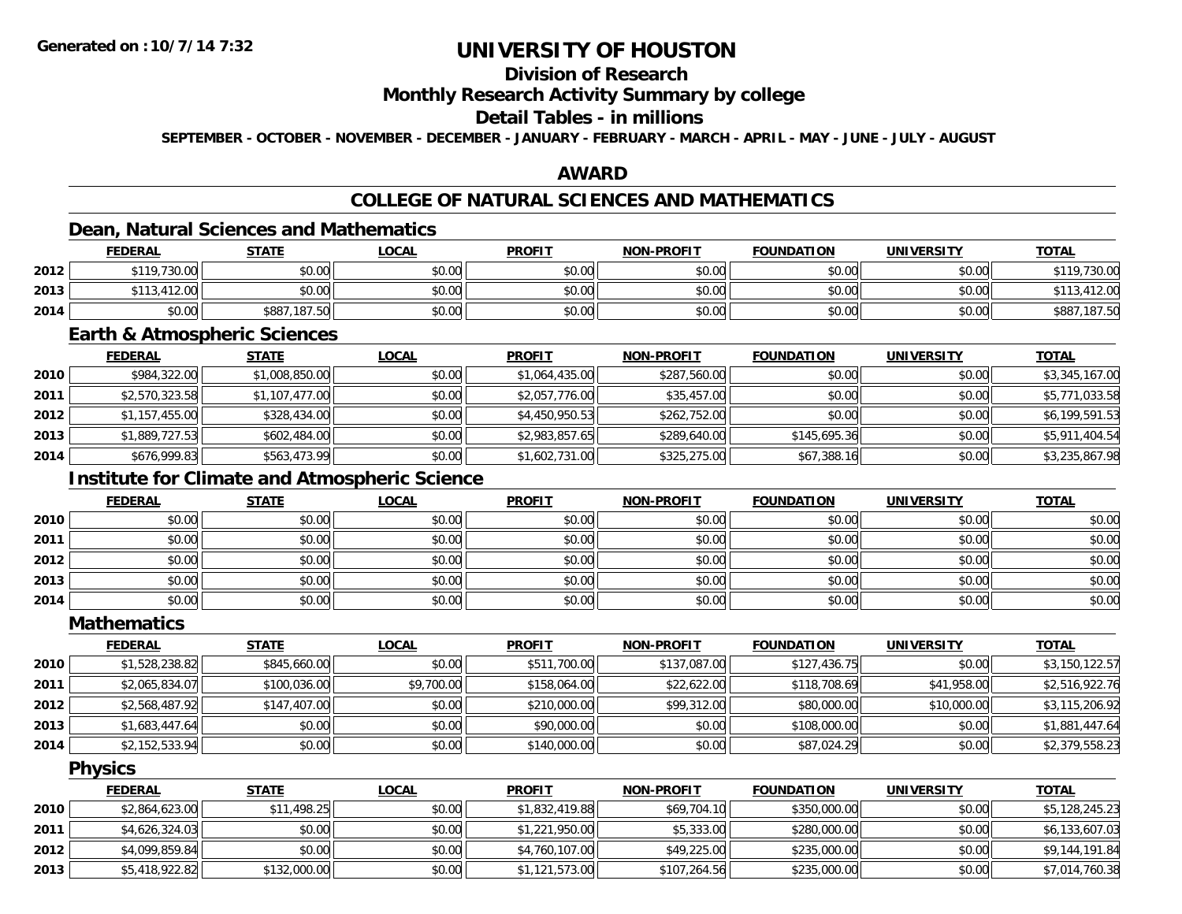**Generated on :10/7/14 7:32**

# UNIVERSITY OF HOUSTON

## Division of Research

## Monthly Research Activity Summary by college

## Detail Tables - in millions

**SEPTEMBER - OCTOBER - NOVEMBER - DECEMBER - JANUARY - FEBRUARY - MARCH - APRIL - MAY - JUNE - JULY - AUGUST**

## AWARD

## COLLEGE OF NATURAL SCIENCES AND MATHEMATICS

### Dean, Natural Sciences and Mathematics

| | FEDERAL | STATE | LOCAL | PROFIT | NON-PROFIT | FOUNDATION | UNIVERSITY | TOTAL |
|---|---|---|---|---|---|---|---|---|
| 2012 | $119,730.00 | $0.00 | $0.00 | $0.00 | $0.00 | $0.00 | $0.00 | $119,730.00 |
| 2013 | $113,412.00 | $0.00 | $0.00 | $0.00 | $0.00 | $0.00 | $0.00 | $113,412.00 |
| 2014 | $0.00 | $887,187.50 | $0.00 | $0.00 | $0.00 | $0.00 | $0.00 | $887,187.50 |

### Earth & Atmospheric Sciences

| | FEDERAL | STATE | LOCAL | PROFIT | NON-PROFIT | FOUNDATION | UNIVERSITY | TOTAL |
|---|---|---|---|---|---|---|---|---|
| 2010 | $984,322.00 | $1,008,850.00 | $0.00 | $1,064,435.00 | $287,560.00 | $0.00 | $0.00 | $3,345,167.00 |
| 2011 | $2,570,323.58 | $1,107,477.00 | $0.00 | $2,057,776.00 | $35,457.00 | $0.00 | $0.00 | $5,771,033.58 |
| 2012 | $1,157,455.00 | $328,434.00 | $0.00 | $4,450,950.53 | $262,752.00 | $0.00 | $0.00 | $6,199,591.53 |
| 2013 | $1,889,727.53 | $602,484.00 | $0.00 | $2,983,857.65 | $289,640.00 | $145,695.36 | $0.00 | $5,911,404.54 |
| 2014 | $676,999.83 | $563,473.99 | $0.00 | $1,602,731.00 | $325,275.00 | $67,388.16 | $0.00 | $3,235,867.98 |

### Institute for Climate and Atmospheric Science

| | FEDERAL | STATE | LOCAL | PROFIT | NON-PROFIT | FOUNDATION | UNIVERSITY | TOTAL |
|---|---|---|---|---|---|---|---|---|
| 2010 | $0.00 | $0.00 | $0.00 | $0.00 | $0.00 | $0.00 | $0.00 | $0.00 |
| 2011 | $0.00 | $0.00 | $0.00 | $0.00 | $0.00 | $0.00 | $0.00 | $0.00 |
| 2012 | $0.00 | $0.00 | $0.00 | $0.00 | $0.00 | $0.00 | $0.00 | $0.00 |
| 2013 | $0.00 | $0.00 | $0.00 | $0.00 | $0.00 | $0.00 | $0.00 | $0.00 |
| 2014 | $0.00 | $0.00 | $0.00 | $0.00 | $0.00 | $0.00 | $0.00 | $0.00 |

### Mathematics

| | FEDERAL | STATE | LOCAL | PROFIT | NON-PROFIT | FOUNDATION | UNIVERSITY | TOTAL |
|---|---|---|---|---|---|---|---|---|
| 2010 | $1,528,238.82 | $845,660.00 | $0.00 | $511,700.00 | $137,087.00 | $127,436.75 | $0.00 | $3,150,122.57 |
| 2011 | $2,065,834.07 | $100,036.00 | $9,700.00 | $158,064.00 | $22,622.00 | $118,708.69 | $41,958.00 | $2,516,922.76 |
| 2012 | $2,568,487.92 | $147,407.00 | $0.00 | $210,000.00 | $99,312.00 | $80,000.00 | $10,000.00 | $3,115,206.92 |
| 2013 | $1,683,447.64 | $0.00 | $0.00 | $90,000.00 | $0.00 | $108,000.00 | $0.00 | $1,881,447.64 |
| 2014 | $2,152,533.94 | $0.00 | $0.00 | $140,000.00 | $0.00 | $87,024.29 | $0.00 | $2,379,558.23 |

### Physics

| | FEDERAL | STATE | LOCAL | PROFIT | NON-PROFIT | FOUNDATION | UNIVERSITY | TOTAL |
|---|---|---|---|---|---|---|---|---|
| 2010 | $2,864,623.00 | $11,498.25 | $0.00 | $1,832,419.88 | $69,704.10 | $350,000.00 | $0.00 | $5,128,245.23 |
| 2011 | $4,626,324.03 | $0.00 | $0.00 | $1,221,950.00 | $5,333.00 | $280,000.00 | $0.00 | $6,133,607.03 |
| 2012 | $4,099,859.84 | $0.00 | $0.00 | $4,760,107.00 | $49,225.00 | $235,000.00 | $0.00 | $9,144,191.84 |
| 2013 | $5,418,922.82 | $132,000.00 | $0.00 | $1,121,573.00 | $107,264.56 | $235,000.00 | $0.00 | $7,014,760.38 |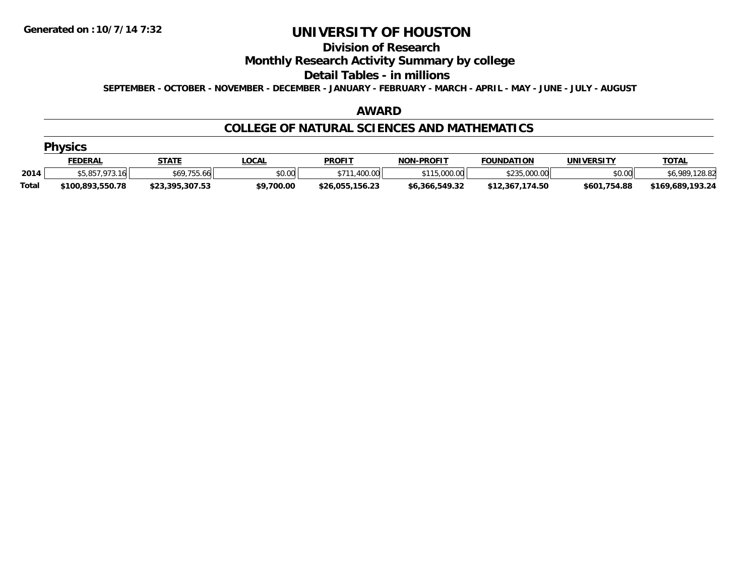Generated on :10/7/14 7:32

# UNIVERSITY OF HOUSTON

## Division of Research

## Monthly Research Activity Summary by college

## Detail Tables - in millions

SEPTEMBER - OCTOBER - NOVEMBER - DECEMBER - JANUARY - FEBRUARY - MARCH - APRIL - MAY - JUNE - JULY - AUGUST

### AWARD

### COLLEGE OF NATURAL SCIENCES AND MATHEMATICS

#### Physics

| | FEDERAL | STATE | LOCAL | PROFIT | NON-PROFIT | FOUNDATION | UNIVERSITY | TOTAL |
|---|---|---|---|---|---|---|---|---|
| 2014 | $5,857,973.16 | $69,755.66 | $0.00 | $711,400.00 | $115,000.00 | $235,000.00 | $0.00 | $6,989,128.82 |
| **Total** | **$100,893,550.78** | **$23,395,307.53** | **$9,700.00** | **$26,055,156.23** | **$6,366,549.32** | **$12,367,174.50** | **$601,754.88** | **$169,689,193.24** |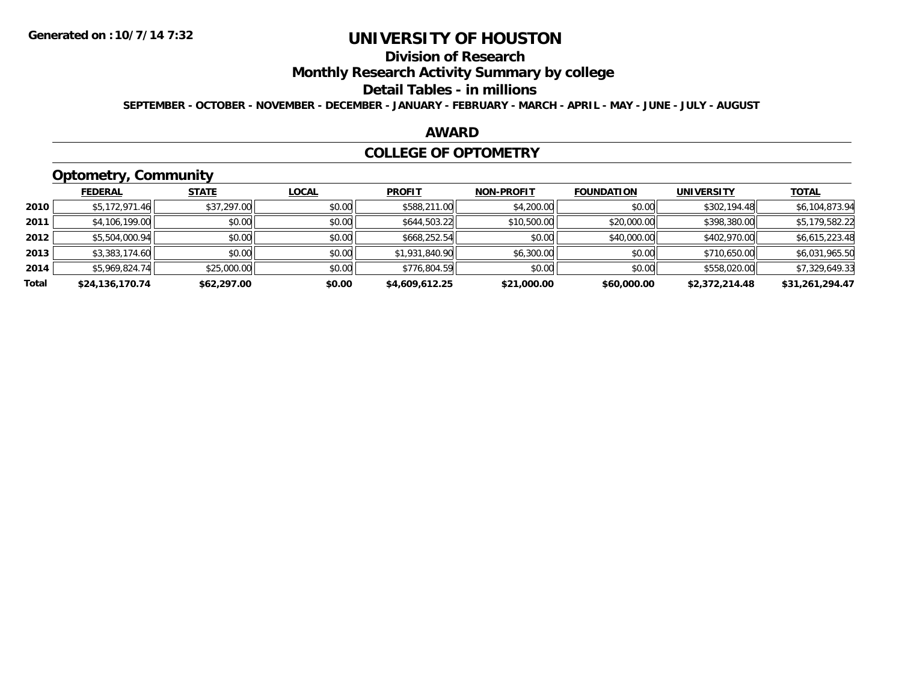# UNIVERSITY OF HOUSTON

## Division of Research

## Monthly Research Activity Summary by college

## Detail Tables - in millions

**SEPTEMBER - OCTOBER - NOVEMBER - DECEMBER - JANUARY - FEBRUARY - MARCH - APRIL - MAY - JUNE - JULY - AUGUST**

**Generated on : 10/7/14 7:32**

## AWARD

## COLLEGE OF OPTOMETRY

### Optometry, Community

| | FEDERAL | STATE | LOCAL | PROFIT | NON-PROFIT | FOUNDATION | UNIVERSITY | TOTAL |
|---|---|---|---|---|---|---|---|---|
| 2010 | $5,172,971.46 | $37,297.00 | $0.00 | $588,211.00 | $4,200.00 | $0.00 | $302,194.48 | $6,104,873.94 |
| 2011 | $4,106,199.00 | $0.00 | $0.00 | $644,503.22 | $10,500.00 | $20,000.00 | $398,380.00 | $5,179,582.22 |
| 2012 | $5,504,000.94 | $0.00 | $0.00 | $668,252.54 | $0.00 | $40,000.00 | $402,970.00 | $6,615,223.48 |
| 2013 | $3,383,174.60 | $0.00 | $0.00 | $1,931,840.90 | $6,300.00 | $0.00 | $710,650.00 | $6,031,965.50 |
| 2014 | $5,969,824.74 | $25,000.00 | $0.00 | $776,804.59 | $0.00 | $0.00 | $558,020.00 | $7,329,649.33 |
| **Total** | **$24,136,170.74** | **$62,297.00** | **$0.00** | **$4,609,612.25** | **$21,000.00** | **$60,000.00** | **$2,372,214.48** | **$31,261,294.47** |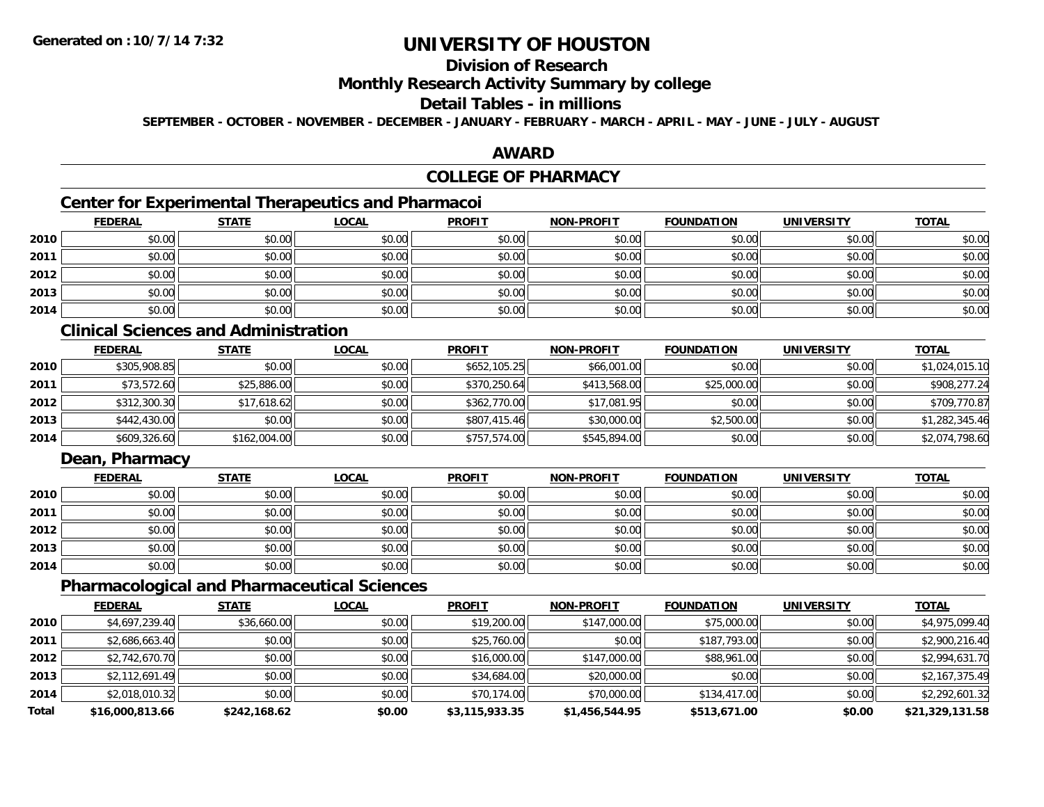**Generated on : 10/7/14 7:32**

# UNIVERSITY OF HOUSTON

## Division of Research

## Monthly Research Activity Summary by college

## Detail Tables - in millions

**SEPTEMBER - OCTOBER - NOVEMBER - DECEMBER - JANUARY - FEBRUARY - MARCH - APRIL - MAY - JUNE - JULY - AUGUST**

## AWARD

## COLLEGE OF PHARMACY

### Center for Experimental Therapeutics and Pharmacoi

| | FEDERAL | STATE | LOCAL | PROFIT | NON-PROFIT | FOUNDATION | UNIVERSITY | TOTAL |
|---|---|---|---|---|---|---|---|---|
| 2010 | $0.00 | $0.00 | $0.00 | $0.00 | $0.00 | $0.00 | $0.00 | $0.00 |
| 2011 | $0.00 | $0.00 | $0.00 | $0.00 | $0.00 | $0.00 | $0.00 | $0.00 |
| 2012 | $0.00 | $0.00 | $0.00 | $0.00 | $0.00 | $0.00 | $0.00 | $0.00 |
| 2013 | $0.00 | $0.00 | $0.00 | $0.00 | $0.00 | $0.00 | $0.00 | $0.00 |
| 2014 | $0.00 | $0.00 | $0.00 | $0.00 | $0.00 | $0.00 | $0.00 | $0.00 |

### Clinical Sciences and Administration

| | FEDERAL | STATE | LOCAL | PROFIT | NON-PROFIT | FOUNDATION | UNIVERSITY | TOTAL |
|---|---|---|---|---|---|---|---|---|
| 2010 | $305,908.85 | $0.00 | $0.00 | $652,105.25 | $66,001.00 | $0.00 | $0.00 | $1,024,015.10 |
| 2011 | $73,572.60 | $25,886.00 | $0.00 | $370,250.64 | $413,568.00 | $25,000.00 | $0.00 | $908,277.24 |
| 2012 | $312,300.30 | $17,618.62 | $0.00 | $362,770.00 | $17,081.95 | $0.00 | $0.00 | $709,770.87 |
| 2013 | $442,430.00 | $0.00 | $0.00 | $807,415.46 | $30,000.00 | $2,500.00 | $0.00 | $1,282,345.46 |
| 2014 | $609,326.60 | $162,004.00 | $0.00 | $757,574.00 | $545,894.00 | $0.00 | $0.00 | $2,074,798.60 |

### Dean, Pharmacy

| | FEDERAL | STATE | LOCAL | PROFIT | NON-PROFIT | FOUNDATION | UNIVERSITY | TOTAL |
|---|---|---|---|---|---|---|---|---|
| 2010 | $0.00 | $0.00 | $0.00 | $0.00 | $0.00 | $0.00 | $0.00 | $0.00 |
| 2011 | $0.00 | $0.00 | $0.00 | $0.00 | $0.00 | $0.00 | $0.00 | $0.00 |
| 2012 | $0.00 | $0.00 | $0.00 | $0.00 | $0.00 | $0.00 | $0.00 | $0.00 |
| 2013 | $0.00 | $0.00 | $0.00 | $0.00 | $0.00 | $0.00 | $0.00 | $0.00 |
| 2014 | $0.00 | $0.00 | $0.00 | $0.00 | $0.00 | $0.00 | $0.00 | $0.00 |

### Pharmacological and Pharmaceutical Sciences

| | FEDERAL | STATE | LOCAL | PROFIT | NON-PROFIT | FOUNDATION | UNIVERSITY | TOTAL |
|---|---|---|---|---|---|---|---|---|
| 2010 | $4,697,239.40 | $36,660.00 | $0.00 | $19,200.00 | $147,000.00 | $75,000.00 | $0.00 | $4,975,099.40 |
| 2011 | $2,686,663.40 | $0.00 | $0.00 | $25,760.00 | $0.00 | $187,793.00 | $0.00 | $2,900,216.40 |
| 2012 | $2,742,670.70 | $0.00 | $0.00 | $16,000.00 | $147,000.00 | $88,961.00 | $0.00 | $2,994,631.70 |
| 2013 | $2,112,691.49 | $0.00 | $0.00 | $34,684.00 | $20,000.00 | $0.00 | $0.00 | $2,167,375.49 |
| 2014 | $2,018,010.32 | $0.00 | $0.00 | $70,174.00 | $70,000.00 | $134,417.00 | $0.00 | $2,292,601.32 |
| **Total** | **$16,000,813.66** | **$242,168.62** | **$0.00** | **$3,115,933.35** | **$1,456,544.95** | **$513,671.00** | **$0.00** | **$21,329,131.58** |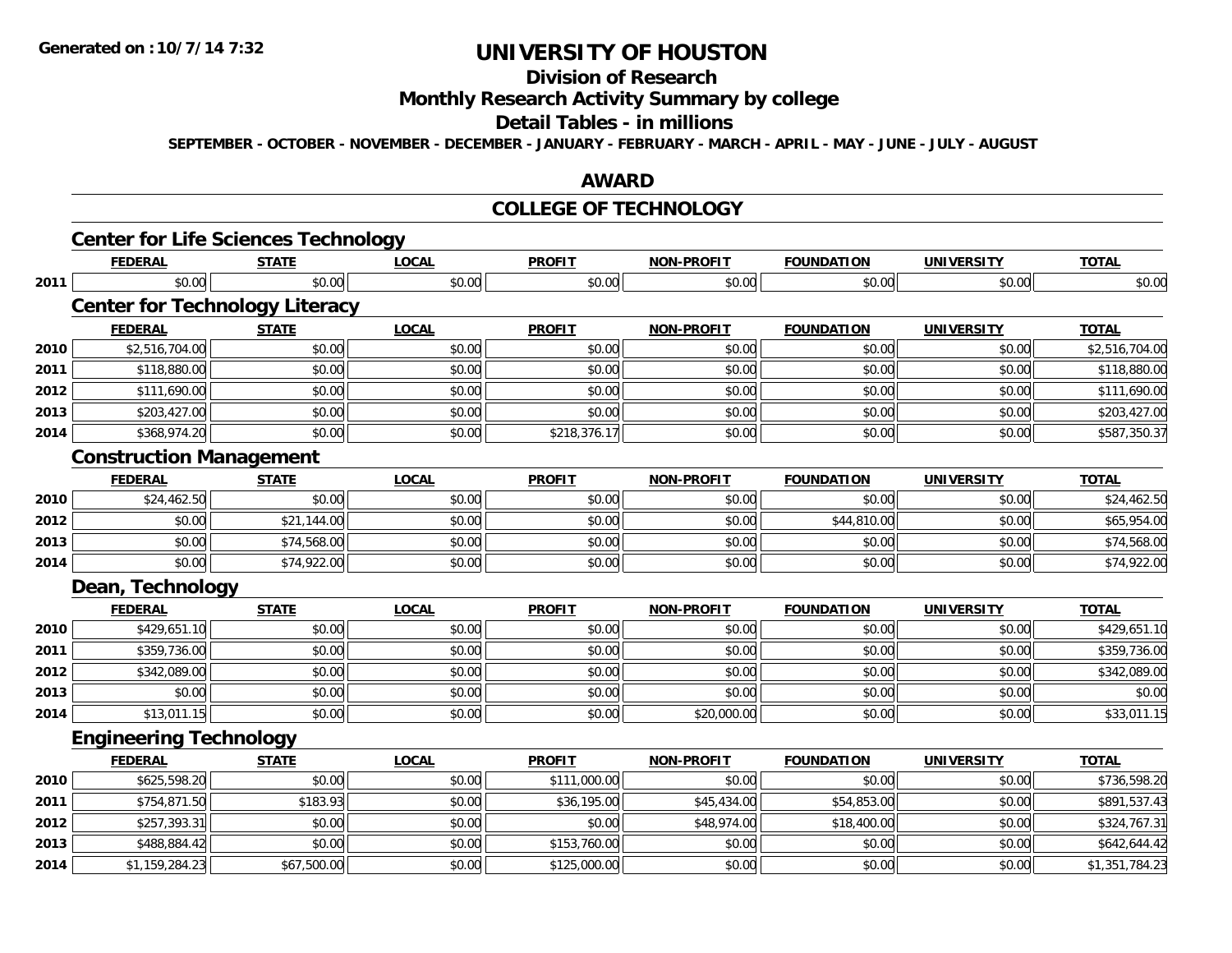# UNIVERSITY OF HOUSTON

## Division of Research

## Monthly Research Activity Summary by college

## Detail Tables - in millions

SEPTEMBER - OCTOBER - NOVEMBER - DECEMBER - JANUARY - FEBRUARY - MARCH - APRIL - MAY - JUNE - JULY - AUGUST

## AWARD

## COLLEGE OF TECHNOLOGY

### Center for Life Sciences Technology

| | FEDERAL | STATE | LOCAL | PROFIT | NON-PROFIT | FOUNDATION | UNIVERSITY | TOTAL |
|---|---|---|---|---|---|---|---|---|
| 2011 | $0.00 | $0.00 | $0.00 | $0.00 | $0.00 | $0.00 | $0.00 | $0.00 |

### Center for Technology Literacy

| | FEDERAL | STATE | LOCAL | PROFIT | NON-PROFIT | FOUNDATION | UNIVERSITY | TOTAL |
|---|---|---|---|---|---|---|---|---|
| 2010 | $2,516,704.00 | $0.00 | $0.00 | $0.00 | $0.00 | $0.00 | $0.00 | $2,516,704.00 |
| 2011 | $118,880.00 | $0.00 | $0.00 | $0.00 | $0.00 | $0.00 | $0.00 | $118,880.00 |
| 2012 | $111,690.00 | $0.00 | $0.00 | $0.00 | $0.00 | $0.00 | $0.00 | $111,690.00 |
| 2013 | $203,427.00 | $0.00 | $0.00 | $0.00 | $0.00 | $0.00 | $0.00 | $203,427.00 |
| 2014 | $368,974.20 | $0.00 | $0.00 | $218,376.17 | $0.00 | $0.00 | $0.00 | $587,350.37 |

### Construction Management

| | FEDERAL | STATE | LOCAL | PROFIT | NON-PROFIT | FOUNDATION | UNIVERSITY | TOTAL |
|---|---|---|---|---|---|---|---|---|
| 2010 | $24,462.50 | $0.00 | $0.00 | $0.00 | $0.00 | $0.00 | $0.00 | $24,462.50 |
| 2012 | $0.00 | $21,144.00 | $0.00 | $0.00 | $0.00 | $44,810.00 | $0.00 | $65,954.00 |
| 2013 | $0.00 | $74,568.00 | $0.00 | $0.00 | $0.00 | $0.00 | $0.00 | $74,568.00 |
| 2014 | $0.00 | $74,922.00 | $0.00 | $0.00 | $0.00 | $0.00 | $0.00 | $74,922.00 |

### Dean, Technology

| | FEDERAL | STATE | LOCAL | PROFIT | NON-PROFIT | FOUNDATION | UNIVERSITY | TOTAL |
|---|---|---|---|---|---|---|---|---|
| 2010 | $429,651.10 | $0.00 | $0.00 | $0.00 | $0.00 | $0.00 | $0.00 | $429,651.10 |
| 2011 | $359,736.00 | $0.00 | $0.00 | $0.00 | $0.00 | $0.00 | $0.00 | $359,736.00 |
| 2012 | $342,089.00 | $0.00 | $0.00 | $0.00 | $0.00 | $0.00 | $0.00 | $342,089.00 |
| 2013 | $0.00 | $0.00 | $0.00 | $0.00 | $0.00 | $0.00 | $0.00 | $0.00 |
| 2014 | $13,011.15 | $0.00 | $0.00 | $0.00 | $20,000.00 | $0.00 | $0.00 | $33,011.15 |

### Engineering Technology

| | FEDERAL | STATE | LOCAL | PROFIT | NON-PROFIT | FOUNDATION | UNIVERSITY | TOTAL |
|---|---|---|---|---|---|---|---|---|
| 2010 | $625,598.20 | $0.00 | $0.00 | $111,000.00 | $0.00 | $0.00 | $0.00 | $736,598.20 |
| 2011 | $754,871.50 | $183.93 | $0.00 | $36,195.00 | $45,434.00 | $54,853.00 | $0.00 | $891,537.43 |
| 2012 | $257,393.31 | $0.00 | $0.00 | $0.00 | $48,974.00 | $18,400.00 | $0.00 | $324,767.31 |
| 2013 | $488,884.42 | $0.00 | $0.00 | $153,760.00 | $0.00 | $0.00 | $0.00 | $642,644.42 |
| 2014 | $1,159,284.23 | $67,500.00 | $0.00 | $125,000.00 | $0.00 | $0.00 | $0.00 | $1,351,784.23 |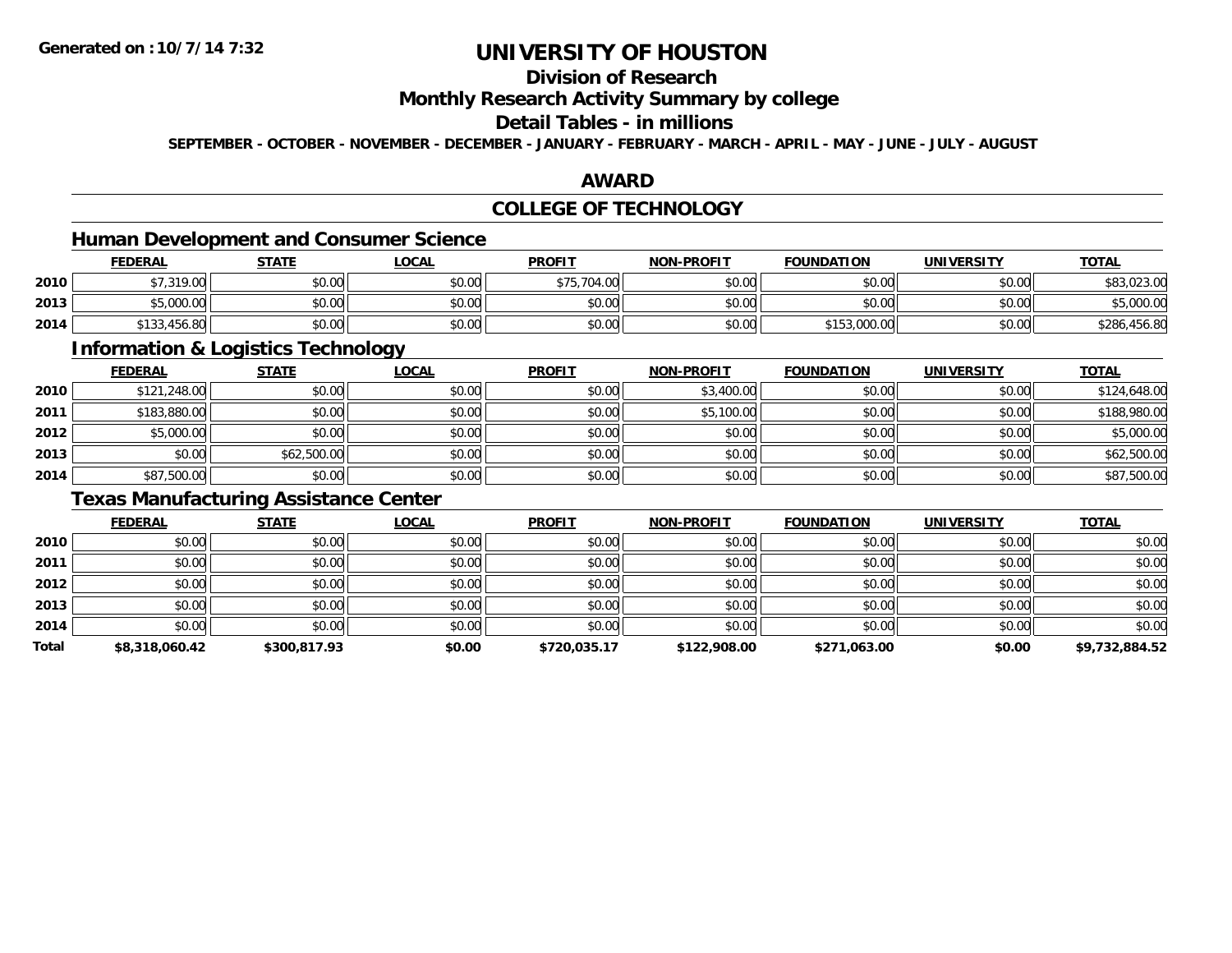**Generated on :10/7/14 7:32**

# UNIVERSITY OF HOUSTON

## Division of Research

## Monthly Research Activity Summary by college

## Detail Tables - in millions

**SEPTEMBER - OCTOBER - NOVEMBER - DECEMBER - JANUARY - FEBRUARY - MARCH - APRIL - MAY - JUNE - JULY - AUGUST**

## AWARD

## COLLEGE OF TECHNOLOGY

### Human Development and Consumer Science

| | FEDERAL | STATE | LOCAL | PROFIT | NON-PROFIT | FOUNDATION | UNIVERSITY | TOTAL |
|---|---|---|---|---|---|---|---|---|
| 2010 | $7,319.00 | $0.00 | $0.00 | $75,704.00 | $0.00 | $0.00 | $0.00 | $83,023.00 |
| 2013 | $5,000.00 | $0.00 | $0.00 | $0.00 | $0.00 | $0.00 | $0.00 | $5,000.00 |
| 2014 | $133,456.80 | $0.00 | $0.00 | $0.00 | $0.00 | $153,000.00 | $0.00 | $286,456.80 |

### Information & Logistics Technology

| | FEDERAL | STATE | LOCAL | PROFIT | NON-PROFIT | FOUNDATION | UNIVERSITY | TOTAL |
|---|---|---|---|---|---|---|---|---|
| 2010 | $121,248.00 | $0.00 | $0.00 | $0.00 | $3,400.00 | $0.00 | $0.00 | $124,648.00 |
| 2011 | $183,880.00 | $0.00 | $0.00 | $0.00 | $5,100.00 | $0.00 | $0.00 | $188,980.00 |
| 2012 | $5,000.00 | $0.00 | $0.00 | $0.00 | $0.00 | $0.00 | $0.00 | $5,000.00 |
| 2013 | $0.00 | $62,500.00 | $0.00 | $0.00 | $0.00 | $0.00 | $0.00 | $62,500.00 |
| 2014 | $87,500.00 | $0.00 | $0.00 | $0.00 | $0.00 | $0.00 | $0.00 | $87,500.00 |

### Texas Manufacturing Assistance Center

| | FEDERAL | STATE | LOCAL | PROFIT | NON-PROFIT | FOUNDATION | UNIVERSITY | TOTAL |
|---|---|---|---|---|---|---|---|---|
| 2010 | $0.00 | $0.00 | $0.00 | $0.00 | $0.00 | $0.00 | $0.00 | $0.00 |
| 2011 | $0.00 | $0.00 | $0.00 | $0.00 | $0.00 | $0.00 | $0.00 | $0.00 |
| 2012 | $0.00 | $0.00 | $0.00 | $0.00 | $0.00 | $0.00 | $0.00 | $0.00 |
| 2013 | $0.00 | $0.00 | $0.00 | $0.00 | $0.00 | $0.00 | $0.00 | $0.00 |
| 2014 | $0.00 | $0.00 | $0.00 | $0.00 | $0.00 | $0.00 | $0.00 | $0.00 |
| **Total** | **$8,318,060.42** | **$300,817.93** | **$0.00** | **$720,035.17** | **$122,908.00** | **$271,063.00** | **$0.00** | **$9,732,884.52** |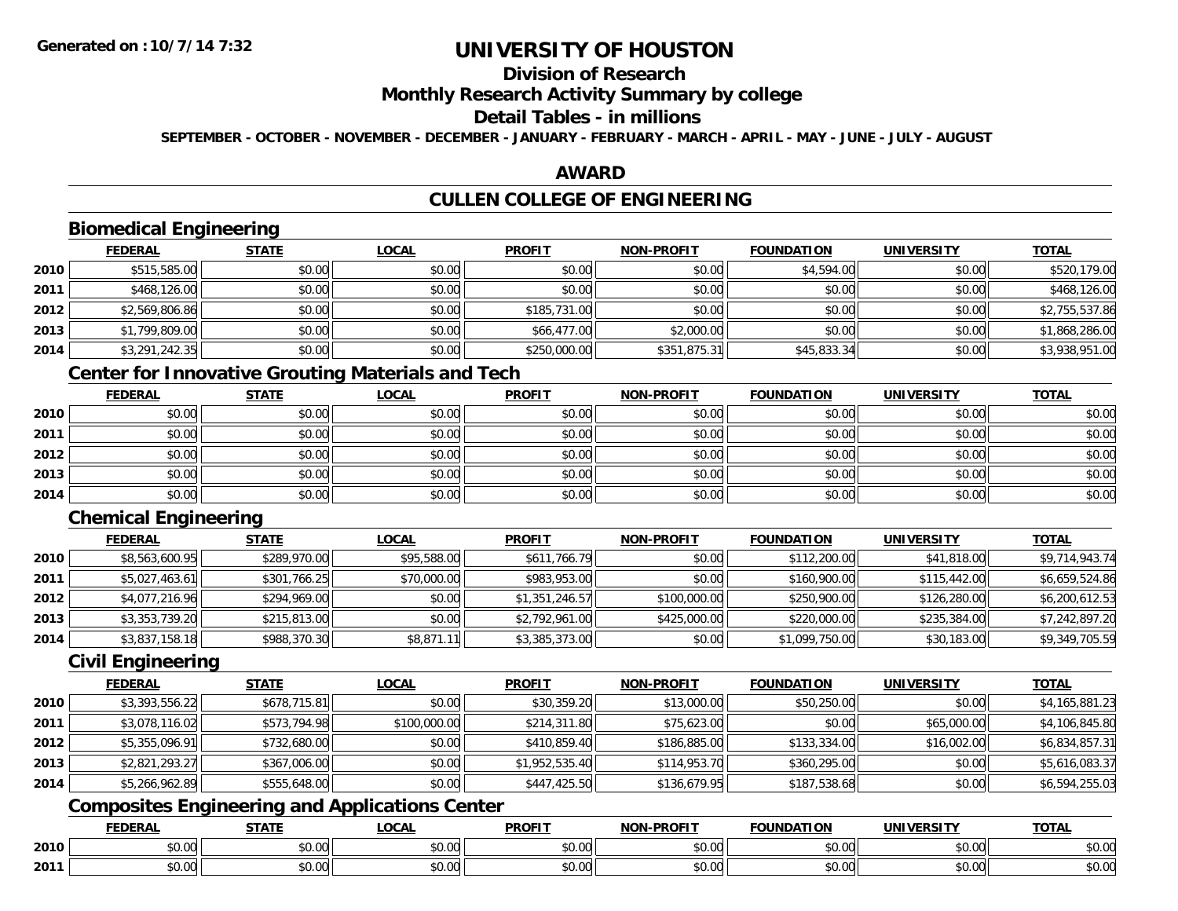# UNIVERSITY OF HOUSTON

## Division of Research

## Monthly Research Activity Summary by college

## Detail Tables - in millions

**SEPTEMBER - OCTOBER - NOVEMBER - DECEMBER - JANUARY - FEBRUARY - MARCH - APRIL - MAY - JUNE - JULY - AUGUST**

## AWARD

## CULLEN COLLEGE OF ENGINEERING

### Biomedical Engineering

| | FEDERAL | STATE | LOCAL | PROFIT | NON-PROFIT | FOUNDATION | UNIVERSITY | TOTAL |
|---|---|---|---|---|---|---|---|---|
| 2010 | $515,585.00 | $0.00 | $0.00 | $0.00 | $0.00 | $4,594.00 | $0.00 | $520,179.00 |
| 2011 | $468,126.00 | $0.00 | $0.00 | $0.00 | $0.00 | $0.00 | $0.00 | $468,126.00 |
| 2012 | $2,569,806.86 | $0.00 | $0.00 | $185,731.00 | $0.00 | $0.00 | $0.00 | $2,755,537.86 |
| 2013 | $1,799,809.00 | $0.00 | $0.00 | $66,477.00 | $2,000.00 | $0.00 | $0.00 | $1,868,286.00 |
| 2014 | $3,291,242.35 | $0.00 | $0.00 | $250,000.00 | $351,875.31 | $45,833.34 | $0.00 | $3,938,951.00 |

### Center for Innovative Grouting Materials and Tech

| | FEDERAL | STATE | LOCAL | PROFIT | NON-PROFIT | FOUNDATION | UNIVERSITY | TOTAL |
|---|---|---|---|---|---|---|---|---|
| 2010 | $0.00 | $0.00 | $0.00 | $0.00 | $0.00 | $0.00 | $0.00 | $0.00 |
| 2011 | $0.00 | $0.00 | $0.00 | $0.00 | $0.00 | $0.00 | $0.00 | $0.00 |
| 2012 | $0.00 | $0.00 | $0.00 | $0.00 | $0.00 | $0.00 | $0.00 | $0.00 |
| 2013 | $0.00 | $0.00 | $0.00 | $0.00 | $0.00 | $0.00 | $0.00 | $0.00 |
| 2014 | $0.00 | $0.00 | $0.00 | $0.00 | $0.00 | $0.00 | $0.00 | $0.00 |

### Chemical Engineering

| | FEDERAL | STATE | LOCAL | PROFIT | NON-PROFIT | FOUNDATION | UNIVERSITY | TOTAL |
|---|---|---|---|---|---|---|---|---|
| 2010 | $8,563,600.95 | $289,970.00 | $95,588.00 | $611,766.79 | $0.00 | $112,200.00 | $41,818.00 | $9,714,943.74 |
| 2011 | $5,027,463.61 | $301,766.25 | $70,000.00 | $983,953.00 | $0.00 | $160,900.00 | $115,442.00 | $6,659,524.86 |
| 2012 | $4,077,216.96 | $294,969.00 | $0.00 | $1,351,246.57 | $100,000.00 | $250,900.00 | $126,280.00 | $6,200,612.53 |
| 2013 | $3,353,739.20 | $215,813.00 | $0.00 | $2,792,961.00 | $425,000.00 | $220,000.00 | $235,384.00 | $7,242,897.20 |
| 2014 | $3,837,158.18 | $988,370.30 | $8,871.11 | $3,385,373.00 | $0.00 | $1,099,750.00 | $30,183.00 | $9,349,705.59 |

### Civil Engineering

| | FEDERAL | STATE | LOCAL | PROFIT | NON-PROFIT | FOUNDATION | UNIVERSITY | TOTAL |
|---|---|---|---|---|---|---|---|---|
| 2010 | $3,393,556.22 | $678,715.81 | $0.00 | $30,359.20 | $13,000.00 | $50,250.00 | $0.00 | $4,165,881.23 |
| 2011 | $3,078,116.02 | $573,794.98 | $100,000.00 | $214,311.80 | $75,623.00 | $0.00 | $65,000.00 | $4,106,845.80 |
| 2012 | $5,355,096.91 | $732,680.00 | $0.00 | $410,859.40 | $186,885.00 | $133,334.00 | $16,002.00 | $6,834,857.31 |
| 2013 | $2,821,293.27 | $367,006.00 | $0.00 | $1,952,535.40 | $114,953.70 | $360,295.00 | $0.00 | $5,616,083.37 |
| 2014 | $5,266,962.89 | $555,648.00 | $0.00 | $447,425.50 | $136,679.95 | $187,538.68 | $0.00 | $6,594,255.03 |

### Composites Engineering and Applications Center

| | FEDERAL | STATE | LOCAL | PROFIT | NON-PROFIT | FOUNDATION | UNIVERSITY | TOTAL |
|---|---|---|---|---|---|---|---|---|
| 2010 | $0.00 | $0.00 | $0.00 | $0.00 | $0.00 | $0.00 | $0.00 | $0.00 |
| 2011 | $0.00 | $0.00 | $0.00 | $0.00 | $0.00 | $0.00 | $0.00 | $0.00 |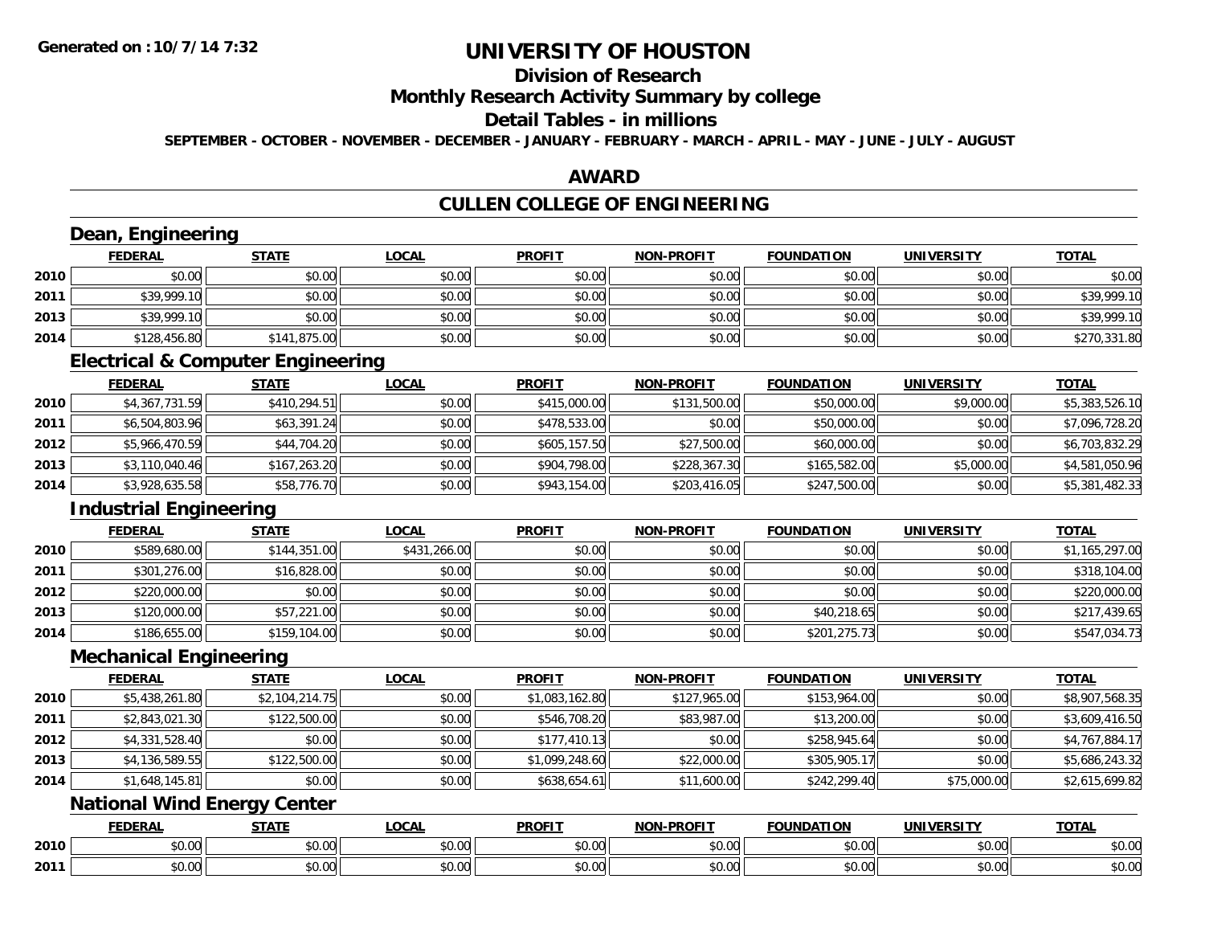# UNIVERSITY OF HOUSTON

## Division of Research

## Monthly Research Activity Summary by college

## Detail Tables - in millions

**SEPTEMBER - OCTOBER - NOVEMBER - DECEMBER - JANUARY - FEBRUARY - MARCH - APRIL - MAY - JUNE - JULY - AUGUST**

## AWARD

## CULLEN COLLEGE OF ENGINEERING

### Dean, Engineering

| | FEDERAL | STATE | LOCAL | PROFIT | NON-PROFIT | FOUNDATION | UNIVERSITY | TOTAL |
|---|---|---|---|---|---|---|---|---|
| 2010 | $0.00 | $0.00 | $0.00 | $0.00 | $0.00 | $0.00 | $0.00 | $0.00 |
| 2011 | $39,999.10 | $0.00 | $0.00 | $0.00 | $0.00 | $0.00 | $0.00 | $39,999.10 |
| 2013 | $39,999.10 | $0.00 | $0.00 | $0.00 | $0.00 | $0.00 | $0.00 | $39,999.10 |
| 2014 | $128,456.80 | $141,875.00 | $0.00 | $0.00 | $0.00 | $0.00 | $0.00 | $270,331.80 |

### Electrical & Computer Engineering

| | FEDERAL | STATE | LOCAL | PROFIT | NON-PROFIT | FOUNDATION | UNIVERSITY | TOTAL |
|---|---|---|---|---|---|---|---|---|
| 2010 | $4,367,731.59 | $410,294.51 | $0.00 | $415,000.00 | $131,500.00 | $50,000.00 | $9,000.00 | $5,383,526.10 |
| 2011 | $6,504,803.96 | $63,391.24 | $0.00 | $478,533.00 | $0.00 | $50,000.00 | $0.00 | $7,096,728.20 |
| 2012 | $5,966,470.59 | $44,704.20 | $0.00 | $605,157.50 | $27,500.00 | $60,000.00 | $0.00 | $6,703,832.29 |
| 2013 | $3,110,040.46 | $167,263.20 | $0.00 | $904,798.00 | $228,367.30 | $165,582.00 | $5,000.00 | $4,581,050.96 |
| 2014 | $3,928,635.58 | $58,776.70 | $0.00 | $943,154.00 | $203,416.05 | $247,500.00 | $0.00 | $5,381,482.33 |

### Industrial Engineering

| | FEDERAL | STATE | LOCAL | PROFIT | NON-PROFIT | FOUNDATION | UNIVERSITY | TOTAL |
|---|---|---|---|---|---|---|---|---|
| 2010 | $589,680.00 | $144,351.00 | $431,266.00 | $0.00 | $0.00 | $0.00 | $0.00 | $1,165,297.00 |
| 2011 | $301,276.00 | $16,828.00 | $0.00 | $0.00 | $0.00 | $0.00 | $0.00 | $318,104.00 |
| 2012 | $220,000.00 | $0.00 | $0.00 | $0.00 | $0.00 | $0.00 | $0.00 | $220,000.00 |
| 2013 | $120,000.00 | $57,221.00 | $0.00 | $0.00 | $0.00 | $40,218.65 | $0.00 | $217,439.65 |
| 2014 | $186,655.00 | $159,104.00 | $0.00 | $0.00 | $0.00 | $201,275.73 | $0.00 | $547,034.73 |

### Mechanical Engineering

| | FEDERAL | STATE | LOCAL | PROFIT | NON-PROFIT | FOUNDATION | UNIVERSITY | TOTAL |
|---|---|---|---|---|---|---|---|---|
| 2010 | $5,438,261.80 | $2,104,214.75 | $0.00 | $1,083,162.80 | $127,965.00 | $153,964.00 | $0.00 | $8,907,568.35 |
| 2011 | $2,843,021.30 | $122,500.00 | $0.00 | $546,708.20 | $83,987.00 | $13,200.00 | $0.00 | $3,609,416.50 |
| 2012 | $4,331,528.40 | $0.00 | $0.00 | $177,410.13 | $0.00 | $258,945.64 | $0.00 | $4,767,884.17 |
| 2013 | $4,136,589.55 | $122,500.00 | $0.00 | $1,099,248.60 | $22,000.00 | $305,905.17 | $0.00 | $5,686,243.32 |
| 2014 | $1,648,145.81 | $0.00 | $0.00 | $638,654.61 | $11,600.00 | $242,299.40 | $75,000.00 | $2,615,699.82 |

### National Wind Energy Center

| | FEDERAL | STATE | LOCAL | PROFIT | NON-PROFIT | FOUNDATION | UNIVERSITY | TOTAL |
|---|---|---|---|---|---|---|---|---|
| 2010 | $0.00 | $0.00 | $0.00 | $0.00 | $0.00 | $0.00 | $0.00 | $0.00 |
| 2011 | $0.00 | $0.00 | $0.00 | $0.00 | $0.00 | $0.00 | $0.00 | $0.00 |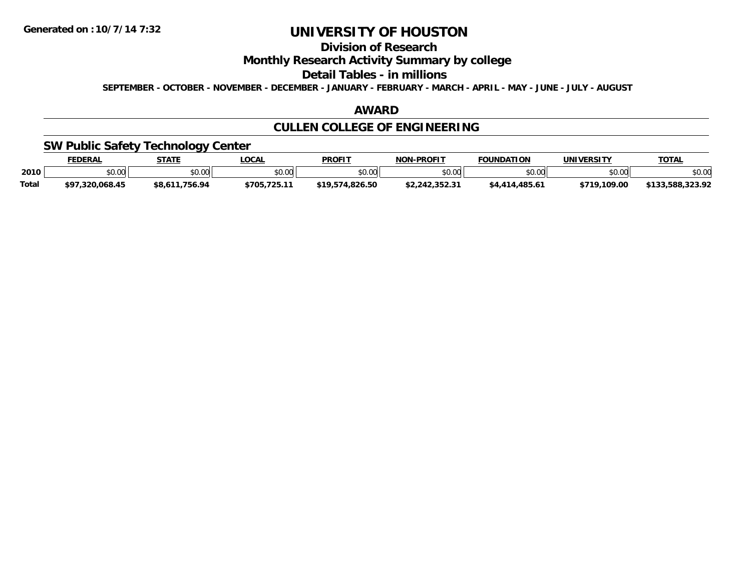**Generated on :10/7/14 7:32**

# UNIVERSITY OF HOUSTON

## Division of Research

## Monthly Research Activity Summary by college

## Detail Tables - in millions

**SEPTEMBER - OCTOBER - NOVEMBER - DECEMBER - JANUARY - FEBRUARY - MARCH - APRIL - MAY - JUNE - JULY - AUGUST**

## AWARD

## CULLEN COLLEGE OF ENGINEERING

### SW Public Safety Technology Center

| | FEDERAL | STATE | LOCAL | PROFIT | NON-PROFIT | FOUNDATION | UNIVERSITY | TOTAL |
|---|---|---|---|---|---|---|---|---|
| 2010 | $0.00 | $0.00 | $0.00 | $0.00 | $0.00 | $0.00 | $0.00 | $0.00 |
| Total | $97,320,068.45 | $8,611,756.94 | $705,725.11 | $19,574,826.50 | $2,242,352.31 | $4,414,485.61 | $719,109.00 | $133,588,323.92 |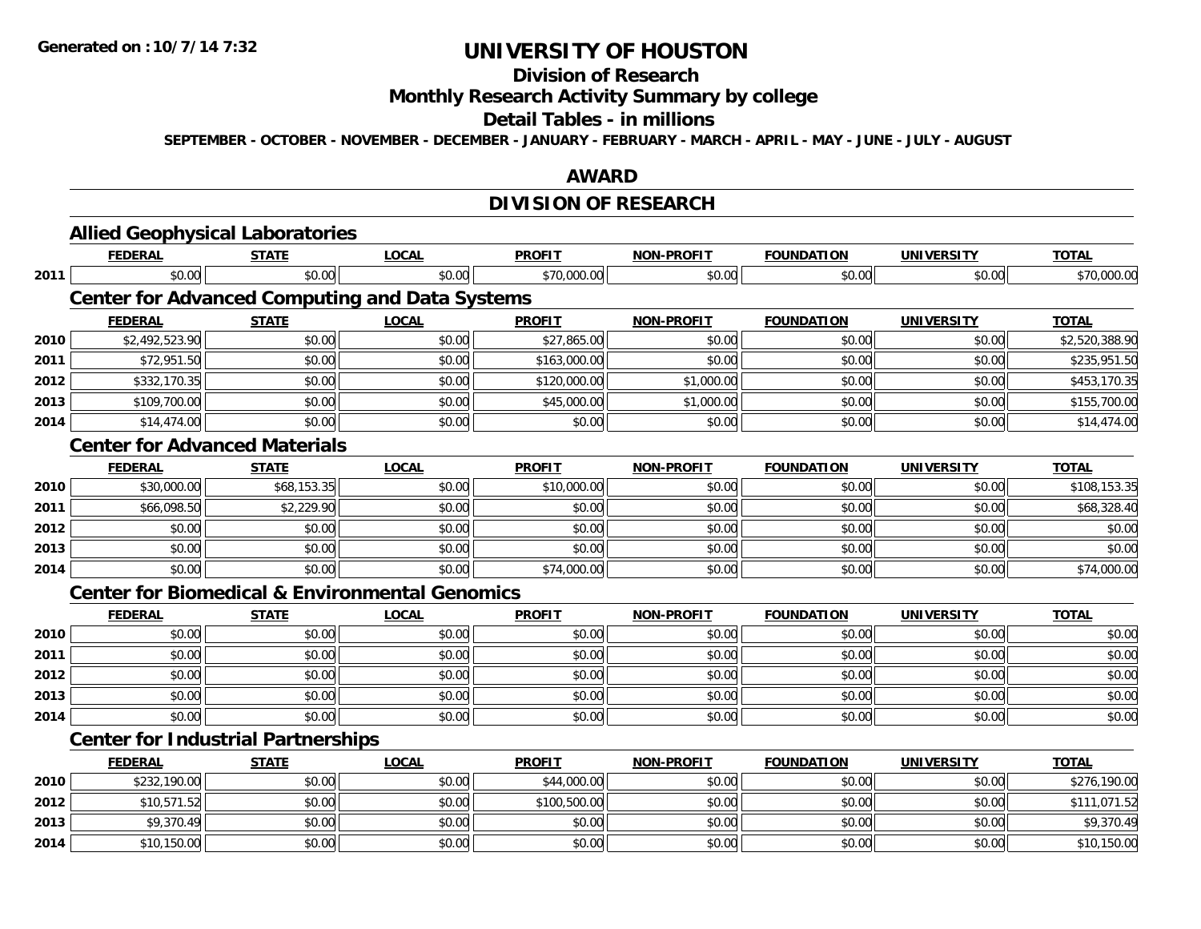**Generated on :10/7/14 7:32**

# UNIVERSITY OF HOUSTON

## Division of Research

## Monthly Research Activity Summary by college

## Detail Tables - in millions

**SEPTEMBER - OCTOBER - NOVEMBER - DECEMBER - JANUARY - FEBRUARY - MARCH - APRIL - MAY - JUNE - JULY - AUGUST**

## AWARD

## DIVISION OF RESEARCH

### Allied Geophysical Laboratories

| | FEDERAL | STATE | LOCAL | PROFIT | NON-PROFIT | FOUNDATION | UNIVERSITY | TOTAL |
|---|---|---|---|---|---|---|---|---|
| 2011 | $0.00 | $0.00 | $0.00 | $70,000.00 | $0.00 | $0.00 | $0.00 | $70,000.00 |

### Center for Advanced Computing and Data Systems

| | FEDERAL | STATE | LOCAL | PROFIT | NON-PROFIT | FOUNDATION | UNIVERSITY | TOTAL |
|---|---|---|---|---|---|---|---|---|
| 2010 | $2,492,523.90 | $0.00 | $0.00 | $27,865.00 | $0.00 | $0.00 | $0.00 | $2,520,388.90 |
| 2011 | $72,951.50 | $0.00 | $0.00 | $163,000.00 | $0.00 | $0.00 | $0.00 | $235,951.50 |
| 2012 | $332,170.35 | $0.00 | $0.00 | $120,000.00 | $1,000.00 | $0.00 | $0.00 | $453,170.35 |
| 2013 | $109,700.00 | $0.00 | $0.00 | $45,000.00 | $1,000.00 | $0.00 | $0.00 | $155,700.00 |
| 2014 | $14,474.00 | $0.00 | $0.00 | $0.00 | $0.00 | $0.00 | $0.00 | $14,474.00 |

### Center for Advanced Materials

| | FEDERAL | STATE | LOCAL | PROFIT | NON-PROFIT | FOUNDATION | UNIVERSITY | TOTAL |
|---|---|---|---|---|---|---|---|---|
| 2010 | $30,000.00 | $68,153.35 | $0.00 | $10,000.00 | $0.00 | $0.00 | $0.00 | $108,153.35 |
| 2011 | $66,098.50 | $2,229.90 | $0.00 | $0.00 | $0.00 | $0.00 | $0.00 | $68,328.40 |
| 2012 | $0.00 | $0.00 | $0.00 | $0.00 | $0.00 | $0.00 | $0.00 | $0.00 |
| 2013 | $0.00 | $0.00 | $0.00 | $0.00 | $0.00 | $0.00 | $0.00 | $0.00 |
| 2014 | $0.00 | $0.00 | $0.00 | $74,000.00 | $0.00 | $0.00 | $0.00 | $74,000.00 |

### Center for Biomedical & Environmental Genomics

| | FEDERAL | STATE | LOCAL | PROFIT | NON-PROFIT | FOUNDATION | UNIVERSITY | TOTAL |
|---|---|---|---|---|---|---|---|---|
| 2010 | $0.00 | $0.00 | $0.00 | $0.00 | $0.00 | $0.00 | $0.00 | $0.00 |
| 2011 | $0.00 | $0.00 | $0.00 | $0.00 | $0.00 | $0.00 | $0.00 | $0.00 |
| 2012 | $0.00 | $0.00 | $0.00 | $0.00 | $0.00 | $0.00 | $0.00 | $0.00 |
| 2013 | $0.00 | $0.00 | $0.00 | $0.00 | $0.00 | $0.00 | $0.00 | $0.00 |
| 2014 | $0.00 | $0.00 | $0.00 | $0.00 | $0.00 | $0.00 | $0.00 | $0.00 |

### Center for Industrial Partnerships

| | FEDERAL | STATE | LOCAL | PROFIT | NON-PROFIT | FOUNDATION | UNIVERSITY | TOTAL |
|---|---|---|---|---|---|---|---|---|
| 2010 | $232,190.00 | $0.00 | $0.00 | $44,000.00 | $0.00 | $0.00 | $0.00 | $276,190.00 |
| 2012 | $10,571.52 | $0.00 | $0.00 | $100,500.00 | $0.00 | $0.00 | $0.00 | $111,071.52 |
| 2013 | $9,370.49 | $0.00 | $0.00 | $0.00 | $0.00 | $0.00 | $0.00 | $9,370.49 |
| 2014 | $10,150.00 | $0.00 | $0.00 | $0.00 | $0.00 | $0.00 | $0.00 | $10,150.00 |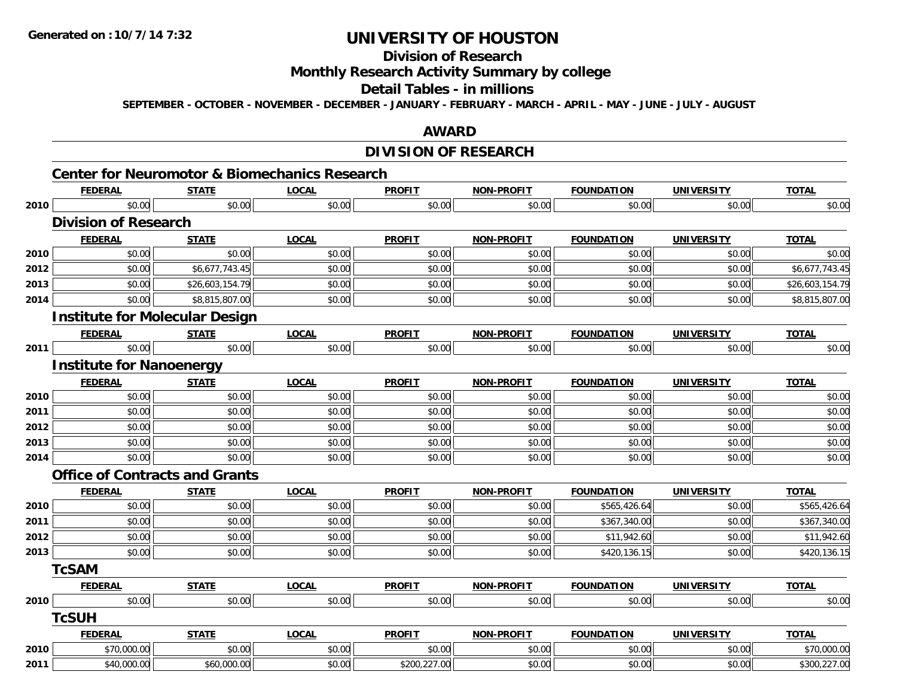Generated on :10/7/14 7:32

# UNIVERSITY OF HOUSTON

## Division of Research

## Monthly Research Activity Summary by college

## Detail Tables - in millions

SEPTEMBER - OCTOBER - NOVEMBER - DECEMBER - JANUARY - FEBRUARY - MARCH - APRIL - MAY - JUNE - JULY - AUGUST

## AWARD

## DIVISION OF RESEARCH

### Center for Neuromotor & Biomechanics Research

| | FEDERAL | STATE | LOCAL | PROFIT | NON-PROFIT | FOUNDATION | UNIVERSITY | TOTAL |
|---|---|---|---|---|---|---|---|---|
| 2010 | $0.00 | $0.00 | $0.00 | $0.00 | $0.00 | $0.00 | $0.00 | $0.00 |

### Division of Research

| | FEDERAL | STATE | LOCAL | PROFIT | NON-PROFIT | FOUNDATION | UNIVERSITY | TOTAL |
|---|---|---|---|---|---|---|---|---|
| 2010 | $0.00 | $0.00 | $0.00 | $0.00 | $0.00 | $0.00 | $0.00 | $0.00 |
| 2012 | $0.00 | $6,677,743.45 | $0.00 | $0.00 | $0.00 | $0.00 | $0.00 | $6,677,743.45 |
| 2013 | $0.00 | $26,603,154.79 | $0.00 | $0.00 | $0.00 | $0.00 | $0.00 | $26,603,154.79 |
| 2014 | $0.00 | $8,815,807.00 | $0.00 | $0.00 | $0.00 | $0.00 | $0.00 | $8,815,807.00 |

### Institute for Molecular Design

| | FEDERAL | STATE | LOCAL | PROFIT | NON-PROFIT | FOUNDATION | UNIVERSITY | TOTAL |
|---|---|---|---|---|---|---|---|---|
| 2011 | $0.00 | $0.00 | $0.00 | $0.00 | $0.00 | $0.00 | $0.00 | $0.00 |

### Institute for Nanoenergy

| | FEDERAL | STATE | LOCAL | PROFIT | NON-PROFIT | FOUNDATION | UNIVERSITY | TOTAL |
|---|---|---|---|---|---|---|---|---|
| 2010 | $0.00 | $0.00 | $0.00 | $0.00 | $0.00 | $0.00 | $0.00 | $0.00 |
| 2011 | $0.00 | $0.00 | $0.00 | $0.00 | $0.00 | $0.00 | $0.00 | $0.00 |
| 2012 | $0.00 | $0.00 | $0.00 | $0.00 | $0.00 | $0.00 | $0.00 | $0.00 |
| 2013 | $0.00 | $0.00 | $0.00 | $0.00 | $0.00 | $0.00 | $0.00 | $0.00 |
| 2014 | $0.00 | $0.00 | $0.00 | $0.00 | $0.00 | $0.00 | $0.00 | $0.00 |

### Office of Contracts and Grants

| | FEDERAL | STATE | LOCAL | PROFIT | NON-PROFIT | FOUNDATION | UNIVERSITY | TOTAL |
|---|---|---|---|---|---|---|---|---|
| 2010 | $0.00 | $0.00 | $0.00 | $0.00 | $0.00 | $565,426.64 | $0.00 | $565,426.64 |
| 2011 | $0.00 | $0.00 | $0.00 | $0.00 | $0.00 | $367,340.00 | $0.00 | $367,340.00 |
| 2012 | $0.00 | $0.00 | $0.00 | $0.00 | $0.00 | $11,942.60 | $0.00 | $11,942.60 |
| 2013 | $0.00 | $0.00 | $0.00 | $0.00 | $0.00 | $420,136.15 | $0.00 | $420,136.15 |

### TcSAM

| | FEDERAL | STATE | LOCAL | PROFIT | NON-PROFIT | FOUNDATION | UNIVERSITY | TOTAL |
|---|---|---|---|---|---|---|---|---|
| 2010 | $0.00 | $0.00 | $0.00 | $0.00 | $0.00 | $0.00 | $0.00 | $0.00 |

### TcSUH

| | FEDERAL | STATE | LOCAL | PROFIT | NON-PROFIT | FOUNDATION | UNIVERSITY | TOTAL |
|---|---|---|---|---|---|---|---|---|
| 2010 | $70,000.00 | $0.00 | $0.00 | $0.00 | $0.00 | $0.00 | $0.00 | $70,000.00 |
| 2011 | $40,000.00 | $60,000.00 | $0.00 | $200,227.00 | $0.00 | $0.00 | $0.00 | $300,227.00 |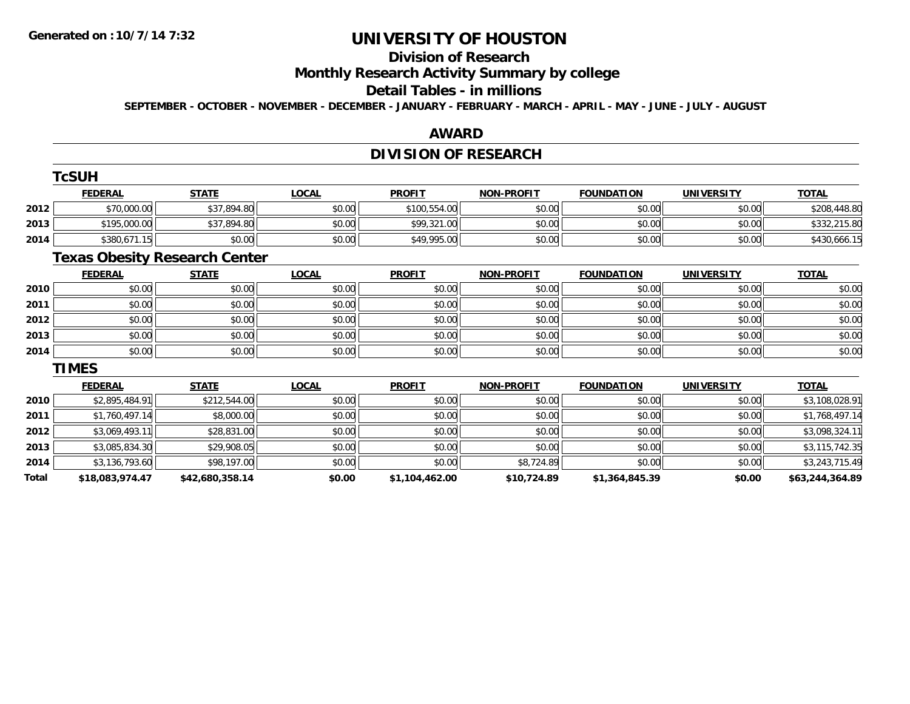# UNIVERSITY OF HOUSTON

## Division of Research

## Monthly Research Activity Summary by college

## Detail Tables - in millions

**SEPTEMBER - OCTOBER - NOVEMBER - DECEMBER - JANUARY - FEBRUARY - MARCH - APRIL - MAY - JUNE - JULY - AUGUST**

Generated on : 10/7/14 7:32

## AWARD

## DIVISION OF RESEARCH

### TcSUH

| | FEDERAL | STATE | LOCAL | PROFIT | NON-PROFIT | FOUNDATION | UNIVERSITY | TOTAL |
|---|---|---|---|---|---|---|---|---|
| 2012 | $70,000.00 | $37,894.80 | $0.00 | $100,554.00 | $0.00 | $0.00 | $0.00 | $208,448.80 |
| 2013 | $195,000.00 | $37,894.80 | $0.00 | $99,321.00 | $0.00 | $0.00 | $0.00 | $332,215.80 |
| 2014 | $380,671.15 | $0.00 | $0.00 | $49,995.00 | $0.00 | $0.00 | $0.00 | $430,666.15 |

### Texas Obesity Research Center

| | FEDERAL | STATE | LOCAL | PROFIT | NON-PROFIT | FOUNDATION | UNIVERSITY | TOTAL |
|---|---|---|---|---|---|---|---|---|
| 2010 | $0.00 | $0.00 | $0.00 | $0.00 | $0.00 | $0.00 | $0.00 | $0.00 |
| 2011 | $0.00 | $0.00 | $0.00 | $0.00 | $0.00 | $0.00 | $0.00 | $0.00 |
| 2012 | $0.00 | $0.00 | $0.00 | $0.00 | $0.00 | $0.00 | $0.00 | $0.00 |
| 2013 | $0.00 | $0.00 | $0.00 | $0.00 | $0.00 | $0.00 | $0.00 | $0.00 |
| 2014 | $0.00 | $0.00 | $0.00 | $0.00 | $0.00 | $0.00 | $0.00 | $0.00 |

### TIMES

| | FEDERAL | STATE | LOCAL | PROFIT | NON-PROFIT | FOUNDATION | UNIVERSITY | TOTAL |
|---|---|---|---|---|---|---|---|---|
| 2010 | $2,895,484.91 | $212,544.00 | $0.00 | $0.00 | $0.00 | $0.00 | $0.00 | $3,108,028.91 |
| 2011 | $1,760,497.14 | $8,000.00 | $0.00 | $0.00 | $0.00 | $0.00 | $0.00 | $1,768,497.14 |
| 2012 | $3,069,493.11 | $28,831.00 | $0.00 | $0.00 | $0.00 | $0.00 | $0.00 | $3,098,324.11 |
| 2013 | $3,085,834.30 | $29,908.05 | $0.00 | $0.00 | $0.00 | $0.00 | $0.00 | $3,115,742.35 |
| 2014 | $3,136,793.60 | $98,197.00 | $0.00 | $0.00 | $8,724.89 | $0.00 | $0.00 | $3,243,715.49 |
| **Total** | **$18,083,974.47** | **$42,680,358.14** | **$0.00** | **$1,104,462.00** | **$10,724.89** | **$1,364,845.39** | **$0.00** | **$63,244,364.89** |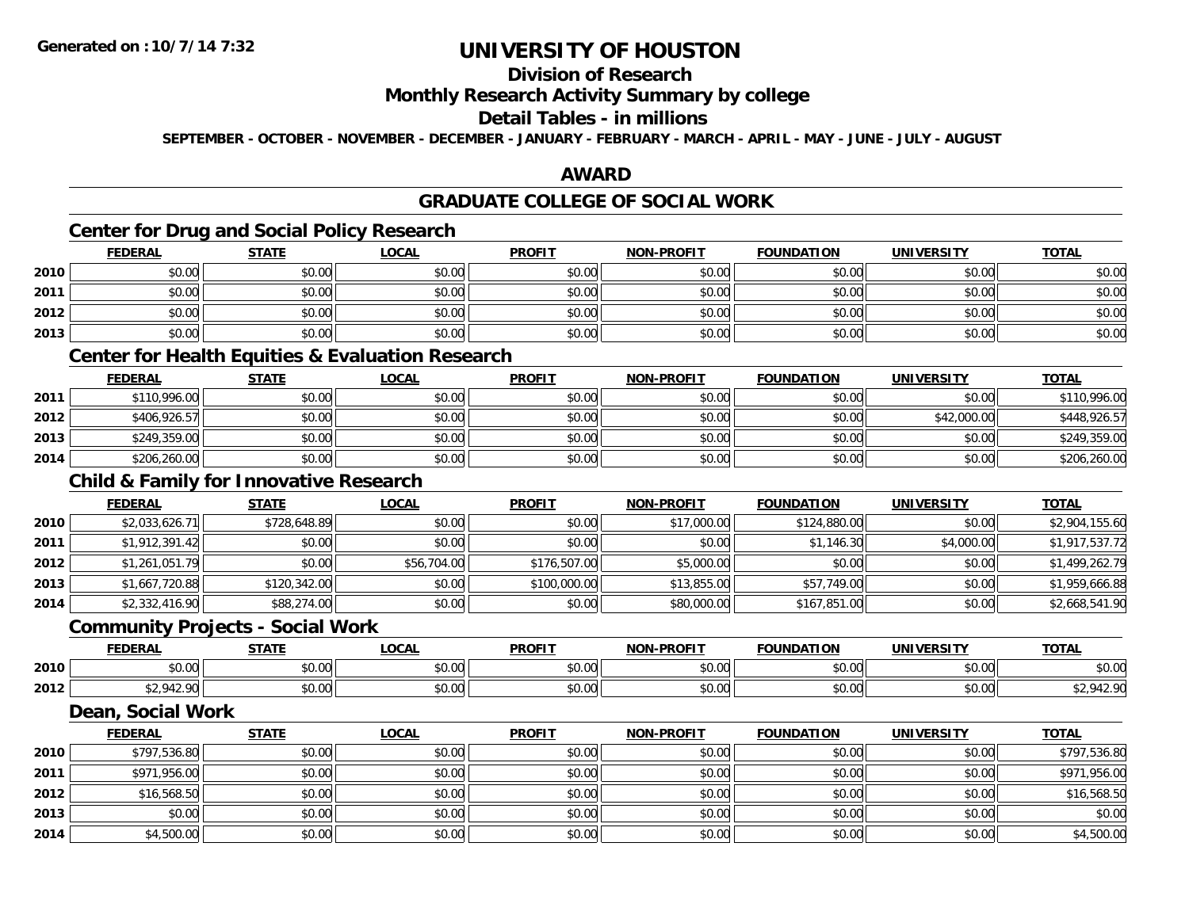# UNIVERSITY OF HOUSTON

## Division of Research

## Monthly Research Activity Summary by college

## Detail Tables - in millions

**SEPTEMBER - OCTOBER - NOVEMBER - DECEMBER - JANUARY - FEBRUARY - MARCH - APRIL - MAY - JUNE - JULY - AUGUST**

## AWARD

## GRADUATE COLLEGE OF SOCIAL WORK

### Center for Drug and Social Policy Research

| | FEDERAL | STATE | LOCAL | PROFIT | NON-PROFIT | FOUNDATION | UNIVERSITY | TOTAL |
|---|---|---|---|---|---|---|---|---|
| 2010 | $0.00 | $0.00 | $0.00 | $0.00 | $0.00 | $0.00 | $0.00 | $0.00 |
| 2011 | $0.00 | $0.00 | $0.00 | $0.00 | $0.00 | $0.00 | $0.00 | $0.00 |
| 2012 | $0.00 | $0.00 | $0.00 | $0.00 | $0.00 | $0.00 | $0.00 | $0.00 |
| 2013 | $0.00 | $0.00 | $0.00 | $0.00 | $0.00 | $0.00 | $0.00 | $0.00 |

### Center for Health Equities & Evaluation Research

| | FEDERAL | STATE | LOCAL | PROFIT | NON-PROFIT | FOUNDATION | UNIVERSITY | TOTAL |
|---|---|---|---|---|---|---|---|---|
| 2011 | $110,996.00 | $0.00 | $0.00 | $0.00 | $0.00 | $0.00 | $0.00 | $110,996.00 |
| 2012 | $406,926.57 | $0.00 | $0.00 | $0.00 | $0.00 | $0.00 | $42,000.00 | $448,926.57 |
| 2013 | $249,359.00 | $0.00 | $0.00 | $0.00 | $0.00 | $0.00 | $0.00 | $249,359.00 |
| 2014 | $206,260.00 | $0.00 | $0.00 | $0.00 | $0.00 | $0.00 | $0.00 | $206,260.00 |

### Child & Family for Innovative Research

| | FEDERAL | STATE | LOCAL | PROFIT | NON-PROFIT | FOUNDATION | UNIVERSITY | TOTAL |
|---|---|---|---|---|---|---|---|---|
| 2010 | $2,033,626.71 | $728,648.89 | $0.00 | $0.00 | $17,000.00 | $124,880.00 | $0.00 | $2,904,155.60 |
| 2011 | $1,912,391.42 | $0.00 | $0.00 | $0.00 | $0.00 | $1,146.30 | $4,000.00 | $1,917,537.72 |
| 2012 | $1,261,051.79 | $0.00 | $56,704.00 | $176,507.00 | $5,000.00 | $0.00 | $0.00 | $1,499,262.79 |
| 2013 | $1,667,720.88 | $120,342.00 | $0.00 | $100,000.00 | $13,855.00 | $57,749.00 | $0.00 | $1,959,666.88 |
| 2014 | $2,332,416.90 | $88,274.00 | $0.00 | $0.00 | $80,000.00 | $167,851.00 | $0.00 | $2,668,541.90 |

### Community Projects - Social Work

| | FEDERAL | STATE | LOCAL | PROFIT | NON-PROFIT | FOUNDATION | UNIVERSITY | TOTAL |
|---|---|---|---|---|---|---|---|---|
| 2010 | $0.00 | $0.00 | $0.00 | $0.00 | $0.00 | $0.00 | $0.00 | $0.00 |
| 2012 | $2,942.90 | $0.00 | $0.00 | $0.00 | $0.00 | $0.00 | $0.00 | $2,942.90 |

### Dean, Social Work

| | FEDERAL | STATE | LOCAL | PROFIT | NON-PROFIT | FOUNDATION | UNIVERSITY | TOTAL |
|---|---|---|---|---|---|---|---|---|
| 2010 | $797,536.80 | $0.00 | $0.00 | $0.00 | $0.00 | $0.00 | $0.00 | $797,536.80 |
| 2011 | $971,956.00 | $0.00 | $0.00 | $0.00 | $0.00 | $0.00 | $0.00 | $971,956.00 |
| 2012 | $16,568.50 | $0.00 | $0.00 | $0.00 | $0.00 | $0.00 | $0.00 | $16,568.50 |
| 2013 | $0.00 | $0.00 | $0.00 | $0.00 | $0.00 | $0.00 | $0.00 | $0.00 |
| 2014 | $4,500.00 | $0.00 | $0.00 | $0.00 | $0.00 | $0.00 | $0.00 | $4,500.00 |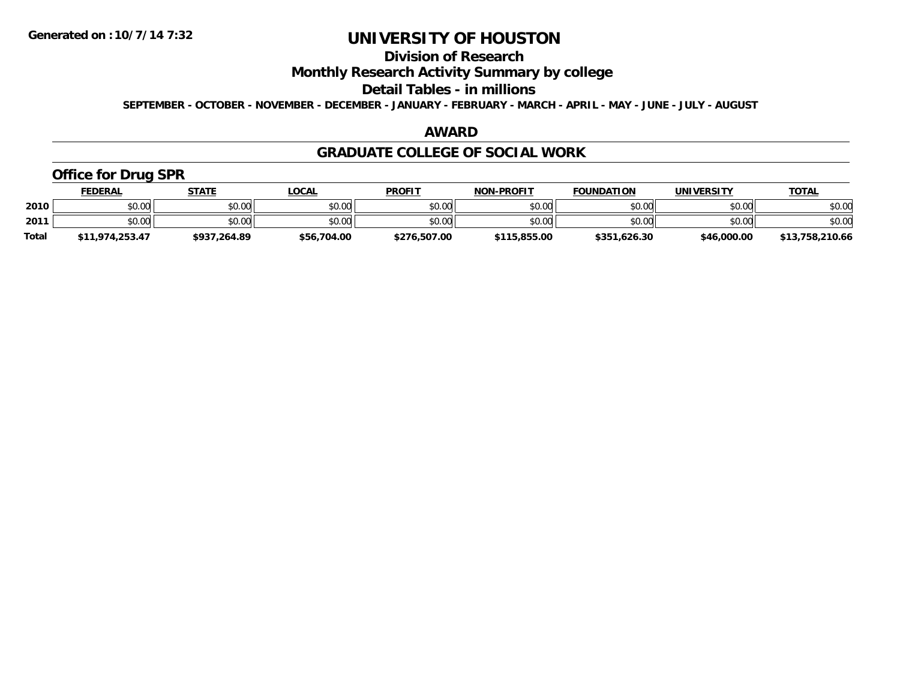**Generated on :10/7/14 7:32**

# UNIVERSITY OF HOUSTON

## Division of Research

## Monthly Research Activity Summary by college

## Detail Tables - in millions

**SEPTEMBER - OCTOBER - NOVEMBER - DECEMBER - JANUARY - FEBRUARY - MARCH - APRIL - MAY - JUNE - JULY - AUGUST**

## AWARD

## GRADUATE COLLEGE OF SOCIAL WORK

### Office for Drug SPR

| | FEDERAL | STATE | LOCAL | PROFIT | NON-PROFIT | FOUNDATION | UNIVERSITY | TOTAL |
|---|---|---|---|---|---|---|---|---|
| 2010 | $0.00 | $0.00 | $0.00 | $0.00 | $0.00 | $0.00 | $0.00 | $0.00 |
| 2011 | $0.00 | $0.00 | $0.00 | $0.00 | $0.00 | $0.00 | $0.00 | $0.00 |
| Total | $11,974,253.47 | $937,264.89 | $56,704.00 | $276,507.00 | $115,855.00 | $351,626.30 | $46,000.00 | $13,758,210.66 |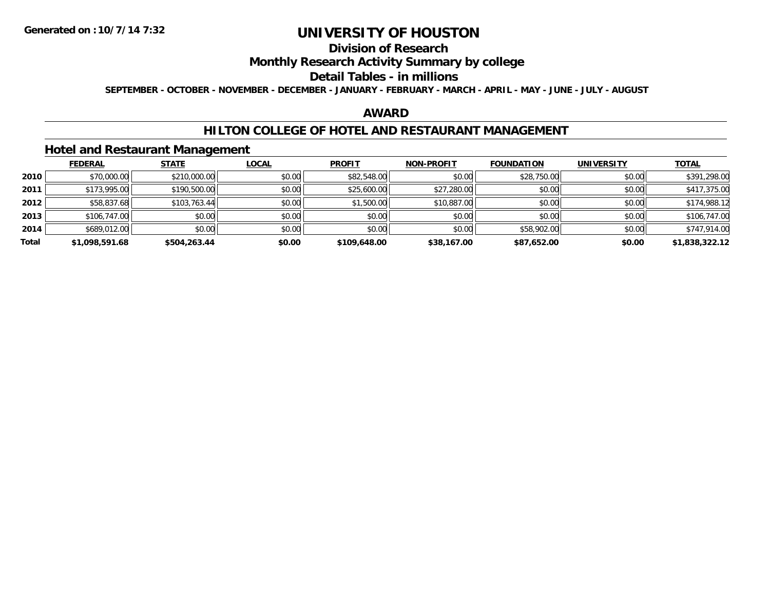# UNIVERSITY OF HOUSTON

## Division of Research

## Monthly Research Activity Summary by college

## Detail Tables - in millions

**SEPTEMBER - OCTOBER - NOVEMBER - DECEMBER - JANUARY - FEBRUARY - MARCH - APRIL - MAY - JUNE - JULY - AUGUST**

Generated on : 10/7/14 7:32

## AWARD

## HILTON COLLEGE OF HOTEL AND RESTAURANT MANAGEMENT

### Hotel and Restaurant Management

| | FEDERAL | STATE | LOCAL | PROFIT | NON-PROFIT | FOUNDATION | UNIVERSITY | TOTAL |
|---|---|---|---|---|---|---|---|---|
| 2010 | $70,000.00 | $210,000.00 | $0.00 | $82,548.00 | $0.00 | $28,750.00 | $0.00 | $391,298.00 |
| 2011 | $173,995.00 | $190,500.00 | $0.00 | $25,600.00 | $27,280.00 | $0.00 | $0.00 | $417,375.00 |
| 2012 | $58,837.68 | $103,763.44 | $0.00 | $1,500.00 | $10,887.00 | $0.00 | $0.00 | $174,988.12 |
| 2013 | $106,747.00 | $0.00 | $0.00 | $0.00 | $0.00 | $0.00 | $0.00 | $106,747.00 |
| 2014 | $689,012.00 | $0.00 | $0.00 | $0.00 | $0.00 | $58,902.00 | $0.00 | $747,914.00 |
| **Total** | **$1,098,591.68** | **$504,263.44** | **$0.00** | **$109,648.00** | **$38,167.00** | **$87,652.00** | **$0.00** | **$1,838,322.12** |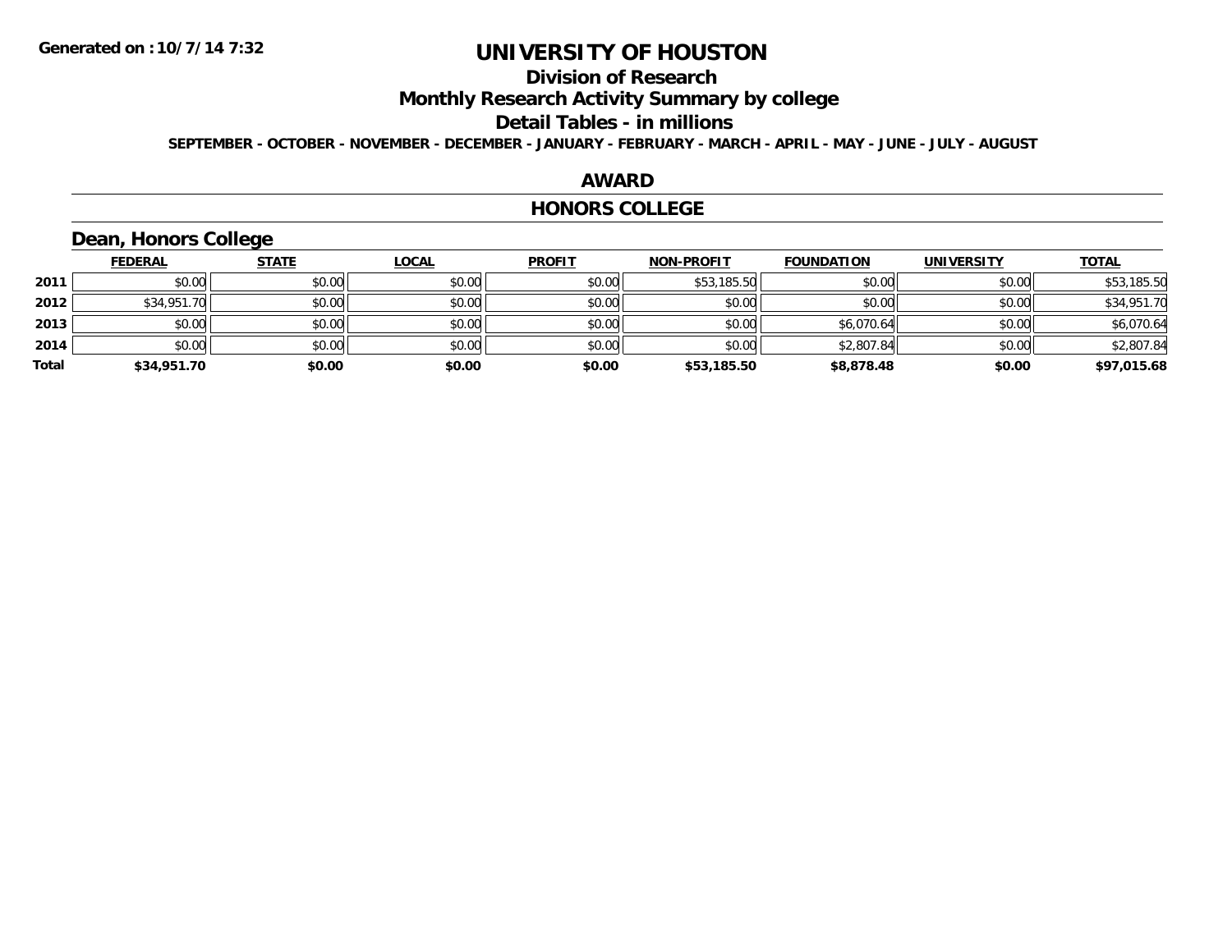# UNIVERSITY OF HOUSTON

## Division of Research

## Monthly Research Activity Summary by college

## Detail Tables - in millions

**SEPTEMBER - OCTOBER - NOVEMBER - DECEMBER - JANUARY - FEBRUARY - MARCH - APRIL - MAY - JUNE - JULY - AUGUST**

## AWARD

## HONORS COLLEGE

### Dean, Honors College

| | FEDERAL | STATE | LOCAL | PROFIT | NON-PROFIT | FOUNDATION | UNIVERSITY | TOTAL |
|---|---|---|---|---|---|---|---|---|
| 2011 | $0.00 | $0.00 | $0.00 | $0.00 | $53,185.50 | $0.00 | $0.00 | $53,185.50 |
| 2012 | $34,951.70 | $0.00 | $0.00 | $0.00 | $0.00 | $0.00 | $0.00 | $34,951.70 |
| 2013 | $0.00 | $0.00 | $0.00 | $0.00 | $0.00 | $6,070.64 | $0.00 | $6,070.64 |
| 2014 | $0.00 | $0.00 | $0.00 | $0.00 | $0.00 | $2,807.84 | $0.00 | $2,807.84 |
| **Total** | **$34,951.70** | **$0.00** | **$0.00** | **$0.00** | **$53,185.50** | **$8,878.48** | **$0.00** | **$97,015.68** |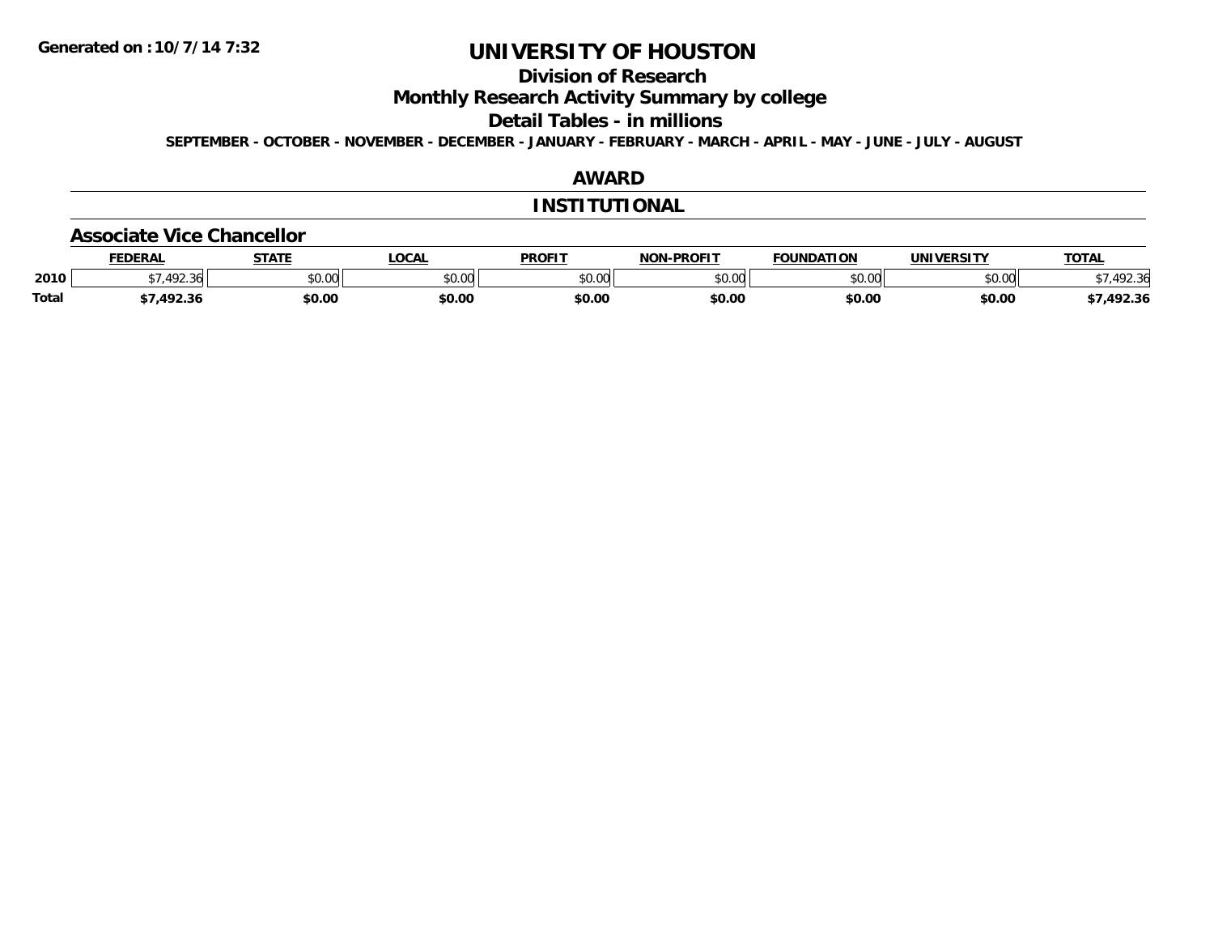**Generated on : 10/7/14 7:32**

# UNIVERSITY OF HOUSTON

## Division of Research

## Monthly Research Activity Summary by college

## Detail Tables - in millions

**SEPTEMBER - OCTOBER - NOVEMBER - DECEMBER - JANUARY - FEBRUARY - MARCH - APRIL - MAY - JUNE - JULY - AUGUST**

## AWARD

## INSTITUTIONAL

### Associate Vice Chancellor

| | FEDERAL | STATE | LOCAL | PROFIT | NON-PROFIT | FOUNDATION | UNIVERSITY | TOTAL |
|---|---|---|---|---|---|---|---|---|
| 2010 | $7,492.36 | $0.00 | $0.00 | $0.00 | $0.00 | $0.00 | $0.00 | $7,492.36 |
| **Total** | **$7,492.36** | **$0.00** | **$0.00** | **$0.00** | **$0.00** | **$0.00** | **$0.00** | **$7,492.36** |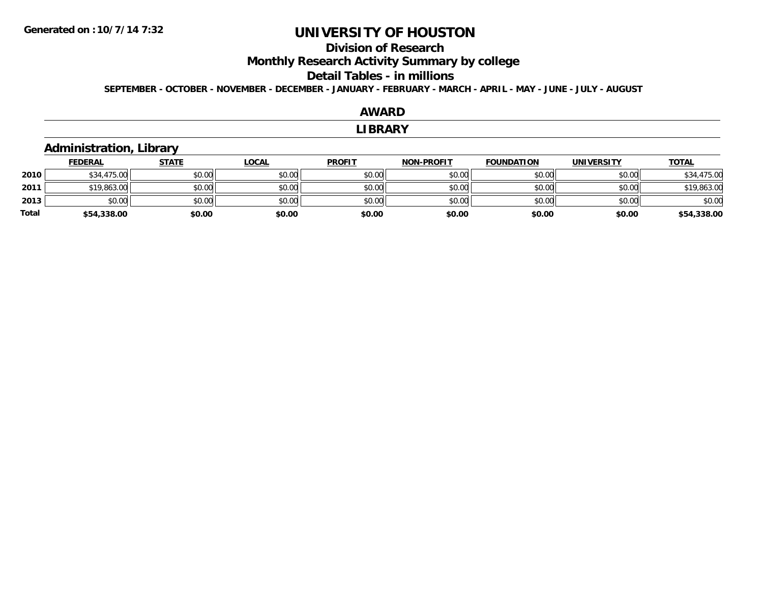**Generated on : 10/7/14 7:32**

# UNIVERSITY OF HOUSTON

## Division of Research

## Monthly Research Activity Summary by college

## Detail Tables - in millions

**SEPTEMBER - OCTOBER - NOVEMBER - DECEMBER - JANUARY - FEBRUARY - MARCH - APRIL - MAY - JUNE - JULY - AUGUST**

## AWARD

## LIBRARY

### Administration, Library

| | FEDERAL | STATE | LOCAL | PROFIT | NON-PROFIT | FOUNDATION | UNIVERSITY | TOTAL |
|---|---|---|---|---|---|---|---|---|
| **2010** | $34,475.00 | $0.00 | $0.00 | $0.00 | $0.00 | $0.00 | $0.00 | $34,475.00 |
| **2011** | $19,863.00 | $0.00 | $0.00 | $0.00 | $0.00 | $0.00 | $0.00 | $19,863.00 |
| **2013** | $0.00 | $0.00 | $0.00 | $0.00 | $0.00 | $0.00 | $0.00 | $0.00 |
| **Total** | **$54,338.00** | **$0.00** | **$0.00** | **$0.00** | **$0.00** | **$0.00** | **$0.00** | **$54,338.00** |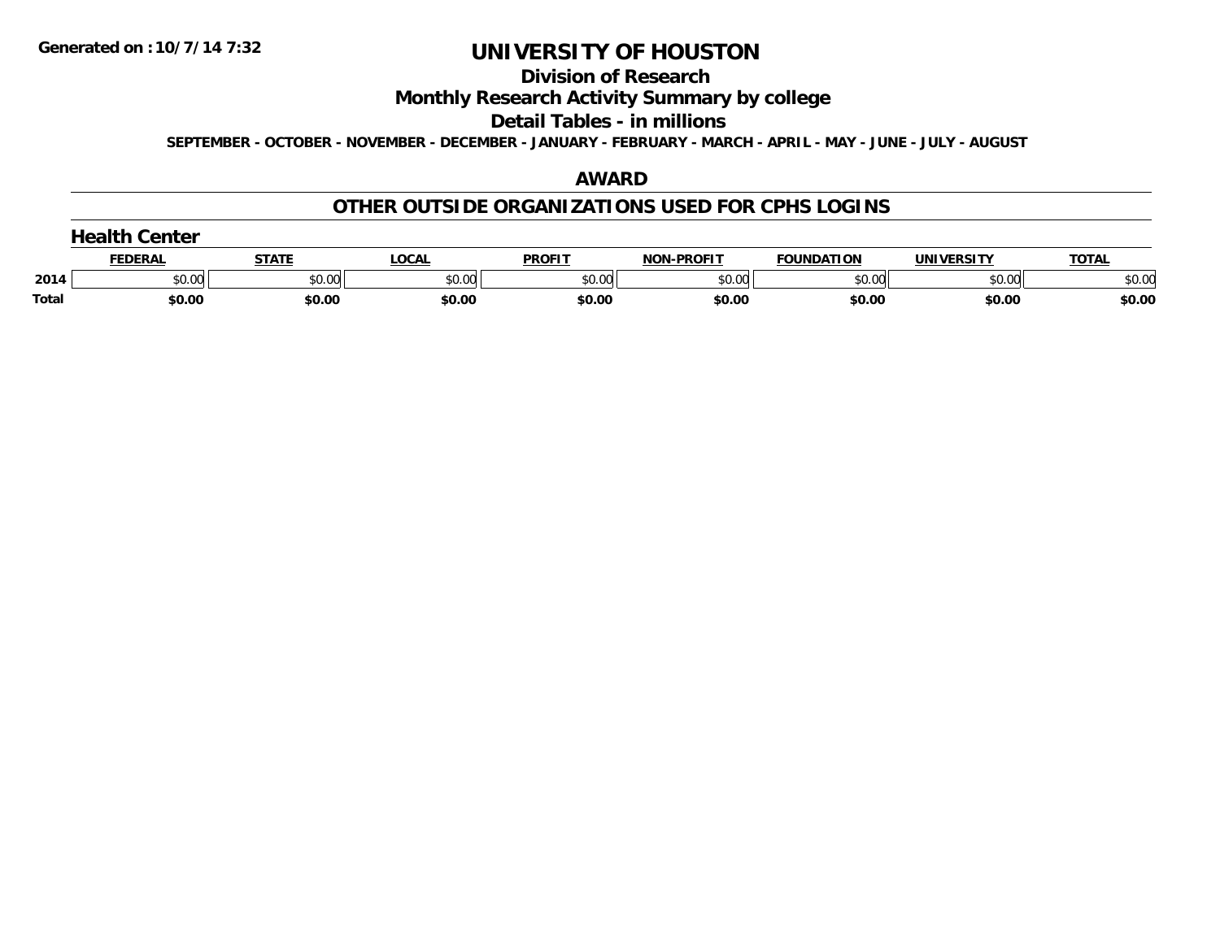Generated on :10/7/14 7:32

# UNIVERSITY OF HOUSTON

## Division of Research

## Monthly Research Activity Summary by college

## Detail Tables - in millions

**SEPTEMBER - OCTOBER - NOVEMBER - DECEMBER - JANUARY - FEBRUARY - MARCH - APRIL - MAY - JUNE - JULY - AUGUST**

## AWARD

## OTHER OUTSIDE ORGANIZATIONS USED FOR CPHS LOGINS

### Health Center

| | FEDERAL | STATE | LOCAL | PROFIT | NON-PROFIT | FOUNDATION | UNIVERSITY | TOTAL |
|---|---|---|---|---|---|---|---|---|
| 2014 | $0.00 | $0.00 | $0.00 | $0.00 | $0.00 | $0.00 | $0.00 | $0.00 |
| **Total** | **$0.00** | **$0.00** | **$0.00** | **$0.00** | **$0.00** | **$0.00** | **$0.00** | **$0.00** |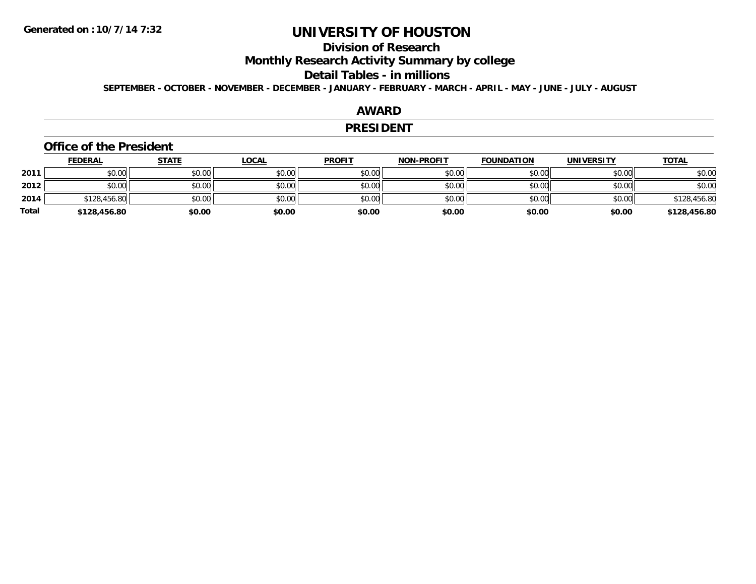**Generated on :10/7/14 7:32**

# UNIVERSITY OF HOUSTON

## Division of Research

## Monthly Research Activity Summary by college

## Detail Tables - in millions

**SEPTEMBER - OCTOBER - NOVEMBER - DECEMBER - JANUARY - FEBRUARY - MARCH - APRIL - MAY - JUNE - JULY - AUGUST**

## AWARD

## PRESIDENT

### Office of the President

| | FEDERAL | STATE | LOCAL | PROFIT | NON-PROFIT | FOUNDATION | UNIVERSITY | TOTAL |
|---|---|---|---|---|---|---|---|---|
| 2011 | $0.00 | $0.00 | $0.00 | $0.00 | $0.00 | $0.00 | $0.00 | $0.00 |
| 2012 | $0.00 | $0.00 | $0.00 | $0.00 | $0.00 | $0.00 | $0.00 | $0.00 |
| 2014 | $128,456.80 | $0.00 | $0.00 | $0.00 | $0.00 | $0.00 | $0.00 | $128,456.80 |
| **Total** | **$128,456.80** | **$0.00** | **$0.00** | **$0.00** | **$0.00** | **$0.00** | **$0.00** | **$128,456.80** |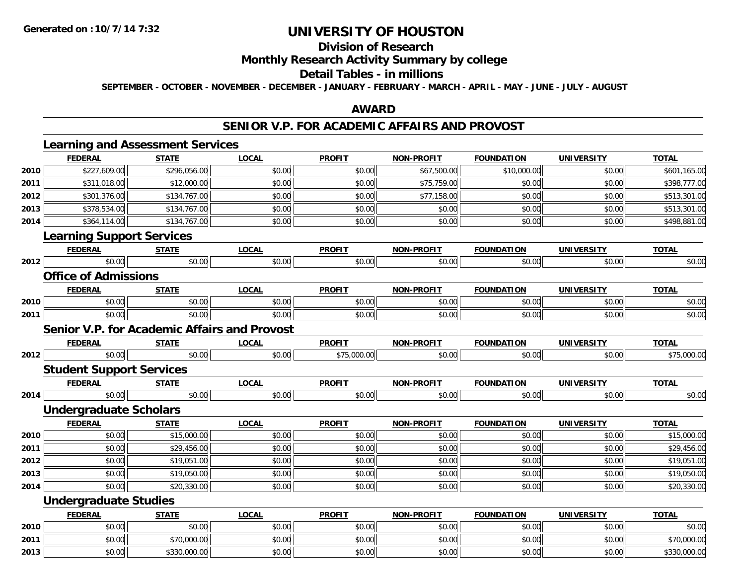# UNIVERSITY OF HOUSTON

## Division of Research

## Monthly Research Activity Summary by college

## Detail Tables - in millions

**SEPTEMBER - OCTOBER - NOVEMBER - DECEMBER - JANUARY - FEBRUARY - MARCH - APRIL - MAY - JUNE - JULY - AUGUST**

## AWARD

## SENIOR V.P. FOR ACADEMIC AFFAIRS AND PROVOST

### Learning and Assessment Services

| | FEDERAL | STATE | LOCAL | PROFIT | NON-PROFIT | FOUNDATION | UNIVERSITY | TOTAL |
|---|---|---|---|---|---|---|---|---|
| 2010 | $227,609.00 | $296,056.00 | $0.00 | $0.00 | $67,500.00 | $10,000.00 | $0.00 | $601,165.00 |
| 2011 | $311,018.00 | $12,000.00 | $0.00 | $0.00 | $75,759.00 | $0.00 | $0.00 | $398,777.00 |
| 2012 | $301,376.00 | $134,767.00 | $0.00 | $0.00 | $77,158.00 | $0.00 | $0.00 | $513,301.00 |
| 2013 | $378,534.00 | $134,767.00 | $0.00 | $0.00 | $0.00 | $0.00 | $0.00 | $513,301.00 |
| 2014 | $364,114.00 | $134,767.00 | $0.00 | $0.00 | $0.00 | $0.00 | $0.00 | $498,881.00 |

### Learning Support Services

| | FEDERAL | STATE | LOCAL | PROFIT | NON-PROFIT | FOUNDATION | UNIVERSITY | TOTAL |
|---|---|---|---|---|---|---|---|---|
| 2012 | $0.00 | $0.00 | $0.00 | $0.00 | $0.00 | $0.00 | $0.00 | $0.00 |

### Office of Admissions

| | FEDERAL | STATE | LOCAL | PROFIT | NON-PROFIT | FOUNDATION | UNIVERSITY | TOTAL |
|---|---|---|---|---|---|---|---|---|
| 2010 | $0.00 | $0.00 | $0.00 | $0.00 | $0.00 | $0.00 | $0.00 | $0.00 |
| 2011 | $0.00 | $0.00 | $0.00 | $0.00 | $0.00 | $0.00 | $0.00 | $0.00 |

### Senior V.P. for Academic Affairs and Provost

| | FEDERAL | STATE | LOCAL | PROFIT | NON-PROFIT | FOUNDATION | UNIVERSITY | TOTAL |
|---|---|---|---|---|---|---|---|---|
| 2012 | $0.00 | $0.00 | $0.00 | $75,000.00 | $0.00 | $0.00 | $0.00 | $75,000.00 |

### Student Support Services

| | FEDERAL | STATE | LOCAL | PROFIT | NON-PROFIT | FOUNDATION | UNIVERSITY | TOTAL |
|---|---|---|---|---|---|---|---|---|
| 2014 | $0.00 | $0.00 | $0.00 | $0.00 | $0.00 | $0.00 | $0.00 | $0.00 |

### Undergraduate Scholars

| | FEDERAL | STATE | LOCAL | PROFIT | NON-PROFIT | FOUNDATION | UNIVERSITY | TOTAL |
|---|---|---|---|---|---|---|---|---|
| 2010 | $0.00 | $15,000.00 | $0.00 | $0.00 | $0.00 | $0.00 | $0.00 | $15,000.00 |
| 2011 | $0.00 | $29,456.00 | $0.00 | $0.00 | $0.00 | $0.00 | $0.00 | $29,456.00 |
| 2012 | $0.00 | $19,051.00 | $0.00 | $0.00 | $0.00 | $0.00 | $0.00 | $19,051.00 |
| 2013 | $0.00 | $19,050.00 | $0.00 | $0.00 | $0.00 | $0.00 | $0.00 | $19,050.00 |
| 2014 | $0.00 | $20,330.00 | $0.00 | $0.00 | $0.00 | $0.00 | $0.00 | $20,330.00 |

### Undergraduate Studies

| | FEDERAL | STATE | LOCAL | PROFIT | NON-PROFIT | FOUNDATION | UNIVERSITY | TOTAL |
|---|---|---|---|---|---|---|---|---|
| 2010 | $0.00 | $0.00 | $0.00 | $0.00 | $0.00 | $0.00 | $0.00 | $0.00 |
| 2011 | $0.00 | $70,000.00 | $0.00 | $0.00 | $0.00 | $0.00 | $0.00 | $70,000.00 |
| 2013 | $0.00 | $330,000.00 | $0.00 | $0.00 | $0.00 | $0.00 | $0.00 | $330,000.00 |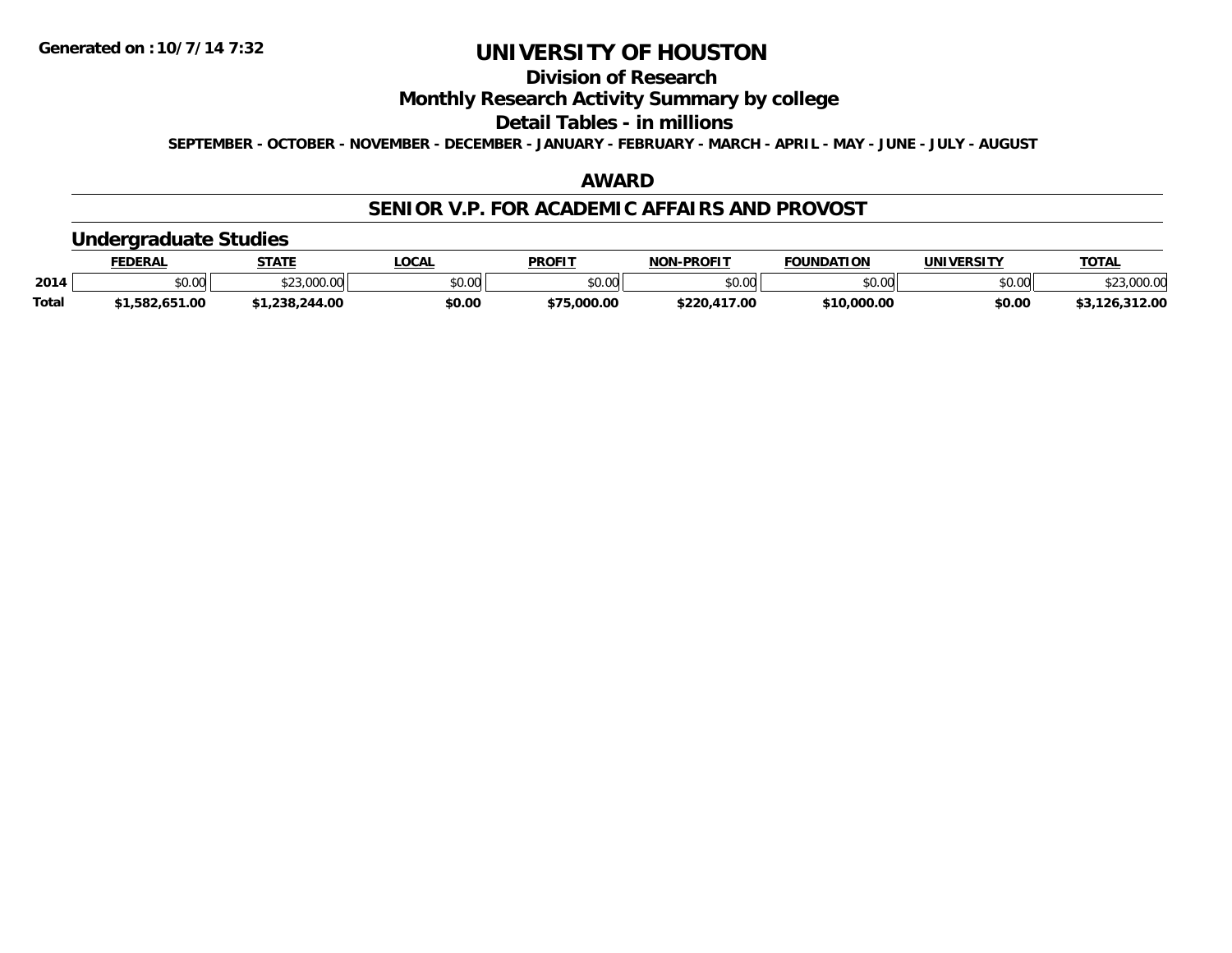**Generated on :10/7/14 7:32**

# UNIVERSITY OF HOUSTON

## Division of Research

## Monthly Research Activity Summary by college

## Detail Tables - in millions

**SEPTEMBER - OCTOBER - NOVEMBER - DECEMBER - JANUARY - FEBRUARY - MARCH - APRIL - MAY - JUNE - JULY - AUGUST**

## AWARD

## SENIOR V.P. FOR ACADEMIC AFFAIRS AND PROVOST

### Undergraduate Studies

| | FEDERAL | STATE | LOCAL | PROFIT | NON-PROFIT | FOUNDATION | UNIVERSITY | TOTAL |
|---|---|---|---|---|---|---|---|---|
| 2014 | $0.00 | $23,000.00 | $0.00 | $0.00 | $0.00 | $0.00 | $0.00 | $23,000.00 |
| **Total** | **$1,582,651.00** | **$1,238,244.00** | **$0.00** | **$75,000.00** | **$220,417.00** | **$10,000.00** | **$0.00** | **$3,126,312.00** |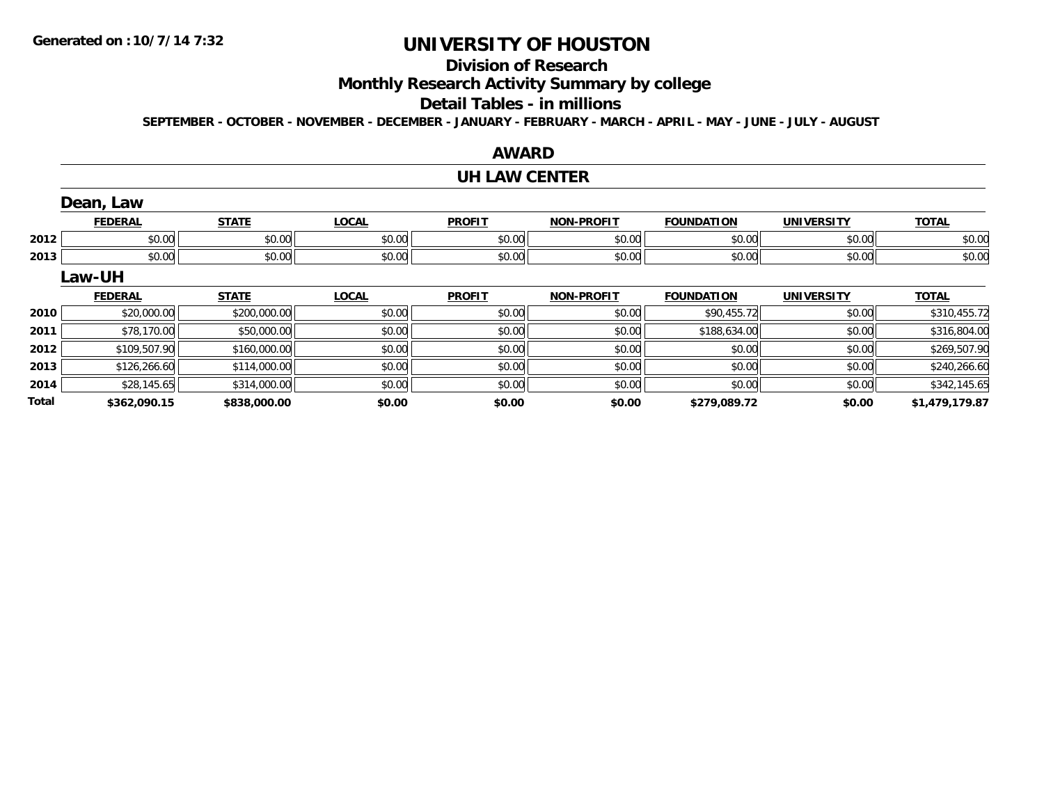Generated on :10/7/14 7:32

# UNIVERSITY OF HOUSTON

## Division of Research

## Monthly Research Activity Summary by college

## Detail Tables - in millions

SEPTEMBER - OCTOBER - NOVEMBER - DECEMBER - JANUARY - FEBRUARY - MARCH - APRIL - MAY - JUNE - JULY - AUGUST

### AWARD

### UH LAW CENTER

#### Dean, Law

| | FEDERAL | STATE | LOCAL | PROFIT | NON-PROFIT | FOUNDATION | UNIVERSITY | TOTAL |
|---|---|---|---|---|---|---|---|---|
| 2012 | $0.00 | $0.00 | $0.00 | $0.00 | $0.00 | $0.00 | $0.00 | $0.00 |
| 2013 | $0.00 | $0.00 | $0.00 | $0.00 | $0.00 | $0.00 | $0.00 | $0.00 |

#### Law-UH

| | FEDERAL | STATE | LOCAL | PROFIT | NON-PROFIT | FOUNDATION | UNIVERSITY | TOTAL |
|---|---|---|---|---|---|---|---|---|
| 2010 | $20,000.00 | $200,000.00 | $0.00 | $0.00 | $0.00 | $90,455.72 | $0.00 | $310,455.72 |
| 2011 | $78,170.00 | $50,000.00 | $0.00 | $0.00 | $0.00 | $188,634.00 | $0.00 | $316,804.00 |
| 2012 | $109,507.90 | $160,000.00 | $0.00 | $0.00 | $0.00 | $0.00 | $0.00 | $269,507.90 |
| 2013 | $126,266.60 | $114,000.00 | $0.00 | $0.00 | $0.00 | $0.00 | $0.00 | $240,266.60 |
| 2014 | $28,145.65 | $314,000.00 | $0.00 | $0.00 | $0.00 | $0.00 | $0.00 | $342,145.65 |
| **Total** | **$362,090.15** | **$838,000.00** | **$0.00** | **$0.00** | **$0.00** | **$279,089.72** | **$0.00** | **$1,479,179.87** |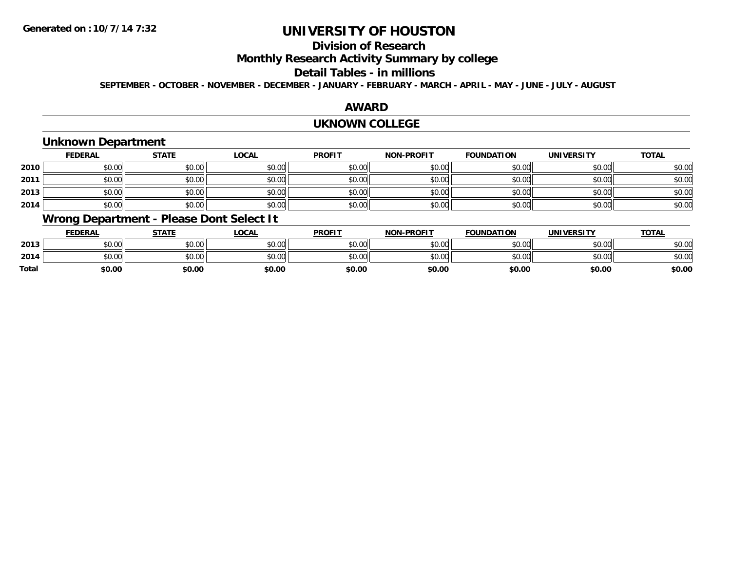Generated on :10/7/14 7:32

# UNIVERSITY OF HOUSTON

## Division of Research

## Monthly Research Activity Summary by college

## Detail Tables - in millions

SEPTEMBER - OCTOBER - NOVEMBER - DECEMBER - JANUARY - FEBRUARY - MARCH - APRIL - MAY - JUNE - JULY - AUGUST

## AWARD

## UKNOWN COLLEGE

### Unknown Department

| | FEDERAL | STATE | LOCAL | PROFIT | NON-PROFIT | FOUNDATION | UNIVERSITY | TOTAL |
|---|---|---|---|---|---|---|---|---|
| 2010 | $0.00 | $0.00 | $0.00 | $0.00 | $0.00 | $0.00 | $0.00 | $0.00 |
| 2011 | $0.00 | $0.00 | $0.00 | $0.00 | $0.00 | $0.00 | $0.00 | $0.00 |
| 2013 | $0.00 | $0.00 | $0.00 | $0.00 | $0.00 | $0.00 | $0.00 | $0.00 |
| 2014 | $0.00 | $0.00 | $0.00 | $0.00 | $0.00 | $0.00 | $0.00 | $0.00 |

### Wrong Department - Please Dont Select It

| | FEDERAL | STATE | LOCAL | PROFIT | NON-PROFIT | FOUNDATION | UNIVERSITY | TOTAL |
|---|---|---|---|---|---|---|---|---|
| 2013 | $0.00 | $0.00 | $0.00 | $0.00 | $0.00 | $0.00 | $0.00 | $0.00 |
| 2014 | $0.00 | $0.00 | $0.00 | $0.00 | $0.00 | $0.00 | $0.00 | $0.00 |
| **Total** | **$0.00** | **$0.00** | **$0.00** | **$0.00** | **$0.00** | **$0.00** | **$0.00** | **$0.00** |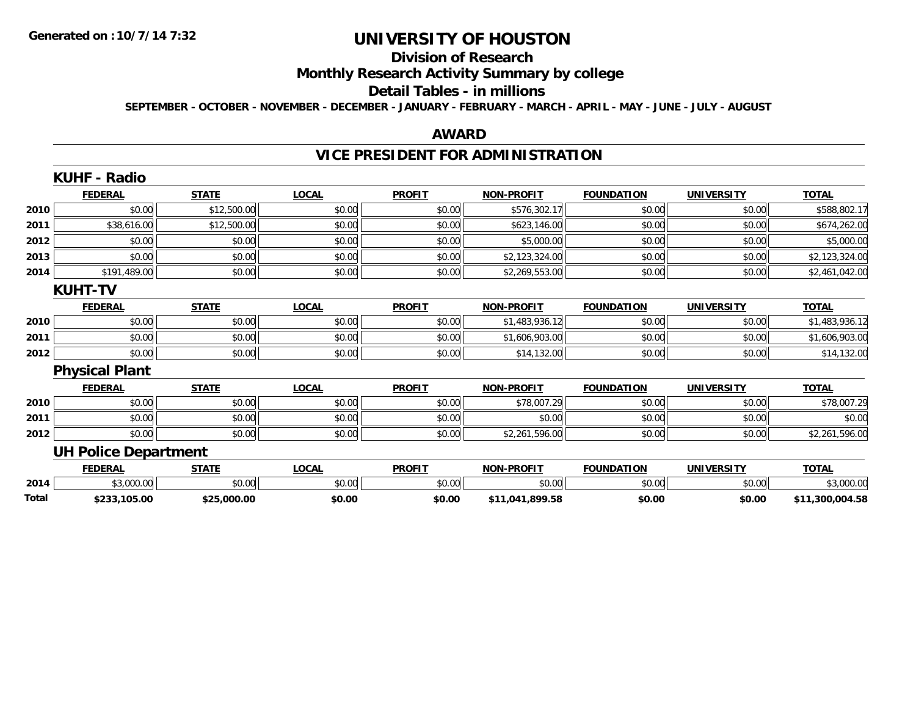**Generated on : 10/7/14 7:32**

# UNIVERSITY OF HOUSTON

## Division of Research

## Monthly Research Activity Summary by college

## Detail Tables - in millions

**SEPTEMBER - OCTOBER - NOVEMBER - DECEMBER - JANUARY - FEBRUARY - MARCH - APRIL - MAY - JUNE - JULY - AUGUST**

## AWARD

## VICE PRESIDENT FOR ADMINISTRATION

### KUHF - Radio

| | FEDERAL | STATE | LOCAL | PROFIT | NON-PROFIT | FOUNDATION | UNIVERSITY | TOTAL |
|---|---|---|---|---|---|---|---|---|
| 2010 | $0.00 | $12,500.00 | $0.00 | $0.00 | $576,302.17 | $0.00 | $0.00 | $588,802.17 |
| 2011 | $38,616.00 | $12,500.00 | $0.00 | $0.00 | $623,146.00 | $0.00 | $0.00 | $674,262.00 |
| 2012 | $0.00 | $0.00 | $0.00 | $0.00 | $5,000.00 | $0.00 | $0.00 | $5,000.00 |
| 2013 | $0.00 | $0.00 | $0.00 | $0.00 | $2,123,324.00 | $0.00 | $0.00 | $2,123,324.00 |
| 2014 | $191,489.00 | $0.00 | $0.00 | $0.00 | $2,269,553.00 | $0.00 | $0.00 | $2,461,042.00 |

### KUHT-TV

| | FEDERAL | STATE | LOCAL | PROFIT | NON-PROFIT | FOUNDATION | UNIVERSITY | TOTAL |
|---|---|---|---|---|---|---|---|---|
| 2010 | $0.00 | $0.00 | $0.00 | $0.00 | $1,483,936.12 | $0.00 | $0.00 | $1,483,936.12 |
| 2011 | $0.00 | $0.00 | $0.00 | $0.00 | $1,606,903.00 | $0.00 | $0.00 | $1,606,903.00 |
| 2012 | $0.00 | $0.00 | $0.00 | $0.00 | $14,132.00 | $0.00 | $0.00 | $14,132.00 |

### Physical Plant

| | FEDERAL | STATE | LOCAL | PROFIT | NON-PROFIT | FOUNDATION | UNIVERSITY | TOTAL |
|---|---|---|---|---|---|---|---|---|
| 2010 | $0.00 | $0.00 | $0.00 | $0.00 | $78,007.29 | $0.00 | $0.00 | $78,007.29 |
| 2011 | $0.00 | $0.00 | $0.00 | $0.00 | $0.00 | $0.00 | $0.00 | $0.00 |
| 2012 | $0.00 | $0.00 | $0.00 | $0.00 | $2,261,596.00 | $0.00 | $0.00 | $2,261,596.00 |

### UH Police Department

| | FEDERAL | STATE | LOCAL | PROFIT | NON-PROFIT | FOUNDATION | UNIVERSITY | TOTAL |
|---|---|---|---|---|---|---|---|---|
| 2014 | $3,000.00 | $0.00 | $0.00 | $0.00 | $0.00 | $0.00 | $0.00 | $3,000.00 |
| **Total** | **$233,105.00** | **$25,000.00** | **$0.00** | **$0.00** | **$11,041,899.58** | **$0.00** | **$0.00** | **$11,300,004.58** |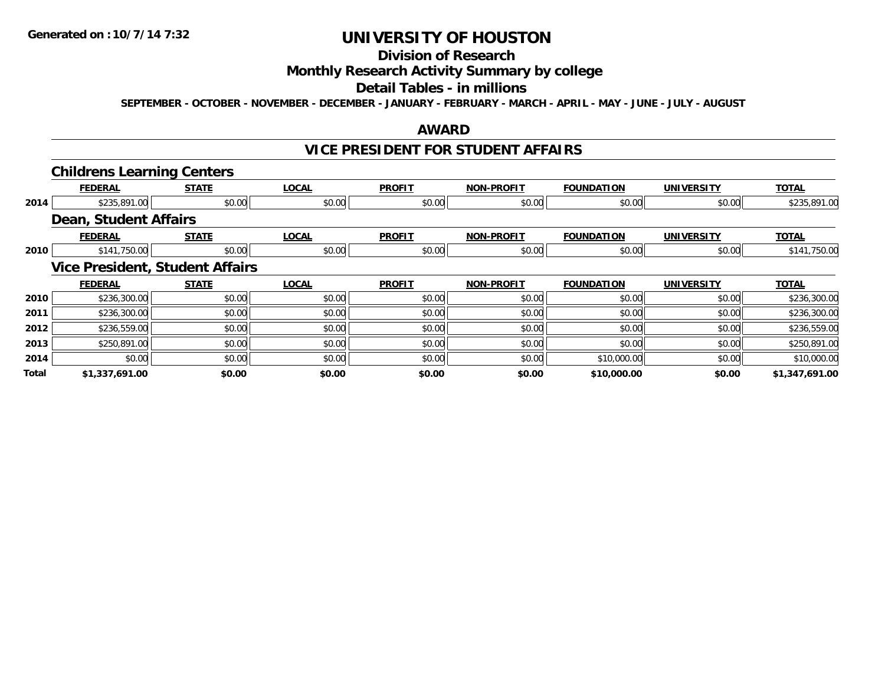# UNIVERSITY OF HOUSTON

## Division of Research

## Monthly Research Activity Summary by college

## Detail Tables - in millions

SEPTEMBER - OCTOBER - NOVEMBER - DECEMBER - JANUARY - FEBRUARY - MARCH - APRIL - MAY - JUNE - JULY - AUGUST

## AWARD

## VICE PRESIDENT FOR STUDENT AFFAIRS

### Childrens Learning Centers

| | FEDERAL | STATE | LOCAL | PROFIT | NON-PROFIT | FOUNDATION | UNIVERSITY | TOTAL |
|---|---|---|---|---|---|---|---|---|
| 2014 | $235,891.00 | $0.00 | $0.00 | $0.00 | $0.00 | $0.00 | $0.00 | $235,891.00 |

### Dean, Student Affairs

| | FEDERAL | STATE | LOCAL | PROFIT | NON-PROFIT | FOUNDATION | UNIVERSITY | TOTAL |
|---|---|---|---|---|---|---|---|---|
| 2010 | $141,750.00 | $0.00 | $0.00 | $0.00 | $0.00 | $0.00 | $0.00 | $141,750.00 |

### Vice President, Student Affairs

| | FEDERAL | STATE | LOCAL | PROFIT | NON-PROFIT | FOUNDATION | UNIVERSITY | TOTAL |
|---|---|---|---|---|---|---|---|---|
| 2010 | $236,300.00 | $0.00 | $0.00 | $0.00 | $0.00 | $0.00 | $0.00 | $236,300.00 |
| 2011 | $236,300.00 | $0.00 | $0.00 | $0.00 | $0.00 | $0.00 | $0.00 | $236,300.00 |
| 2012 | $236,559.00 | $0.00 | $0.00 | $0.00 | $0.00 | $0.00 | $0.00 | $236,559.00 |
| 2013 | $250,891.00 | $0.00 | $0.00 | $0.00 | $0.00 | $0.00 | $0.00 | $250,891.00 |
| 2014 | $0.00 | $0.00 | $0.00 | $0.00 | $0.00 | $10,000.00 | $0.00 | $10,000.00 |
| **Total** | **$1,337,691.00** | **$0.00** | **$0.00** | **$0.00** | **$0.00** | **$10,000.00** | **$0.00** | **$1,347,691.00** |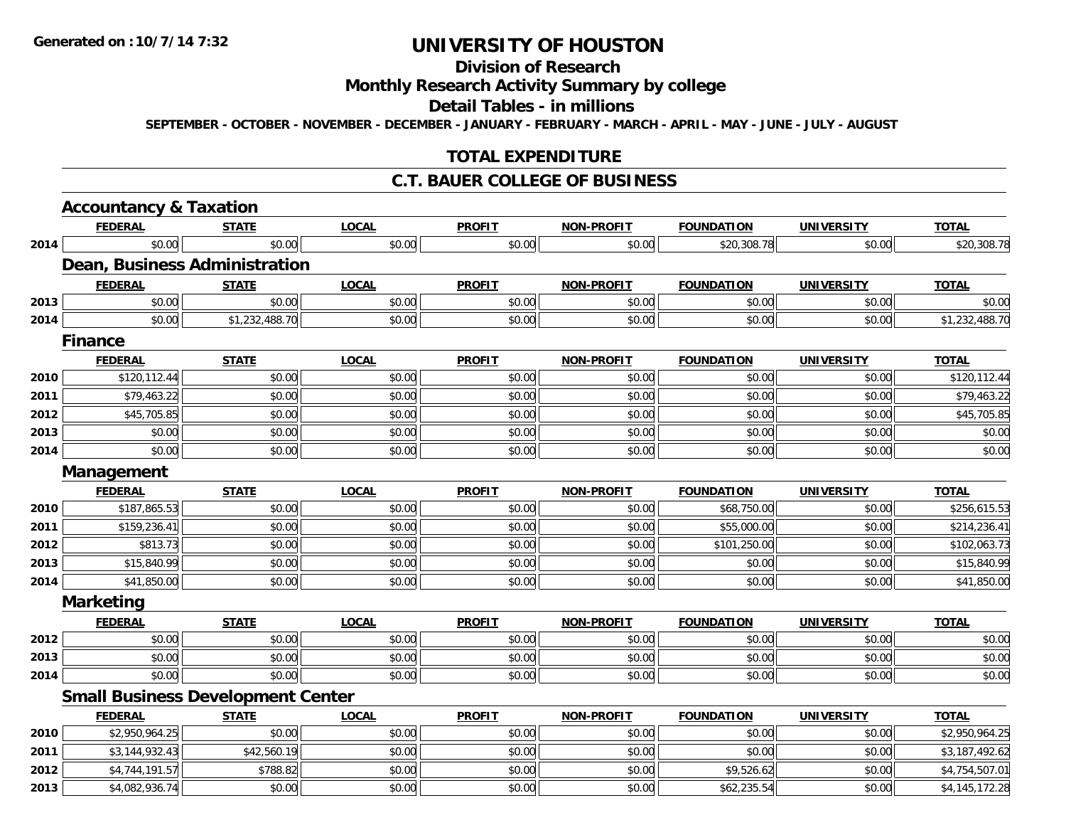**Generated on :10/7/14 7:32**

# UNIVERSITY OF HOUSTON

## Division of Research

## Monthly Research Activity Summary by college

## Detail Tables - in millions

**SEPTEMBER - OCTOBER - NOVEMBER - DECEMBER - JANUARY - FEBRUARY - MARCH - APRIL - MAY - JUNE - JULY - AUGUST**

## TOTAL EXPENDITURE

## C.T. BAUER COLLEGE OF BUSINESS

### Accountancy & Taxation

| | FEDERAL | STATE | LOCAL | PROFIT | NON-PROFIT | FOUNDATION | UNIVERSITY | TOTAL |
|---|---|---|---|---|---|---|---|---|
| 2014 | $0.00 | $0.00 | $0.00 | $0.00 | $0.00 | $20,308.78 | $0.00 | $20,308.78 |

### Dean, Business Administration

| | FEDERAL | STATE | LOCAL | PROFIT | NON-PROFIT | FOUNDATION | UNIVERSITY | TOTAL |
|---|---|---|---|---|---|---|---|---|
| 2013 | $0.00 | $0.00 | $0.00 | $0.00 | $0.00 | $0.00 | $0.00 | $0.00 |
| 2014 | $0.00 | $1,232,488.70 | $0.00 | $0.00 | $0.00 | $0.00 | $0.00 | $1,232,488.70 |

### Finance

| | FEDERAL | STATE | LOCAL | PROFIT | NON-PROFIT | FOUNDATION | UNIVERSITY | TOTAL |
|---|---|---|---|---|---|---|---|---|
| 2010 | $120,112.44 | $0.00 | $0.00 | $0.00 | $0.00 | $0.00 | $0.00 | $120,112.44 |
| 2011 | $79,463.22 | $0.00 | $0.00 | $0.00 | $0.00 | $0.00 | $0.00 | $79,463.22 |
| 2012 | $45,705.85 | $0.00 | $0.00 | $0.00 | $0.00 | $0.00 | $0.00 | $45,705.85 |
| 2013 | $0.00 | $0.00 | $0.00 | $0.00 | $0.00 | $0.00 | $0.00 | $0.00 |
| 2014 | $0.00 | $0.00 | $0.00 | $0.00 | $0.00 | $0.00 | $0.00 | $0.00 |

### Management

| | FEDERAL | STATE | LOCAL | PROFIT | NON-PROFIT | FOUNDATION | UNIVERSITY | TOTAL |
|---|---|---|---|---|---|---|---|---|
| 2010 | $187,865.53 | $0.00 | $0.00 | $0.00 | $0.00 | $68,750.00 | $0.00 | $256,615.53 |
| 2011 | $159,236.41 | $0.00 | $0.00 | $0.00 | $0.00 | $55,000.00 | $0.00 | $214,236.41 |
| 2012 | $813.73 | $0.00 | $0.00 | $0.00 | $0.00 | $101,250.00 | $0.00 | $102,063.73 |
| 2013 | $15,840.99 | $0.00 | $0.00 | $0.00 | $0.00 | $0.00 | $0.00 | $15,840.99 |
| 2014 | $41,850.00 | $0.00 | $0.00 | $0.00 | $0.00 | $0.00 | $0.00 | $41,850.00 |

### Marketing

| | FEDERAL | STATE | LOCAL | PROFIT | NON-PROFIT | FOUNDATION | UNIVERSITY | TOTAL |
|---|---|---|---|---|---|---|---|---|
| 2012 | $0.00 | $0.00 | $0.00 | $0.00 | $0.00 | $0.00 | $0.00 | $0.00 |
| 2013 | $0.00 | $0.00 | $0.00 | $0.00 | $0.00 | $0.00 | $0.00 | $0.00 |
| 2014 | $0.00 | $0.00 | $0.00 | $0.00 | $0.00 | $0.00 | $0.00 | $0.00 |

### Small Business Development Center

| | FEDERAL | STATE | LOCAL | PROFIT | NON-PROFIT | FOUNDATION | UNIVERSITY | TOTAL |
|---|---|---|---|---|---|---|---|---|
| 2010 | $2,950,964.25 | $0.00 | $0.00 | $0.00 | $0.00 | $0.00 | $0.00 | $2,950,964.25 |
| 2011 | $3,144,932.43 | $42,560.19 | $0.00 | $0.00 | $0.00 | $0.00 | $0.00 | $3,187,492.62 |
| 2012 | $4,744,191.57 | $788.82 | $0.00 | $0.00 | $0.00 | $9,526.62 | $0.00 | $4,754,507.01 |
| 2013 | $4,082,936.74 | $0.00 | $0.00 | $0.00 | $0.00 | $62,235.54 | $0.00 | $4,145,172.28 |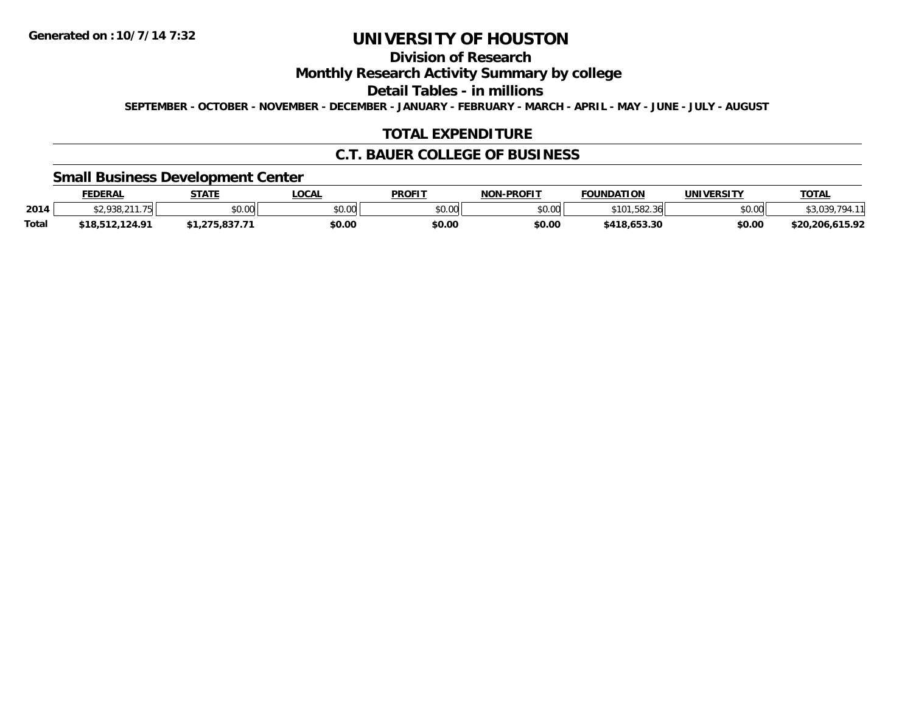Generated on :10/7/14 7:32

# UNIVERSITY OF HOUSTON

## Division of Research

## Monthly Research Activity Summary by college

## Detail Tables - in millions

SEPTEMBER - OCTOBER - NOVEMBER - DECEMBER - JANUARY - FEBRUARY - MARCH - APRIL - MAY - JUNE - JULY - AUGUST

## TOTAL EXPENDITURE

## C.T. BAUER COLLEGE OF BUSINESS

### Small Business Development Center

| | FEDERAL | STATE | LOCAL | PROFIT | NON-PROFIT | FOUNDATION | UNIVERSITY | TOTAL |
|---|---|---|---|---|---|---|---|---|
| 2014 | $2,938,211.75 | $0.00 | $0.00 | $0.00 | $0.00 | $101,582.36 | $0.00 | $3,039,794.11 |
| **Total** | **$18,512,124.91** | **$1,275,837.71** | **$0.00** | **$0.00** | **$0.00** | **$418,653.30** | **$0.00** | **$20,206,615.92** |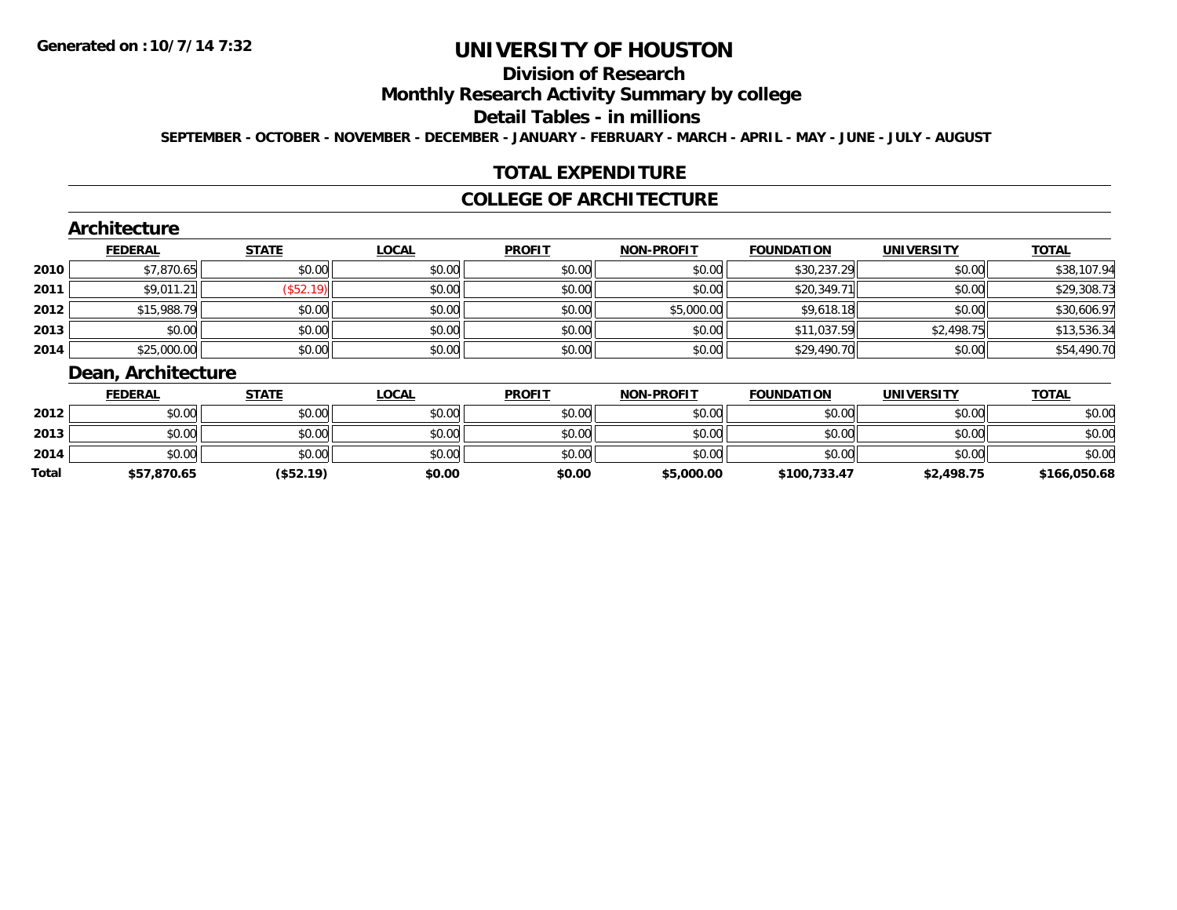Generated on :10/7/14 7:32

# UNIVERSITY OF HOUSTON

## Division of Research

## Monthly Research Activity Summary by college

## Detail Tables - in millions

SEPTEMBER - OCTOBER - NOVEMBER - DECEMBER - JANUARY - FEBRUARY - MARCH - APRIL - MAY - JUNE - JULY - AUGUST

## TOTAL EXPENDITURE

## COLLEGE OF ARCHITECTURE

### Architecture

| | FEDERAL | STATE | LOCAL | PROFIT | NON-PROFIT | FOUNDATION | UNIVERSITY | TOTAL |
|---|---|---|---|---|---|---|---|---|
| 2010 | $7,870.65 | $0.00 | $0.00 | $0.00 | $0.00 | $30,237.29 | $0.00 | $38,107.94 |
| 2011 | $9,011.21 | ($52.19) | $0.00 | $0.00 | $0.00 | $20,349.71 | $0.00 | $29,308.73 |
| 2012 | $15,988.79 | $0.00 | $0.00 | $0.00 | $5,000.00 | $9,618.18 | $0.00 | $30,606.97 |
| 2013 | $0.00 | $0.00 | $0.00 | $0.00 | $0.00 | $11,037.59 | $2,498.75 | $13,536.34 |
| 2014 | $25,000.00 | $0.00 | $0.00 | $0.00 | $0.00 | $29,490.70 | $0.00 | $54,490.70 |

### Dean, Architecture

| | FEDERAL | STATE | LOCAL | PROFIT | NON-PROFIT | FOUNDATION | UNIVERSITY | TOTAL |
|---|---|---|---|---|---|---|---|---|
| 2012 | $0.00 | $0.00 | $0.00 | $0.00 | $0.00 | $0.00 | $0.00 | $0.00 |
| 2013 | $0.00 | $0.00 | $0.00 | $0.00 | $0.00 | $0.00 | $0.00 | $0.00 |
| 2014 | $0.00 | $0.00 | $0.00 | $0.00 | $0.00 | $0.00 | $0.00 | $0.00 |
| **Total** | **$57,870.65** | **($52.19)** | **$0.00** | **$0.00** | **$5,000.00** | **$100,733.47** | **$2,498.75** | **$166,050.68** |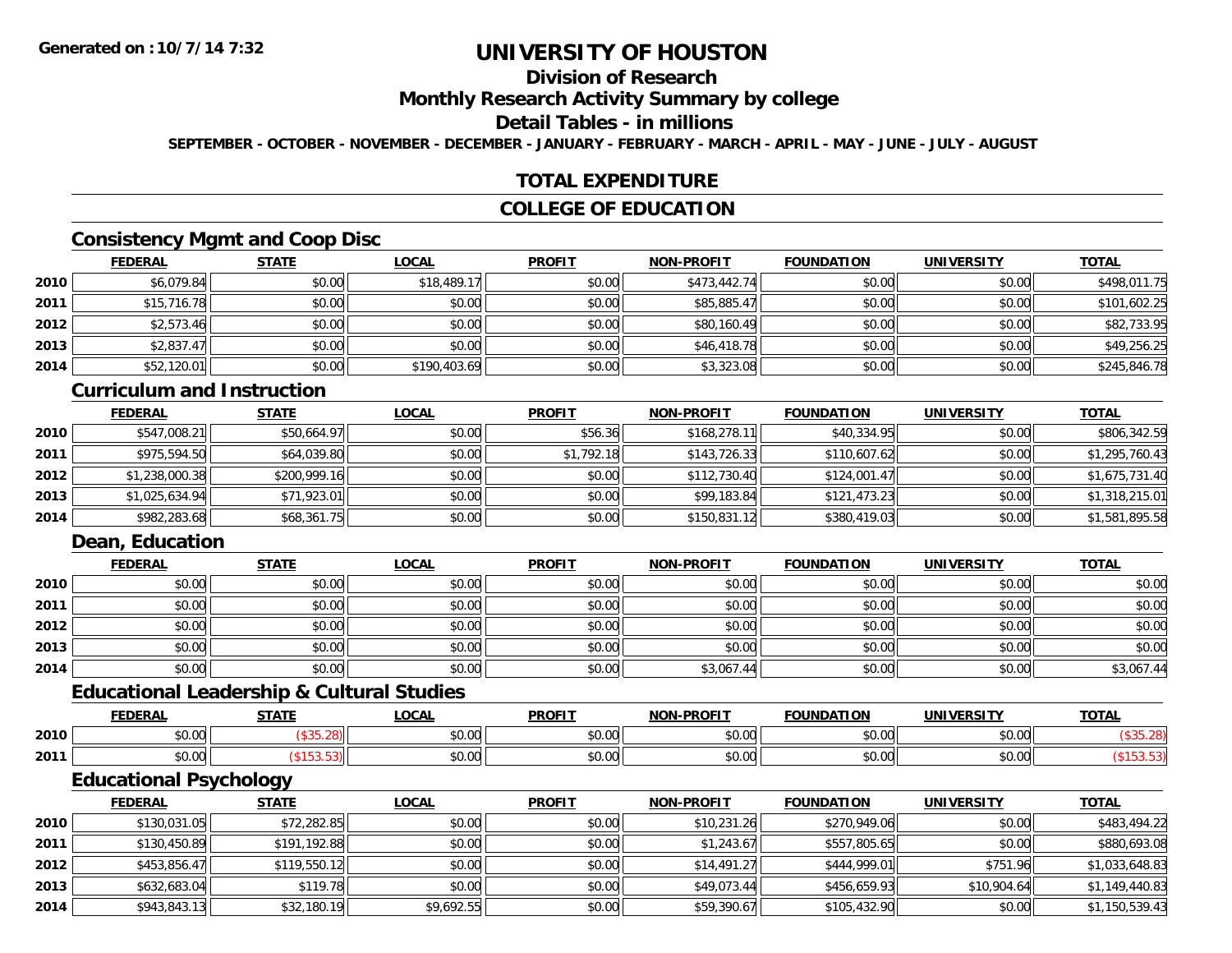Generated on :10/7/14 7:32

# UNIVERSITY OF HOUSTON

## Division of Research

## Monthly Research Activity Summary by college

## Detail Tables - in millions

SEPTEMBER - OCTOBER - NOVEMBER - DECEMBER - JANUARY - FEBRUARY - MARCH - APRIL - MAY - JUNE - JULY - AUGUST

## TOTAL EXPENDITURE

## COLLEGE OF EDUCATION

### Consistency Mgmt and Coop Disc

| | FEDERAL | STATE | LOCAL | PROFIT | NON-PROFIT | FOUNDATION | UNIVERSITY | TOTAL |
|---|---|---|---|---|---|---|---|---|
| 2010 | $6,079.84 | $0.00 | $18,489.17 | $0.00 | $473,442.74 | $0.00 | $0.00 | $498,011.75 |
| 2011 | $15,716.78 | $0.00 | $0.00 | $0.00 | $85,885.47 | $0.00 | $0.00 | $101,602.25 |
| 2012 | $2,573.46 | $0.00 | $0.00 | $0.00 | $80,160.49 | $0.00 | $0.00 | $82,733.95 |
| 2013 | $2,837.47 | $0.00 | $0.00 | $0.00 | $46,418.78 | $0.00 | $0.00 | $49,256.25 |
| 2014 | $52,120.01 | $0.00 | $190,403.69 | $0.00 | $3,323.08 | $0.00 | $0.00 | $245,846.78 |

### Curriculum and Instruction

| | FEDERAL | STATE | LOCAL | PROFIT | NON-PROFIT | FOUNDATION | UNIVERSITY | TOTAL |
|---|---|---|---|---|---|---|---|---|
| 2010 | $547,008.21 | $50,664.97 | $0.00 | $56.36 | $168,278.11 | $40,334.95 | $0.00 | $806,342.59 |
| 2011 | $975,594.50 | $64,039.80 | $0.00 | $1,792.18 | $143,726.33 | $110,607.62 | $0.00 | $1,295,760.43 |
| 2012 | $1,238,000.38 | $200,999.16 | $0.00 | $0.00 | $112,730.40 | $124,001.47 | $0.00 | $1,675,731.40 |
| 2013 | $1,025,634.94 | $71,923.01 | $0.00 | $0.00 | $99,183.84 | $121,473.23 | $0.00 | $1,318,215.01 |
| 2014 | $982,283.68 | $68,361.75 | $0.00 | $0.00 | $150,831.12 | $380,419.03 | $0.00 | $1,581,895.58 |

### Dean, Education

| | FEDERAL | STATE | LOCAL | PROFIT | NON-PROFIT | FOUNDATION | UNIVERSITY | TOTAL |
|---|---|---|---|---|---|---|---|---|
| 2010 | $0.00 | $0.00 | $0.00 | $0.00 | $0.00 | $0.00 | $0.00 | $0.00 |
| 2011 | $0.00 | $0.00 | $0.00 | $0.00 | $0.00 | $0.00 | $0.00 | $0.00 |
| 2012 | $0.00 | $0.00 | $0.00 | $0.00 | $0.00 | $0.00 | $0.00 | $0.00 |
| 2013 | $0.00 | $0.00 | $0.00 | $0.00 | $0.00 | $0.00 | $0.00 | $0.00 |
| 2014 | $0.00 | $0.00 | $0.00 | $0.00 | $3,067.44 | $0.00 | $0.00 | $3,067.44 |

### Educational Leadership & Cultural Studies

| | FEDERAL | STATE | LOCAL | PROFIT | NON-PROFIT | FOUNDATION | UNIVERSITY | TOTAL |
|---|---|---|---|---|---|---|---|---|
| 2010 | $0.00 | ($35.28) | $0.00 | $0.00 | $0.00 | $0.00 | $0.00 | ($35.28) |
| 2011 | $0.00 | ($153.53) | $0.00 | $0.00 | $0.00 | $0.00 | $0.00 | ($153.53) |

### Educational Psychology

| | FEDERAL | STATE | LOCAL | PROFIT | NON-PROFIT | FOUNDATION | UNIVERSITY | TOTAL |
|---|---|---|---|---|---|---|---|---|
| 2010 | $130,031.05 | $72,282.85 | $0.00 | $0.00 | $10,231.26 | $270,949.06 | $0.00 | $483,494.22 |
| 2011 | $130,450.89 | $191,192.88 | $0.00 | $0.00 | $1,243.67 | $557,805.65 | $0.00 | $880,693.08 |
| 2012 | $453,856.47 | $119,550.12 | $0.00 | $0.00 | $14,491.27 | $444,999.01 | $751.96 | $1,033,648.83 |
| 2013 | $632,683.04 | $119.78 | $0.00 | $0.00 | $49,073.44 | $456,659.93 | $10,904.64 | $1,149,440.83 |
| 2014 | $943,843.13 | $32,180.19 | $9,692.55 | $0.00 | $59,390.67 | $105,432.90 | $0.00 | $1,150,539.43 |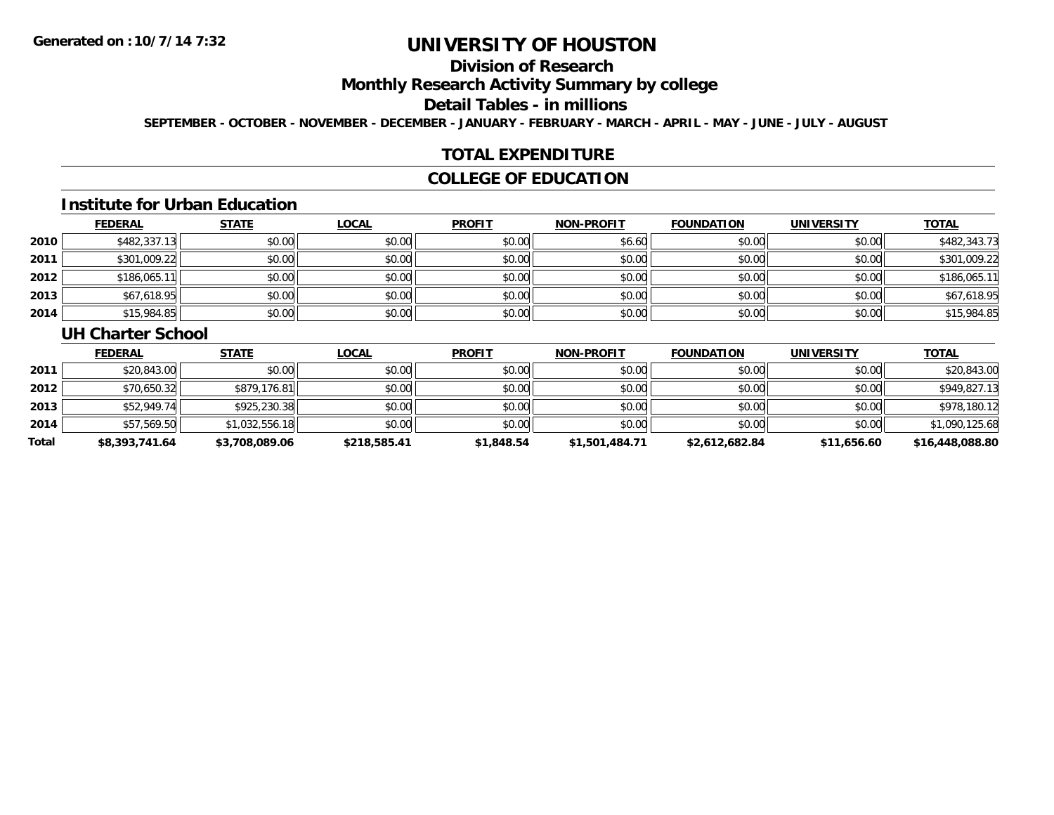# UNIVERSITY OF HOUSTON

## Division of Research

## Monthly Research Activity Summary by college

## Detail Tables - in millions

SEPTEMBER - OCTOBER - NOVEMBER - DECEMBER - JANUARY - FEBRUARY - MARCH - APRIL - MAY - JUNE - JULY - AUGUST

## TOTAL EXPENDITURE

## COLLEGE OF EDUCATION

### Institute for Urban Education

| | FEDERAL | STATE | LOCAL | PROFIT | NON-PROFIT | FOUNDATION | UNIVERSITY | TOTAL |
|---|---|---|---|---|---|---|---|---|
| 2010 | $482,337.13 | $0.00 | $0.00 | $0.00 | $6.60 | $0.00 | $0.00 | $482,343.73 |
| 2011 | $301,009.22 | $0.00 | $0.00 | $0.00 | $0.00 | $0.00 | $0.00 | $301,009.22 |
| 2012 | $186,065.11 | $0.00 | $0.00 | $0.00 | $0.00 | $0.00 | $0.00 | $186,065.11 |
| 2013 | $67,618.95 | $0.00 | $0.00 | $0.00 | $0.00 | $0.00 | $0.00 | $67,618.95 |
| 2014 | $15,984.85 | $0.00 | $0.00 | $0.00 | $0.00 | $0.00 | $0.00 | $15,984.85 |

### UH Charter School

| | FEDERAL | STATE | LOCAL | PROFIT | NON-PROFIT | FOUNDATION | UNIVERSITY | TOTAL |
|---|---|---|---|---|---|---|---|---|
| 2011 | $20,843.00 | $0.00 | $0.00 | $0.00 | $0.00 | $0.00 | $0.00 | $20,843.00 |
| 2012 | $70,650.32 | $879,176.81 | $0.00 | $0.00 | $0.00 | $0.00 | $0.00 | $949,827.13 |
| 2013 | $52,949.74 | $925,230.38 | $0.00 | $0.00 | $0.00 | $0.00 | $0.00 | $978,180.12 |
| 2014 | $57,569.50 | $1,032,556.18 | $0.00 | $0.00 | $0.00 | $0.00 | $0.00 | $1,090,125.68 |
| **Total** | **$8,393,741.64** | **$3,708,089.06** | **$218,585.41** | **$1,848.54** | **$1,501,484.71** | **$2,612,682.84** | **$11,656.60** | **$16,448,088.80** |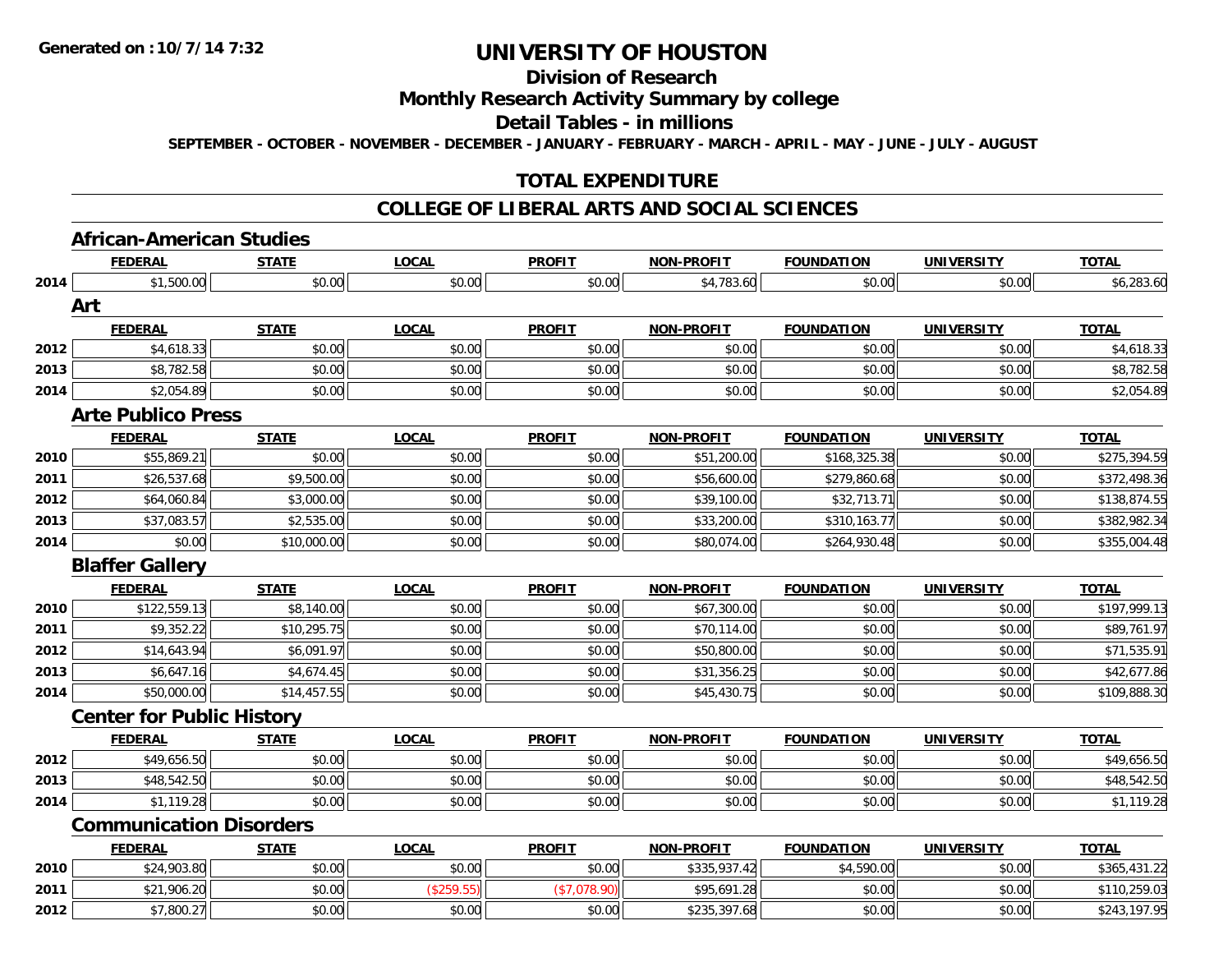# UNIVERSITY OF HOUSTON

## Division of Research

## Monthly Research Activity Summary by college

## Detail Tables - in millions

**SEPTEMBER - OCTOBER - NOVEMBER - DECEMBER - JANUARY - FEBRUARY - MARCH - APRIL - MAY - JUNE - JULY - AUGUST**

Generated on : 10/7/14 7:32

## TOTAL EXPENDITURE

## COLLEGE OF LIBERAL ARTS AND SOCIAL SCIENCES

### African-American Studies

| | FEDERAL | STATE | LOCAL | PROFIT | NON-PROFIT | FOUNDATION | UNIVERSITY | TOTAL |
|---|---|---|---|---|---|---|---|---|
| 2014 | $1,500.00 | $0.00 | $0.00 | $0.00 | $4,783.60 | $0.00 | $0.00 | $6,283.60 |

### Art

| | FEDERAL | STATE | LOCAL | PROFIT | NON-PROFIT | FOUNDATION | UNIVERSITY | TOTAL |
|---|---|---|---|---|---|---|---|---|
| 2012 | $4,618.33 | $0.00 | $0.00 | $0.00 | $0.00 | $0.00 | $0.00 | $4,618.33 |
| 2013 | $8,782.58 | $0.00 | $0.00 | $0.00 | $0.00 | $0.00 | $0.00 | $8,782.58 |
| 2014 | $2,054.89 | $0.00 | $0.00 | $0.00 | $0.00 | $0.00 | $0.00 | $2,054.89 |

### Arte Publico Press

| | FEDERAL | STATE | LOCAL | PROFIT | NON-PROFIT | FOUNDATION | UNIVERSITY | TOTAL |
|---|---|---|---|---|---|---|---|---|
| 2010 | $55,869.21 | $0.00 | $0.00 | $0.00 | $51,200.00 | $168,325.38 | $0.00 | $275,394.59 |
| 2011 | $26,537.68 | $9,500.00 | $0.00 | $0.00 | $56,600.00 | $279,860.68 | $0.00 | $372,498.36 |
| 2012 | $64,060.84 | $3,000.00 | $0.00 | $0.00 | $39,100.00 | $32,713.71 | $0.00 | $138,874.55 |
| 2013 | $37,083.57 | $2,535.00 | $0.00 | $0.00 | $33,200.00 | $310,163.77 | $0.00 | $382,982.34 |
| 2014 | $0.00 | $10,000.00 | $0.00 | $0.00 | $80,074.00 | $264,930.48 | $0.00 | $355,004.48 |

### Blaffer Gallery

| | FEDERAL | STATE | LOCAL | PROFIT | NON-PROFIT | FOUNDATION | UNIVERSITY | TOTAL |
|---|---|---|---|---|---|---|---|---|
| 2010 | $122,559.13 | $8,140.00 | $0.00 | $0.00 | $67,300.00 | $0.00 | $0.00 | $197,999.13 |
| 2011 | $9,352.22 | $10,295.75 | $0.00 | $0.00 | $70,114.00 | $0.00 | $0.00 | $89,761.97 |
| 2012 | $14,643.94 | $6,091.97 | $0.00 | $0.00 | $50,800.00 | $0.00 | $0.00 | $71,535.91 |
| 2013 | $6,647.16 | $4,674.45 | $0.00 | $0.00 | $31,356.25 | $0.00 | $0.00 | $42,677.86 |
| 2014 | $50,000.00 | $14,457.55 | $0.00 | $0.00 | $45,430.75 | $0.00 | $0.00 | $109,888.30 |

### Center for Public History

| | FEDERAL | STATE | LOCAL | PROFIT | NON-PROFIT | FOUNDATION | UNIVERSITY | TOTAL |
|---|---|---|---|---|---|---|---|---|
| 2012 | $49,656.50 | $0.00 | $0.00 | $0.00 | $0.00 | $0.00 | $0.00 | $49,656.50 |
| 2013 | $48,542.50 | $0.00 | $0.00 | $0.00 | $0.00 | $0.00 | $0.00 | $48,542.50 |
| 2014 | $1,119.28 | $0.00 | $0.00 | $0.00 | $0.00 | $0.00 | $0.00 | $1,119.28 |

### Communication Disorders

| | FEDERAL | STATE | LOCAL | PROFIT | NON-PROFIT | FOUNDATION | UNIVERSITY | TOTAL |
|---|---|---|---|---|---|---|---|---|
| 2010 | $24,903.80 | $0.00 | $0.00 | $0.00 | $335,937.42 | $4,590.00 | $0.00 | $365,431.22 |
| 2011 | $21,906.20 | $0.00 | ($259.55) | ($7,078.90) | $95,691.28 | $0.00 | $0.00 | $110,259.03 |
| 2012 | $7,800.27 | $0.00 | $0.00 | $0.00 | $235,397.68 | $0.00 | $0.00 | $243,197.95 |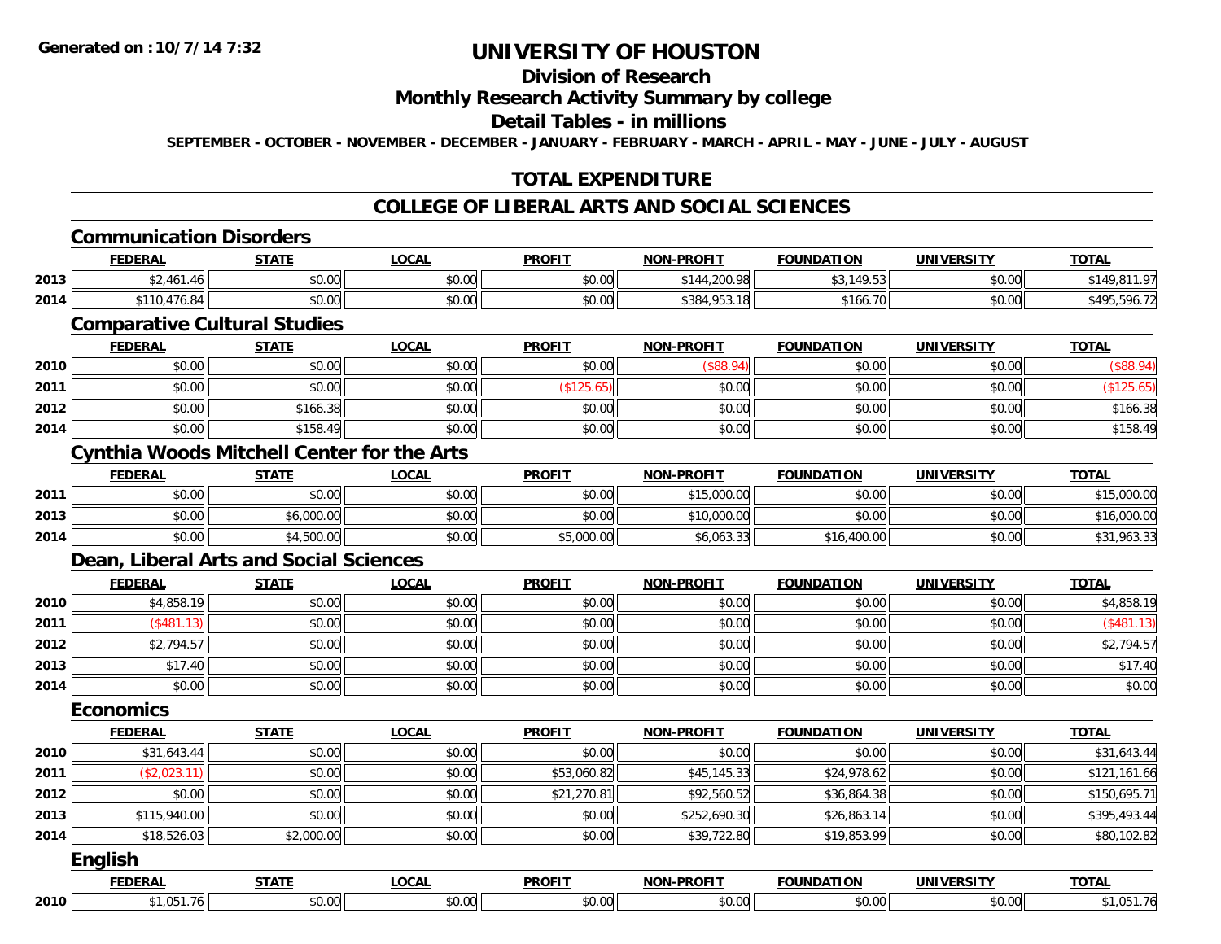**Generated on :10/7/14 7:32**

# UNIVERSITY OF HOUSTON

## Division of Research

## Monthly Research Activity Summary by college

## Detail Tables - in millions

**SEPTEMBER - OCTOBER - NOVEMBER - DECEMBER - JANUARY - FEBRUARY - MARCH - APRIL - MAY - JUNE - JULY - AUGUST**

## TOTAL EXPENDITURE

## COLLEGE OF LIBERAL ARTS AND SOCIAL SCIENCES

### Communication Disorders

| | FEDERAL | STATE | LOCAL | PROFIT | NON-PROFIT | FOUNDATION | UNIVERSITY | TOTAL |
|---|---|---|---|---|---|---|---|---|
| 2013 | $2,461.46 | $0.00 | $0.00 | $0.00 | $144,200.98 | $3,149.53 | $0.00 | $149,811.97 |
| 2014 | $110,476.84 | $0.00 | $0.00 | $0.00 | $384,953.18 | $166.70 | $0.00 | $495,596.72 |

### Comparative Cultural Studies

| | FEDERAL | STATE | LOCAL | PROFIT | NON-PROFIT | FOUNDATION | UNIVERSITY | TOTAL |
|---|---|---|---|---|---|---|---|---|
| 2010 | $0.00 | $0.00 | $0.00 | $0.00 | ($88.94) | $0.00 | $0.00 | ($88.94) |
| 2011 | $0.00 | $0.00 | $0.00 | ($125.65) | $0.00 | $0.00 | $0.00 | ($125.65) |
| 2012 | $0.00 | $166.38 | $0.00 | $0.00 | $0.00 | $0.00 | $0.00 | $166.38 |
| 2014 | $0.00 | $158.49 | $0.00 | $0.00 | $0.00 | $0.00 | $0.00 | $158.49 |

### Cynthia Woods Mitchell Center for the Arts

| | FEDERAL | STATE | LOCAL | PROFIT | NON-PROFIT | FOUNDATION | UNIVERSITY | TOTAL |
|---|---|---|---|---|---|---|---|---|
| 2011 | $0.00 | $0.00 | $0.00 | $0.00 | $15,000.00 | $0.00 | $0.00 | $15,000.00 |
| 2013 | $0.00 | $6,000.00 | $0.00 | $0.00 | $10,000.00 | $0.00 | $0.00 | $16,000.00 |
| 2014 | $0.00 | $4,500.00 | $0.00 | $5,000.00 | $6,063.33 | $16,400.00 | $0.00 | $31,963.33 |

### Dean, Liberal Arts and Social Sciences

| | FEDERAL | STATE | LOCAL | PROFIT | NON-PROFIT | FOUNDATION | UNIVERSITY | TOTAL |
|---|---|---|---|---|---|---|---|---|
| 2010 | $4,858.19 | $0.00 | $0.00 | $0.00 | $0.00 | $0.00 | $0.00 | $4,858.19 |
| 2011 | ($481.13) | $0.00 | $0.00 | $0.00 | $0.00 | $0.00 | $0.00 | ($481.13) |
| 2012 | $2,794.57 | $0.00 | $0.00 | $0.00 | $0.00 | $0.00 | $0.00 | $2,794.57 |
| 2013 | $17.40 | $0.00 | $0.00 | $0.00 | $0.00 | $0.00 | $0.00 | $17.40 |
| 2014 | $0.00 | $0.00 | $0.00 | $0.00 | $0.00 | $0.00 | $0.00 | $0.00 |

### Economics

| | FEDERAL | STATE | LOCAL | PROFIT | NON-PROFIT | FOUNDATION | UNIVERSITY | TOTAL |
|---|---|---|---|---|---|---|---|---|
| 2010 | $31,643.44 | $0.00 | $0.00 | $0.00 | $0.00 | $0.00 | $0.00 | $31,643.44 |
| 2011 | ($2,023.11) | $0.00 | $0.00 | $53,060.82 | $45,145.33 | $24,978.62 | $0.00 | $121,161.66 |
| 2012 | $0.00 | $0.00 | $0.00 | $21,270.81 | $92,560.52 | $36,864.38 | $0.00 | $150,695.71 |
| 2013 | $115,940.00 | $0.00 | $0.00 | $0.00 | $252,690.30 | $26,863.14 | $0.00 | $395,493.44 |
| 2014 | $18,526.03 | $2,000.00 | $0.00 | $0.00 | $39,722.80 | $19,853.99 | $0.00 | $80,102.82 |

### English

| | FEDERAL | STATE | LOCAL | PROFIT | NON-PROFIT | FOUNDATION | UNIVERSITY | TOTAL |
|---|---|---|---|---|---|---|---|---|
| 2010 | $1,051.76 | $0.00 | $0.00 | $0.00 | $0.00 | $0.00 | $0.00 | $1,051.76 |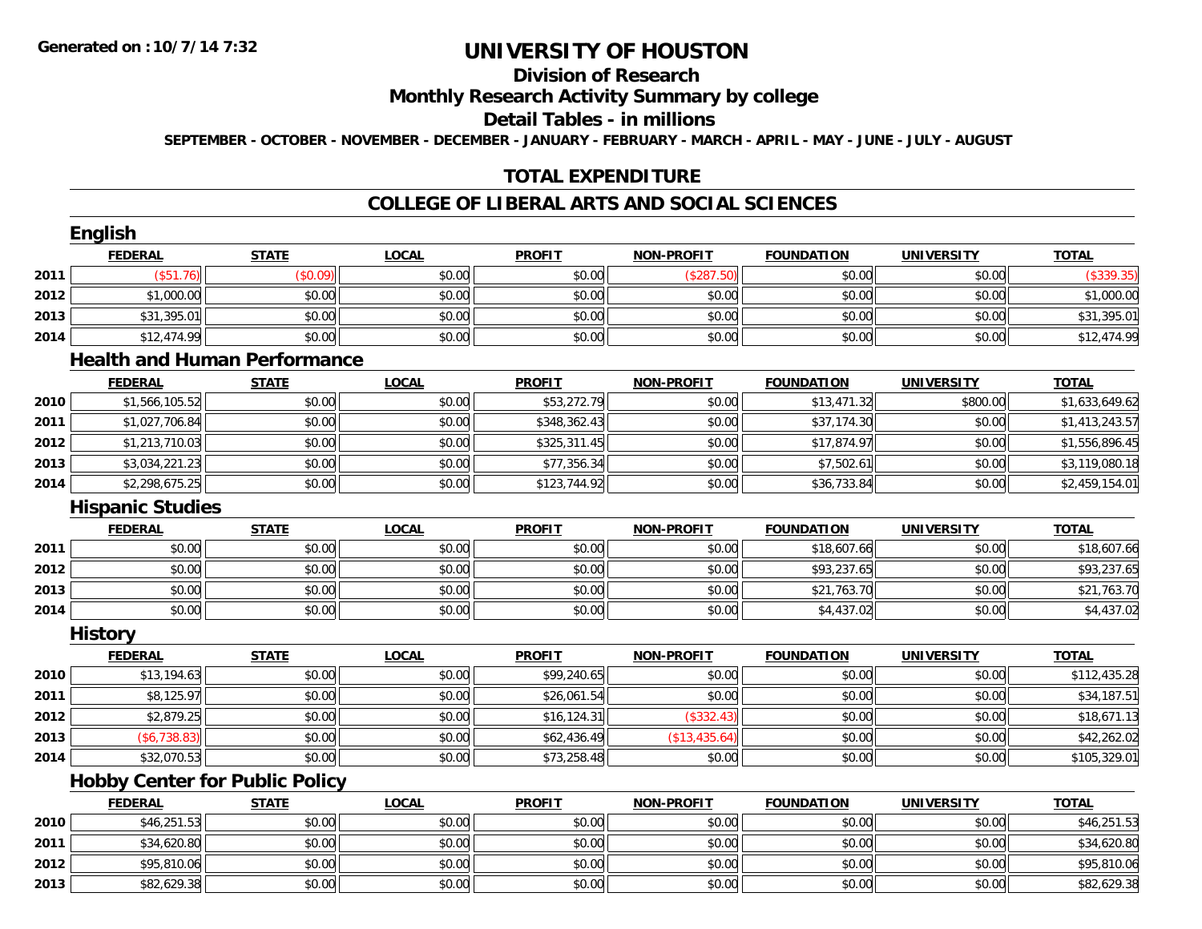Generated on :10/7/14 7:32

# UNIVERSITY OF HOUSTON

## Division of Research

## Monthly Research Activity Summary by college

## Detail Tables - in millions

SEPTEMBER - OCTOBER - NOVEMBER - DECEMBER - JANUARY - FEBRUARY - MARCH - APRIL - MAY - JUNE - JULY - AUGUST

## TOTAL EXPENDITURE

## COLLEGE OF LIBERAL ARTS AND SOCIAL SCIENCES

### English

| | FEDERAL | STATE | LOCAL | PROFIT | NON-PROFIT | FOUNDATION | UNIVERSITY | TOTAL |
|---|---|---|---|---|---|---|---|---|
| 2011 | ($51.76) | ($0.09) | $0.00 | $0.00 | ($287.50) | $0.00 | $0.00 | ($339.35) |
| 2012 | $1,000.00 | $0.00 | $0.00 | $0.00 | $0.00 | $0.00 | $0.00 | $1,000.00 |
| 2013 | $31,395.01 | $0.00 | $0.00 | $0.00 | $0.00 | $0.00 | $0.00 | $31,395.01 |
| 2014 | $12,474.99 | $0.00 | $0.00 | $0.00 | $0.00 | $0.00 | $0.00 | $12,474.99 |

### Health and Human Performance

| | FEDERAL | STATE | LOCAL | PROFIT | NON-PROFIT | FOUNDATION | UNIVERSITY | TOTAL |
|---|---|---|---|---|---|---|---|---|
| 2010 | $1,566,105.52 | $0.00 | $0.00 | $53,272.79 | $0.00 | $13,471.32 | $800.00 | $1,633,649.62 |
| 2011 | $1,027,706.84 | $0.00 | $0.00 | $348,362.43 | $0.00 | $37,174.30 | $0.00 | $1,413,243.57 |
| 2012 | $1,213,710.03 | $0.00 | $0.00 | $325,311.45 | $0.00 | $17,874.97 | $0.00 | $1,556,896.45 |
| 2013 | $3,034,221.23 | $0.00 | $0.00 | $77,356.34 | $0.00 | $7,502.61 | $0.00 | $3,119,080.18 |
| 2014 | $2,298,675.25 | $0.00 | $0.00 | $123,744.92 | $0.00 | $36,733.84 | $0.00 | $2,459,154.01 |

### Hispanic Studies

| | FEDERAL | STATE | LOCAL | PROFIT | NON-PROFIT | FOUNDATION | UNIVERSITY | TOTAL |
|---|---|---|---|---|---|---|---|---|
| 2011 | $0.00 | $0.00 | $0.00 | $0.00 | $0.00 | $18,607.66 | $0.00 | $18,607.66 |
| 2012 | $0.00 | $0.00 | $0.00 | $0.00 | $0.00 | $93,237.65 | $0.00 | $93,237.65 |
| 2013 | $0.00 | $0.00 | $0.00 | $0.00 | $0.00 | $21,763.70 | $0.00 | $21,763.70 |
| 2014 | $0.00 | $0.00 | $0.00 | $0.00 | $0.00 | $4,437.02 | $0.00 | $4,437.02 |

### History

| | FEDERAL | STATE | LOCAL | PROFIT | NON-PROFIT | FOUNDATION | UNIVERSITY | TOTAL |
|---|---|---|---|---|---|---|---|---|
| 2010 | $13,194.63 | $0.00 | $0.00 | $99,240.65 | $0.00 | $0.00 | $0.00 | $112,435.28 |
| 2011 | $8,125.97 | $0.00 | $0.00 | $26,061.54 | $0.00 | $0.00 | $0.00 | $34,187.51 |
| 2012 | $2,879.25 | $0.00 | $0.00 | $16,124.31 | ($332.43) | $0.00 | $0.00 | $18,671.13 |
| 2013 | ($6,738.83) | $0.00 | $0.00 | $62,436.49 | ($13,435.64) | $0.00 | $0.00 | $42,262.02 |
| 2014 | $32,070.53 | $0.00 | $0.00 | $73,258.48 | $0.00 | $0.00 | $0.00 | $105,329.01 |

### Hobby Center for Public Policy

| | FEDERAL | STATE | LOCAL | PROFIT | NON-PROFIT | FOUNDATION | UNIVERSITY | TOTAL |
|---|---|---|---|---|---|---|---|---|
| 2010 | $46,251.53 | $0.00 | $0.00 | $0.00 | $0.00 | $0.00 | $0.00 | $46,251.53 |
| 2011 | $34,620.80 | $0.00 | $0.00 | $0.00 | $0.00 | $0.00 | $0.00 | $34,620.80 |
| 2012 | $95,810.06 | $0.00 | $0.00 | $0.00 | $0.00 | $0.00 | $0.00 | $95,810.06 |
| 2013 | $82,629.38 | $0.00 | $0.00 | $0.00 | $0.00 | $0.00 | $0.00 | $82,629.38 |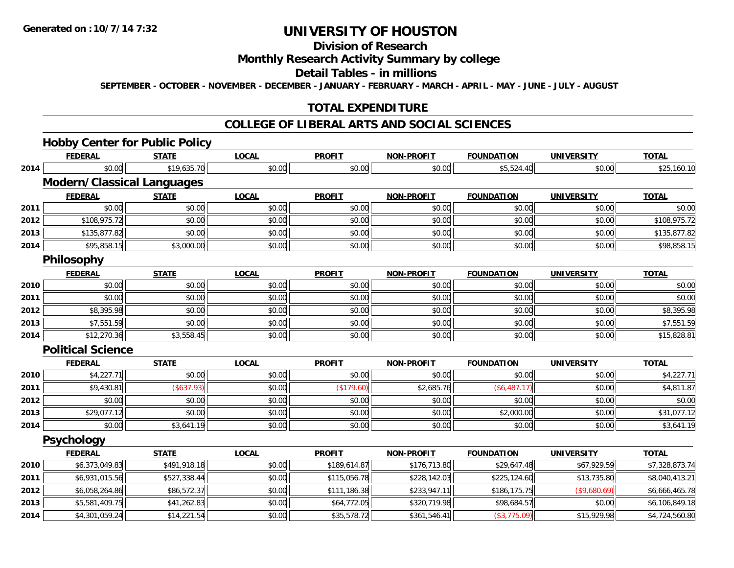**Generated on :10/7/14 7:32**

# UNIVERSITY OF HOUSTON

## Division of Research

## Monthly Research Activity Summary by college

## Detail Tables - in millions

**SEPTEMBER - OCTOBER - NOVEMBER - DECEMBER - JANUARY - FEBRUARY - MARCH - APRIL - MAY - JUNE - JULY - AUGUST**

## TOTAL EXPENDITURE

## COLLEGE OF LIBERAL ARTS AND SOCIAL SCIENCES

### Hobby Center for Public Policy

| | FEDERAL | STATE | LOCAL | PROFIT | NON-PROFIT | FOUNDATION | UNIVERSITY | TOTAL |
|---|---|---|---|---|---|---|---|---|
| 2014 | $0.00 | $19,635.70 | $0.00 | $0.00 | $0.00 | $5,524.40 | $0.00 | $25,160.10 |

### Modern/Classical Languages

| | FEDERAL | STATE | LOCAL | PROFIT | NON-PROFIT | FOUNDATION | UNIVERSITY | TOTAL |
|---|---|---|---|---|---|---|---|---|
| 2011 | $0.00 | $0.00 | $0.00 | $0.00 | $0.00 | $0.00 | $0.00 | $0.00 |
| 2012 | $108,975.72 | $0.00 | $0.00 | $0.00 | $0.00 | $0.00 | $0.00 | $108,975.72 |
| 2013 | $135,877.82 | $0.00 | $0.00 | $0.00 | $0.00 | $0.00 | $0.00 | $135,877.82 |
| 2014 | $95,858.15 | $3,000.00 | $0.00 | $0.00 | $0.00 | $0.00 | $0.00 | $98,858.15 |

### Philosophy

| | FEDERAL | STATE | LOCAL | PROFIT | NON-PROFIT | FOUNDATION | UNIVERSITY | TOTAL |
|---|---|---|---|---|---|---|---|---|
| 2010 | $0.00 | $0.00 | $0.00 | $0.00 | $0.00 | $0.00 | $0.00 | $0.00 |
| 2011 | $0.00 | $0.00 | $0.00 | $0.00 | $0.00 | $0.00 | $0.00 | $0.00 |
| 2012 | $8,395.98 | $0.00 | $0.00 | $0.00 | $0.00 | $0.00 | $0.00 | $8,395.98 |
| 2013 | $7,551.59 | $0.00 | $0.00 | $0.00 | $0.00 | $0.00 | $0.00 | $7,551.59 |
| 2014 | $12,270.36 | $3,558.45 | $0.00 | $0.00 | $0.00 | $0.00 | $0.00 | $15,828.81 |

### Political Science

| | FEDERAL | STATE | LOCAL | PROFIT | NON-PROFIT | FOUNDATION | UNIVERSITY | TOTAL |
|---|---|---|---|---|---|---|---|---|
| 2010 | $4,227.71 | $0.00 | $0.00 | $0.00 | $0.00 | $0.00 | $0.00 | $4,227.71 |
| 2011 | $9,430.81 | ($637.93) | $0.00 | ($179.60) | $2,685.76 | ($6,487.17) | $0.00 | $4,811.87 |
| 2012 | $0.00 | $0.00 | $0.00 | $0.00 | $0.00 | $0.00 | $0.00 | $0.00 |
| 2013 | $29,077.12 | $0.00 | $0.00 | $0.00 | $0.00 | $2,000.00 | $0.00 | $31,077.12 |
| 2014 | $0.00 | $3,641.19 | $0.00 | $0.00 | $0.00 | $0.00 | $0.00 | $3,641.19 |

### Psychology

| | FEDERAL | STATE | LOCAL | PROFIT | NON-PROFIT | FOUNDATION | UNIVERSITY | TOTAL |
|---|---|---|---|---|---|---|---|---|
| 2010 | $6,373,049.83 | $491,918.18 | $0.00 | $189,614.87 | $176,713.80 | $29,647.48 | $67,929.59 | $7,328,873.74 |
| 2011 | $6,931,015.56 | $527,338.44 | $0.00 | $115,056.78 | $228,142.03 | $225,124.60 | $13,735.80 | $8,040,413.21 |
| 2012 | $6,058,264.86 | $86,572.37 | $0.00 | $111,186.38 | $233,947.11 | $186,175.75 | ($9,680.69) | $6,666,465.78 |
| 2013 | $5,581,409.75 | $41,262.83 | $0.00 | $64,772.05 | $320,719.98 | $98,684.57 | $0.00 | $6,106,849.18 |
| 2014 | $4,301,059.24 | $14,221.54 | $0.00 | $35,578.72 | $361,546.41 | ($3,775.09) | $15,929.98 | $4,724,560.80 |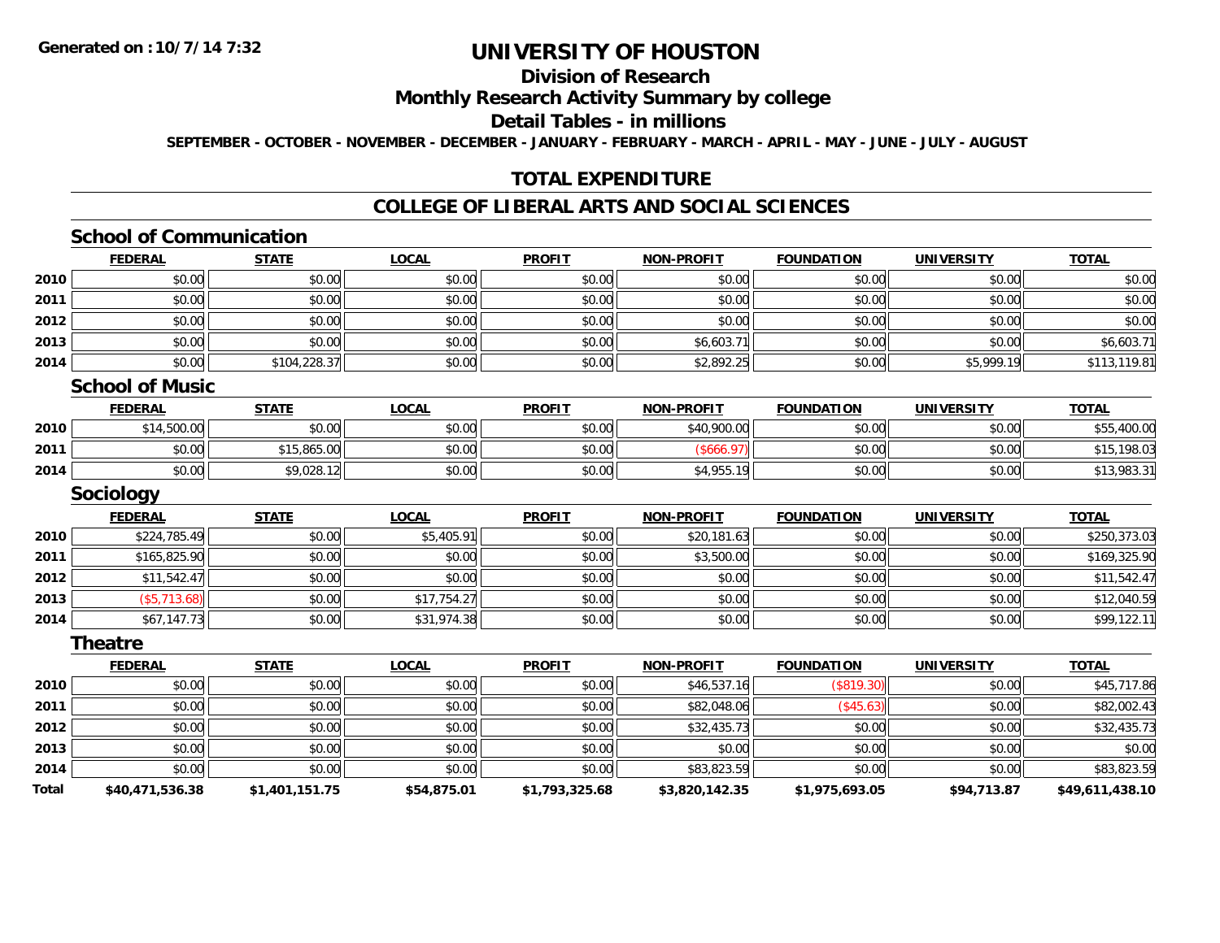**Generated on :10/7/14 7:32**

# UNIVERSITY OF HOUSTON

## Division of Research

## Monthly Research Activity Summary by college

## Detail Tables - in millions

SEPTEMBER - OCTOBER - NOVEMBER - DECEMBER - JANUARY - FEBRUARY - MARCH - APRIL - MAY - JUNE - JULY - AUGUST

## TOTAL EXPENDITURE

## COLLEGE OF LIBERAL ARTS AND SOCIAL SCIENCES

### School of Communication

| | FEDERAL | STATE | LOCAL | PROFIT | NON-PROFIT | FOUNDATION | UNIVERSITY | TOTAL |
|---|---|---|---|---|---|---|---|---|
| 2010 | $0.00 | $0.00 | $0.00 | $0.00 | $0.00 | $0.00 | $0.00 | $0.00 |
| 2011 | $0.00 | $0.00 | $0.00 | $0.00 | $0.00 | $0.00 | $0.00 | $0.00 |
| 2012 | $0.00 | $0.00 | $0.00 | $0.00 | $0.00 | $0.00 | $0.00 | $0.00 |
| 2013 | $0.00 | $0.00 | $0.00 | $0.00 | $6,603.71 | $0.00 | $0.00 | $6,603.71 |
| 2014 | $0.00 | $104,228.37 | $0.00 | $0.00 | $2,892.25 | $0.00 | $5,999.19 | $113,119.81 |

### School of Music

| | FEDERAL | STATE | LOCAL | PROFIT | NON-PROFIT | FOUNDATION | UNIVERSITY | TOTAL |
|---|---|---|---|---|---|---|---|---|
| 2010 | $14,500.00 | $0.00 | $0.00 | $0.00 | $40,900.00 | $0.00 | $0.00 | $55,400.00 |
| 2011 | $0.00 | $15,865.00 | $0.00 | $0.00 | ($666.97) | $0.00 | $0.00 | $15,198.03 |
| 2014 | $0.00 | $9,028.12 | $0.00 | $0.00 | $4,955.19 | $0.00 | $0.00 | $13,983.31 |

### Sociology

| | FEDERAL | STATE | LOCAL | PROFIT | NON-PROFIT | FOUNDATION | UNIVERSITY | TOTAL |
|---|---|---|---|---|---|---|---|---|
| 2010 | $224,785.49 | $0.00 | $5,405.91 | $0.00 | $20,181.63 | $0.00 | $0.00 | $250,373.03 |
| 2011 | $165,825.90 | $0.00 | $0.00 | $0.00 | $3,500.00 | $0.00 | $0.00 | $169,325.90 |
| 2012 | $11,542.47 | $0.00 | $0.00 | $0.00 | $0.00 | $0.00 | $0.00 | $11,542.47 |
| 2013 | ($5,713.68) | $0.00 | $17,754.27 | $0.00 | $0.00 | $0.00 | $0.00 | $12,040.59 |
| 2014 | $67,147.73 | $0.00 | $31,974.38 | $0.00 | $0.00 | $0.00 | $0.00 | $99,122.11 |

### Theatre

| | FEDERAL | STATE | LOCAL | PROFIT | NON-PROFIT | FOUNDATION | UNIVERSITY | TOTAL |
|---|---|---|---|---|---|---|---|---|
| 2010 | $0.00 | $0.00 | $0.00 | $0.00 | $46,537.16 | ($819.30) | $0.00 | $45,717.86 |
| 2011 | $0.00 | $0.00 | $0.00 | $0.00 | $82,048.06 | ($45.63) | $0.00 | $82,002.43 |
| 2012 | $0.00 | $0.00 | $0.00 | $0.00 | $32,435.73 | $0.00 | $0.00 | $32,435.73 |
| 2013 | $0.00 | $0.00 | $0.00 | $0.00 | $0.00 | $0.00 | $0.00 | $0.00 |
| 2014 | $0.00 | $0.00 | $0.00 | $0.00 | $83,823.59 | $0.00 | $0.00 | $83,823.59 |
| **Total** | **$40,471,536.38** | **$1,401,151.75** | **$54,875.01** | **$1,793,325.68** | **$3,820,142.35** | **$1,975,693.05** | **$94,713.87** | **$49,611,438.10** |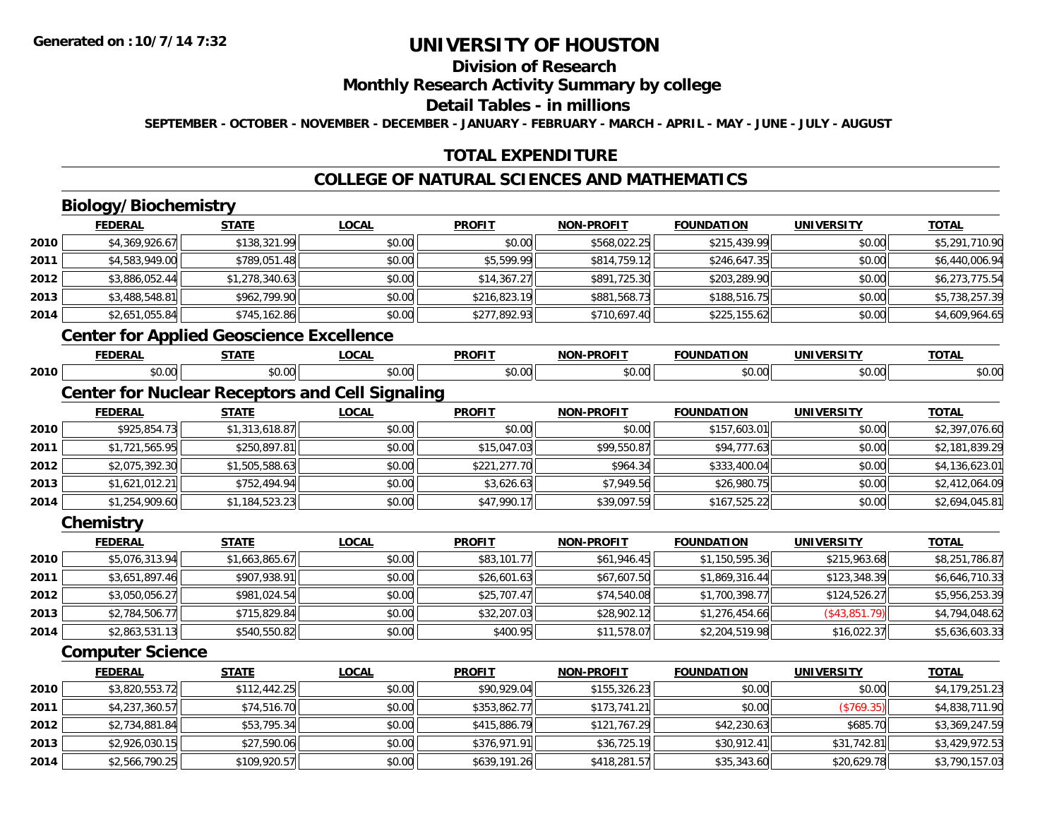**Generated on :10/7/14 7:32**

# UNIVERSITY OF HOUSTON

## Division of Research

## Monthly Research Activity Summary by college

## Detail Tables - in millions

**SEPTEMBER - OCTOBER - NOVEMBER - DECEMBER - JANUARY - FEBRUARY - MARCH - APRIL - MAY - JUNE - JULY - AUGUST**

## TOTAL EXPENDITURE

## COLLEGE OF NATURAL SCIENCES AND MATHEMATICS

### Biology/Biochemistry

| | FEDERAL | STATE | LOCAL | PROFIT | NON-PROFIT | FOUNDATION | UNIVERSITY | TOTAL |
|---|---|---|---|---|---|---|---|---|
| 2010 | $4,369,926.67 | $138,321.99 | $0.00 | $0.00 | $568,022.25 | $215,439.99 | $0.00 | $5,291,710.90 |
| 2011 | $4,583,949.00 | $789,051.48 | $0.00 | $5,599.99 | $814,759.12 | $246,647.35 | $0.00 | $6,440,006.94 |
| 2012 | $3,886,052.44 | $1,278,340.63 | $0.00 | $14,367.27 | $891,725.30 | $203,289.90 | $0.00 | $6,273,775.54 |
| 2013 | $3,488,548.81 | $962,799.90 | $0.00 | $216,823.19 | $881,568.73 | $188,516.75 | $0.00 | $5,738,257.39 |
| 2014 | $2,651,055.84 | $745,162.86 | $0.00 | $277,892.93 | $710,697.40 | $225,155.62 | $0.00 | $4,609,964.65 |

### Center for Applied Geoscience Excellence

| | FEDERAL | STATE | LOCAL | PROFIT | NON-PROFIT | FOUNDATION | UNIVERSITY | TOTAL |
|---|---|---|---|---|---|---|---|---|
| 2010 | $0.00 | $0.00 | $0.00 | $0.00 | $0.00 | $0.00 | $0.00 | $0.00 |

### Center for Nuclear Receptors and Cell Signaling

| | FEDERAL | STATE | LOCAL | PROFIT | NON-PROFIT | FOUNDATION | UNIVERSITY | TOTAL |
|---|---|---|---|---|---|---|---|---|
| 2010 | $925,854.73 | $1,313,618.87 | $0.00 | $0.00 | $0.00 | $157,603.01 | $0.00 | $2,397,076.60 |
| 2011 | $1,721,565.95 | $250,897.81 | $0.00 | $15,047.03 | $99,550.87 | $94,777.63 | $0.00 | $2,181,839.29 |
| 2012 | $2,075,392.30 | $1,505,588.63 | $0.00 | $221,277.70 | $964.34 | $333,400.04 | $0.00 | $4,136,623.01 |
| 2013 | $1,621,012.21 | $752,494.94 | $0.00 | $3,626.63 | $7,949.56 | $26,980.75 | $0.00 | $2,412,064.09 |
| 2014 | $1,254,909.60 | $1,184,523.23 | $0.00 | $47,990.17 | $39,097.59 | $167,525.22 | $0.00 | $2,694,045.81 |

### Chemistry

| | FEDERAL | STATE | LOCAL | PROFIT | NON-PROFIT | FOUNDATION | UNIVERSITY | TOTAL |
|---|---|---|---|---|---|---|---|---|
| 2010 | $5,076,313.94 | $1,663,865.67 | $0.00 | $83,101.77 | $61,946.45 | $1,150,595.36 | $215,963.68 | $8,251,786.87 |
| 2011 | $3,651,897.46 | $907,938.91 | $0.00 | $26,601.63 | $67,607.50 | $1,869,316.44 | $123,348.39 | $6,646,710.33 |
| 2012 | $3,050,056.27 | $981,024.54 | $0.00 | $25,707.47 | $74,540.08 | $1,700,398.77 | $124,526.27 | $5,956,253.39 |
| 2013 | $2,784,506.77 | $715,829.84 | $0.00 | $32,207.03 | $28,902.12 | $1,276,454.66 | ($43,851.79) | $4,794,048.62 |
| 2014 | $2,863,531.13 | $540,550.82 | $0.00 | $400.95 | $11,578.07 | $2,204,519.98 | $16,022.37 | $5,636,603.33 |

### Computer Science

| | FEDERAL | STATE | LOCAL | PROFIT | NON-PROFIT | FOUNDATION | UNIVERSITY | TOTAL |
|---|---|---|---|---|---|---|---|---|
| 2010 | $3,820,553.72 | $112,442.25 | $0.00 | $90,929.04 | $155,326.23 | $0.00 | $0.00 | $4,179,251.23 |
| 2011 | $4,237,360.57 | $74,516.70 | $0.00 | $353,862.77 | $173,741.21 | $0.00 | ($769.35) | $4,838,711.90 |
| 2012 | $2,734,881.84 | $53,795.34 | $0.00 | $415,886.79 | $121,767.29 | $42,230.63 | $685.70 | $3,369,247.59 |
| 2013 | $2,926,030.15 | $27,590.06 | $0.00 | $376,971.91 | $36,725.19 | $30,912.41 | $31,742.81 | $3,429,972.53 |
| 2014 | $2,566,790.25 | $109,920.57 | $0.00 | $639,191.26 | $418,281.57 | $35,343.60 | $20,629.78 | $3,790,157.03 |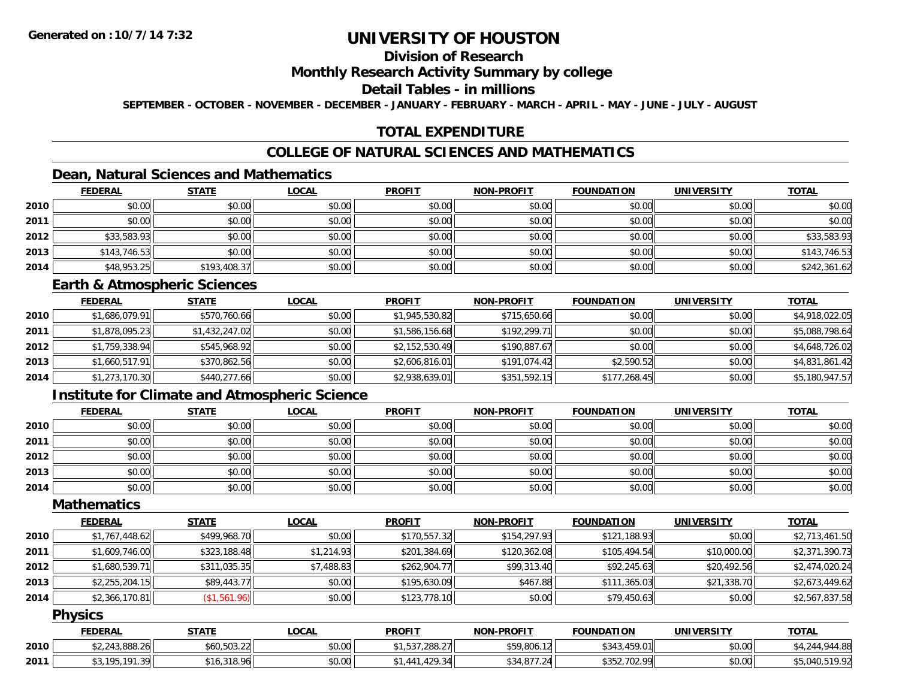# UNIVERSITY OF HOUSTON

## Division of Research

## Monthly Research Activity Summary by college

## Detail Tables - in millions

**SEPTEMBER - OCTOBER - NOVEMBER - DECEMBER - JANUARY - FEBRUARY - MARCH - APRIL - MAY - JUNE - JULY - AUGUST**

## TOTAL EXPENDITURE

## COLLEGE OF NATURAL SCIENCES AND MATHEMATICS

### Dean, Natural Sciences and Mathematics

| | FEDERAL | STATE | LOCAL | PROFIT | NON-PROFIT | FOUNDATION | UNIVERSITY | TOTAL |
|---|---|---|---|---|---|---|---|---|
| 2010 | $0.00 | $0.00 | $0.00 | $0.00 | $0.00 | $0.00 | $0.00 | $0.00 |
| 2011 | $0.00 | $0.00 | $0.00 | $0.00 | $0.00 | $0.00 | $0.00 | $0.00 |
| 2012 | $33,583.93 | $0.00 | $0.00 | $0.00 | $0.00 | $0.00 | $0.00 | $33,583.93 |
| 2013 | $143,746.53 | $0.00 | $0.00 | $0.00 | $0.00 | $0.00 | $0.00 | $143,746.53 |
| 2014 | $48,953.25 | $193,408.37 | $0.00 | $0.00 | $0.00 | $0.00 | $0.00 | $242,361.62 |

### Earth & Atmospheric Sciences

| | FEDERAL | STATE | LOCAL | PROFIT | NON-PROFIT | FOUNDATION | UNIVERSITY | TOTAL |
|---|---|---|---|---|---|---|---|---|
| 2010 | $1,686,079.91 | $570,760.66 | $0.00 | $1,945,530.82 | $715,650.66 | $0.00 | $0.00 | $4,918,022.05 |
| 2011 | $1,878,095.23 | $1,432,247.02 | $0.00 | $1,586,156.68 | $192,299.71 | $0.00 | $0.00 | $5,088,798.64 |
| 2012 | $1,759,338.94 | $545,968.92 | $0.00 | $2,152,530.49 | $190,887.67 | $0.00 | $0.00 | $4,648,726.02 |
| 2013 | $1,660,517.91 | $370,862.56 | $0.00 | $2,606,816.01 | $191,074.42 | $2,590.52 | $0.00 | $4,831,861.42 |
| 2014 | $1,273,170.30 | $440,277.66 | $0.00 | $2,938,639.01 | $351,592.15 | $177,268.45 | $0.00 | $5,180,947.57 |

### Institute for Climate and Atmospheric Science

| | FEDERAL | STATE | LOCAL | PROFIT | NON-PROFIT | FOUNDATION | UNIVERSITY | TOTAL |
|---|---|---|---|---|---|---|---|---|
| 2010 | $0.00 | $0.00 | $0.00 | $0.00 | $0.00 | $0.00 | $0.00 | $0.00 |
| 2011 | $0.00 | $0.00 | $0.00 | $0.00 | $0.00 | $0.00 | $0.00 | $0.00 |
| 2012 | $0.00 | $0.00 | $0.00 | $0.00 | $0.00 | $0.00 | $0.00 | $0.00 |
| 2013 | $0.00 | $0.00 | $0.00 | $0.00 | $0.00 | $0.00 | $0.00 | $0.00 |
| 2014 | $0.00 | $0.00 | $0.00 | $0.00 | $0.00 | $0.00 | $0.00 | $0.00 |

### Mathematics

| | FEDERAL | STATE | LOCAL | PROFIT | NON-PROFIT | FOUNDATION | UNIVERSITY | TOTAL |
|---|---|---|---|---|---|---|---|---|
| 2010 | $1,767,448.62 | $499,968.70 | $0.00 | $170,557.32 | $154,297.93 | $121,188.93 | $0.00 | $2,713,461.50 |
| 2011 | $1,609,746.00 | $323,188.48 | $1,214.93 | $201,384.69 | $120,362.08 | $105,494.54 | $10,000.00 | $2,371,390.73 |
| 2012 | $1,680,539.71 | $311,035.35 | $7,488.83 | $262,904.77 | $99,313.40 | $92,245.63 | $20,492.56 | $2,474,020.24 |
| 2013 | $2,255,204.15 | $89,443.77 | $0.00 | $195,630.09 | $467.88 | $111,365.03 | $21,338.70 | $2,673,449.62 |
| 2014 | $2,366,170.81 | ($1,561.96) | $0.00 | $123,778.10 | $0.00 | $79,450.63 | $0.00 | $2,567,837.58 |

### Physics

| | FEDERAL | STATE | LOCAL | PROFIT | NON-PROFIT | FOUNDATION | UNIVERSITY | TOTAL |
|---|---|---|---|---|---|---|---|---|
| 2010 | $2,243,888.26 | $60,503.22 | $0.00 | $1,537,288.27 | $59,806.12 | $343,459.01 | $0.00 | $4,244,944.88 |
| 2011 | $3,195,191.39 | $16,318.96 | $0.00 | $1,441,429.34 | $34,877.24 | $352,702.99 | $0.00 | $5,040,519.92 |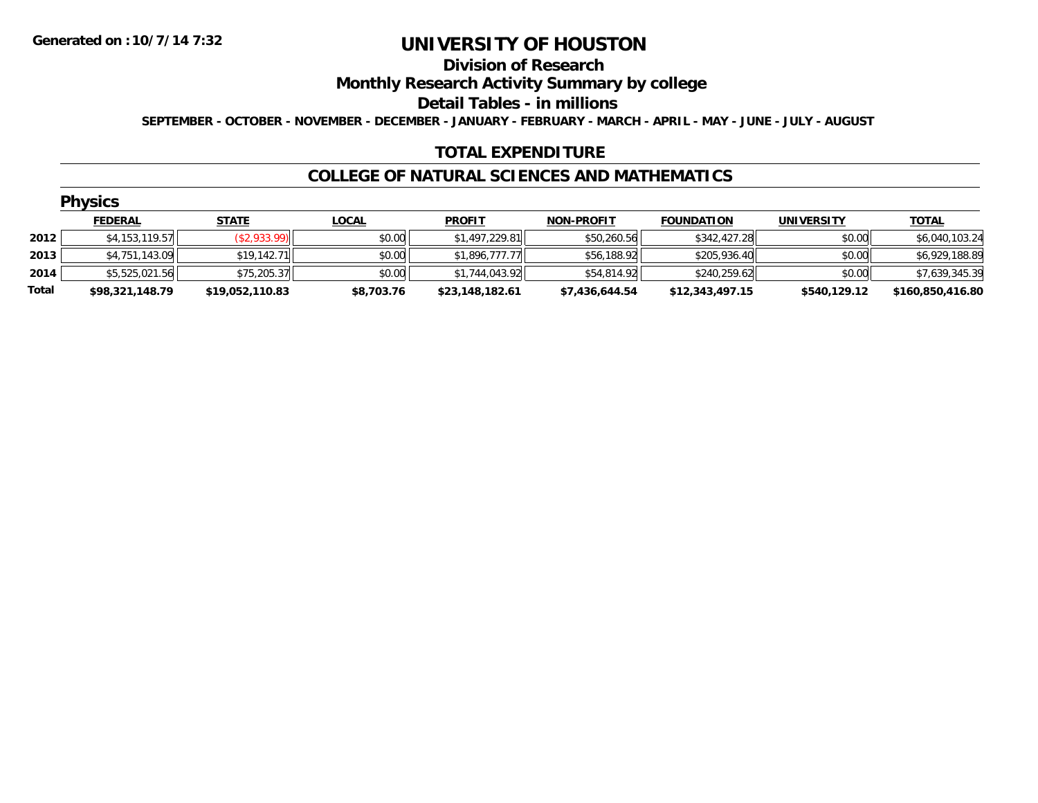**Generated on :10/7/14 7:32**

# UNIVERSITY OF HOUSTON

## Division of Research

## Monthly Research Activity Summary by college

## Detail Tables - in millions

**SEPTEMBER - OCTOBER - NOVEMBER - DECEMBER - JANUARY - FEBRUARY - MARCH - APRIL - MAY - JUNE - JULY - AUGUST**

## TOTAL EXPENDITURE

## COLLEGE OF NATURAL SCIENCES AND MATHEMATICS

### Physics

| | FEDERAL | STATE | LOCAL | PROFIT | NON-PROFIT | FOUNDATION | UNIVERSITY | TOTAL |
|---|---|---|---|---|---|---|---|---|
| **2012** | $4,153,119.57 | ($2,933.99) | $0.00 | $1,497,229.81 | $50,260.56 | $342,427.28 | $0.00 | $6,040,103.24 |
| **2013** | $4,751,143.09 | $19,142.71 | $0.00 | $1,896,777.77 | $56,188.92 | $205,936.40 | $0.00 | $6,929,188.89 |
| **2014** | $5,525,021.56 | $75,205.37 | $0.00 | $1,744,043.92 | $54,814.92 | $240,259.62 | $0.00 | $7,639,345.39 |
| **Total** | **$98,321,148.79** | **$19,052,110.83** | **$8,703.76** | **$23,148,182.61** | **$7,436,644.54** | **$12,343,497.15** | **$540,129.12** | **$160,850,416.80** |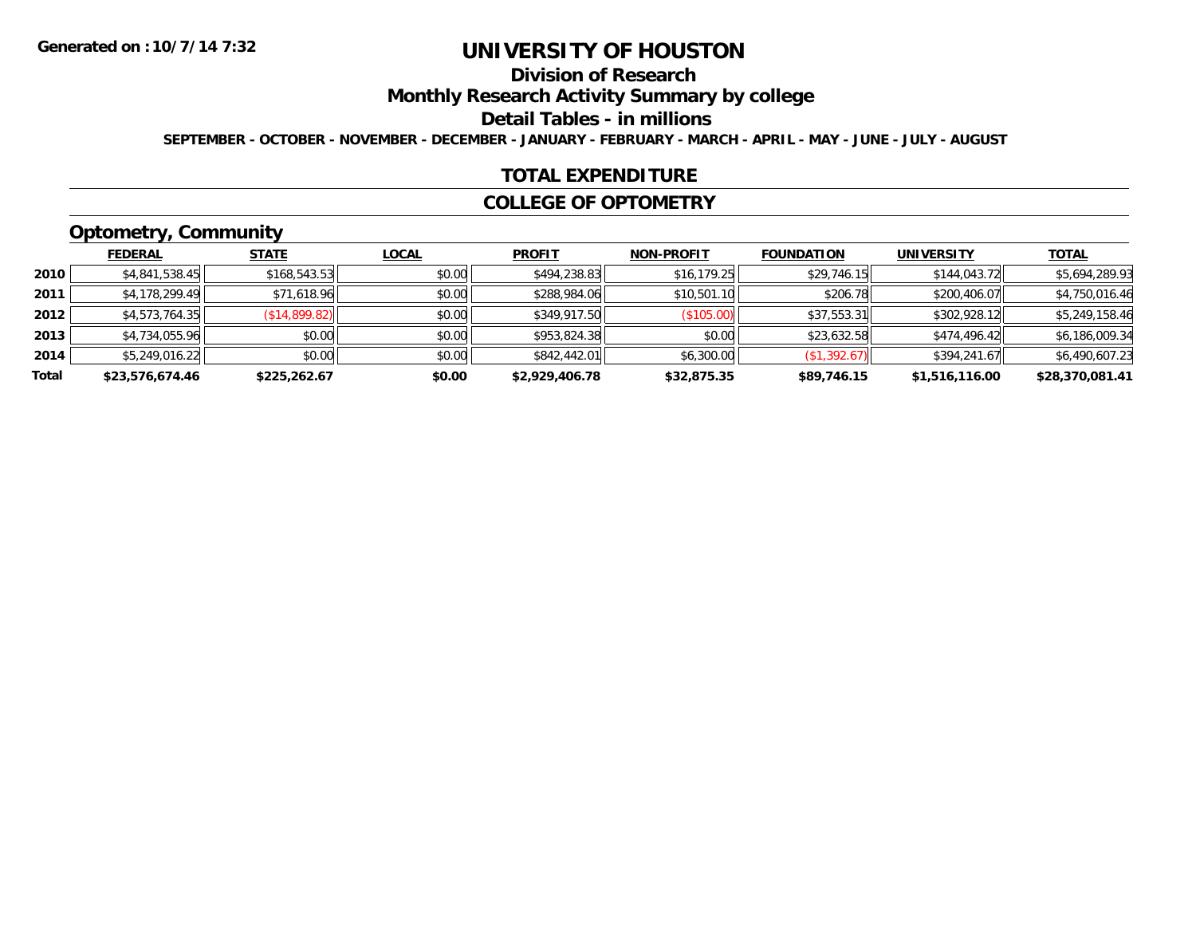Generated on :10/7/14 7:32

# UNIVERSITY OF HOUSTON

## Division of Research

## Monthly Research Activity Summary by college

## Detail Tables - in millions

SEPTEMBER - OCTOBER - NOVEMBER - DECEMBER - JANUARY - FEBRUARY - MARCH - APRIL - MAY - JUNE - JULY - AUGUST

### TOTAL EXPENDITURE

### COLLEGE OF OPTOMETRY

### Optometry, Community

| | FEDERAL | STATE | LOCAL | PROFIT | NON-PROFIT | FOUNDATION | UNIVERSITY | TOTAL |
|---|---|---|---|---|---|---|---|---|
| 2010 | $4,841,538.45 | $168,543.53 | $0.00 | $494,238.83 | $16,179.25 | $29,746.15 | $144,043.72 | $5,694,289.93 |
| 2011 | $4,178,299.49 | $71,618.96 | $0.00 | $288,984.06 | $10,501.10 | $206.78 | $200,406.07 | $4,750,016.46 |
| 2012 | $4,573,764.35 | ($14,899.82) | $0.00 | $349,917.50 | ($105.00) | $37,553.31 | $302,928.12 | $5,249,158.46 |
| 2013 | $4,734,055.96 | $0.00 | $0.00 | $953,824.38 | $0.00 | $23,632.58 | $474,496.42 | $6,186,009.34 |
| 2014 | $5,249,016.22 | $0.00 | $0.00 | $842,442.01 | $6,300.00 | ($1,392.67) | $394,241.67 | $6,490,607.23 |
| **Total** | **$23,576,674.46** | **$225,262.67** | **$0.00** | **$2,929,406.78** | **$32,875.35** | **$89,746.15** | **$1,516,116.00** | **$28,370,081.41** |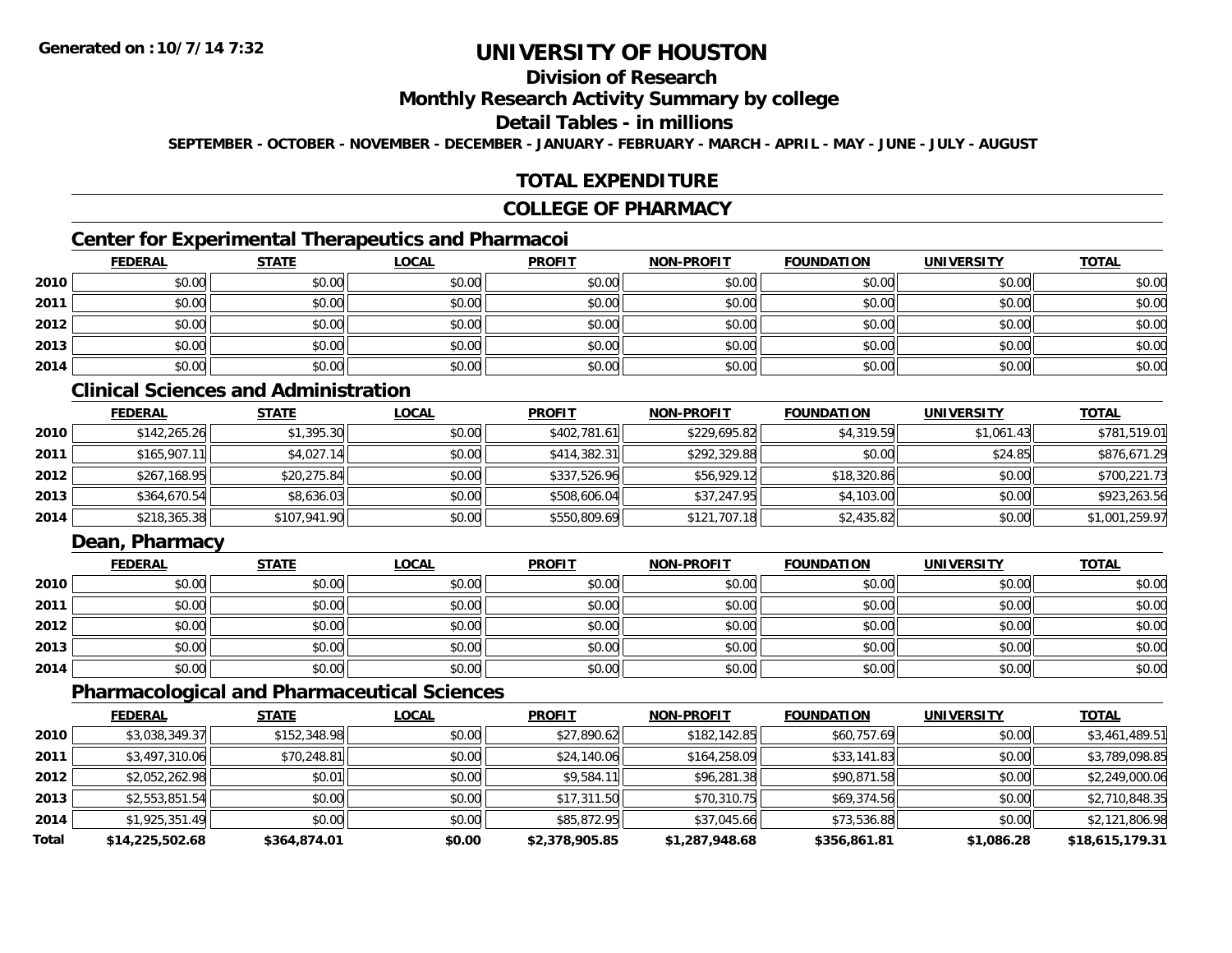Generated on :10/7/14 7:32

# UNIVERSITY OF HOUSTON

## Division of Research

## Monthly Research Activity Summary by college

## Detail Tables - in millions

SEPTEMBER - OCTOBER - NOVEMBER - DECEMBER - JANUARY - FEBRUARY - MARCH - APRIL - MAY - JUNE - JULY - AUGUST

## TOTAL EXPENDITURE

## COLLEGE OF PHARMACY

### Center for Experimental Therapeutics and Pharmacoi

| | FEDERAL | STATE | LOCAL | PROFIT | NON-PROFIT | FOUNDATION | UNIVERSITY | TOTAL |
|---|---|---|---|---|---|---|---|---|
| 2010 | $0.00 | $0.00 | $0.00 | $0.00 | $0.00 | $0.00 | $0.00 | $0.00 |
| 2011 | $0.00 | $0.00 | $0.00 | $0.00 | $0.00 | $0.00 | $0.00 | $0.00 |
| 2012 | $0.00 | $0.00 | $0.00 | $0.00 | $0.00 | $0.00 | $0.00 | $0.00 |
| 2013 | $0.00 | $0.00 | $0.00 | $0.00 | $0.00 | $0.00 | $0.00 | $0.00 |
| 2014 | $0.00 | $0.00 | $0.00 | $0.00 | $0.00 | $0.00 | $0.00 | $0.00 |

### Clinical Sciences and Administration

| | FEDERAL | STATE | LOCAL | PROFIT | NON-PROFIT | FOUNDATION | UNIVERSITY | TOTAL |
|---|---|---|---|---|---|---|---|---|
| 2010 | $142,265.26 | $1,395.30 | $0.00 | $402,781.61 | $229,695.82 | $4,319.59 | $1,061.43 | $781,519.01 |
| 2011 | $165,907.11 | $4,027.14 | $0.00 | $414,382.31 | $292,329.88 | $0.00 | $24.85 | $876,671.29 |
| 2012 | $267,168.95 | $20,275.84 | $0.00 | $337,526.96 | $56,929.12 | $18,320.86 | $0.00 | $700,221.73 |
| 2013 | $364,670.54 | $8,636.03 | $0.00 | $508,606.04 | $37,247.95 | $4,103.00 | $0.00 | $923,263.56 |
| 2014 | $218,365.38 | $107,941.90 | $0.00 | $550,809.69 | $121,707.18 | $2,435.82 | $0.00 | $1,001,259.97 |

### Dean, Pharmacy

| | FEDERAL | STATE | LOCAL | PROFIT | NON-PROFIT | FOUNDATION | UNIVERSITY | TOTAL |
|---|---|---|---|---|---|---|---|---|
| 2010 | $0.00 | $0.00 | $0.00 | $0.00 | $0.00 | $0.00 | $0.00 | $0.00 |
| 2011 | $0.00 | $0.00 | $0.00 | $0.00 | $0.00 | $0.00 | $0.00 | $0.00 |
| 2012 | $0.00 | $0.00 | $0.00 | $0.00 | $0.00 | $0.00 | $0.00 | $0.00 |
| 2013 | $0.00 | $0.00 | $0.00 | $0.00 | $0.00 | $0.00 | $0.00 | $0.00 |
| 2014 | $0.00 | $0.00 | $0.00 | $0.00 | $0.00 | $0.00 | $0.00 | $0.00 |

### Pharmacological and Pharmaceutical Sciences

| | FEDERAL | STATE | LOCAL | PROFIT | NON-PROFIT | FOUNDATION | UNIVERSITY | TOTAL |
|---|---|---|---|---|---|---|---|---|
| 2010 | $3,038,349.37 | $152,348.98 | $0.00 | $27,890.62 | $182,142.85 | $60,757.69 | $0.00 | $3,461,489.51 |
| 2011 | $3,497,310.06 | $70,248.81 | $0.00 | $24,140.06 | $164,258.09 | $33,141.83 | $0.00 | $3,789,098.85 |
| 2012 | $2,052,262.98 | $0.01 | $0.00 | $9,584.11 | $96,281.38 | $90,871.58 | $0.00 | $2,249,000.06 |
| 2013 | $2,553,851.54 | $0.00 | $0.00 | $17,311.50 | $70,310.75 | $69,374.56 | $0.00 | $2,710,848.35 |
| 2014 | $1,925,351.49 | $0.00 | $0.00 | $85,872.95 | $37,045.66 | $73,536.88 | $0.00 | $2,121,806.98 |
| **Total** | **$14,225,502.68** | **$364,874.01** | **$0.00** | **$2,378,905.85** | **$1,287,948.68** | **$356,861.81** | **$1,086.28** | **$18,615,179.31** |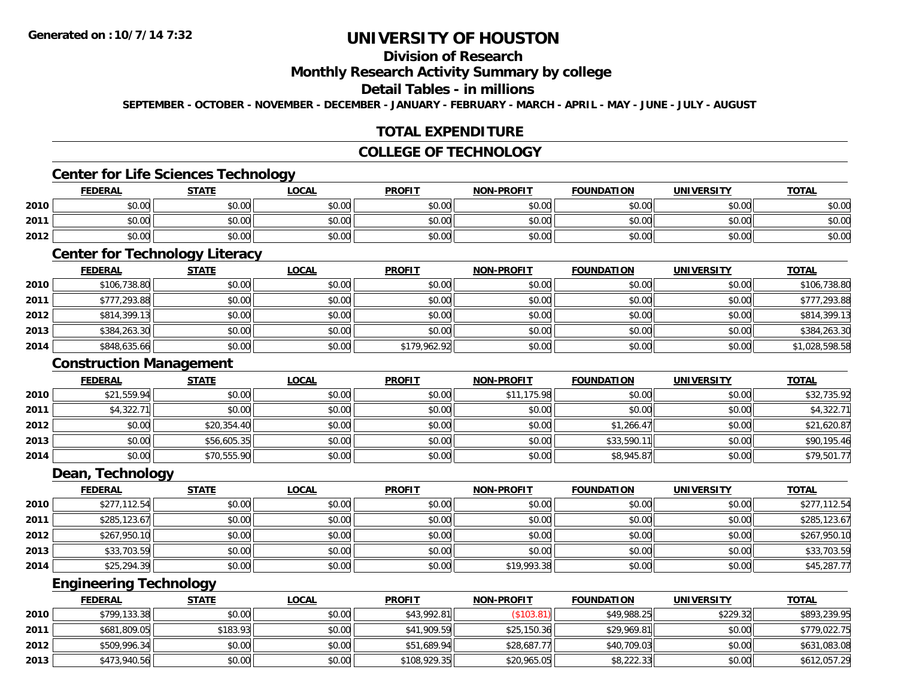**Generated on : 10/7/14 7:32**

# UNIVERSITY OF HOUSTON

## Division of Research

## Monthly Research Activity Summary by college

## Detail Tables - in millions

**SEPTEMBER - OCTOBER - NOVEMBER - DECEMBER - JANUARY - FEBRUARY - MARCH - APRIL - MAY - JUNE - JULY - AUGUST**

## TOTAL EXPENDITURE

## COLLEGE OF TECHNOLOGY

### Center for Life Sciences Technology

| | FEDERAL | STATE | LOCAL | PROFIT | NON-PROFIT | FOUNDATION | UNIVERSITY | TOTAL |
|---|---|---|---|---|---|---|---|---|
| 2010 | $0.00 | $0.00 | $0.00 | $0.00 | $0.00 | $0.00 | $0.00 | $0.00 |
| 2011 | $0.00 | $0.00 | $0.00 | $0.00 | $0.00 | $0.00 | $0.00 | $0.00 |
| 2012 | $0.00 | $0.00 | $0.00 | $0.00 | $0.00 | $0.00 | $0.00 | $0.00 |

### Center for Technology Literacy

| | FEDERAL | STATE | LOCAL | PROFIT | NON-PROFIT | FOUNDATION | UNIVERSITY | TOTAL |
|---|---|---|---|---|---|---|---|---|
| 2010 | $106,738.80 | $0.00 | $0.00 | $0.00 | $0.00 | $0.00 | $0.00 | $106,738.80 |
| 2011 | $777,293.88 | $0.00 | $0.00 | $0.00 | $0.00 | $0.00 | $0.00 | $777,293.88 |
| 2012 | $814,399.13 | $0.00 | $0.00 | $0.00 | $0.00 | $0.00 | $0.00 | $814,399.13 |
| 2013 | $384,263.30 | $0.00 | $0.00 | $0.00 | $0.00 | $0.00 | $0.00 | $384,263.30 |
| 2014 | $848,635.66 | $0.00 | $0.00 | $179,962.92 | $0.00 | $0.00 | $0.00 | $1,028,598.58 |

### Construction Management

| | FEDERAL | STATE | LOCAL | PROFIT | NON-PROFIT | FOUNDATION | UNIVERSITY | TOTAL |
|---|---|---|---|---|---|---|---|---|
| 2010 | $21,559.94 | $0.00 | $0.00 | $0.00 | $11,175.98 | $0.00 | $0.00 | $32,735.92 |
| 2011 | $4,322.71 | $0.00 | $0.00 | $0.00 | $0.00 | $0.00 | $0.00 | $4,322.71 |
| 2012 | $0.00 | $20,354.40 | $0.00 | $0.00 | $0.00 | $1,266.47 | $0.00 | $21,620.87 |
| 2013 | $0.00 | $56,605.35 | $0.00 | $0.00 | $0.00 | $33,590.11 | $0.00 | $90,195.46 |
| 2014 | $0.00 | $70,555.90 | $0.00 | $0.00 | $0.00 | $8,945.87 | $0.00 | $79,501.77 |

### Dean, Technology

| | FEDERAL | STATE | LOCAL | PROFIT | NON-PROFIT | FOUNDATION | UNIVERSITY | TOTAL |
|---|---|---|---|---|---|---|---|---|
| 2010 | $277,112.54 | $0.00 | $0.00 | $0.00 | $0.00 | $0.00 | $0.00 | $277,112.54 |
| 2011 | $285,123.67 | $0.00 | $0.00 | $0.00 | $0.00 | $0.00 | $0.00 | $285,123.67 |
| 2012 | $267,950.10 | $0.00 | $0.00 | $0.00 | $0.00 | $0.00 | $0.00 | $267,950.10 |
| 2013 | $33,703.59 | $0.00 | $0.00 | $0.00 | $0.00 | $0.00 | $0.00 | $33,703.59 |
| 2014 | $25,294.39 | $0.00 | $0.00 | $0.00 | $19,993.38 | $0.00 | $0.00 | $45,287.77 |

### Engineering Technology

| | FEDERAL | STATE | LOCAL | PROFIT | NON-PROFIT | FOUNDATION | UNIVERSITY | TOTAL |
|---|---|---|---|---|---|---|---|---|
| 2010 | $799,133.38 | $0.00 | $0.00 | $43,992.81 | ($103.81) | $49,988.25 | $229.32 | $893,239.95 |
| 2011 | $681,809.05 | $183.93 | $0.00 | $41,909.59 | $25,150.36 | $29,969.81 | $0.00 | $779,022.75 |
| 2012 | $509,996.34 | $0.00 | $0.00 | $51,689.94 | $28,687.77 | $40,709.03 | $0.00 | $631,083.08 |
| 2013 | $473,940.56 | $0.00 | $0.00 | $108,929.35 | $20,965.05 | $8,222.33 | $0.00 | $612,057.29 |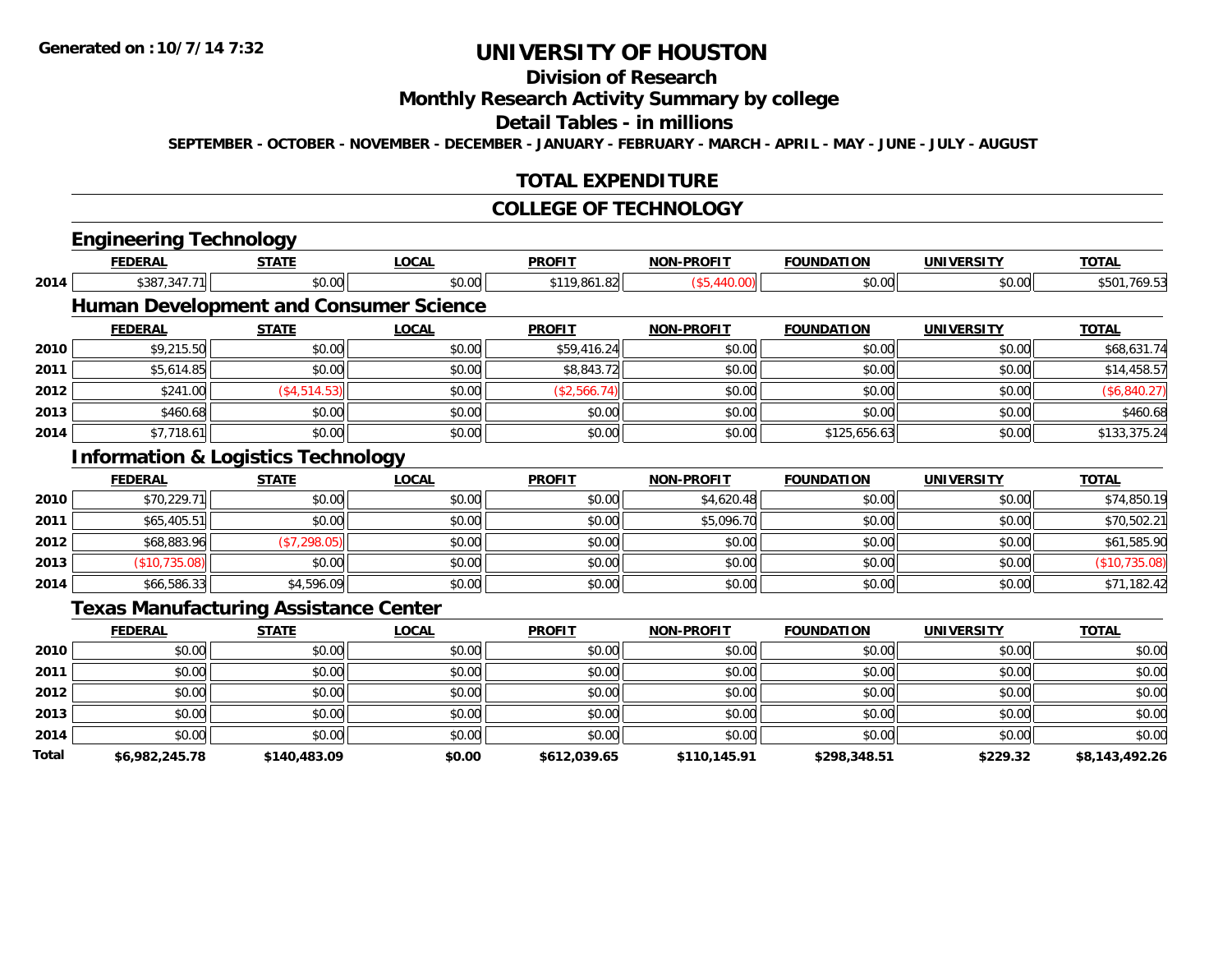Generated on :10/7/14 7:32

# UNIVERSITY OF HOUSTON

## Division of Research

## Monthly Research Activity Summary by college

## Detail Tables - in millions

SEPTEMBER - OCTOBER - NOVEMBER - DECEMBER - JANUARY - FEBRUARY - MARCH - APRIL - MAY - JUNE - JULY - AUGUST

## TOTAL EXPENDITURE

## COLLEGE OF TECHNOLOGY

### Engineering Technology

| | FEDERAL | STATE | LOCAL | PROFIT | NON-PROFIT | FOUNDATION | UNIVERSITY | TOTAL |
|---|---|---|---|---|---|---|---|---|
| 2014 | $387,347.71 | $0.00 | $0.00 | $119,861.82 | ($5,440.00) | $0.00 | $0.00 | $501,769.53 |

### Human Development and Consumer Science

| | FEDERAL | STATE | LOCAL | PROFIT | NON-PROFIT | FOUNDATION | UNIVERSITY | TOTAL |
|---|---|---|---|---|---|---|---|---|
| 2010 | $9,215.50 | $0.00 | $0.00 | $59,416.24 | $0.00 | $0.00 | $0.00 | $68,631.74 |
| 2011 | $5,614.85 | $0.00 | $0.00 | $8,843.72 | $0.00 | $0.00 | $0.00 | $14,458.57 |
| 2012 | $241.00 | ($4,514.53) | $0.00 | ($2,566.74) | $0.00 | $0.00 | $0.00 | ($6,840.27) |
| 2013 | $460.68 | $0.00 | $0.00 | $0.00 | $0.00 | $0.00 | $0.00 | $460.68 |
| 2014 | $7,718.61 | $0.00 | $0.00 | $0.00 | $0.00 | $125,656.63 | $0.00 | $133,375.24 |

### Information & Logistics Technology

| | FEDERAL | STATE | LOCAL | PROFIT | NON-PROFIT | FOUNDATION | UNIVERSITY | TOTAL |
|---|---|---|---|---|---|---|---|---|
| 2010 | $70,229.71 | $0.00 | $0.00 | $0.00 | $4,620.48 | $0.00 | $0.00 | $74,850.19 |
| 2011 | $65,405.51 | $0.00 | $0.00 | $0.00 | $5,096.70 | $0.00 | $0.00 | $70,502.21 |
| 2012 | $68,883.96 | ($7,298.05) | $0.00 | $0.00 | $0.00 | $0.00 | $0.00 | $61,585.90 |
| 2013 | ($10,735.08) | $0.00 | $0.00 | $0.00 | $0.00 | $0.00 | $0.00 | ($10,735.08) |
| 2014 | $66,586.33 | $4,596.09 | $0.00 | $0.00 | $0.00 | $0.00 | $0.00 | $71,182.42 |

### Texas Manufacturing Assistance Center

| | FEDERAL | STATE | LOCAL | PROFIT | NON-PROFIT | FOUNDATION | UNIVERSITY | TOTAL |
|---|---|---|---|---|---|---|---|---|
| 2010 | $0.00 | $0.00 | $0.00 | $0.00 | $0.00 | $0.00 | $0.00 | $0.00 |
| 2011 | $0.00 | $0.00 | $0.00 | $0.00 | $0.00 | $0.00 | $0.00 | $0.00 |
| 2012 | $0.00 | $0.00 | $0.00 | $0.00 | $0.00 | $0.00 | $0.00 | $0.00 |
| 2013 | $0.00 | $0.00 | $0.00 | $0.00 | $0.00 | $0.00 | $0.00 | $0.00 |
| 2014 | $0.00 | $0.00 | $0.00 | $0.00 | $0.00 | $0.00 | $0.00 | $0.00 |
| **Total** | **$6,982,245.78** | **$140,483.09** | **$0.00** | **$612,039.65** | **$110,145.91** | **$298,348.51** | **$229.32** | **$8,143,492.26** |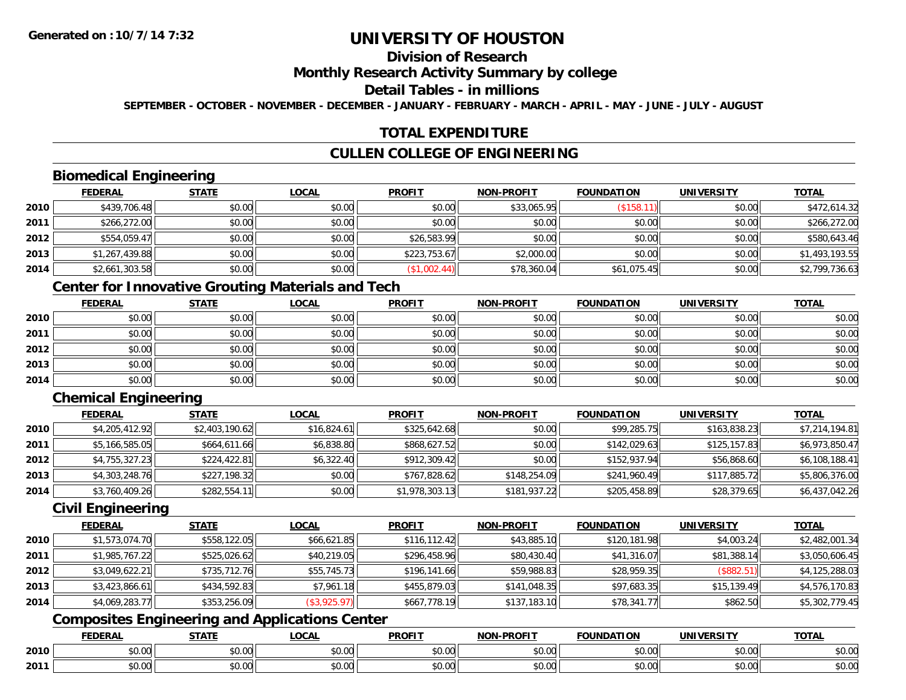**Generated on :10/7/14 7:32**

# UNIVERSITY OF HOUSTON

## Division of Research

## Monthly Research Activity Summary by college

## Detail Tables - in millions

**SEPTEMBER - OCTOBER - NOVEMBER - DECEMBER - JANUARY - FEBRUARY - MARCH - APRIL - MAY - JUNE - JULY - AUGUST**

## TOTAL EXPENDITURE

## CULLEN COLLEGE OF ENGINEERING

### Biomedical Engineering

| | FEDERAL | STATE | LOCAL | PROFIT | NON-PROFIT | FOUNDATION | UNIVERSITY | TOTAL |
|---|---|---|---|---|---|---|---|---|
| 2010 | $439,706.48 | $0.00 | $0.00 | $0.00 | $33,065.95 | ($158.11) | $0.00 | $472,614.32 |
| 2011 | $266,272.00 | $0.00 | $0.00 | $0.00 | $0.00 | $0.00 | $0.00 | $266,272.00 |
| 2012 | $554,059.47 | $0.00 | $0.00 | $26,583.99 | $0.00 | $0.00 | $0.00 | $580,643.46 |
| 2013 | $1,267,439.88 | $0.00 | $0.00 | $223,753.67 | $2,000.00 | $0.00 | $0.00 | $1,493,193.55 |
| 2014 | $2,661,303.58 | $0.00 | $0.00 | ($1,002.44) | $78,360.04 | $61,075.45 | $0.00 | $2,799,736.63 |

### Center for Innovative Grouting Materials and Tech

| | FEDERAL | STATE | LOCAL | PROFIT | NON-PROFIT | FOUNDATION | UNIVERSITY | TOTAL |
|---|---|---|---|---|---|---|---|---|
| 2010 | $0.00 | $0.00 | $0.00 | $0.00 | $0.00 | $0.00 | $0.00 | $0.00 |
| 2011 | $0.00 | $0.00 | $0.00 | $0.00 | $0.00 | $0.00 | $0.00 | $0.00 |
| 2012 | $0.00 | $0.00 | $0.00 | $0.00 | $0.00 | $0.00 | $0.00 | $0.00 |
| 2013 | $0.00 | $0.00 | $0.00 | $0.00 | $0.00 | $0.00 | $0.00 | $0.00 |
| 2014 | $0.00 | $0.00 | $0.00 | $0.00 | $0.00 | $0.00 | $0.00 | $0.00 |

### Chemical Engineering

| | FEDERAL | STATE | LOCAL | PROFIT | NON-PROFIT | FOUNDATION | UNIVERSITY | TOTAL |
|---|---|---|---|---|---|---|---|---|
| 2010 | $4,205,412.92 | $2,403,190.62 | $16,824.61 | $325,642.68 | $0.00 | $99,285.75 | $163,838.23 | $7,214,194.81 |
| 2011 | $5,166,585.05 | $664,611.66 | $6,838.80 | $868,627.52 | $0.00 | $142,029.63 | $125,157.83 | $6,973,850.47 |
| 2012 | $4,755,327.23 | $224,422.81 | $6,322.40 | $912,309.42 | $0.00 | $152,937.94 | $56,868.60 | $6,108,188.41 |
| 2013 | $4,303,248.76 | $227,198.32 | $0.00 | $767,828.62 | $148,254.09 | $241,960.49 | $117,885.72 | $5,806,376.00 |
| 2014 | $3,760,409.26 | $282,554.11 | $0.00 | $1,978,303.13 | $181,937.22 | $205,458.89 | $28,379.65 | $6,437,042.26 |

### Civil Engineering

| | FEDERAL | STATE | LOCAL | PROFIT | NON-PROFIT | FOUNDATION | UNIVERSITY | TOTAL |
|---|---|---|---|---|---|---|---|---|
| 2010 | $1,573,074.70 | $558,122.05 | $66,621.85 | $116,112.42 | $43,885.10 | $120,181.98 | $4,003.24 | $2,482,001.34 |
| 2011 | $1,985,767.22 | $525,026.62 | $40,219.05 | $296,458.96 | $80,430.40 | $41,316.07 | $81,388.14 | $3,050,606.45 |
| 2012 | $3,049,622.21 | $735,712.76 | $55,745.73 | $196,141.66 | $59,988.83 | $28,959.35 | ($882.51) | $4,125,288.03 |
| 2013 | $3,423,866.61 | $434,592.83 | $7,961.18 | $455,879.03 | $141,048.35 | $97,683.35 | $15,139.49 | $4,576,170.83 |
| 2014 | $4,069,283.77 | $353,256.09 | ($3,925.97) | $667,778.19 | $137,183.10 | $78,341.77 | $862.50 | $5,302,779.45 |

### Composites Engineering and Applications Center

| | FEDERAL | STATE | LOCAL | PROFIT | NON-PROFIT | FOUNDATION | UNIVERSITY | TOTAL |
|---|---|---|---|---|---|---|---|---|
| 2010 | $0.00 | $0.00 | $0.00 | $0.00 | $0.00 | $0.00 | $0.00 | $0.00 |
| 2011 | $0.00 | $0.00 | $0.00 | $0.00 | $0.00 | $0.00 | $0.00 | $0.00 |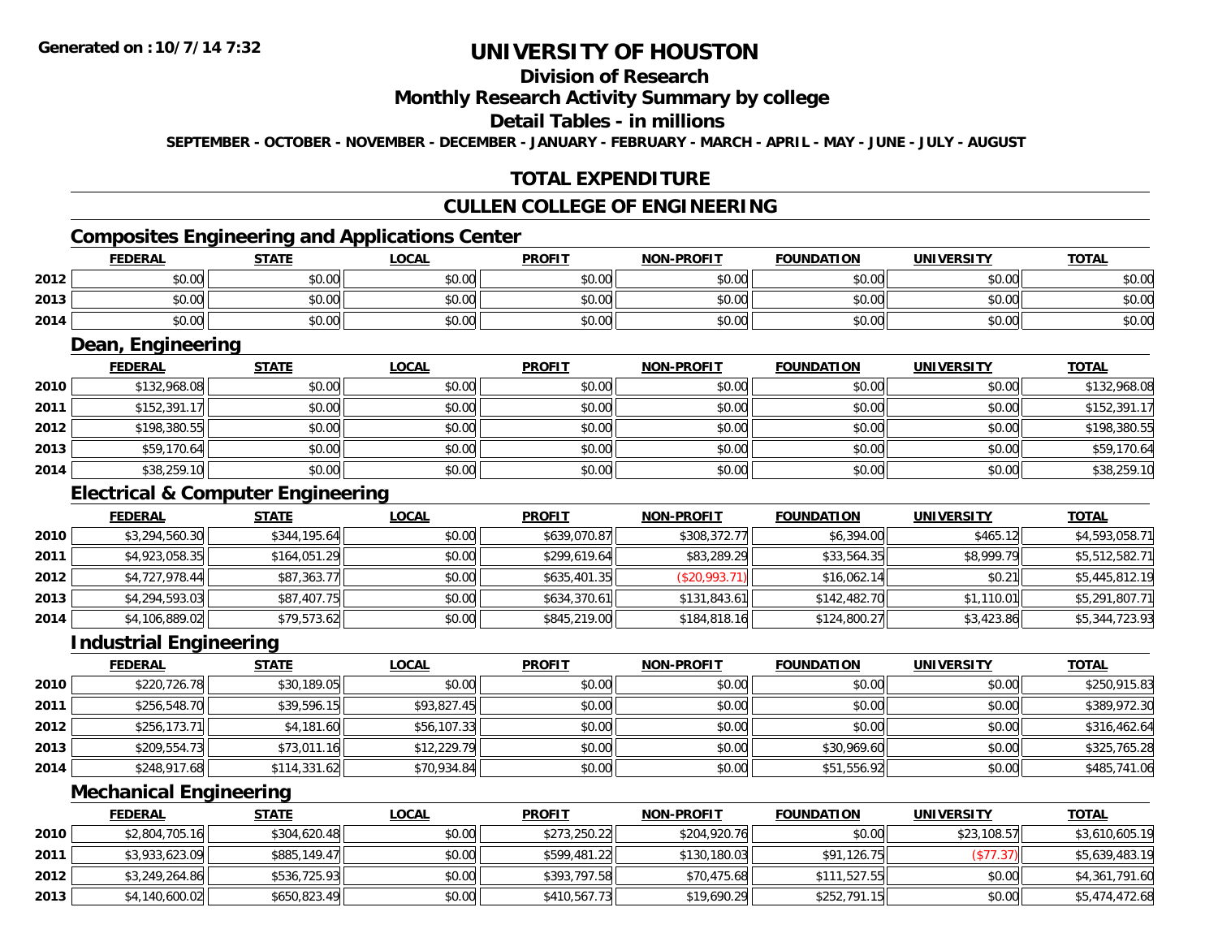**Generated on :10/7/14 7:32**

# UNIVERSITY OF HOUSTON

## Division of Research

## Monthly Research Activity Summary by college

## Detail Tables - in millions

**SEPTEMBER - OCTOBER - NOVEMBER - DECEMBER - JANUARY - FEBRUARY - MARCH - APRIL - MAY - JUNE - JULY - AUGUST**

## TOTAL EXPENDITURE

## CULLEN COLLEGE OF ENGINEERING

### Composites Engineering and Applications Center

| | FEDERAL | STATE | LOCAL | PROFIT | NON-PROFIT | FOUNDATION | UNIVERSITY | TOTAL |
|---|---|---|---|---|---|---|---|---|
| 2012 | $0.00 | $0.00 | $0.00 | $0.00 | $0.00 | $0.00 | $0.00 | $0.00 |
| 2013 | $0.00 | $0.00 | $0.00 | $0.00 | $0.00 | $0.00 | $0.00 | $0.00 |
| 2014 | $0.00 | $0.00 | $0.00 | $0.00 | $0.00 | $0.00 | $0.00 | $0.00 |

### Dean, Engineering

| | FEDERAL | STATE | LOCAL | PROFIT | NON-PROFIT | FOUNDATION | UNIVERSITY | TOTAL |
|---|---|---|---|---|---|---|---|---|
| 2010 | $132,968.08 | $0.00 | $0.00 | $0.00 | $0.00 | $0.00 | $0.00 | $132,968.08 |
| 2011 | $152,391.17 | $0.00 | $0.00 | $0.00 | $0.00 | $0.00 | $0.00 | $152,391.17 |
| 2012 | $198,380.55 | $0.00 | $0.00 | $0.00 | $0.00 | $0.00 | $0.00 | $198,380.55 |
| 2013 | $59,170.64 | $0.00 | $0.00 | $0.00 | $0.00 | $0.00 | $0.00 | $59,170.64 |
| 2014 | $38,259.10 | $0.00 | $0.00 | $0.00 | $0.00 | $0.00 | $0.00 | $38,259.10 |

### Electrical & Computer Engineering

| | FEDERAL | STATE | LOCAL | PROFIT | NON-PROFIT | FOUNDATION | UNIVERSITY | TOTAL |
|---|---|---|---|---|---|---|---|---|
| 2010 | $3,294,560.30 | $344,195.64 | $0.00 | $639,070.87 | $308,372.77 | $6,394.00 | $465.12 | $4,593,058.71 |
| 2011 | $4,923,058.35 | $164,051.29 | $0.00 | $299,619.64 | $83,289.29 | $33,564.35 | $8,999.79 | $5,512,582.71 |
| 2012 | $4,727,978.44 | $87,363.77 | $0.00 | $635,401.35 | ($20,993.71) | $16,062.14 | $0.21 | $5,445,812.19 |
| 2013 | $4,294,593.03 | $87,407.75 | $0.00 | $634,370.61 | $131,843.61 | $142,482.70 | $1,110.01 | $5,291,807.71 |
| 2014 | $4,106,889.02 | $79,573.62 | $0.00 | $845,219.00 | $184,818.16 | $124,800.27 | $3,423.86 | $5,344,723.93 |

### Industrial Engineering

| | FEDERAL | STATE | LOCAL | PROFIT | NON-PROFIT | FOUNDATION | UNIVERSITY | TOTAL |
|---|---|---|---|---|---|---|---|---|
| 2010 | $220,726.78 | $30,189.05 | $0.00 | $0.00 | $0.00 | $0.00 | $0.00 | $250,915.83 |
| 2011 | $256,548.70 | $39,596.15 | $93,827.45 | $0.00 | $0.00 | $0.00 | $0.00 | $389,972.30 |
| 2012 | $256,173.71 | $4,181.60 | $56,107.33 | $0.00 | $0.00 | $0.00 | $0.00 | $316,462.64 |
| 2013 | $209,554.73 | $73,011.16 | $12,229.79 | $0.00 | $0.00 | $30,969.60 | $0.00 | $325,765.28 |
| 2014 | $248,917.68 | $114,331.62 | $70,934.84 | $0.00 | $0.00 | $51,556.92 | $0.00 | $485,741.06 |

### Mechanical Engineering

| | FEDERAL | STATE | LOCAL | PROFIT | NON-PROFIT | FOUNDATION | UNIVERSITY | TOTAL |
|---|---|---|---|---|---|---|---|---|
| 2010 | $2,804,705.16 | $304,620.48 | $0.00 | $273,250.22 | $204,920.76 | $0.00 | $23,108.57 | $3,610,605.19 |
| 2011 | $3,933,623.09 | $885,149.47 | $0.00 | $599,481.22 | $130,180.03 | $91,126.75 | ($77.37) | $5,639,483.19 |
| 2012 | $3,249,264.86 | $536,725.93 | $0.00 | $393,797.58 | $70,475.68 | $111,527.55 | $0.00 | $4,361,791.60 |
| 2013 | $4,140,600.02 | $650,823.49 | $0.00 | $410,567.73 | $19,690.29 | $252,791.15 | $0.00 | $5,474,472.68 |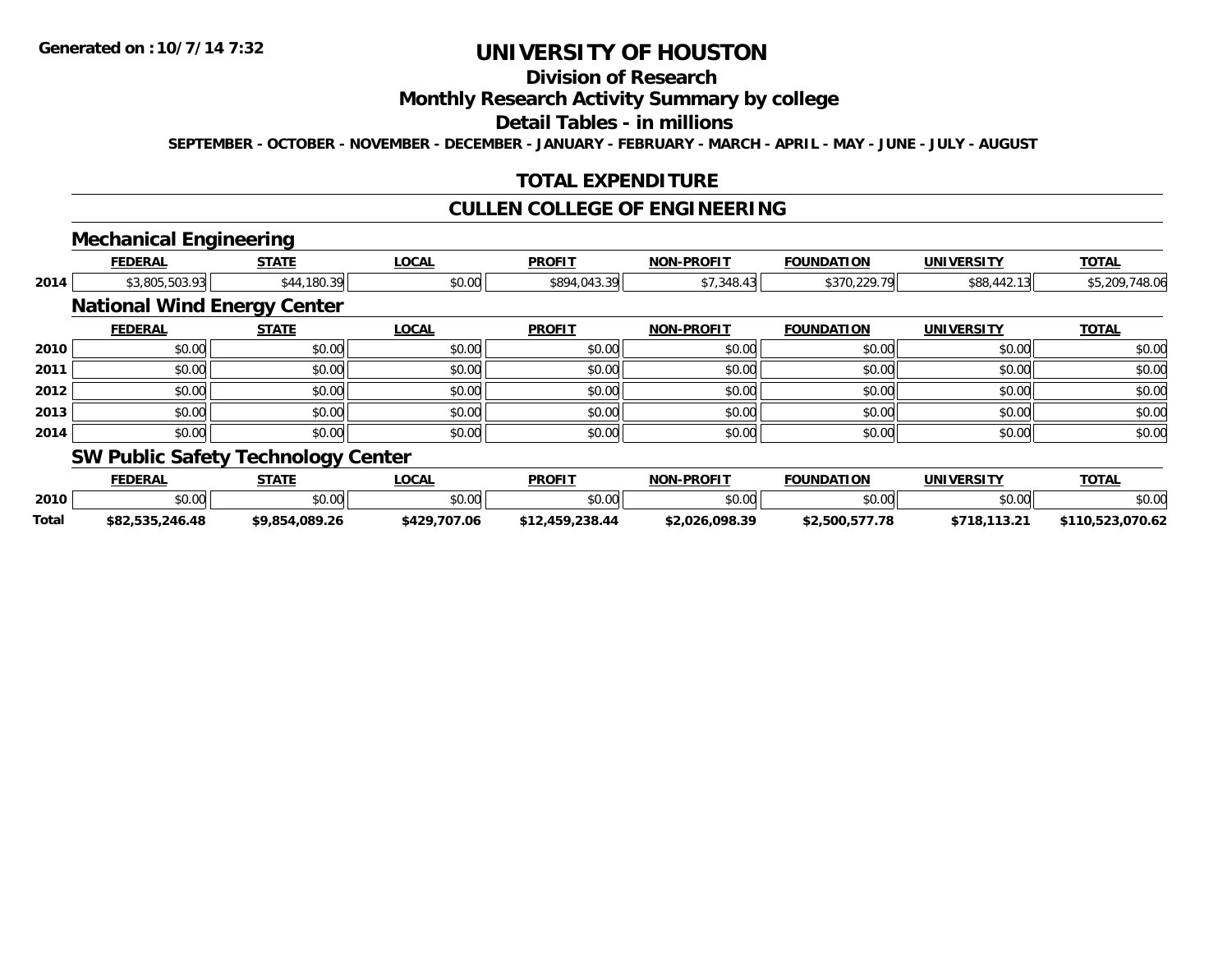# UNIVERSITY OF HOUSTON

## Division of Research

## Monthly Research Activity Summary by college

## Detail Tables - in millions

SEPTEMBER - OCTOBER - NOVEMBER - DECEMBER - JANUARY - FEBRUARY - MARCH - APRIL - MAY - JUNE - JULY - AUGUST

## TOTAL EXPENDITURE

## CULLEN COLLEGE OF ENGINEERING

### Mechanical Engineering

| | FEDERAL | STATE | LOCAL | PROFIT | NON-PROFIT | FOUNDATION | UNIVERSITY | TOTAL |
|---|---|---|---|---|---|---|---|---|
| 2014 | $3,805,503.93 | $44,180.39 | $0.00 | $894,043.39 | $7,348.43 | $370,229.79 | $88,442.13 | $5,209,748.06 |

### National Wind Energy Center

| | FEDERAL | STATE | LOCAL | PROFIT | NON-PROFIT | FOUNDATION | UNIVERSITY | TOTAL |
|---|---|---|---|---|---|---|---|---|
| 2010 | $0.00 | $0.00 | $0.00 | $0.00 | $0.00 | $0.00 | $0.00 | $0.00 |
| 2011 | $0.00 | $0.00 | $0.00 | $0.00 | $0.00 | $0.00 | $0.00 | $0.00 |
| 2012 | $0.00 | $0.00 | $0.00 | $0.00 | $0.00 | $0.00 | $0.00 | $0.00 |
| 2013 | $0.00 | $0.00 | $0.00 | $0.00 | $0.00 | $0.00 | $0.00 | $0.00 |
| 2014 | $0.00 | $0.00 | $0.00 | $0.00 | $0.00 | $0.00 | $0.00 | $0.00 |

### SW Public Safety Technology Center

| | FEDERAL | STATE | LOCAL | PROFIT | NON-PROFIT | FOUNDATION | UNIVERSITY | TOTAL |
|---|---|---|---|---|---|---|---|---|
| 2010 | $0.00 | $0.00 | $0.00 | $0.00 | $0.00 | $0.00 | $0.00 | $0.00 |
| **Total** | **$82,535,246.48** | **$9,854,089.26** | **$429,707.06** | **$12,459,238.44** | **$2,026,098.39** | **$2,500,577.78** | **$718,113.21** | **$110,523,070.62** |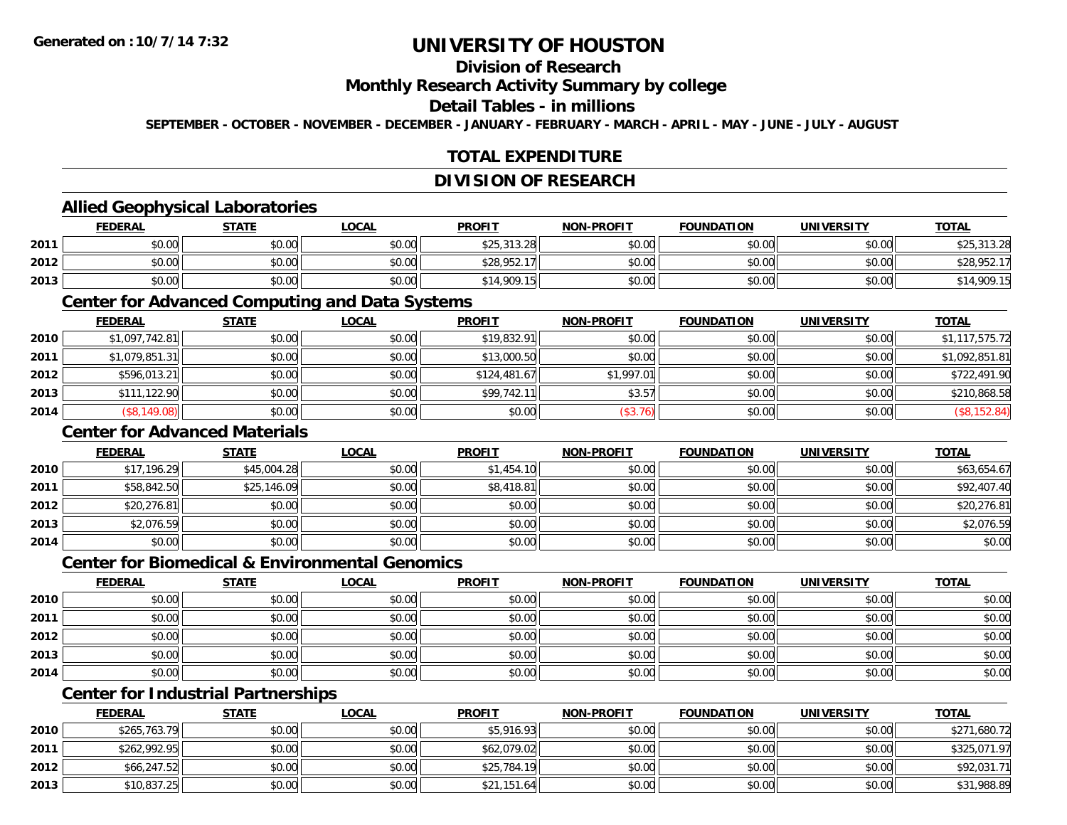**Generated on :10/7/14 7:32**

# UNIVERSITY OF HOUSTON

## Division of Research

## Monthly Research Activity Summary by college

## Detail Tables - in millions

**SEPTEMBER - OCTOBER - NOVEMBER - DECEMBER - JANUARY - FEBRUARY - MARCH - APRIL - MAY - JUNE - JULY - AUGUST**

## TOTAL EXPENDITURE

## DIVISION OF RESEARCH

### Allied Geophysical Laboratories

| | FEDERAL | STATE | LOCAL | PROFIT | NON-PROFIT | FOUNDATION | UNIVERSITY | TOTAL |
|---|---|---|---|---|---|---|---|---|
| 2011 | $0.00 | $0.00 | $0.00 | $25,313.28 | $0.00 | $0.00 | $0.00 | $25,313.28 |
| 2012 | $0.00 | $0.00 | $0.00 | $28,952.17 | $0.00 | $0.00 | $0.00 | $28,952.17 |
| 2013 | $0.00 | $0.00 | $0.00 | $14,909.15 | $0.00 | $0.00 | $0.00 | $14,909.15 |

### Center for Advanced Computing and Data Systems

| | FEDERAL | STATE | LOCAL | PROFIT | NON-PROFIT | FOUNDATION | UNIVERSITY | TOTAL |
|---|---|---|---|---|---|---|---|---|
| 2010 | $1,097,742.81 | $0.00 | $0.00 | $19,832.91 | $0.00 | $0.00 | $0.00 | $1,117,575.72 |
| 2011 | $1,079,851.31 | $0.00 | $0.00 | $13,000.50 | $0.00 | $0.00 | $0.00 | $1,092,851.81 |
| 2012 | $596,013.21 | $0.00 | $0.00 | $124,481.67 | $1,997.01 | $0.00 | $0.00 | $722,491.90 |
| 2013 | $111,122.90 | $0.00 | $0.00 | $99,742.11 | $3.57 | $0.00 | $0.00 | $210,868.58 |
| 2014 | ($8,149.08) | $0.00 | $0.00 | $0.00 | ($3.76) | $0.00 | $0.00 | ($8,152.84) |

### Center for Advanced Materials

| | FEDERAL | STATE | LOCAL | PROFIT | NON-PROFIT | FOUNDATION | UNIVERSITY | TOTAL |
|---|---|---|---|---|---|---|---|---|
| 2010 | $17,196.29 | $45,004.28 | $0.00 | $1,454.10 | $0.00 | $0.00 | $0.00 | $63,654.67 |
| 2011 | $58,842.50 | $25,146.09 | $0.00 | $8,418.81 | $0.00 | $0.00 | $0.00 | $92,407.40 |
| 2012 | $20,276.81 | $0.00 | $0.00 | $0.00 | $0.00 | $0.00 | $0.00 | $20,276.81 |
| 2013 | $2,076.59 | $0.00 | $0.00 | $0.00 | $0.00 | $0.00 | $0.00 | $2,076.59 |
| 2014 | $0.00 | $0.00 | $0.00 | $0.00 | $0.00 | $0.00 | $0.00 | $0.00 |

### Center for Biomedical & Environmental Genomics

| | FEDERAL | STATE | LOCAL | PROFIT | NON-PROFIT | FOUNDATION | UNIVERSITY | TOTAL |
|---|---|---|---|---|---|---|---|---|
| 2010 | $0.00 | $0.00 | $0.00 | $0.00 | $0.00 | $0.00 | $0.00 | $0.00 |
| 2011 | $0.00 | $0.00 | $0.00 | $0.00 | $0.00 | $0.00 | $0.00 | $0.00 |
| 2012 | $0.00 | $0.00 | $0.00 | $0.00 | $0.00 | $0.00 | $0.00 | $0.00 |
| 2013 | $0.00 | $0.00 | $0.00 | $0.00 | $0.00 | $0.00 | $0.00 | $0.00 |
| 2014 | $0.00 | $0.00 | $0.00 | $0.00 | $0.00 | $0.00 | $0.00 | $0.00 |

### Center for Industrial Partnerships

| | FEDERAL | STATE | LOCAL | PROFIT | NON-PROFIT | FOUNDATION | UNIVERSITY | TOTAL |
|---|---|---|---|---|---|---|---|---|
| 2010 | $265,763.79 | $0.00 | $0.00 | $5,916.93 | $0.00 | $0.00 | $0.00 | $271,680.72 |
| 2011 | $262,992.95 | $0.00 | $0.00 | $62,079.02 | $0.00 | $0.00 | $0.00 | $325,071.97 |
| 2012 | $66,247.52 | $0.00 | $0.00 | $25,784.19 | $0.00 | $0.00 | $0.00 | $92,031.71 |
| 2013 | $10,837.25 | $0.00 | $0.00 | $21,151.64 | $0.00 | $0.00 | $0.00 | $31,988.89 |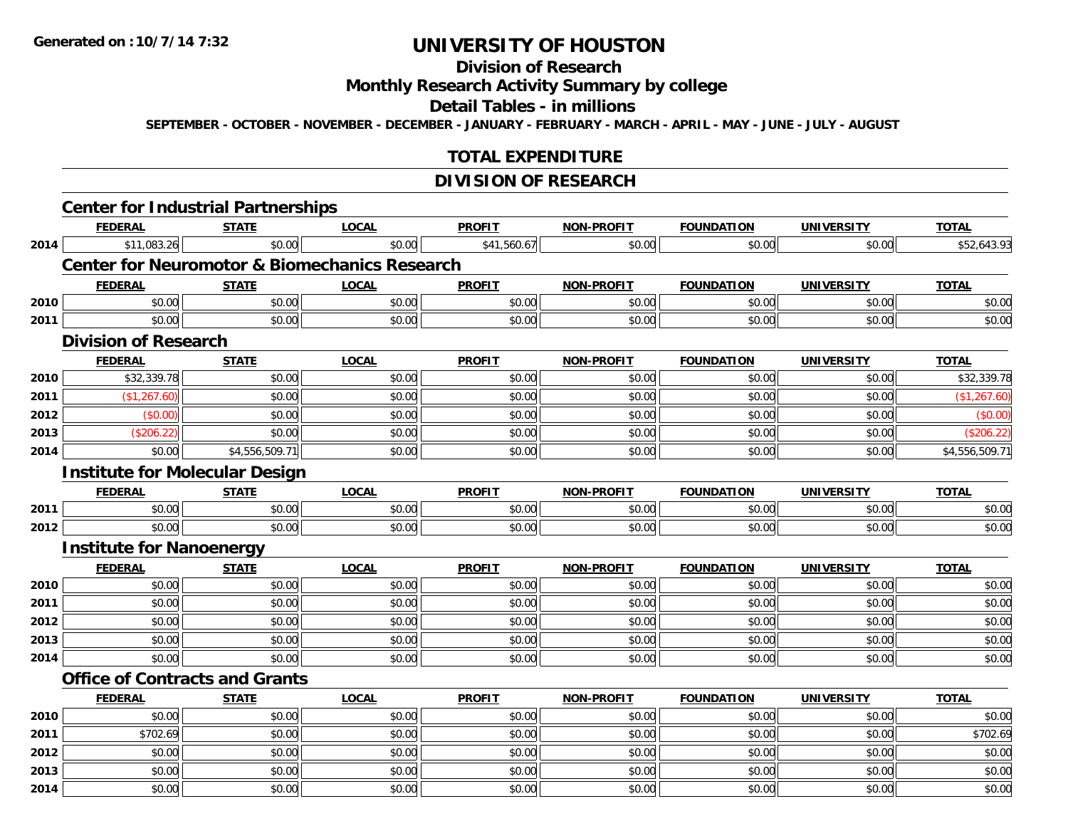# UNIVERSITY OF HOUSTON

## Division of Research

## Monthly Research Activity Summary by college

## Detail Tables - in millions

**SEPTEMBER - OCTOBER - NOVEMBER - DECEMBER - JANUARY - FEBRUARY - MARCH - APRIL - MAY - JUNE - JULY - AUGUST**

## TOTAL EXPENDITURE

## DIVISION OF RESEARCH

### Center for Industrial Partnerships

| | FEDERAL | STATE | LOCAL | PROFIT | NON-PROFIT | FOUNDATION | UNIVERSITY | TOTAL |
|---|---|---|---|---|---|---|---|---|
| 2014 | $11,083.26 | $0.00 | $0.00 | $41,560.67 | $0.00 | $0.00 | $0.00 | $52,643.93 |

### Center for Neuromotor & Biomechanics Research

| | FEDERAL | STATE | LOCAL | PROFIT | NON-PROFIT | FOUNDATION | UNIVERSITY | TOTAL |
|---|---|---|---|---|---|---|---|---|
| 2010 | $0.00 | $0.00 | $0.00 | $0.00 | $0.00 | $0.00 | $0.00 | $0.00 |
| 2011 | $0.00 | $0.00 | $0.00 | $0.00 | $0.00 | $0.00 | $0.00 | $0.00 |

### Division of Research

| | FEDERAL | STATE | LOCAL | PROFIT | NON-PROFIT | FOUNDATION | UNIVERSITY | TOTAL |
|---|---|---|---|---|---|---|---|---|
| 2010 | $32,339.78 | $0.00 | $0.00 | $0.00 | $0.00 | $0.00 | $0.00 | $32,339.78 |
| 2011 | ($1,267.60) | $0.00 | $0.00 | $0.00 | $0.00 | $0.00 | $0.00 | ($1,267.60) |
| 2012 | ($0.00) | $0.00 | $0.00 | $0.00 | $0.00 | $0.00 | $0.00 | ($0.00) |
| 2013 | ($206.22) | $0.00 | $0.00 | $0.00 | $0.00 | $0.00 | $0.00 | ($206.22) |
| 2014 | $0.00 | $4,556,509.71 | $0.00 | $0.00 | $0.00 | $0.00 | $0.00 | $4,556,509.71 |

### Institute for Molecular Design

| | FEDERAL | STATE | LOCAL | PROFIT | NON-PROFIT | FOUNDATION | UNIVERSITY | TOTAL |
|---|---|---|---|---|---|---|---|---|
| 2011 | $0.00 | $0.00 | $0.00 | $0.00 | $0.00 | $0.00 | $0.00 | $0.00 |
| 2012 | $0.00 | $0.00 | $0.00 | $0.00 | $0.00 | $0.00 | $0.00 | $0.00 |

### Institute for Nanoenergy

| | FEDERAL | STATE | LOCAL | PROFIT | NON-PROFIT | FOUNDATION | UNIVERSITY | TOTAL |
|---|---|---|---|---|---|---|---|---|
| 2010 | $0.00 | $0.00 | $0.00 | $0.00 | $0.00 | $0.00 | $0.00 | $0.00 |
| 2011 | $0.00 | $0.00 | $0.00 | $0.00 | $0.00 | $0.00 | $0.00 | $0.00 |
| 2012 | $0.00 | $0.00 | $0.00 | $0.00 | $0.00 | $0.00 | $0.00 | $0.00 |
| 2013 | $0.00 | $0.00 | $0.00 | $0.00 | $0.00 | $0.00 | $0.00 | $0.00 |
| 2014 | $0.00 | $0.00 | $0.00 | $0.00 | $0.00 | $0.00 | $0.00 | $0.00 |

### Office of Contracts and Grants

| | FEDERAL | STATE | LOCAL | PROFIT | NON-PROFIT | FOUNDATION | UNIVERSITY | TOTAL |
|---|---|---|---|---|---|---|---|---|
| 2010 | $0.00 | $0.00 | $0.00 | $0.00 | $0.00 | $0.00 | $0.00 | $0.00 |
| 2011 | $702.69 | $0.00 | $0.00 | $0.00 | $0.00 | $0.00 | $0.00 | $702.69 |
| 2012 | $0.00 | $0.00 | $0.00 | $0.00 | $0.00 | $0.00 | $0.00 | $0.00 |
| 2013 | $0.00 | $0.00 | $0.00 | $0.00 | $0.00 | $0.00 | $0.00 | $0.00 |
| 2014 | $0.00 | $0.00 | $0.00 | $0.00 | $0.00 | $0.00 | $0.00 | $0.00 |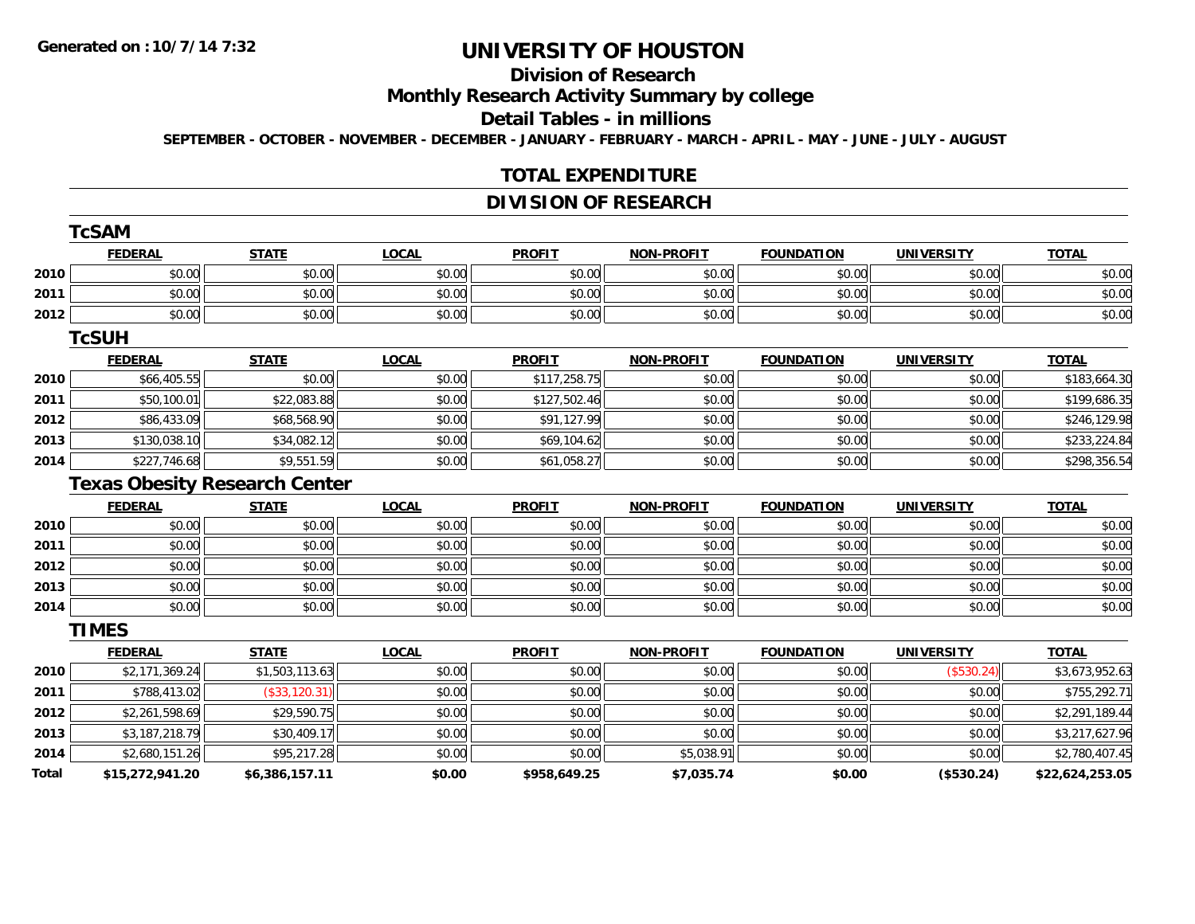**Generated on :10/7/14 7:32**

# UNIVERSITY OF HOUSTON

## Division of Research

## Monthly Research Activity Summary by college

## Detail Tables - in millions

**SEPTEMBER - OCTOBER - NOVEMBER - DECEMBER - JANUARY - FEBRUARY - MARCH - APRIL - MAY - JUNE - JULY - AUGUST**

## TOTAL EXPENDITURE

## DIVISION OF RESEARCH

### TcSAM

| | FEDERAL | STATE | LOCAL | PROFIT | NON-PROFIT | FOUNDATION | UNIVERSITY | TOTAL |
|---|---|---|---|---|---|---|---|---|
| 2010 | $0.00 | $0.00 | $0.00 | $0.00 | $0.00 | $0.00 | $0.00 | $0.00 |
| 2011 | $0.00 | $0.00 | $0.00 | $0.00 | $0.00 | $0.00 | $0.00 | $0.00 |
| 2012 | $0.00 | $0.00 | $0.00 | $0.00 | $0.00 | $0.00 | $0.00 | $0.00 |

### TcSUH

| | FEDERAL | STATE | LOCAL | PROFIT | NON-PROFIT | FOUNDATION | UNIVERSITY | TOTAL |
|---|---|---|---|---|---|---|---|---|
| 2010 | $66,405.55 | $0.00 | $0.00 | $117,258.75 | $0.00 | $0.00 | $0.00 | $183,664.30 |
| 2011 | $50,100.01 | $22,083.88 | $0.00 | $127,502.46 | $0.00 | $0.00 | $0.00 | $199,686.35 |
| 2012 | $86,433.09 | $68,568.90 | $0.00 | $91,127.99 | $0.00 | $0.00 | $0.00 | $246,129.98 |
| 2013 | $130,038.10 | $34,082.12 | $0.00 | $69,104.62 | $0.00 | $0.00 | $0.00 | $233,224.84 |
| 2014 | $227,746.68 | $9,551.59 | $0.00 | $61,058.27 | $0.00 | $0.00 | $0.00 | $298,356.54 |

### Texas Obesity Research Center

| | FEDERAL | STATE | LOCAL | PROFIT | NON-PROFIT | FOUNDATION | UNIVERSITY | TOTAL |
|---|---|---|---|---|---|---|---|---|
| 2010 | $0.00 | $0.00 | $0.00 | $0.00 | $0.00 | $0.00 | $0.00 | $0.00 |
| 2011 | $0.00 | $0.00 | $0.00 | $0.00 | $0.00 | $0.00 | $0.00 | $0.00 |
| 2012 | $0.00 | $0.00 | $0.00 | $0.00 | $0.00 | $0.00 | $0.00 | $0.00 |
| 2013 | $0.00 | $0.00 | $0.00 | $0.00 | $0.00 | $0.00 | $0.00 | $0.00 |
| 2014 | $0.00 | $0.00 | $0.00 | $0.00 | $0.00 | $0.00 | $0.00 | $0.00 |

### TIMES

| | FEDERAL | STATE | LOCAL | PROFIT | NON-PROFIT | FOUNDATION | UNIVERSITY | TOTAL |
|---|---|---|---|---|---|---|---|---|
| 2010 | $2,171,369.24 | $1,503,113.63 | $0.00 | $0.00 | $0.00 | $0.00 | ($530.24) | $3,673,952.63 |
| 2011 | $788,413.02 | ($33,120.31) | $0.00 | $0.00 | $0.00 | $0.00 | $0.00 | $755,292.71 |
| 2012 | $2,261,598.69 | $29,590.75 | $0.00 | $0.00 | $0.00 | $0.00 | $0.00 | $2,291,189.44 |
| 2013 | $3,187,218.79 | $30,409.17 | $0.00 | $0.00 | $0.00 | $0.00 | $0.00 | $3,217,627.96 |
| 2014 | $2,680,151.26 | $95,217.28 | $0.00 | $0.00 | $5,038.91 | $0.00 | $0.00 | $2,780,407.45 |
| **Total** | **$15,272,941.20** | **$6,386,157.11** | **$0.00** | **$958,649.25** | **$7,035.74** | **$0.00** | **($530.24)** | **$22,624,253.05** |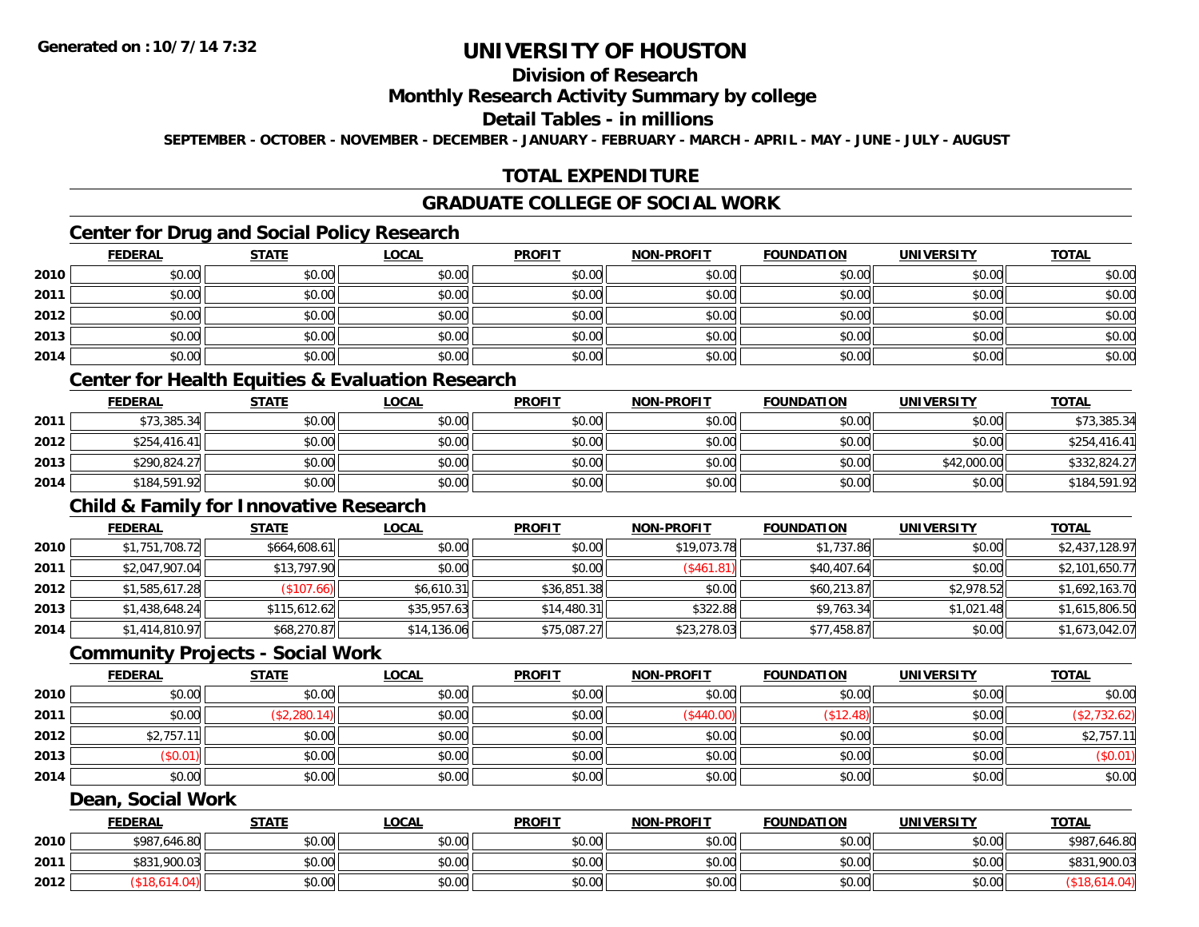**Generated on :10/7/14 7:32**

# UNIVERSITY OF HOUSTON

## Division of Research

## Monthly Research Activity Summary by college

## Detail Tables - in millions

**SEPTEMBER - OCTOBER - NOVEMBER - DECEMBER - JANUARY - FEBRUARY - MARCH - APRIL - MAY - JUNE - JULY - AUGUST**

## TOTAL EXPENDITURE

## GRADUATE COLLEGE OF SOCIAL WORK

### Center for Drug and Social Policy Research

| | FEDERAL | STATE | LOCAL | PROFIT | NON-PROFIT | FOUNDATION | UNIVERSITY | TOTAL |
|---|---|---|---|---|---|---|---|---|
| 2010 | $0.00 | $0.00 | $0.00 | $0.00 | $0.00 | $0.00 | $0.00 | $0.00 |
| 2011 | $0.00 | $0.00 | $0.00 | $0.00 | $0.00 | $0.00 | $0.00 | $0.00 |
| 2012 | $0.00 | $0.00 | $0.00 | $0.00 | $0.00 | $0.00 | $0.00 | $0.00 |
| 2013 | $0.00 | $0.00 | $0.00 | $0.00 | $0.00 | $0.00 | $0.00 | $0.00 |
| 2014 | $0.00 | $0.00 | $0.00 | $0.00 | $0.00 | $0.00 | $0.00 | $0.00 |

### Center for Health Equities & Evaluation Research

| | FEDERAL | STATE | LOCAL | PROFIT | NON-PROFIT | FOUNDATION | UNIVERSITY | TOTAL |
|---|---|---|---|---|---|---|---|---|
| 2011 | $73,385.34 | $0.00 | $0.00 | $0.00 | $0.00 | $0.00 | $0.00 | $73,385.34 |
| 2012 | $254,416.41 | $0.00 | $0.00 | $0.00 | $0.00 | $0.00 | $0.00 | $254,416.41 |
| 2013 | $290,824.27 | $0.00 | $0.00 | $0.00 | $0.00 | $0.00 | $42,000.00 | $332,824.27 |
| 2014 | $184,591.92 | $0.00 | $0.00 | $0.00 | $0.00 | $0.00 | $0.00 | $184,591.92 |

### Child & Family for Innovative Research

| | FEDERAL | STATE | LOCAL | PROFIT | NON-PROFIT | FOUNDATION | UNIVERSITY | TOTAL |
|---|---|---|---|---|---|---|---|---|
| 2010 | $1,751,708.72 | $664,608.61 | $0.00 | $0.00 | $19,073.78 | $1,737.86 | $0.00 | $2,437,128.97 |
| 2011 | $2,047,907.04 | $13,797.90 | $0.00 | $0.00 | ($461.81) | $40,407.64 | $0.00 | $2,101,650.77 |
| 2012 | $1,585,617.28 | ($107.66) | $6,610.31 | $36,851.38 | $0.00 | $60,213.87 | $2,978.52 | $1,692,163.70 |
| 2013 | $1,438,648.24 | $115,612.62 | $35,957.63 | $14,480.31 | $322.88 | $9,763.34 | $1,021.48 | $1,615,806.50 |
| 2014 | $1,414,810.97 | $68,270.87 | $14,136.06 | $75,087.27 | $23,278.03 | $77,458.87 | $0.00 | $1,673,042.07 |

### Community Projects - Social Work

| | FEDERAL | STATE | LOCAL | PROFIT | NON-PROFIT | FOUNDATION | UNIVERSITY | TOTAL |
|---|---|---|---|---|---|---|---|---|
| 2010 | $0.00 | $0.00 | $0.00 | $0.00 | $0.00 | $0.00 | $0.00 | $0.00 |
| 2011 | $0.00 | ($2,280.14) | $0.00 | $0.00 | ($440.00) | ($12.48) | $0.00 | ($2,732.62) |
| 2012 | $2,757.11 | $0.00 | $0.00 | $0.00 | $0.00 | $0.00 | $0.00 | $2,757.11 |
| 2013 | ($0.01) | $0.00 | $0.00 | $0.00 | $0.00 | $0.00 | $0.00 | ($0.01) |
| 2014 | $0.00 | $0.00 | $0.00 | $0.00 | $0.00 | $0.00 | $0.00 | $0.00 |

### Dean, Social Work

| | FEDERAL | STATE | LOCAL | PROFIT | NON-PROFIT | FOUNDATION | UNIVERSITY | TOTAL |
|---|---|---|---|---|---|---|---|---|
| 2010 | $987,646.80 | $0.00 | $0.00 | $0.00 | $0.00 | $0.00 | $0.00 | $987,646.80 |
| 2011 | $831,900.03 | $0.00 | $0.00 | $0.00 | $0.00 | $0.00 | $0.00 | $831,900.03 |
| 2012 | ($18,614.04) | $0.00 | $0.00 | $0.00 | $0.00 | $0.00 | $0.00 | ($18,614.04) |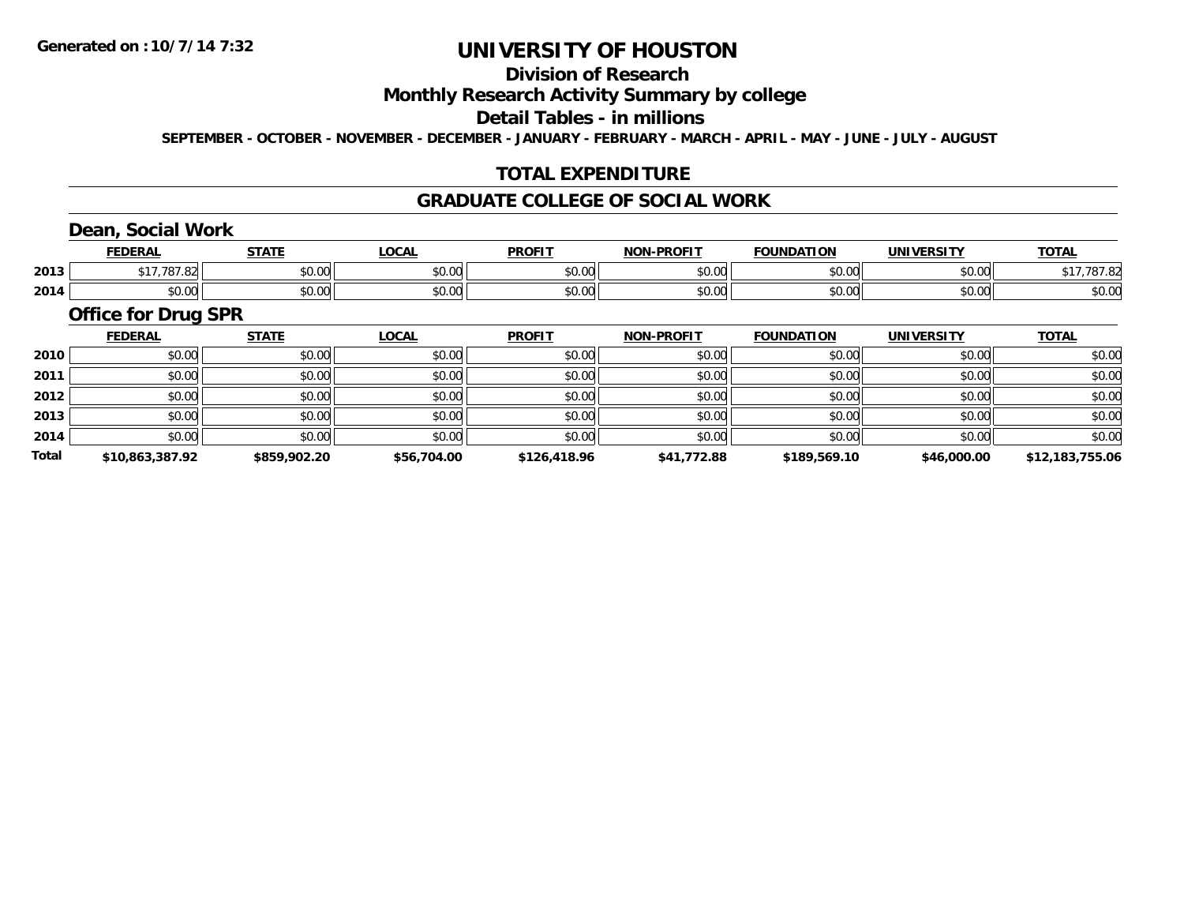**Generated on :10/7/14 7:32**

# UNIVERSITY OF HOUSTON

## Division of Research

## Monthly Research Activity Summary by college

## Detail Tables - in millions

**SEPTEMBER - OCTOBER - NOVEMBER - DECEMBER - JANUARY - FEBRUARY - MARCH - APRIL - MAY - JUNE - JULY - AUGUST**

## TOTAL EXPENDITURE

## GRADUATE COLLEGE OF SOCIAL WORK

### Dean, Social Work

| | FEDERAL | STATE | LOCAL | PROFIT | NON-PROFIT | FOUNDATION | UNIVERSITY | TOTAL |
|---|---|---|---|---|---|---|---|---|
| 2013 | $17,787.82 | $0.00 | $0.00 | $0.00 | $0.00 | $0.00 | $0.00 | $17,787.82 |
| 2014 | $0.00 | $0.00 | $0.00 | $0.00 | $0.00 | $0.00 | $0.00 | $0.00 |

### Office for Drug SPR

| | FEDERAL | STATE | LOCAL | PROFIT | NON-PROFIT | FOUNDATION | UNIVERSITY | TOTAL |
|---|---|---|---|---|---|---|---|---|
| 2010 | $0.00 | $0.00 | $0.00 | $0.00 | $0.00 | $0.00 | $0.00 | $0.00 |
| 2011 | $0.00 | $0.00 | $0.00 | $0.00 | $0.00 | $0.00 | $0.00 | $0.00 |
| 2012 | $0.00 | $0.00 | $0.00 | $0.00 | $0.00 | $0.00 | $0.00 | $0.00 |
| 2013 | $0.00 | $0.00 | $0.00 | $0.00 | $0.00 | $0.00 | $0.00 | $0.00 |
| 2014 | $0.00 | $0.00 | $0.00 | $0.00 | $0.00 | $0.00 | $0.00 | $0.00 |
| **Total** | **$10,863,387.92** | **$859,902.20** | **$56,704.00** | **$126,418.96** | **$41,772.88** | **$189,569.10** | **$46,000.00** | **$12,183,755.06** |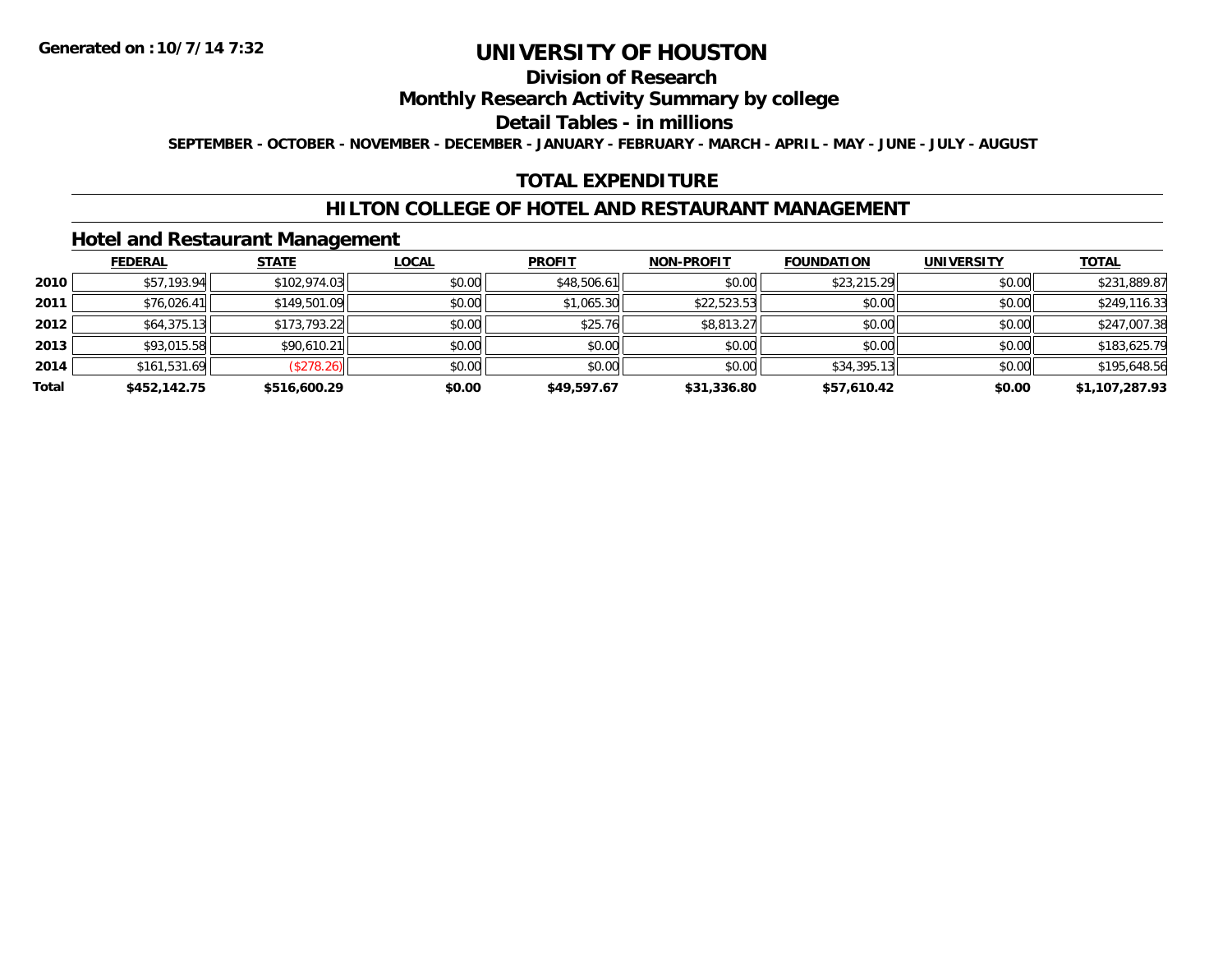**Generated on :10/7/14 7:32**

# UNIVERSITY OF HOUSTON

## Division of Research

## Monthly Research Activity Summary by college

## Detail Tables - in millions

**SEPTEMBER - OCTOBER - NOVEMBER - DECEMBER - JANUARY - FEBRUARY - MARCH - APRIL - MAY - JUNE - JULY - AUGUST**

## TOTAL EXPENDITURE

## HILTON COLLEGE OF HOTEL AND RESTAURANT MANAGEMENT

### Hotel and Restaurant Management

| | FEDERAL | STATE | LOCAL | PROFIT | NON-PROFIT | FOUNDATION | UNIVERSITY | TOTAL |
|---|---|---|---|---|---|---|---|---|
| **2010** | $57,193.94 | $102,974.03 | $0.00 | $48,506.61 | $0.00 | $23,215.29 | $0.00 | $231,889.87 |
| **2011** | $76,026.41 | $149,501.09 | $0.00 | $1,065.30 | $22,523.53 | $0.00 | $0.00 | $249,116.33 |
| **2012** | $64,375.13 | $173,793.22 | $0.00 | $25.76 | $8,813.27 | $0.00 | $0.00 | $247,007.38 |
| **2013** | $93,015.58 | $90,610.21 | $0.00 | $0.00 | $0.00 | $0.00 | $0.00 | $183,625.79 |
| **2014** | $161,531.69 | ($278.26) | $0.00 | $0.00 | $0.00 | $34,395.13 | $0.00 | $195,648.56 |
| **Total** | **$452,142.75** | **$516,600.29** | **$0.00** | **$49,597.67** | **$31,336.80** | **$57,610.42** | **$0.00** | **$1,107,287.93** |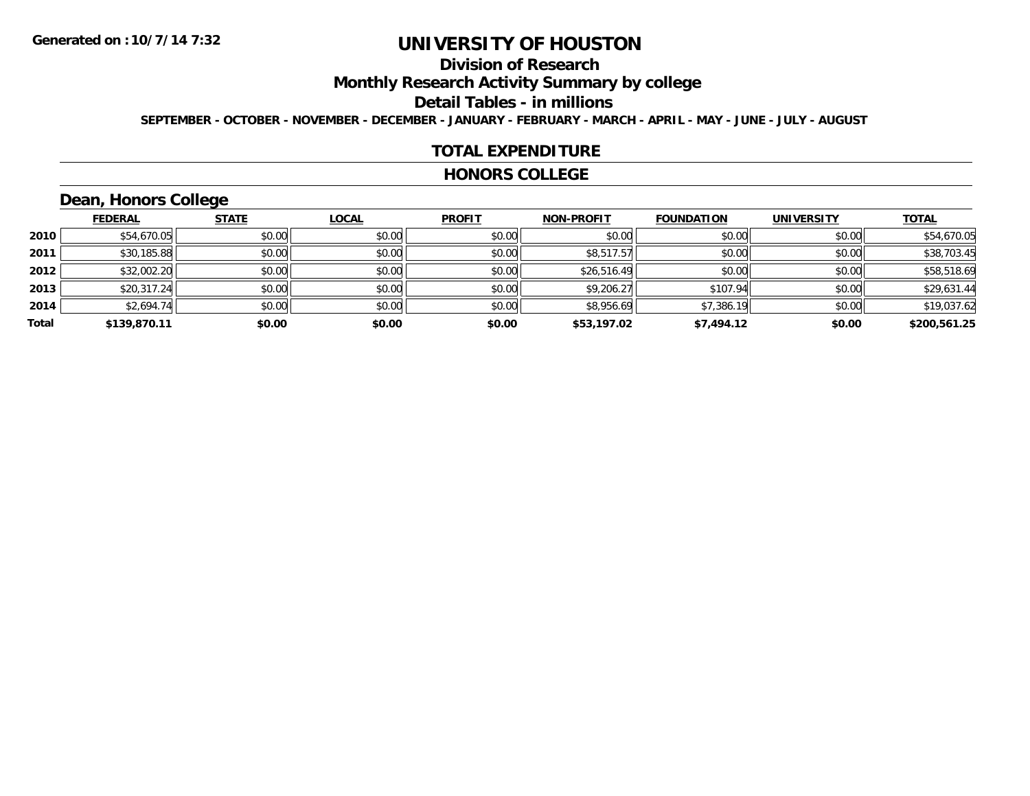**Generated on : 10/7/14 7:32**

# UNIVERSITY OF HOUSTON

## Division of Research

## Monthly Research Activity Summary by college

## Detail Tables - in millions

**SEPTEMBER - OCTOBER - NOVEMBER - DECEMBER - JANUARY - FEBRUARY - MARCH - APRIL - MAY - JUNE - JULY - AUGUST**

## TOTAL EXPENDITURE

## HONORS COLLEGE

### Dean, Honors College

| | FEDERAL | STATE | LOCAL | PROFIT | NON-PROFIT | FOUNDATION | UNIVERSITY | TOTAL |
|---|---|---|---|---|---|---|---|---|
| 2010 | $54,670.05 | $0.00 | $0.00 | $0.00 | $0.00 | $0.00 | $0.00 | $54,670.05 |
| 2011 | $30,185.88 | $0.00 | $0.00 | $0.00 | $8,517.57 | $0.00 | $0.00 | $38,703.45 |
| 2012 | $32,002.20 | $0.00 | $0.00 | $0.00 | $26,516.49 | $0.00 | $0.00 | $58,518.69 |
| 2013 | $20,317.24 | $0.00 | $0.00 | $0.00 | $9,206.27 | $107.94 | $0.00 | $29,631.44 |
| 2014 | $2,694.74 | $0.00 | $0.00 | $0.00 | $8,956.69 | $7,386.19 | $0.00 | $19,037.62 |
| **Total** | **$139,870.11** | **$0.00** | **$0.00** | **$0.00** | **$53,197.02** | **$7,494.12** | **$0.00** | **$200,561.25** |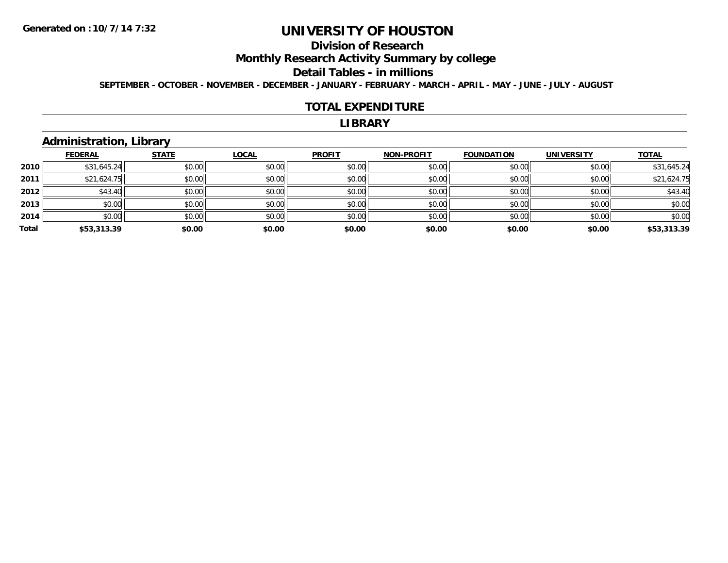**Generated on :10/7/14 7:32**

# UNIVERSITY OF HOUSTON

## Division of Research

## Monthly Research Activity Summary by college

## Detail Tables - in millions

**SEPTEMBER - OCTOBER - NOVEMBER - DECEMBER - JANUARY - FEBRUARY - MARCH - APRIL - MAY - JUNE - JULY - AUGUST**

### TOTAL EXPENDITURE

### LIBRARY

### Administration, Library

| | FEDERAL | STATE | LOCAL | PROFIT | NON-PROFIT | FOUNDATION | UNIVERSITY | TOTAL |
|---|---|---|---|---|---|---|---|---|
| 2010 | $31,645.24 | $0.00 | $0.00 | $0.00 | $0.00 | $0.00 | $0.00 | $31,645.24 |
| 2011 | $21,624.75 | $0.00 | $0.00 | $0.00 | $0.00 | $0.00 | $0.00 | $21,624.75 |
| 2012 | $43.40 | $0.00 | $0.00 | $0.00 | $0.00 | $0.00 | $0.00 | $43.40 |
| 2013 | $0.00 | $0.00 | $0.00 | $0.00 | $0.00 | $0.00 | $0.00 | $0.00 |
| 2014 | $0.00 | $0.00 | $0.00 | $0.00 | $0.00 | $0.00 | $0.00 | $0.00 |
| **Total** | **$53,313.39** | **$0.00** | **$0.00** | **$0.00** | **$0.00** | **$0.00** | **$0.00** | **$53,313.39** |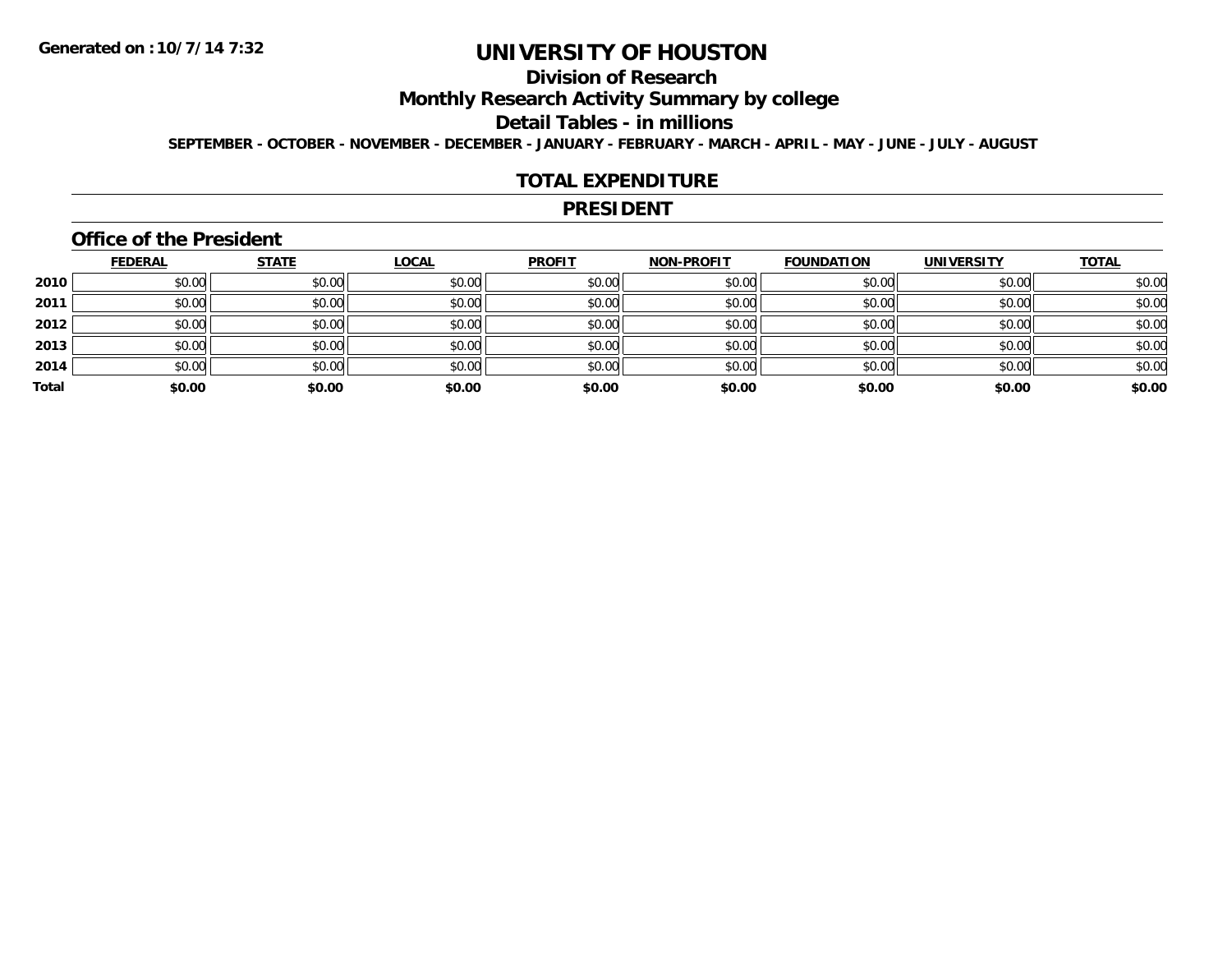Generated on :10/7/14 7:32

# UNIVERSITY OF HOUSTON

## Division of Research

## Monthly Research Activity Summary by college

## Detail Tables - in millions

SEPTEMBER - OCTOBER - NOVEMBER - DECEMBER - JANUARY - FEBRUARY - MARCH - APRIL - MAY - JUNE - JULY - AUGUST

## TOTAL EXPENDITURE

## PRESIDENT

### Office of the President

| | FEDERAL | STATE | LOCAL | PROFIT | NON-PROFIT | FOUNDATION | UNIVERSITY | TOTAL |
|---|---|---|---|---|---|---|---|---|
| 2010 | $0.00 | $0.00 | $0.00 | $0.00 | $0.00 | $0.00 | $0.00 | $0.00 |
| 2011 | $0.00 | $0.00 | $0.00 | $0.00 | $0.00 | $0.00 | $0.00 | $0.00 |
| 2012 | $0.00 | $0.00 | $0.00 | $0.00 | $0.00 | $0.00 | $0.00 | $0.00 |
| 2013 | $0.00 | $0.00 | $0.00 | $0.00 | $0.00 | $0.00 | $0.00 | $0.00 |
| 2014 | $0.00 | $0.00 | $0.00 | $0.00 | $0.00 | $0.00 | $0.00 | $0.00 |
| **Total** | **$0.00** | **$0.00** | **$0.00** | **$0.00** | **$0.00** | **$0.00** | **$0.00** | **$0.00** |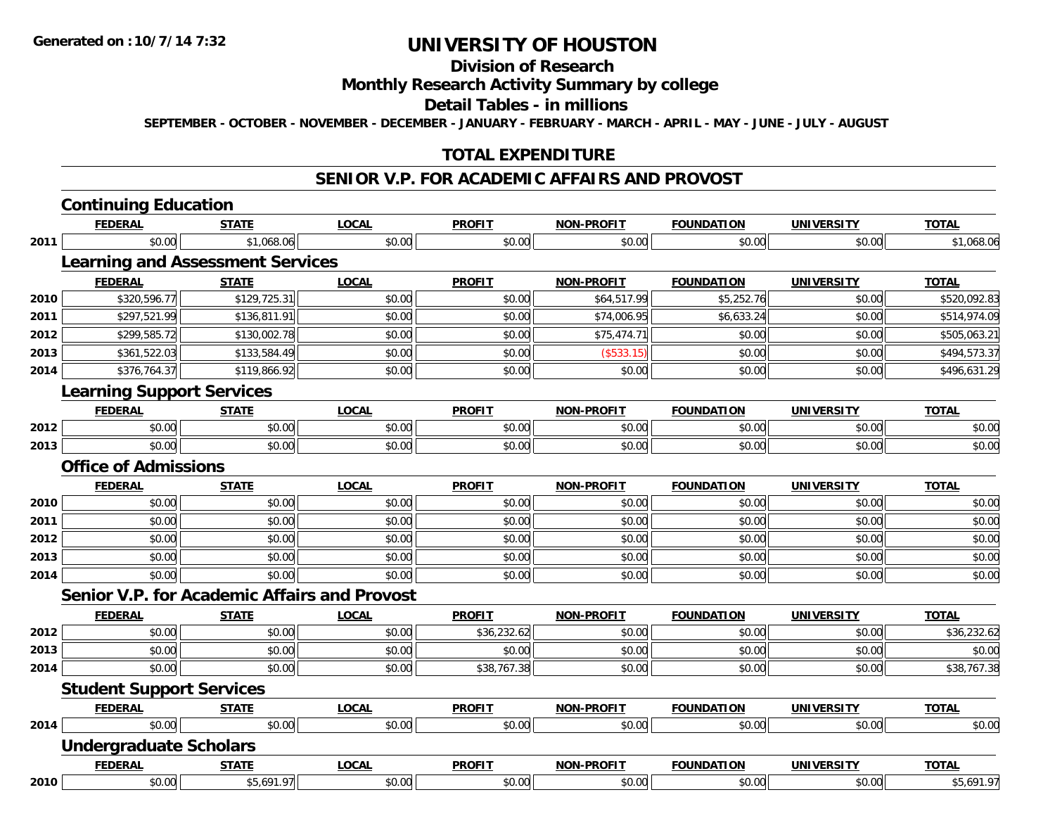**Generated on :10/7/14 7:32**

# UNIVERSITY OF HOUSTON

## Division of Research

## Monthly Research Activity Summary by college

## Detail Tables - in millions

**SEPTEMBER - OCTOBER - NOVEMBER - DECEMBER - JANUARY - FEBRUARY - MARCH - APRIL - MAY - JUNE - JULY - AUGUST**

## TOTAL EXPENDITURE

## SENIOR V.P. FOR ACADEMIC AFFAIRS AND PROVOST

### Continuing Education

| | FEDERAL | STATE | LOCAL | PROFIT | NON-PROFIT | FOUNDATION | UNIVERSITY | TOTAL |
|---|---|---|---|---|---|---|---|---|
| 2011 | $0.00 | $1,068.06 | $0.00 | $0.00 | $0.00 | $0.00 | $0.00 | $1,068.06 |

### Learning and Assessment Services

| | FEDERAL | STATE | LOCAL | PROFIT | NON-PROFIT | FOUNDATION | UNIVERSITY | TOTAL |
|---|---|---|---|---|---|---|---|---|
| 2010 | $320,596.77 | $129,725.31 | $0.00 | $0.00 | $64,517.99 | $5,252.76 | $0.00 | $520,092.83 |
| 2011 | $297,521.99 | $136,811.91 | $0.00 | $0.00 | $74,006.95 | $6,633.24 | $0.00 | $514,974.09 |
| 2012 | $299,585.72 | $130,002.78 | $0.00 | $0.00 | $75,474.71 | $0.00 | $0.00 | $505,063.21 |
| 2013 | $361,522.03 | $133,584.49 | $0.00 | $0.00 | ($533.15) | $0.00 | $0.00 | $494,573.37 |
| 2014 | $376,764.37 | $119,866.92 | $0.00 | $0.00 | $0.00 | $0.00 | $0.00 | $496,631.29 |

### Learning Support Services

| | FEDERAL | STATE | LOCAL | PROFIT | NON-PROFIT | FOUNDATION | UNIVERSITY | TOTAL |
|---|---|---|---|---|---|---|---|---|
| 2012 | $0.00 | $0.00 | $0.00 | $0.00 | $0.00 | $0.00 | $0.00 | $0.00 |
| 2013 | $0.00 | $0.00 | $0.00 | $0.00 | $0.00 | $0.00 | $0.00 | $0.00 |

### Office of Admissions

| | FEDERAL | STATE | LOCAL | PROFIT | NON-PROFIT | FOUNDATION | UNIVERSITY | TOTAL |
|---|---|---|---|---|---|---|---|---|
| 2010 | $0.00 | $0.00 | $0.00 | $0.00 | $0.00 | $0.00 | $0.00 | $0.00 |
| 2011 | $0.00 | $0.00 | $0.00 | $0.00 | $0.00 | $0.00 | $0.00 | $0.00 |
| 2012 | $0.00 | $0.00 | $0.00 | $0.00 | $0.00 | $0.00 | $0.00 | $0.00 |
| 2013 | $0.00 | $0.00 | $0.00 | $0.00 | $0.00 | $0.00 | $0.00 | $0.00 |
| 2014 | $0.00 | $0.00 | $0.00 | $0.00 | $0.00 | $0.00 | $0.00 | $0.00 |

### Senior V.P. for Academic Affairs and Provost

| | FEDERAL | STATE | LOCAL | PROFIT | NON-PROFIT | FOUNDATION | UNIVERSITY | TOTAL |
|---|---|---|---|---|---|---|---|---|
| 2012 | $0.00 | $0.00 | $0.00 | $36,232.62 | $0.00 | $0.00 | $0.00 | $36,232.62 |
| 2013 | $0.00 | $0.00 | $0.00 | $0.00 | $0.00 | $0.00 | $0.00 | $0.00 |
| 2014 | $0.00 | $0.00 | $0.00 | $38,767.38 | $0.00 | $0.00 | $0.00 | $38,767.38 |

### Student Support Services

| | FEDERAL | STATE | LOCAL | PROFIT | NON-PROFIT | FOUNDATION | UNIVERSITY | TOTAL |
|---|---|---|---|---|---|---|---|---|
| 2014 | $0.00 | $0.00 | $0.00 | $0.00 | $0.00 | $0.00 | $0.00 | $0.00 |

### Undergraduate Scholars

| | FEDERAL | STATE | LOCAL | PROFIT | NON-PROFIT | FOUNDATION | UNIVERSITY | TOTAL |
|---|---|---|---|---|---|---|---|---|
| 2010 | $0.00 | $5,691.97 | $0.00 | $0.00 | $0.00 | $0.00 | $0.00 | $5,691.97 |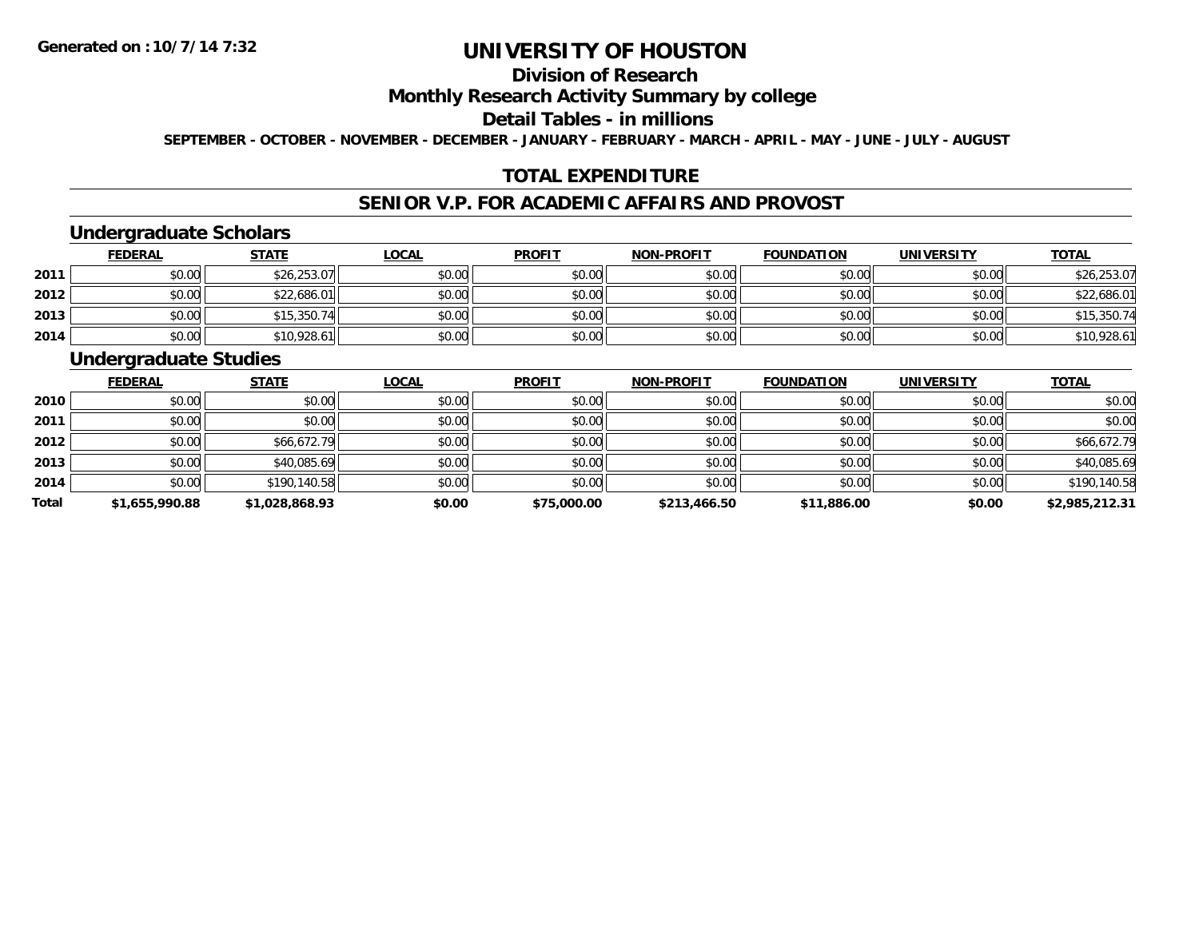# UNIVERSITY OF HOUSTON

## Division of Research

## Monthly Research Activity Summary by college

## Detail Tables - in millions

**SEPTEMBER - OCTOBER - NOVEMBER - DECEMBER - JANUARY - FEBRUARY - MARCH - APRIL - MAY - JUNE - JULY - AUGUST**

## TOTAL EXPENDITURE

## SENIOR V.P. FOR ACADEMIC AFFAIRS AND PROVOST

### Undergraduate Scholars

| | FEDERAL | STATE | LOCAL | PROFIT | NON-PROFIT | FOUNDATION | UNIVERSITY | TOTAL |
|---|---|---|---|---|---|---|---|---|
| 2011 | $0.00 | $26,253.07 | $0.00 | $0.00 | $0.00 | $0.00 | $0.00 | $26,253.07 |
| 2012 | $0.00 | $22,686.01 | $0.00 | $0.00 | $0.00 | $0.00 | $0.00 | $22,686.01 |
| 2013 | $0.00 | $15,350.74 | $0.00 | $0.00 | $0.00 | $0.00 | $0.00 | $15,350.74 |
| 2014 | $0.00 | $10,928.61 | $0.00 | $0.00 | $0.00 | $0.00 | $0.00 | $10,928.61 |

### Undergraduate Studies

| | FEDERAL | STATE | LOCAL | PROFIT | NON-PROFIT | FOUNDATION | UNIVERSITY | TOTAL |
|---|---|---|---|---|---|---|---|---|
| 2010 | $0.00 | $0.00 | $0.00 | $0.00 | $0.00 | $0.00 | $0.00 | $0.00 |
| 2011 | $0.00 | $0.00 | $0.00 | $0.00 | $0.00 | $0.00 | $0.00 | $0.00 |
| 2012 | $0.00 | $66,672.79 | $0.00 | $0.00 | $0.00 | $0.00 | $0.00 | $66,672.79 |
| 2013 | $0.00 | $40,085.69 | $0.00 | $0.00 | $0.00 | $0.00 | $0.00 | $40,085.69 |
| 2014 | $0.00 | $190,140.58 | $0.00 | $0.00 | $0.00 | $0.00 | $0.00 | $190,140.58 |
| **Total** | **$1,655,990.88** | **$1,028,868.93** | **$0.00** | **$75,000.00** | **$213,466.50** | **$11,886.00** | **$0.00** | **$2,985,212.31** |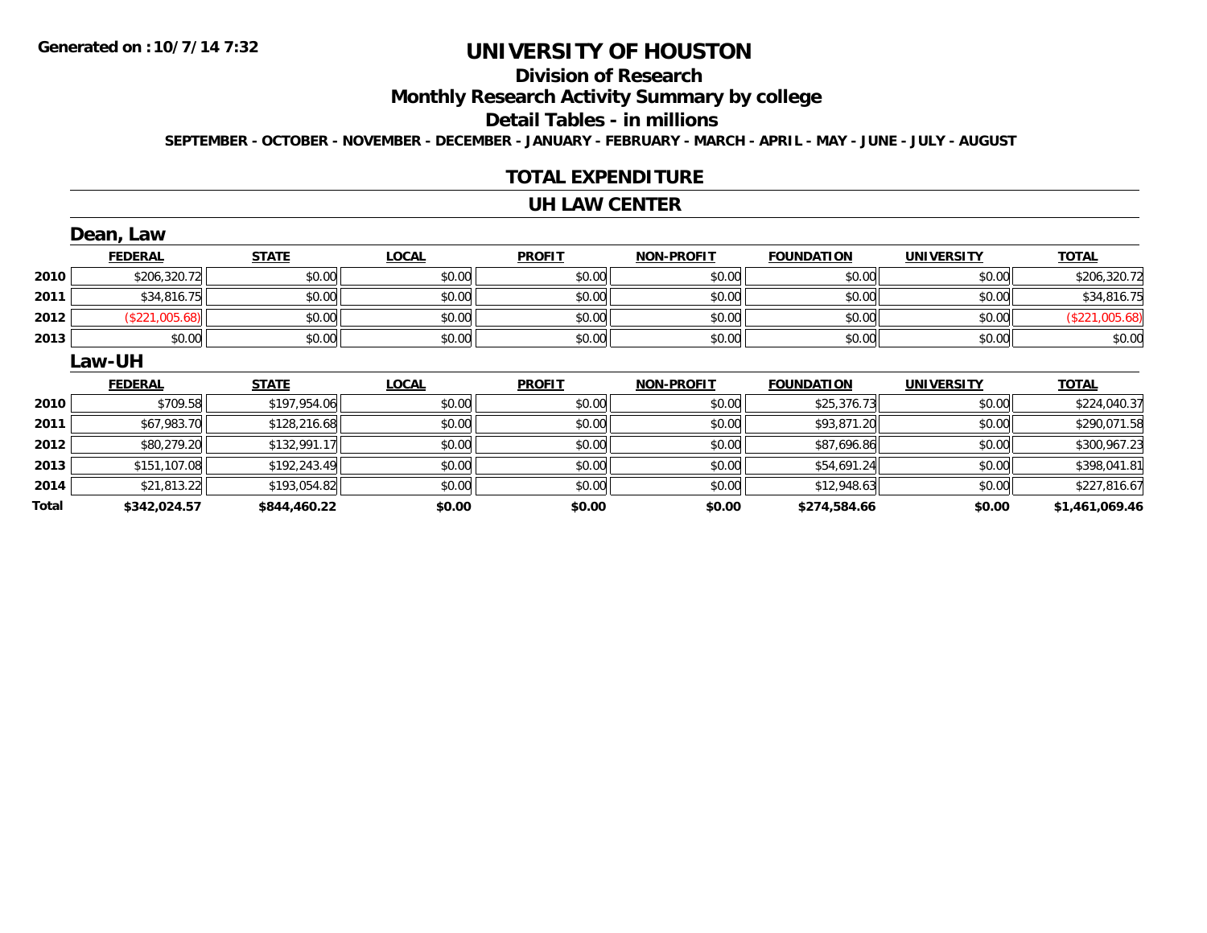Generated on :10/7/14 7:32

# UNIVERSITY OF HOUSTON

## Division of Research

## Monthly Research Activity Summary by college

## Detail Tables - in millions

SEPTEMBER - OCTOBER - NOVEMBER - DECEMBER - JANUARY - FEBRUARY - MARCH - APRIL - MAY - JUNE - JULY - AUGUST

## TOTAL EXPENDITURE

## UH LAW CENTER

### Dean, Law

| | FEDERAL | STATE | LOCAL | PROFIT | NON-PROFIT | FOUNDATION | UNIVERSITY | TOTAL |
|---|---|---|---|---|---|---|---|---|
| 2010 | $206,320.72 | $0.00 | $0.00 | $0.00 | $0.00 | $0.00 | $0.00 | $206,320.72 |
| 2011 | $34,816.75 | $0.00 | $0.00 | $0.00 | $0.00 | $0.00 | $0.00 | $34,816.75 |
| 2012 | ($221,005.68) | $0.00 | $0.00 | $0.00 | $0.00 | $0.00 | $0.00 | ($221,005.68) |
| 2013 | $0.00 | $0.00 | $0.00 | $0.00 | $0.00 | $0.00 | $0.00 | $0.00 |

### Law-UH

| | FEDERAL | STATE | LOCAL | PROFIT | NON-PROFIT | FOUNDATION | UNIVERSITY | TOTAL |
|---|---|---|---|---|---|---|---|---|
| 2010 | $709.58 | $197,954.06 | $0.00 | $0.00 | $0.00 | $25,376.73 | $0.00 | $224,040.37 |
| 2011 | $67,983.70 | $128,216.68 | $0.00 | $0.00 | $0.00 | $93,871.20 | $0.00 | $290,071.58 |
| 2012 | $80,279.20 | $132,991.17 | $0.00 | $0.00 | $0.00 | $87,696.86 | $0.00 | $300,967.23 |
| 2013 | $151,107.08 | $192,243.49 | $0.00 | $0.00 | $0.00 | $54,691.24 | $0.00 | $398,041.81 |
| 2014 | $21,813.22 | $193,054.82 | $0.00 | $0.00 | $0.00 | $12,948.63 | $0.00 | $227,816.67 |
| **Total** | **$342,024.57** | **$844,460.22** | **$0.00** | **$0.00** | **$0.00** | **$274,584.66** | **$0.00** | **$1,461,069.46** |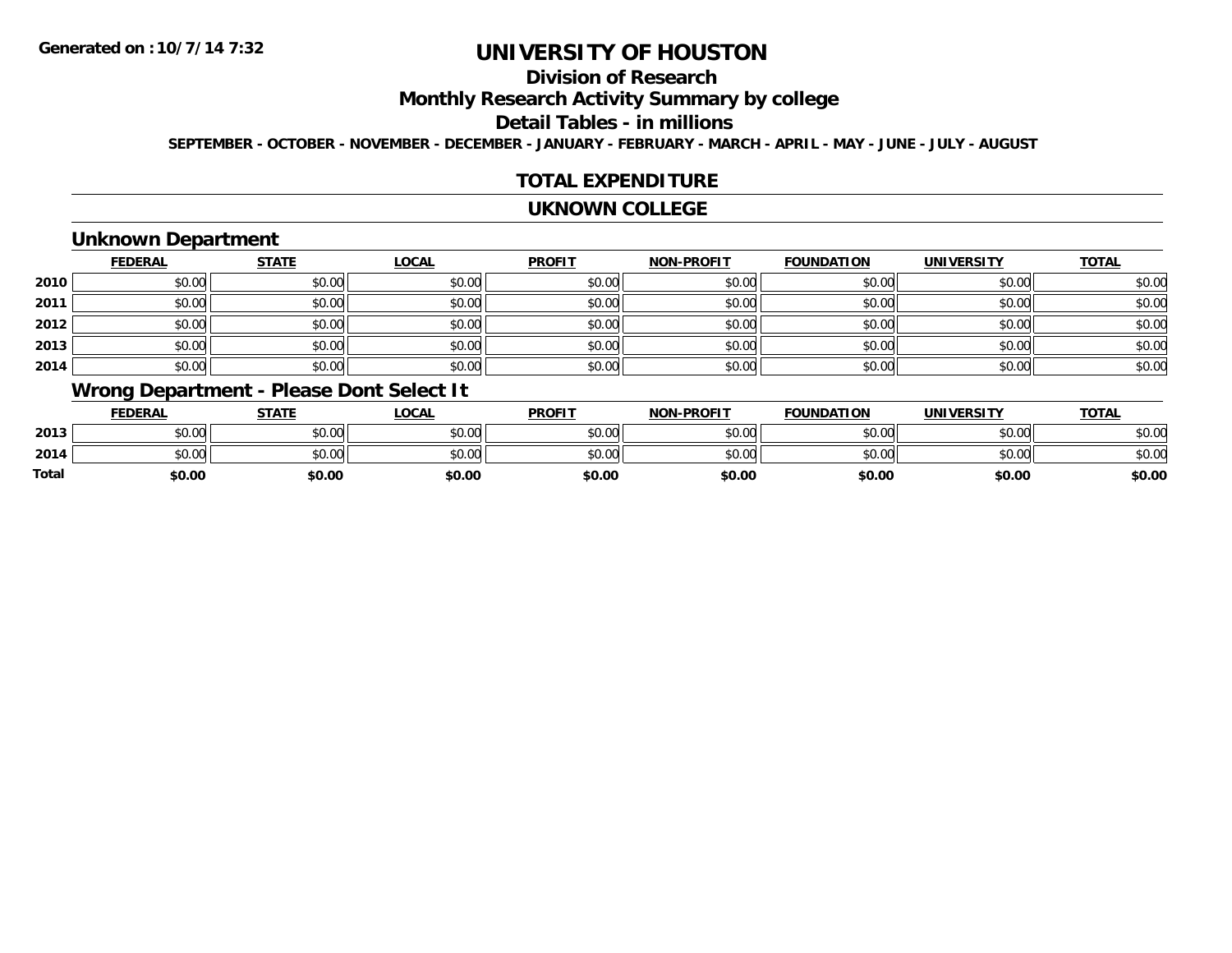**Generated on :10/7/14 7:32**

# UNIVERSITY OF HOUSTON

## Division of Research

## Monthly Research Activity Summary by college

## Detail Tables - in millions

**SEPTEMBER - OCTOBER - NOVEMBER - DECEMBER - JANUARY - FEBRUARY - MARCH - APRIL - MAY - JUNE - JULY - AUGUST**

## TOTAL EXPENDITURE

## UKNOWN COLLEGE

### Unknown Department

| | FEDERAL | STATE | LOCAL | PROFIT | NON-PROFIT | FOUNDATION | UNIVERSITY | TOTAL |
|---|---|---|---|---|---|---|---|---|
| 2010 | $0.00 | $0.00 | $0.00 | $0.00 | $0.00 | $0.00 | $0.00 | $0.00 |
| 2011 | $0.00 | $0.00 | $0.00 | $0.00 | $0.00 | $0.00 | $0.00 | $0.00 |
| 2012 | $0.00 | $0.00 | $0.00 | $0.00 | $0.00 | $0.00 | $0.00 | $0.00 |
| 2013 | $0.00 | $0.00 | $0.00 | $0.00 | $0.00 | $0.00 | $0.00 | $0.00 |
| 2014 | $0.00 | $0.00 | $0.00 | $0.00 | $0.00 | $0.00 | $0.00 | $0.00 |

### Wrong Department - Please Dont Select It

| | FEDERAL | STATE | LOCAL | PROFIT | NON-PROFIT | FOUNDATION | UNIVERSITY | TOTAL |
|---|---|---|---|---|---|---|---|---|
| 2013 | $0.00 | $0.00 | $0.00 | $0.00 | $0.00 | $0.00 | $0.00 | $0.00 |
| 2014 | $0.00 | $0.00 | $0.00 | $0.00 | $0.00 | $0.00 | $0.00 | $0.00 |
| **Total** | **$0.00** | **$0.00** | **$0.00** | **$0.00** | **$0.00** | **$0.00** | **$0.00** | **$0.00** |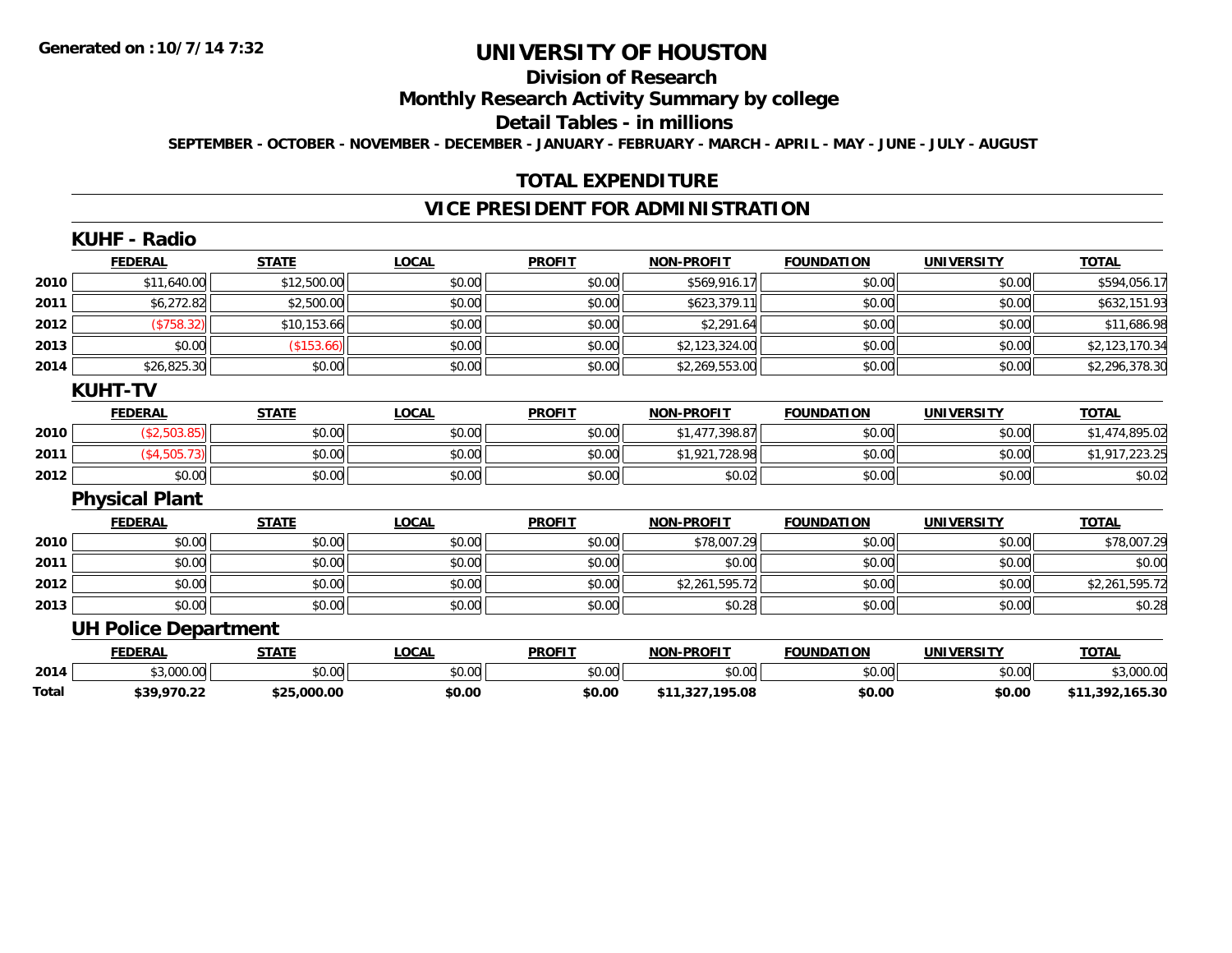Generated on :10/7/14 7:32

# UNIVERSITY OF HOUSTON

## Division of Research

## Monthly Research Activity Summary by college

## Detail Tables - in millions

SEPTEMBER - OCTOBER - NOVEMBER - DECEMBER - JANUARY - FEBRUARY - MARCH - APRIL - MAY - JUNE - JULY - AUGUST

## TOTAL EXPENDITURE

## VICE PRESIDENT FOR ADMINISTRATION

### KUHF - Radio

| | FEDERAL | STATE | LOCAL | PROFIT | NON-PROFIT | FOUNDATION | UNIVERSITY | TOTAL |
|---|---|---|---|---|---|---|---|---|
| 2010 | $11,640.00 | $12,500.00 | $0.00 | $0.00 | $569,916.17 | $0.00 | $0.00 | $594,056.17 |
| 2011 | $6,272.82 | $2,500.00 | $0.00 | $0.00 | $623,379.11 | $0.00 | $0.00 | $632,151.93 |
| 2012 | ($758.32) | $10,153.66 | $0.00 | $0.00 | $2,291.64 | $0.00 | $0.00 | $11,686.98 |
| 2013 | $0.00 | ($153.66) | $0.00 | $0.00 | $2,123,324.00 | $0.00 | $0.00 | $2,123,170.34 |
| 2014 | $26,825.30 | $0.00 | $0.00 | $0.00 | $2,269,553.00 | $0.00 | $0.00 | $2,296,378.30 |

### KUHT-TV

| | FEDERAL | STATE | LOCAL | PROFIT | NON-PROFIT | FOUNDATION | UNIVERSITY | TOTAL |
|---|---|---|---|---|---|---|---|---|
| 2010 | ($2,503.85) | $0.00 | $0.00 | $0.00 | $1,477,398.87 | $0.00 | $0.00 | $1,474,895.02 |
| 2011 | ($4,505.73) | $0.00 | $0.00 | $0.00 | $1,921,728.98 | $0.00 | $0.00 | $1,917,223.25 |
| 2012 | $0.00 | $0.00 | $0.00 | $0.00 | $0.02 | $0.00 | $0.00 | $0.02 |

### Physical Plant

| | FEDERAL | STATE | LOCAL | PROFIT | NON-PROFIT | FOUNDATION | UNIVERSITY | TOTAL |
|---|---|---|---|---|---|---|---|---|
| 2010 | $0.00 | $0.00 | $0.00 | $0.00 | $78,007.29 | $0.00 | $0.00 | $78,007.29 |
| 2011 | $0.00 | $0.00 | $0.00 | $0.00 | $0.00 | $0.00 | $0.00 | $0.00 |
| 2012 | $0.00 | $0.00 | $0.00 | $0.00 | $2,261,595.72 | $0.00 | $0.00 | $2,261,595.72 |
| 2013 | $0.00 | $0.00 | $0.00 | $0.00 | $0.28 | $0.00 | $0.00 | $0.28 |

### UH Police Department

| | FEDERAL | STATE | LOCAL | PROFIT | NON-PROFIT | FOUNDATION | UNIVERSITY | TOTAL |
|---|---|---|---|---|---|---|---|---|
| 2014 | $3,000.00 | $0.00 | $0.00 | $0.00 | $0.00 | $0.00 | $0.00 | $3,000.00 |
| **Total** | **$39,970.22** | **$25,000.00** | **$0.00** | **$0.00** | **$11,327,195.08** | **$0.00** | **$0.00** | **$11,392,165.30** |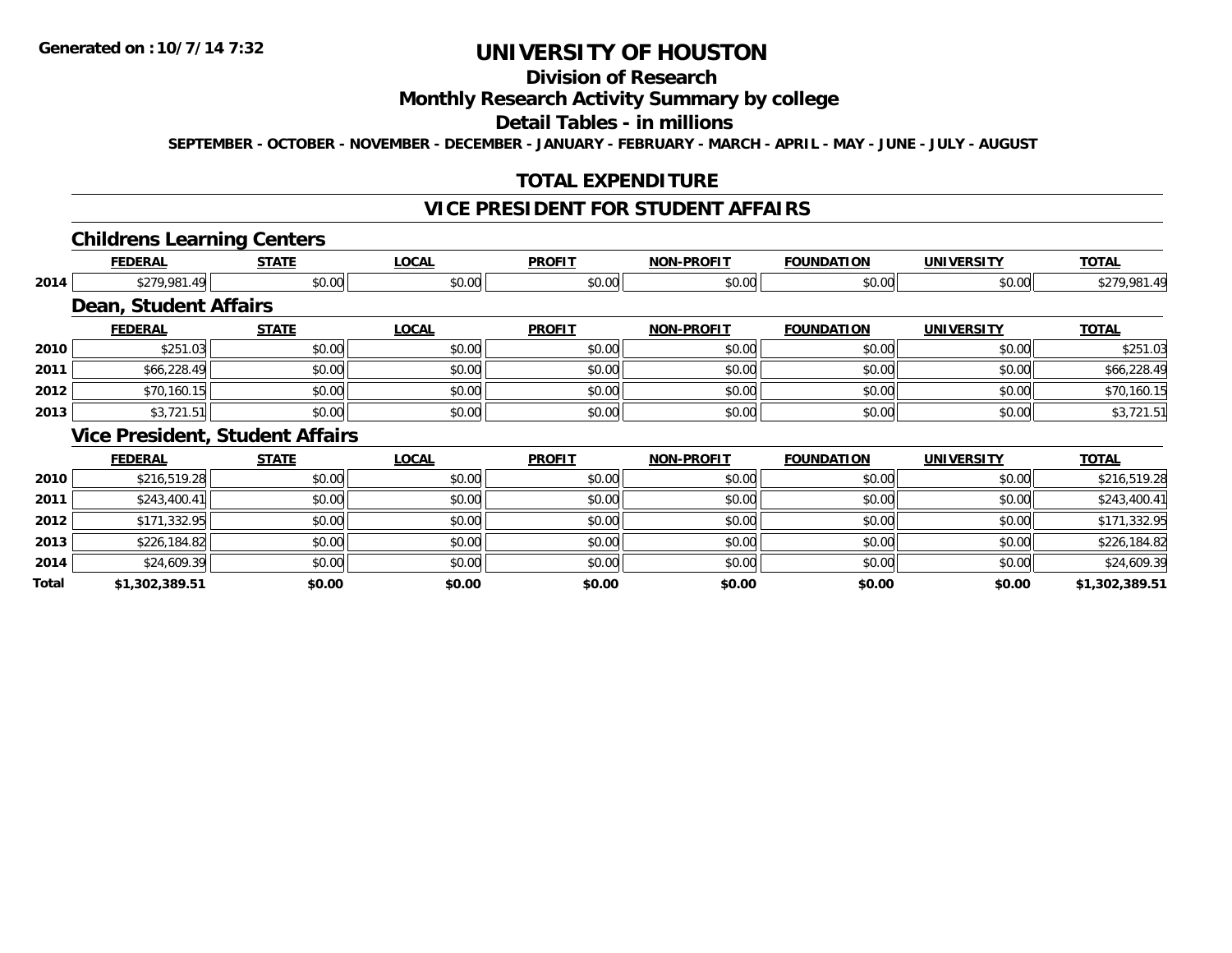**Generated on :10/7/14 7:32**

# UNIVERSITY OF HOUSTON

## Division of Research

## Monthly Research Activity Summary by college

## Detail Tables - in millions

**SEPTEMBER - OCTOBER - NOVEMBER - DECEMBER - JANUARY - FEBRUARY - MARCH - APRIL - MAY - JUNE - JULY - AUGUST**

## TOTAL EXPENDITURE

## VICE PRESIDENT FOR STUDENT AFFAIRS

### Childrens Learning Centers

| | FEDERAL | STATE | LOCAL | PROFIT | NON-PROFIT | FOUNDATION | UNIVERSITY | TOTAL |
|---|---|---|---|---|---|---|---|---|
| 2014 | $279,981.49 | $0.00 | $0.00 | $0.00 | $0.00 | $0.00 | $0.00 | $279,981.49 |

### Dean, Student Affairs

| | FEDERAL | STATE | LOCAL | PROFIT | NON-PROFIT | FOUNDATION | UNIVERSITY | TOTAL |
|---|---|---|---|---|---|---|---|---|
| 2010 | $251.03 | $0.00 | $0.00 | $0.00 | $0.00 | $0.00 | $0.00 | $251.03 |
| 2011 | $66,228.49 | $0.00 | $0.00 | $0.00 | $0.00 | $0.00 | $0.00 | $66,228.49 |
| 2012 | $70,160.15 | $0.00 | $0.00 | $0.00 | $0.00 | $0.00 | $0.00 | $70,160.15 |
| 2013 | $3,721.51 | $0.00 | $0.00 | $0.00 | $0.00 | $0.00 | $0.00 | $3,721.51 |

### Vice President, Student Affairs

| | FEDERAL | STATE | LOCAL | PROFIT | NON-PROFIT | FOUNDATION | UNIVERSITY | TOTAL |
|---|---|---|---|---|---|---|---|---|
| 2010 | $216,519.28 | $0.00 | $0.00 | $0.00 | $0.00 | $0.00 | $0.00 | $216,519.28 |
| 2011 | $243,400.41 | $0.00 | $0.00 | $0.00 | $0.00 | $0.00 | $0.00 | $243,400.41 |
| 2012 | $171,332.95 | $0.00 | $0.00 | $0.00 | $0.00 | $0.00 | $0.00 | $171,332.95 |
| 2013 | $226,184.82 | $0.00 | $0.00 | $0.00 | $0.00 | $0.00 | $0.00 | $226,184.82 |
| 2014 | $24,609.39 | $0.00 | $0.00 | $0.00 | $0.00 | $0.00 | $0.00 | $24,609.39 |
| **Total** | **$1,302,389.51** | **$0.00** | **$0.00** | **$0.00** | **$0.00** | **$0.00** | **$0.00** | **$1,302,389.51** |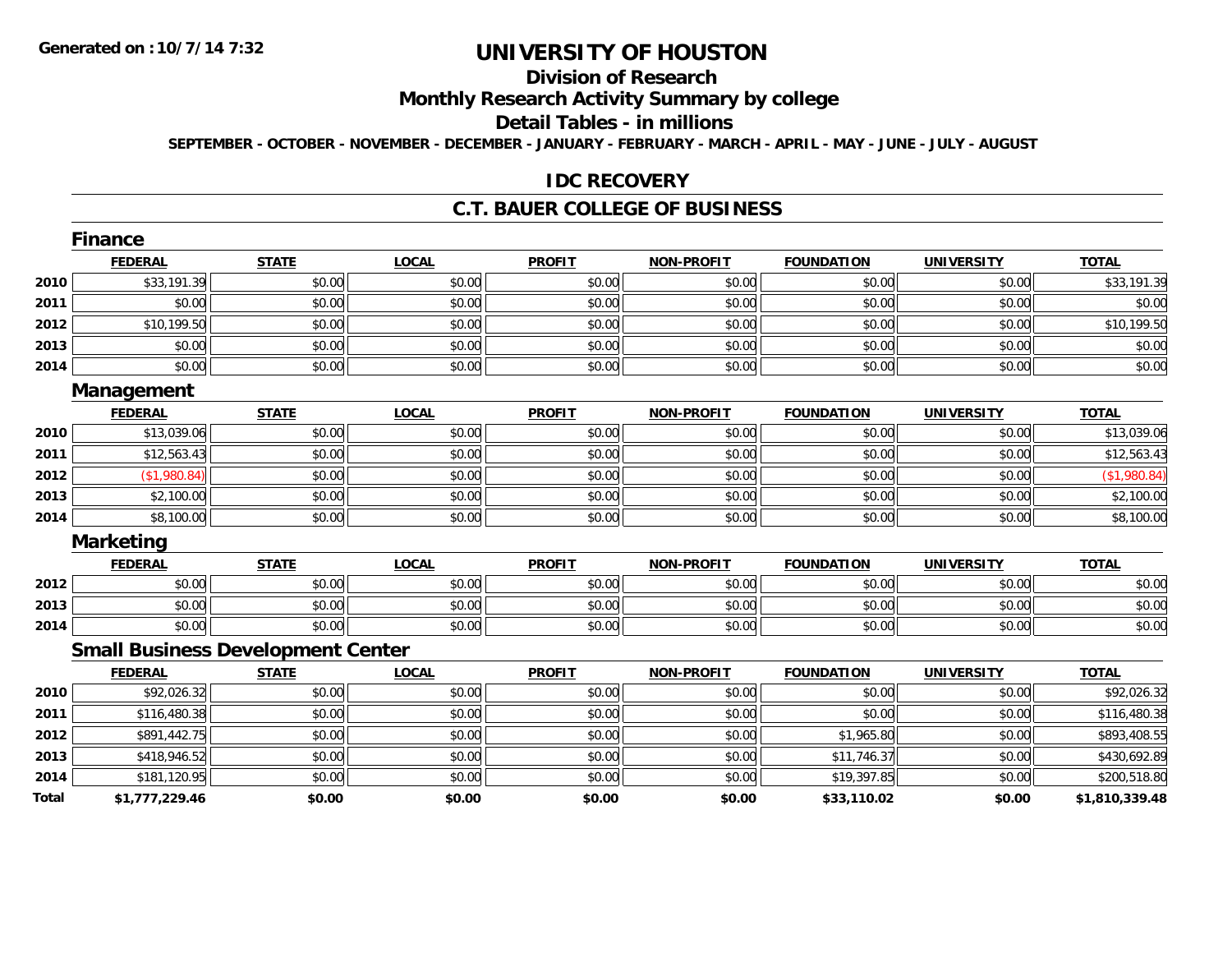Generated on :10/7/14 7:32

# UNIVERSITY OF HOUSTON

## Division of Research

## Monthly Research Activity Summary by college

## Detail Tables - in millions

SEPTEMBER - OCTOBER - NOVEMBER - DECEMBER - JANUARY - FEBRUARY - MARCH - APRIL - MAY - JUNE - JULY - AUGUST

## IDC RECOVERY

## C.T. BAUER COLLEGE OF BUSINESS

### Finance

| | FEDERAL | STATE | LOCAL | PROFIT | NON-PROFIT | FOUNDATION | UNIVERSITY | TOTAL |
|---|---|---|---|---|---|---|---|---|
| 2010 | $33,191.39 | $0.00 | $0.00 | $0.00 | $0.00 | $0.00 | $0.00 | $33,191.39 |
| 2011 | $0.00 | $0.00 | $0.00 | $0.00 | $0.00 | $0.00 | $0.00 | $0.00 |
| 2012 | $10,199.50 | $0.00 | $0.00 | $0.00 | $0.00 | $0.00 | $0.00 | $10,199.50 |
| 2013 | $0.00 | $0.00 | $0.00 | $0.00 | $0.00 | $0.00 | $0.00 | $0.00 |
| 2014 | $0.00 | $0.00 | $0.00 | $0.00 | $0.00 | $0.00 | $0.00 | $0.00 |

### Management

| | FEDERAL | STATE | LOCAL | PROFIT | NON-PROFIT | FOUNDATION | UNIVERSITY | TOTAL |
|---|---|---|---|---|---|---|---|---|
| 2010 | $13,039.06 | $0.00 | $0.00 | $0.00 | $0.00 | $0.00 | $0.00 | $13,039.06 |
| 2011 | $12,563.43 | $0.00 | $0.00 | $0.00 | $0.00 | $0.00 | $0.00 | $12,563.43 |
| 2012 | ($1,980.84) | $0.00 | $0.00 | $0.00 | $0.00 | $0.00 | $0.00 | ($1,980.84) |
| 2013 | $2,100.00 | $0.00 | $0.00 | $0.00 | $0.00 | $0.00 | $0.00 | $2,100.00 |
| 2014 | $8,100.00 | $0.00 | $0.00 | $0.00 | $0.00 | $0.00 | $0.00 | $8,100.00 |

### Marketing

| | FEDERAL | STATE | LOCAL | PROFIT | NON-PROFIT | FOUNDATION | UNIVERSITY | TOTAL |
|---|---|---|---|---|---|---|---|---|
| 2012 | $0.00 | $0.00 | $0.00 | $0.00 | $0.00 | $0.00 | $0.00 | $0.00 |
| 2013 | $0.00 | $0.00 | $0.00 | $0.00 | $0.00 | $0.00 | $0.00 | $0.00 |
| 2014 | $0.00 | $0.00 | $0.00 | $0.00 | $0.00 | $0.00 | $0.00 | $0.00 |

### Small Business Development Center

| | FEDERAL | STATE | LOCAL | PROFIT | NON-PROFIT | FOUNDATION | UNIVERSITY | TOTAL |
|---|---|---|---|---|---|---|---|---|
| 2010 | $92,026.32 | $0.00 | $0.00 | $0.00 | $0.00 | $0.00 | $0.00 | $92,026.32 |
| 2011 | $116,480.38 | $0.00 | $0.00 | $0.00 | $0.00 | $0.00 | $0.00 | $116,480.38 |
| 2012 | $891,442.75 | $0.00 | $0.00 | $0.00 | $0.00 | $1,965.80 | $0.00 | $893,408.55 |
| 2013 | $418,946.52 | $0.00 | $0.00 | $0.00 | $0.00 | $11,746.37 | $0.00 | $430,692.89 |
| 2014 | $181,120.95 | $0.00 | $0.00 | $0.00 | $0.00 | $19,397.85 | $0.00 | $200,518.80 |
| **Total** | **$1,777,229.46** | **$0.00** | **$0.00** | **$0.00** | **$0.00** | **$33,110.02** | **$0.00** | **$1,810,339.48** |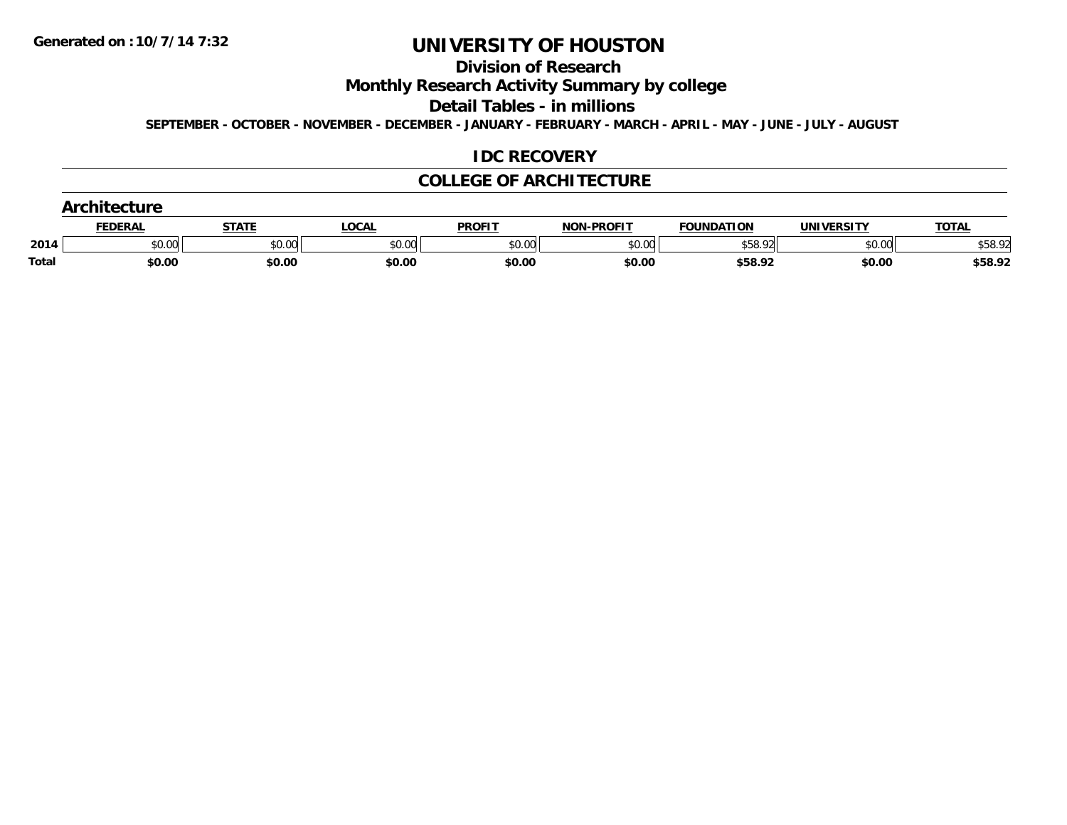Generated on :10/7/14 7:32

# UNIVERSITY OF HOUSTON

## Division of Research

## Monthly Research Activity Summary by college

## Detail Tables - in millions

**SEPTEMBER - OCTOBER - NOVEMBER - DECEMBER - JANUARY - FEBRUARY - MARCH - APRIL - MAY - JUNE - JULY - AUGUST**

## IDC RECOVERY

## COLLEGE OF ARCHITECTURE

### Architecture

| | FEDERAL | STATE | LOCAL | PROFIT | NON-PROFIT | FOUNDATION | UNIVERSITY | TOTAL |
|---|---|---|---|---|---|---|---|---|
| 2014 | $0.00 | $0.00 | $0.00 | $0.00 | $0.00 | $58.92 | $0.00 | $58.92 |
| **Total** | **$0.00** | **$0.00** | **$0.00** | **$0.00** | **$0.00** | **$58.92** | **$0.00** | **$58.92** |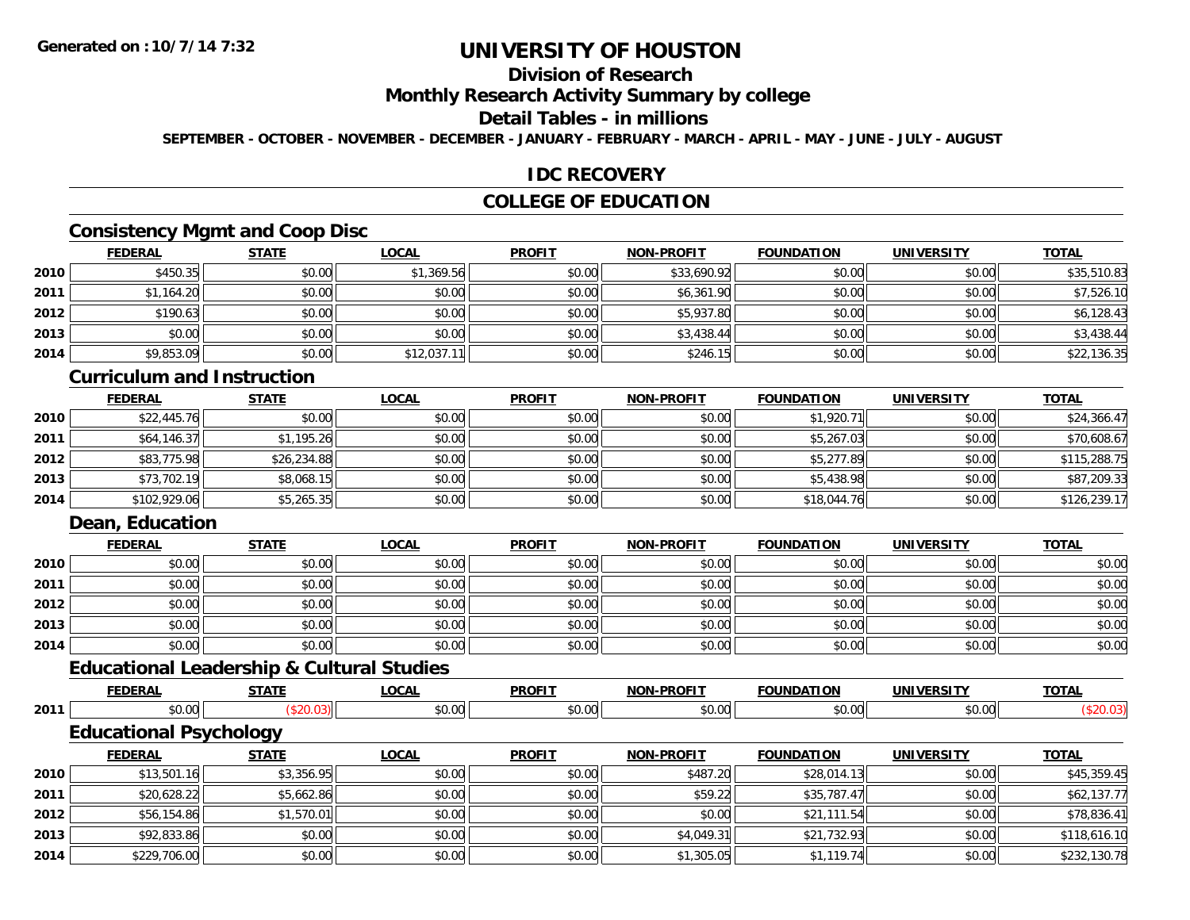Generated on :10/7/14 7:32

# UNIVERSITY OF HOUSTON

## Division of Research

## Monthly Research Activity Summary by college

## Detail Tables - in millions

SEPTEMBER - OCTOBER - NOVEMBER - DECEMBER - JANUARY - FEBRUARY - MARCH - APRIL - MAY - JUNE - JULY - AUGUST

## IDC RECOVERY

## COLLEGE OF EDUCATION

### Consistency Mgmt and Coop Disc

| | FEDERAL | STATE | LOCAL | PROFIT | NON-PROFIT | FOUNDATION | UNIVERSITY | TOTAL |
|---|---|---|---|---|---|---|---|---|
| 2010 | $450.35 | $0.00 | $1,369.56 | $0.00 | $33,690.92 | $0.00 | $0.00 | $35,510.83 |
| 2011 | $1,164.20 | $0.00 | $0.00 | $0.00 | $6,361.90 | $0.00 | $0.00 | $7,526.10 |
| 2012 | $190.63 | $0.00 | $0.00 | $0.00 | $5,937.80 | $0.00 | $0.00 | $6,128.43 |
| 2013 | $0.00 | $0.00 | $0.00 | $0.00 | $3,438.44 | $0.00 | $0.00 | $3,438.44 |
| 2014 | $9,853.09 | $0.00 | $12,037.11 | $0.00 | $246.15 | $0.00 | $0.00 | $22,136.35 |

### Curriculum and Instruction

| | FEDERAL | STATE | LOCAL | PROFIT | NON-PROFIT | FOUNDATION | UNIVERSITY | TOTAL |
|---|---|---|---|---|---|---|---|---|
| 2010 | $22,445.76 | $0.00 | $0.00 | $0.00 | $0.00 | $1,920.71 | $0.00 | $24,366.47 |
| 2011 | $64,146.37 | $1,195.26 | $0.00 | $0.00 | $0.00 | $5,267.03 | $0.00 | $70,608.67 |
| 2012 | $83,775.98 | $26,234.88 | $0.00 | $0.00 | $0.00 | $5,277.89 | $0.00 | $115,288.75 |
| 2013 | $73,702.19 | $8,068.15 | $0.00 | $0.00 | $0.00 | $5,438.98 | $0.00 | $87,209.33 |
| 2014 | $102,929.06 | $5,265.35 | $0.00 | $0.00 | $0.00 | $18,044.76 | $0.00 | $126,239.17 |

### Dean, Education

| | FEDERAL | STATE | LOCAL | PROFIT | NON-PROFIT | FOUNDATION | UNIVERSITY | TOTAL |
|---|---|---|---|---|---|---|---|---|
| 2010 | $0.00 | $0.00 | $0.00 | $0.00 | $0.00 | $0.00 | $0.00 | $0.00 |
| 2011 | $0.00 | $0.00 | $0.00 | $0.00 | $0.00 | $0.00 | $0.00 | $0.00 |
| 2012 | $0.00 | $0.00 | $0.00 | $0.00 | $0.00 | $0.00 | $0.00 | $0.00 |
| 2013 | $0.00 | $0.00 | $0.00 | $0.00 | $0.00 | $0.00 | $0.00 | $0.00 |
| 2014 | $0.00 | $0.00 | $0.00 | $0.00 | $0.00 | $0.00 | $0.00 | $0.00 |

### Educational Leadership & Cultural Studies

| | FEDERAL | STATE | LOCAL | PROFIT | NON-PROFIT | FOUNDATION | UNIVERSITY | TOTAL |
|---|---|---|---|---|---|---|---|---|
| 2011 | $0.00 | ($20.03) | $0.00 | $0.00 | $0.00 | $0.00 | $0.00 | ($20.03) |

### Educational Psychology

| | FEDERAL | STATE | LOCAL | PROFIT | NON-PROFIT | FOUNDATION | UNIVERSITY | TOTAL |
|---|---|---|---|---|---|---|---|---|
| 2010 | $13,501.16 | $3,356.95 | $0.00 | $0.00 | $487.20 | $28,014.13 | $0.00 | $45,359.45 |
| 2011 | $20,628.22 | $5,662.86 | $0.00 | $0.00 | $59.22 | $35,787.47 | $0.00 | $62,137.77 |
| 2012 | $56,154.86 | $1,570.01 | $0.00 | $0.00 | $0.00 | $21,111.54 | $0.00 | $78,836.41 |
| 2013 | $92,833.86 | $0.00 | $0.00 | $0.00 | $4,049.31 | $21,732.93 | $0.00 | $118,616.10 |
| 2014 | $229,706.00 | $0.00 | $0.00 | $0.00 | $1,305.05 | $1,119.74 | $0.00 | $232,130.78 |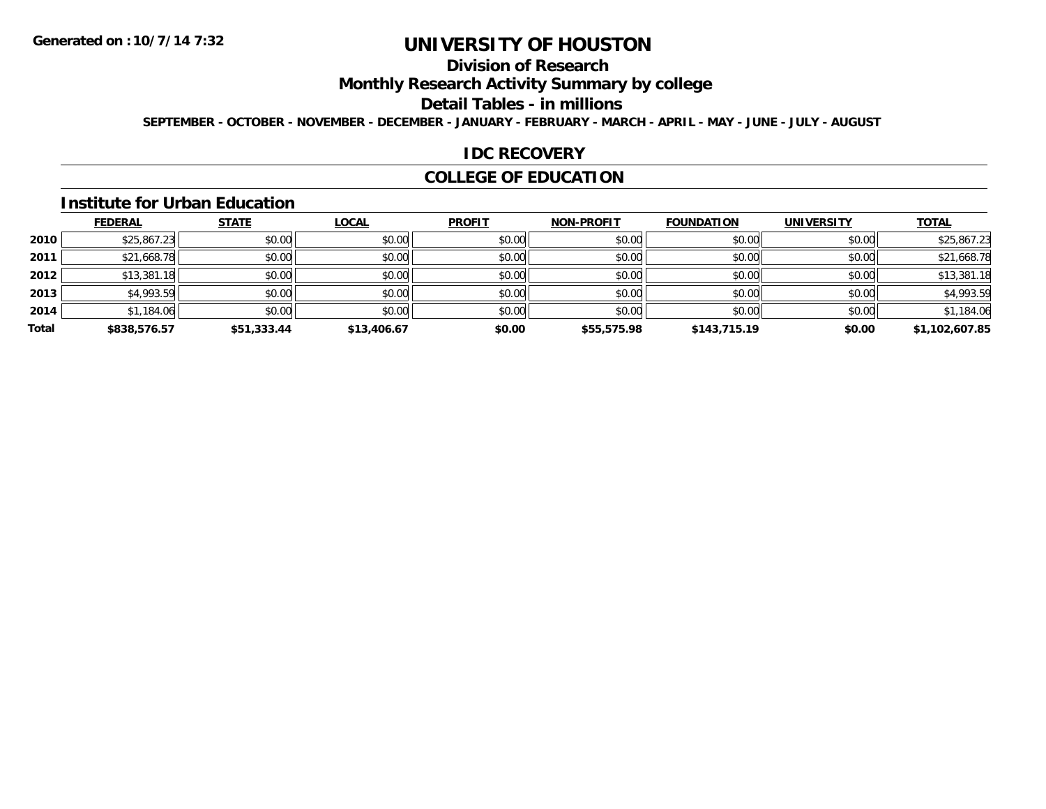# UNIVERSITY OF HOUSTON

## Division of Research

## Monthly Research Activity Summary by college

## Detail Tables - in millions

**SEPTEMBER - OCTOBER - NOVEMBER - DECEMBER - JANUARY - FEBRUARY - MARCH - APRIL - MAY - JUNE - JULY - AUGUST**

## IDC RECOVERY

## COLLEGE OF EDUCATION

### Institute for Urban Education

| | FEDERAL | STATE | LOCAL | PROFIT | NON-PROFIT | FOUNDATION | UNIVERSITY | TOTAL |
|---|---|---|---|---|---|---|---|---|
| 2010 | $25,867.23 | $0.00 | $0.00 | $0.00 | $0.00 | $0.00 | $0.00 | $25,867.23 |
| 2011 | $21,668.78 | $0.00 | $0.00 | $0.00 | $0.00 | $0.00 | $0.00 | $21,668.78 |
| 2012 | $13,381.18 | $0.00 | $0.00 | $0.00 | $0.00 | $0.00 | $0.00 | $13,381.18 |
| 2013 | $4,993.59 | $0.00 | $0.00 | $0.00 | $0.00 | $0.00 | $0.00 | $4,993.59 |
| 2014 | $1,184.06 | $0.00 | $0.00 | $0.00 | $0.00 | $0.00 | $0.00 | $1,184.06 |
| **Total** | **$838,576.57** | **$51,333.44** | **$13,406.67** | **$0.00** | **$55,575.98** | **$143,715.19** | **$0.00** | **$1,102,607.85** |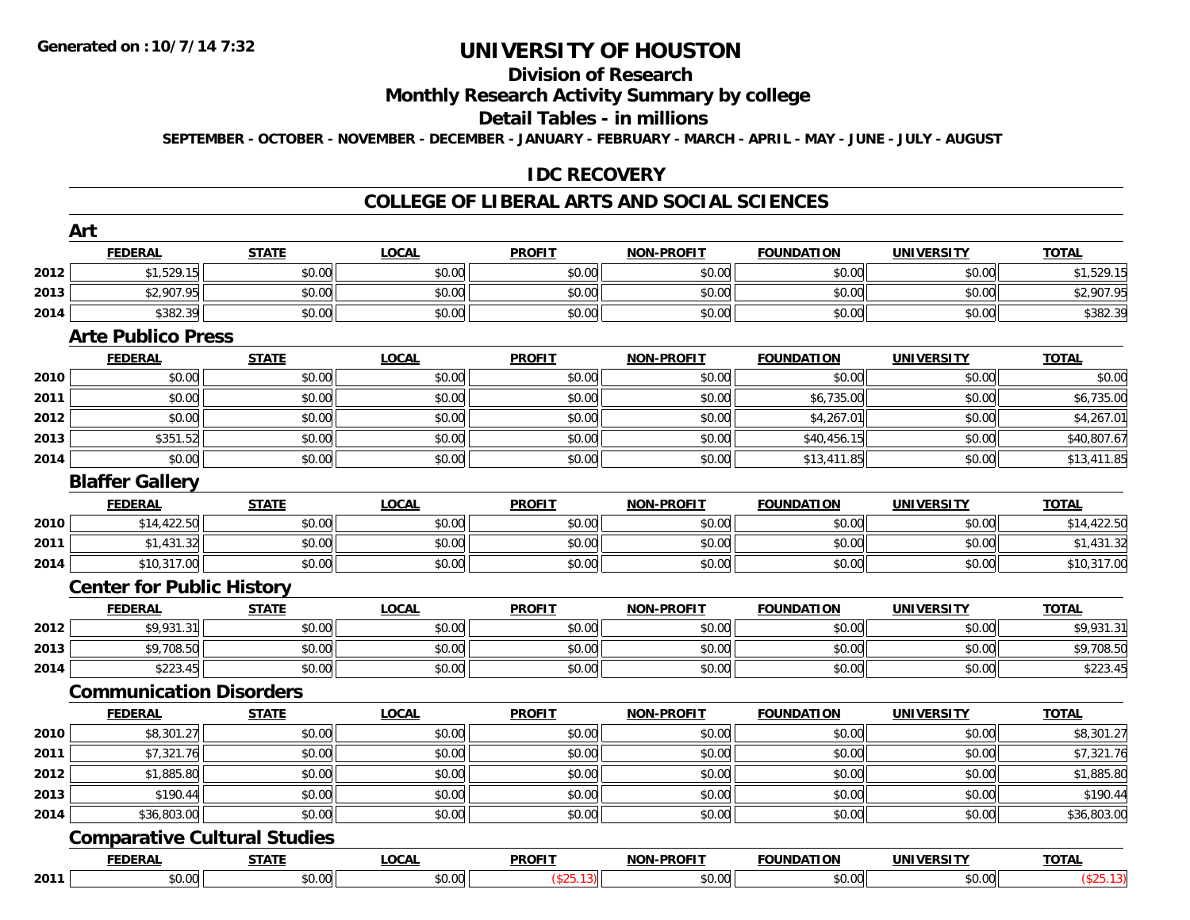**Generated on :10/7/14 7:32**

# UNIVERSITY OF HOUSTON

## Division of Research

## Monthly Research Activity Summary by college

## Detail Tables - in millions

**SEPTEMBER - OCTOBER - NOVEMBER - DECEMBER - JANUARY - FEBRUARY - MARCH - APRIL - MAY - JUNE - JULY - AUGUST**

## IDC RECOVERY

## COLLEGE OF LIBERAL ARTS AND SOCIAL SCIENCES

### Art

| | FEDERAL | STATE | LOCAL | PROFIT | NON-PROFIT | FOUNDATION | UNIVERSITY | TOTAL |
|---|---|---|---|---|---|---|---|---|
| 2012 | $1,529.15 | $0.00 | $0.00 | $0.00 | $0.00 | $0.00 | $0.00 | $1,529.15 |
| 2013 | $2,907.95 | $0.00 | $0.00 | $0.00 | $0.00 | $0.00 | $0.00 | $2,907.95 |
| 2014 | $382.39 | $0.00 | $0.00 | $0.00 | $0.00 | $0.00 | $0.00 | $382.39 |

### Arte Publico Press

| | FEDERAL | STATE | LOCAL | PROFIT | NON-PROFIT | FOUNDATION | UNIVERSITY | TOTAL |
|---|---|---|---|---|---|---|---|---|
| 2010 | $0.00 | $0.00 | $0.00 | $0.00 | $0.00 | $0.00 | $0.00 | $0.00 |
| 2011 | $0.00 | $0.00 | $0.00 | $0.00 | $0.00 | $6,735.00 | $0.00 | $6,735.00 |
| 2012 | $0.00 | $0.00 | $0.00 | $0.00 | $0.00 | $4,267.01 | $0.00 | $4,267.01 |
| 2013 | $351.52 | $0.00 | $0.00 | $0.00 | $0.00 | $40,456.15 | $0.00 | $40,807.67 |
| 2014 | $0.00 | $0.00 | $0.00 | $0.00 | $0.00 | $13,411.85 | $0.00 | $13,411.85 |

### Blaffer Gallery

| | FEDERAL | STATE | LOCAL | PROFIT | NON-PROFIT | FOUNDATION | UNIVERSITY | TOTAL |
|---|---|---|---|---|---|---|---|---|
| 2010 | $14,422.50 | $0.00 | $0.00 | $0.00 | $0.00 | $0.00 | $0.00 | $14,422.50 |
| 2011 | $1,431.32 | $0.00 | $0.00 | $0.00 | $0.00 | $0.00 | $0.00 | $1,431.32 |
| 2014 | $10,317.00 | $0.00 | $0.00 | $0.00 | $0.00 | $0.00 | $0.00 | $10,317.00 |

### Center for Public History

| | FEDERAL | STATE | LOCAL | PROFIT | NON-PROFIT | FOUNDATION | UNIVERSITY | TOTAL |
|---|---|---|---|---|---|---|---|---|
| 2012 | $9,931.31 | $0.00 | $0.00 | $0.00 | $0.00 | $0.00 | $0.00 | $9,931.31 |
| 2013 | $9,708.50 | $0.00 | $0.00 | $0.00 | $0.00 | $0.00 | $0.00 | $9,708.50 |
| 2014 | $223.45 | $0.00 | $0.00 | $0.00 | $0.00 | $0.00 | $0.00 | $223.45 |

### Communication Disorders

| | FEDERAL | STATE | LOCAL | PROFIT | NON-PROFIT | FOUNDATION | UNIVERSITY | TOTAL |
|---|---|---|---|---|---|---|---|---|
| 2010 | $8,301.27 | $0.00 | $0.00 | $0.00 | $0.00 | $0.00 | $0.00 | $8,301.27 |
| 2011 | $7,321.76 | $0.00 | $0.00 | $0.00 | $0.00 | $0.00 | $0.00 | $7,321.76 |
| 2012 | $1,885.80 | $0.00 | $0.00 | $0.00 | $0.00 | $0.00 | $0.00 | $1,885.80 |
| 2013 | $190.44 | $0.00 | $0.00 | $0.00 | $0.00 | $0.00 | $0.00 | $190.44 |
| 2014 | $36,803.00 | $0.00 | $0.00 | $0.00 | $0.00 | $0.00 | $0.00 | $36,803.00 |

### Comparative Cultural Studies

| | FEDERAL | STATE | LOCAL | PROFIT | NON-PROFIT | FOUNDATION | UNIVERSITY | TOTAL |
|---|---|---|---|---|---|---|---|---|
| 2011 | $0.00 | $0.00 | $0.00 | ($25.13) | $0.00 | $0.00 | $0.00 | ($25.13) |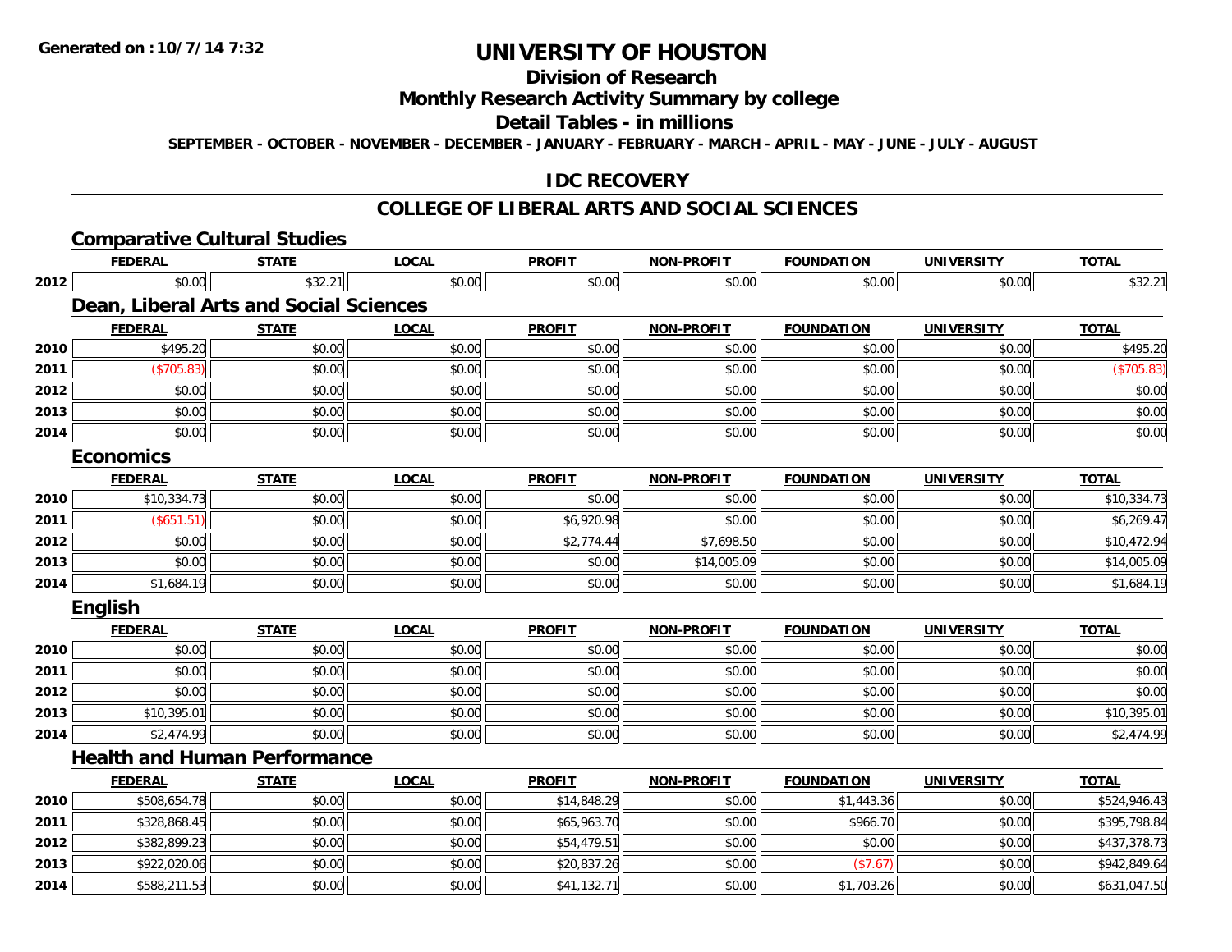Generated on :10/7/14 7:32

# UNIVERSITY OF HOUSTON

## Division of Research

## Monthly Research Activity Summary by college

## Detail Tables - in millions

SEPTEMBER - OCTOBER - NOVEMBER - DECEMBER - JANUARY - FEBRUARY - MARCH - APRIL - MAY - JUNE - JULY - AUGUST

## IDC RECOVERY

## COLLEGE OF LIBERAL ARTS AND SOCIAL SCIENCES

### Comparative Cultural Studies

| | FEDERAL | STATE | LOCAL | PROFIT | NON-PROFIT | FOUNDATION | UNIVERSITY | TOTAL |
|---|---|---|---|---|---|---|---|---|
| 2012 | $0.00 | $32.21 | $0.00 | $0.00 | $0.00 | $0.00 | $0.00 | $32.21 |

### Dean, Liberal Arts and Social Sciences

| | FEDERAL | STATE | LOCAL | PROFIT | NON-PROFIT | FOUNDATION | UNIVERSITY | TOTAL |
|---|---|---|---|---|---|---|---|---|
| 2010 | $495.20 | $0.00 | $0.00 | $0.00 | $0.00 | $0.00 | $0.00 | $495.20 |
| 2011 | ($705.83) | $0.00 | $0.00 | $0.00 | $0.00 | $0.00 | $0.00 | ($705.83) |
| 2012 | $0.00 | $0.00 | $0.00 | $0.00 | $0.00 | $0.00 | $0.00 | $0.00 |
| 2013 | $0.00 | $0.00 | $0.00 | $0.00 | $0.00 | $0.00 | $0.00 | $0.00 |
| 2014 | $0.00 | $0.00 | $0.00 | $0.00 | $0.00 | $0.00 | $0.00 | $0.00 |

### Economics

| | FEDERAL | STATE | LOCAL | PROFIT | NON-PROFIT | FOUNDATION | UNIVERSITY | TOTAL |
|---|---|---|---|---|---|---|---|---|
| 2010 | $10,334.73 | $0.00 | $0.00 | $0.00 | $0.00 | $0.00 | $0.00 | $10,334.73 |
| 2011 | ($651.51) | $0.00 | $0.00 | $6,920.98 | $0.00 | $0.00 | $0.00 | $6,269.47 |
| 2012 | $0.00 | $0.00 | $0.00 | $2,774.44 | $7,698.50 | $0.00 | $0.00 | $10,472.94 |
| 2013 | $0.00 | $0.00 | $0.00 | $0.00 | $14,005.09 | $0.00 | $0.00 | $14,005.09 |
| 2014 | $1,684.19 | $0.00 | $0.00 | $0.00 | $0.00 | $0.00 | $0.00 | $1,684.19 |

### English

| | FEDERAL | STATE | LOCAL | PROFIT | NON-PROFIT | FOUNDATION | UNIVERSITY | TOTAL |
|---|---|---|---|---|---|---|---|---|
| 2010 | $0.00 | $0.00 | $0.00 | $0.00 | $0.00 | $0.00 | $0.00 | $0.00 |
| 2011 | $0.00 | $0.00 | $0.00 | $0.00 | $0.00 | $0.00 | $0.00 | $0.00 |
| 2012 | $0.00 | $0.00 | $0.00 | $0.00 | $0.00 | $0.00 | $0.00 | $0.00 |
| 2013 | $10,395.01 | $0.00 | $0.00 | $0.00 | $0.00 | $0.00 | $0.00 | $10,395.01 |
| 2014 | $2,474.99 | $0.00 | $0.00 | $0.00 | $0.00 | $0.00 | $0.00 | $2,474.99 |

### Health and Human Performance

| | FEDERAL | STATE | LOCAL | PROFIT | NON-PROFIT | FOUNDATION | UNIVERSITY | TOTAL |
|---|---|---|---|---|---|---|---|---|
| 2010 | $508,654.78 | $0.00 | $0.00 | $14,848.29 | $0.00 | $1,443.36 | $0.00 | $524,946.43 |
| 2011 | $328,868.45 | $0.00 | $0.00 | $65,963.70 | $0.00 | $966.70 | $0.00 | $395,798.84 |
| 2012 | $382,899.23 | $0.00 | $0.00 | $54,479.51 | $0.00 | $0.00 | $0.00 | $437,378.73 |
| 2013 | $922,020.06 | $0.00 | $0.00 | $20,837.26 | $0.00 | ($7.67) | $0.00 | $942,849.64 |
| 2014 | $588,211.53 | $0.00 | $0.00 | $41,132.71 | $0.00 | $1,703.26 | $0.00 | $631,047.50 |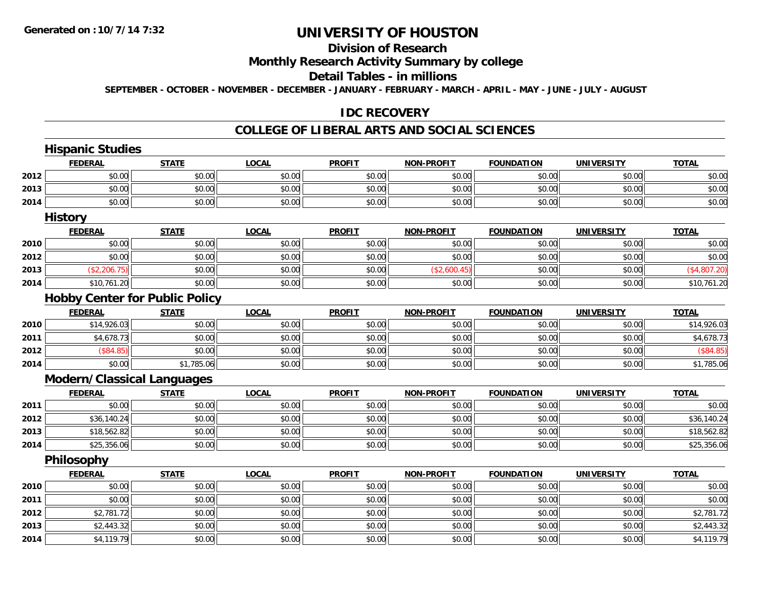**Generated on :10/7/14 7:32**

# UNIVERSITY OF HOUSTON

## Division of Research

## Monthly Research Activity Summary by college

## Detail Tables - in millions

**SEPTEMBER - OCTOBER - NOVEMBER - DECEMBER - JANUARY - FEBRUARY - MARCH - APRIL - MAY - JUNE - JULY - AUGUST**

## IDC RECOVERY

## COLLEGE OF LIBERAL ARTS AND SOCIAL SCIENCES

### Hispanic Studies

| | FEDERAL | STATE | LOCAL | PROFIT | NON-PROFIT | FOUNDATION | UNIVERSITY | TOTAL |
|---|---|---|---|---|---|---|---|---|
| 2012 | $0.00 | $0.00 | $0.00 | $0.00 | $0.00 | $0.00 | $0.00 | $0.00 |
| 2013 | $0.00 | $0.00 | $0.00 | $0.00 | $0.00 | $0.00 | $0.00 | $0.00 |
| 2014 | $0.00 | $0.00 | $0.00 | $0.00 | $0.00 | $0.00 | $0.00 | $0.00 |

### History

| | FEDERAL | STATE | LOCAL | PROFIT | NON-PROFIT | FOUNDATION | UNIVERSITY | TOTAL |
|---|---|---|---|---|---|---|---|---|
| 2010 | $0.00 | $0.00 | $0.00 | $0.00 | $0.00 | $0.00 | $0.00 | $0.00 |
| 2012 | $0.00 | $0.00 | $0.00 | $0.00 | $0.00 | $0.00 | $0.00 | $0.00 |
| 2013 | ($2,206.75) | $0.00 | $0.00 | $0.00 | ($2,600.45) | $0.00 | $0.00 | ($4,807.20) |
| 2014 | $10,761.20 | $0.00 | $0.00 | $0.00 | $0.00 | $0.00 | $0.00 | $10,761.20 |

### Hobby Center for Public Policy

| | FEDERAL | STATE | LOCAL | PROFIT | NON-PROFIT | FOUNDATION | UNIVERSITY | TOTAL |
|---|---|---|---|---|---|---|---|---|
| 2010 | $14,926.03 | $0.00 | $0.00 | $0.00 | $0.00 | $0.00 | $0.00 | $14,926.03 |
| 2011 | $4,678.73 | $0.00 | $0.00 | $0.00 | $0.00 | $0.00 | $0.00 | $4,678.73 |
| 2012 | ($84.85) | $0.00 | $0.00 | $0.00 | $0.00 | $0.00 | $0.00 | ($84.85) |
| 2014 | $0.00 | $1,785.06 | $0.00 | $0.00 | $0.00 | $0.00 | $0.00 | $1,785.06 |

### Modern/Classical Languages

| | FEDERAL | STATE | LOCAL | PROFIT | NON-PROFIT | FOUNDATION | UNIVERSITY | TOTAL |
|---|---|---|---|---|---|---|---|---|
| 2011 | $0.00 | $0.00 | $0.00 | $0.00 | $0.00 | $0.00 | $0.00 | $0.00 |
| 2012 | $36,140.24 | $0.00 | $0.00 | $0.00 | $0.00 | $0.00 | $0.00 | $36,140.24 |
| 2013 | $18,562.82 | $0.00 | $0.00 | $0.00 | $0.00 | $0.00 | $0.00 | $18,562.82 |
| 2014 | $25,356.06 | $0.00 | $0.00 | $0.00 | $0.00 | $0.00 | $0.00 | $25,356.06 |

### Philosophy

| | FEDERAL | STATE | LOCAL | PROFIT | NON-PROFIT | FOUNDATION | UNIVERSITY | TOTAL |
|---|---|---|---|---|---|---|---|---|
| 2010 | $0.00 | $0.00 | $0.00 | $0.00 | $0.00 | $0.00 | $0.00 | $0.00 |
| 2011 | $0.00 | $0.00 | $0.00 | $0.00 | $0.00 | $0.00 | $0.00 | $0.00 |
| 2012 | $2,781.72 | $0.00 | $0.00 | $0.00 | $0.00 | $0.00 | $0.00 | $2,781.72 |
| 2013 | $2,443.32 | $0.00 | $0.00 | $0.00 | $0.00 | $0.00 | $0.00 | $2,443.32 |
| 2014 | $4,119.79 | $0.00 | $0.00 | $0.00 | $0.00 | $0.00 | $0.00 | $4,119.79 |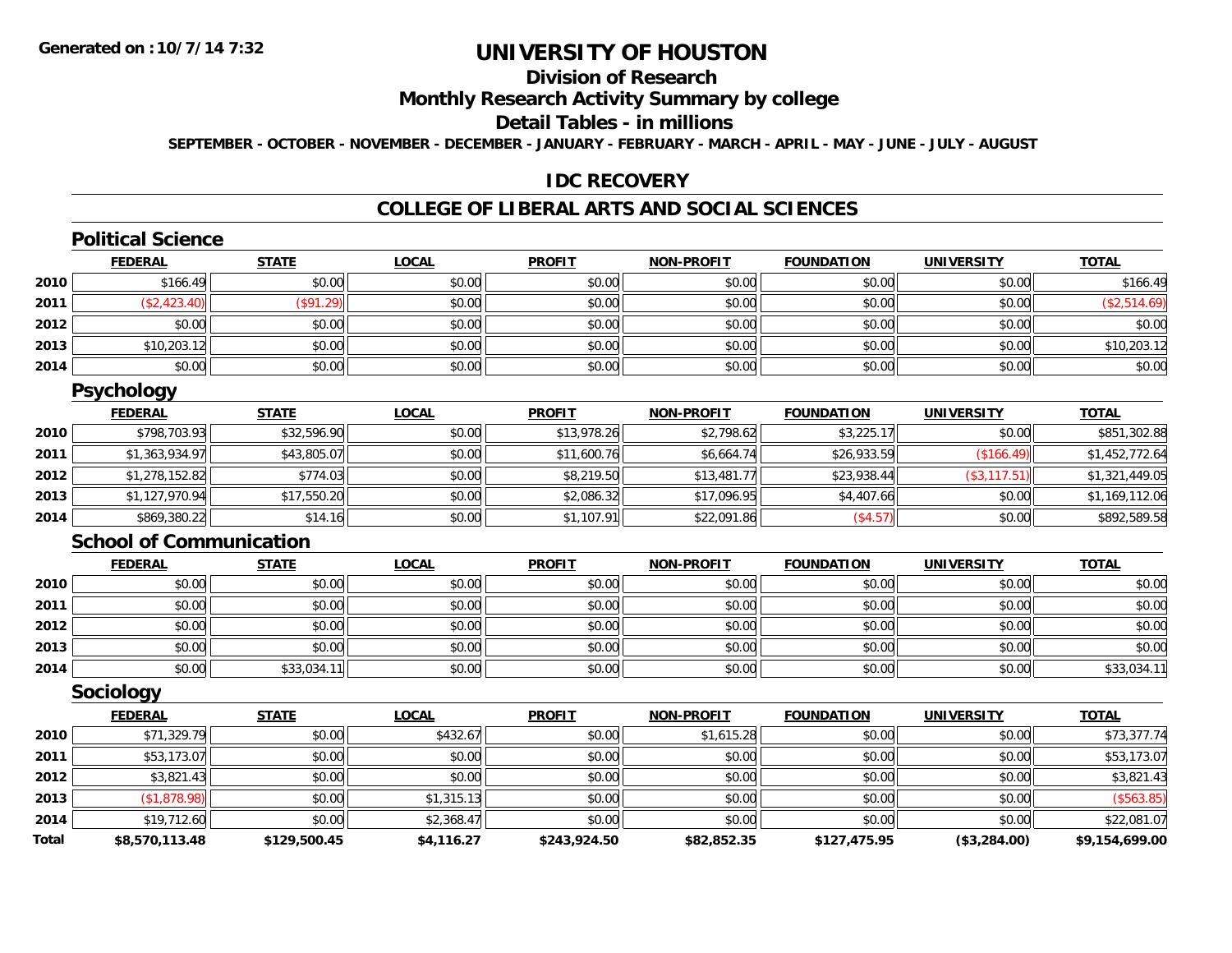Generated on :10/7/14 7:32

# UNIVERSITY OF HOUSTON

## Division of Research

## Monthly Research Activity Summary by college

## Detail Tables - in millions

SEPTEMBER - OCTOBER - NOVEMBER - DECEMBER - JANUARY - FEBRUARY - MARCH - APRIL - MAY - JUNE - JULY - AUGUST

## IDC RECOVERY

## COLLEGE OF LIBERAL ARTS AND SOCIAL SCIENCES

### Political Science

| | FEDERAL | STATE | LOCAL | PROFIT | NON-PROFIT | FOUNDATION | UNIVERSITY | TOTAL |
|---|---|---|---|---|---|---|---|---|
| 2010 | $166.49 | $0.00 | $0.00 | $0.00 | $0.00 | $0.00 | $0.00 | $166.49 |
| 2011 | ($2,423.40) | ($91.29) | $0.00 | $0.00 | $0.00 | $0.00 | $0.00 | ($2,514.69) |
| 2012 | $0.00 | $0.00 | $0.00 | $0.00 | $0.00 | $0.00 | $0.00 | $0.00 |
| 2013 | $10,203.12 | $0.00 | $0.00 | $0.00 | $0.00 | $0.00 | $0.00 | $10,203.12 |
| 2014 | $0.00 | $0.00 | $0.00 | $0.00 | $0.00 | $0.00 | $0.00 | $0.00 |

### Psychology

| | FEDERAL | STATE | LOCAL | PROFIT | NON-PROFIT | FOUNDATION | UNIVERSITY | TOTAL |
|---|---|---|---|---|---|---|---|---|
| 2010 | $798,703.93 | $32,596.90 | $0.00 | $13,978.26 | $2,798.62 | $3,225.17 | $0.00 | $851,302.88 |
| 2011 | $1,363,934.97 | $43,805.07 | $0.00 | $11,600.76 | $6,664.74 | $26,933.59 | ($166.49) | $1,452,772.64 |
| 2012 | $1,278,152.82 | $774.03 | $0.00 | $8,219.50 | $13,481.77 | $23,938.44 | ($3,117.51) | $1,321,449.05 |
| 2013 | $1,127,970.94 | $17,550.20 | $0.00 | $2,086.32 | $17,096.95 | $4,407.66 | $0.00 | $1,169,112.06 |
| 2014 | $869,380.22 | $14.16 | $0.00 | $1,107.91 | $22,091.86 | ($4.57) | $0.00 | $892,589.58 |

### School of Communication

| | FEDERAL | STATE | LOCAL | PROFIT | NON-PROFIT | FOUNDATION | UNIVERSITY | TOTAL |
|---|---|---|---|---|---|---|---|---|
| 2010 | $0.00 | $0.00 | $0.00 | $0.00 | $0.00 | $0.00 | $0.00 | $0.00 |
| 2011 | $0.00 | $0.00 | $0.00 | $0.00 | $0.00 | $0.00 | $0.00 | $0.00 |
| 2012 | $0.00 | $0.00 | $0.00 | $0.00 | $0.00 | $0.00 | $0.00 | $0.00 |
| 2013 | $0.00 | $0.00 | $0.00 | $0.00 | $0.00 | $0.00 | $0.00 | $0.00 |
| 2014 | $0.00 | $33,034.11 | $0.00 | $0.00 | $0.00 | $0.00 | $0.00 | $33,034.11 |

### Sociology

| | FEDERAL | STATE | LOCAL | PROFIT | NON-PROFIT | FOUNDATION | UNIVERSITY | TOTAL |
|---|---|---|---|---|---|---|---|---|
| 2010 | $71,329.79 | $0.00 | $432.67 | $0.00 | $1,615.28 | $0.00 | $0.00 | $73,377.74 |
| 2011 | $53,173.07 | $0.00 | $0.00 | $0.00 | $0.00 | $0.00 | $0.00 | $53,173.07 |
| 2012 | $3,821.43 | $0.00 | $0.00 | $0.00 | $0.00 | $0.00 | $0.00 | $3,821.43 |
| 2013 | ($1,878.98) | $0.00 | $1,315.13 | $0.00 | $0.00 | $0.00 | $0.00 | ($563.85) |
| 2014 | $19,712.60 | $0.00 | $2,368.47 | $0.00 | $0.00 | $0.00 | $0.00 | $22,081.07 |
| **Total** | **$8,570,113.48** | **$129,500.45** | **$4,116.27** | **$243,924.50** | **$82,852.35** | **$127,475.95** | **($3,284.00)** | **$9,154,699.00** |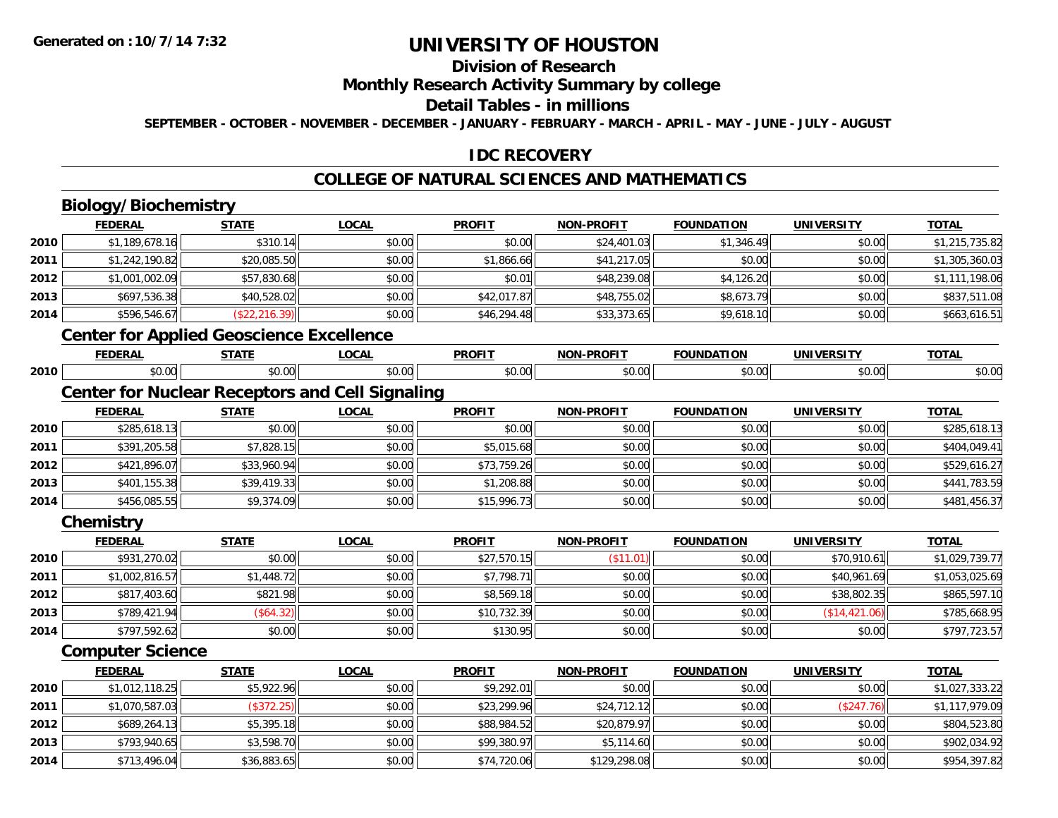Generated on :10/7/14 7:32

# UNIVERSITY OF HOUSTON

## Division of Research

## Monthly Research Activity Summary by college

## Detail Tables - in millions

SEPTEMBER - OCTOBER - NOVEMBER - DECEMBER - JANUARY - FEBRUARY - MARCH - APRIL - MAY - JUNE - JULY - AUGUST

## IDC RECOVERY

## COLLEGE OF NATURAL SCIENCES AND MATHEMATICS

### Biology/Biochemistry

| | FEDERAL | STATE | LOCAL | PROFIT | NON-PROFIT | FOUNDATION | UNIVERSITY | TOTAL |
|---|---|---|---|---|---|---|---|---|
| 2010 | $1,189,678.16 | $310.14 | $0.00 | $0.00 | $24,401.03 | $1,346.49 | $0.00 | $1,215,735.82 |
| 2011 | $1,242,190.82 | $20,085.50 | $0.00 | $1,866.66 | $41,217.05 | $0.00 | $0.00 | $1,305,360.03 |
| 2012 | $1,001,002.09 | $57,830.68 | $0.00 | $0.01 | $48,239.08 | $4,126.20 | $0.00 | $1,111,198.06 |
| 2013 | $697,536.38 | $40,528.02 | $0.00 | $42,017.87 | $48,755.02 | $8,673.79 | $0.00 | $837,511.08 |
| 2014 | $596,546.67 | ($22,216.39) | $0.00 | $46,294.48 | $33,373.65 | $9,618.10 | $0.00 | $663,616.51 |

### Center for Applied Geoscience Excellence

| | FEDERAL | STATE | LOCAL | PROFIT | NON-PROFIT | FOUNDATION | UNIVERSITY | TOTAL |
|---|---|---|---|---|---|---|---|---|
| 2010 | $0.00 | $0.00 | $0.00 | $0.00 | $0.00 | $0.00 | $0.00 | $0.00 |

### Center for Nuclear Receptors and Cell Signaling

| | FEDERAL | STATE | LOCAL | PROFIT | NON-PROFIT | FOUNDATION | UNIVERSITY | TOTAL |
|---|---|---|---|---|---|---|---|---|
| 2010 | $285,618.13 | $0.00 | $0.00 | $0.00 | $0.00 | $0.00 | $0.00 | $285,618.13 |
| 2011 | $391,205.58 | $7,828.15 | $0.00 | $5,015.68 | $0.00 | $0.00 | $0.00 | $404,049.41 |
| 2012 | $421,896.07 | $33,960.94 | $0.00 | $73,759.26 | $0.00 | $0.00 | $0.00 | $529,616.27 |
| 2013 | $401,155.38 | $39,419.33 | $0.00 | $1,208.88 | $0.00 | $0.00 | $0.00 | $441,783.59 |
| 2014 | $456,085.55 | $9,374.09 | $0.00 | $15,996.73 | $0.00 | $0.00 | $0.00 | $481,456.37 |

### Chemistry

| | FEDERAL | STATE | LOCAL | PROFIT | NON-PROFIT | FOUNDATION | UNIVERSITY | TOTAL |
|---|---|---|---|---|---|---|---|---|
| 2010 | $931,270.02 | $0.00 | $0.00 | $27,570.15 | ($11.01) | $0.00 | $70,910.61 | $1,029,739.77 |
| 2011 | $1,002,816.57 | $1,448.72 | $0.00 | $7,798.71 | $0.00 | $0.00 | $40,961.69 | $1,053,025.69 |
| 2012 | $817,403.60 | $821.98 | $0.00 | $8,569.18 | $0.00 | $0.00 | $38,802.35 | $865,597.10 |
| 2013 | $789,421.94 | ($64.32) | $0.00 | $10,732.39 | $0.00 | $0.00 | ($14,421.06) | $785,668.95 |
| 2014 | $797,592.62 | $0.00 | $0.00 | $130.95 | $0.00 | $0.00 | $0.00 | $797,723.57 |

### Computer Science

| | FEDERAL | STATE | LOCAL | PROFIT | NON-PROFIT | FOUNDATION | UNIVERSITY | TOTAL |
|---|---|---|---|---|---|---|---|---|
| 2010 | $1,012,118.25 | $5,922.96 | $0.00 | $9,292.01 | $0.00 | $0.00 | $0.00 | $1,027,333.22 |
| 2011 | $1,070,587.03 | ($372.25) | $0.00 | $23,299.96 | $24,712.12 | $0.00 | ($247.76) | $1,117,979.09 |
| 2012 | $689,264.13 | $5,395.18 | $0.00 | $88,984.52 | $20,879.97 | $0.00 | $0.00 | $804,523.80 |
| 2013 | $793,940.65 | $3,598.70 | $0.00 | $99,380.97 | $5,114.60 | $0.00 | $0.00 | $902,034.92 |
| 2014 | $713,496.04 | $36,883.65 | $0.00 | $74,720.06 | $129,298.08 | $0.00 | $0.00 | $954,397.82 |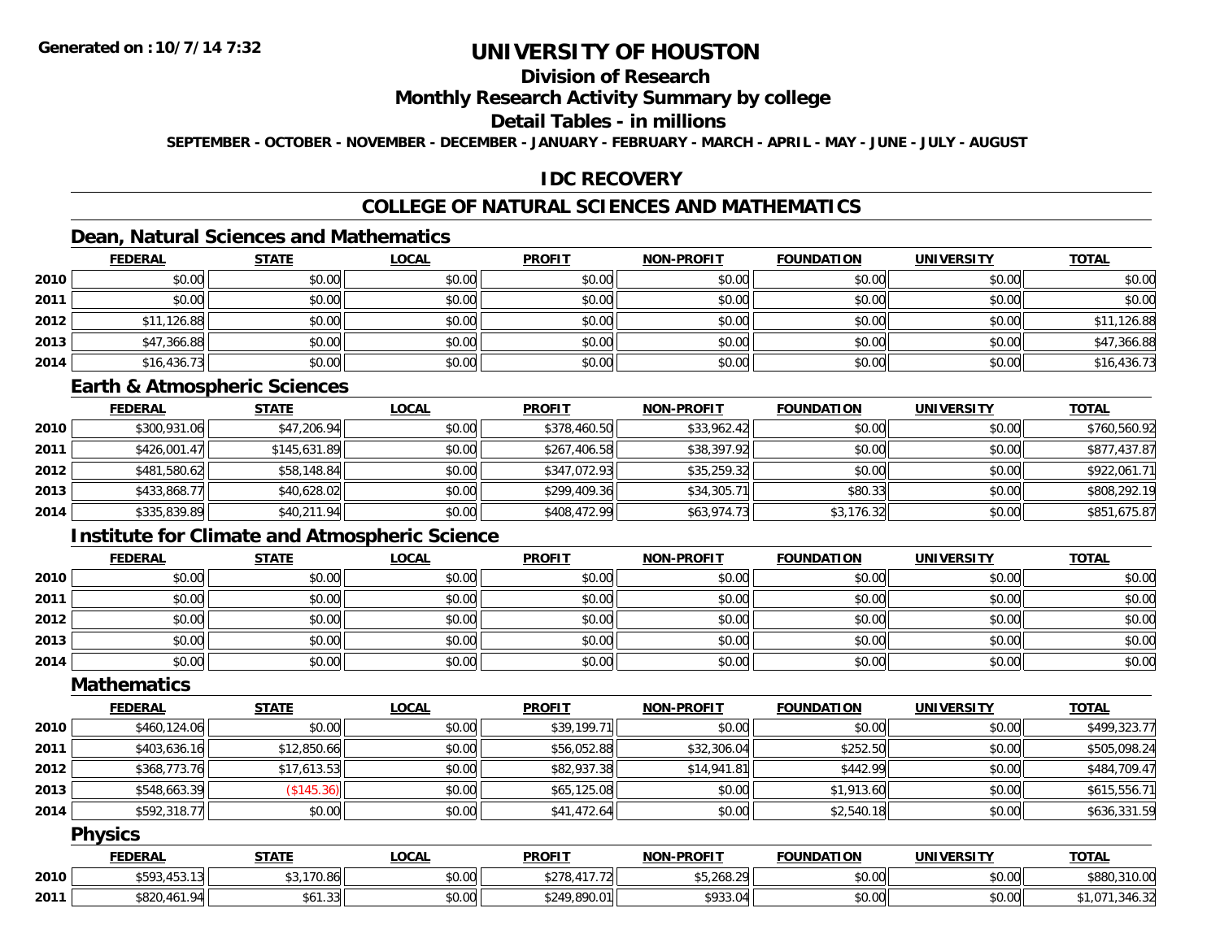# UNIVERSITY OF HOUSTON

## Division of Research

## Monthly Research Activity Summary by college

## Detail Tables - in millions

**SEPTEMBER - OCTOBER - NOVEMBER - DECEMBER - JANUARY - FEBRUARY - MARCH - APRIL - MAY - JUNE - JULY - AUGUST**

## IDC RECOVERY

## COLLEGE OF NATURAL SCIENCES AND MATHEMATICS

### Dean, Natural Sciences and Mathematics

| | FEDERAL | STATE | LOCAL | PROFIT | NON-PROFIT | FOUNDATION | UNIVERSITY | TOTAL |
|---|---|---|---|---|---|---|---|---|
| 2010 | $0.00 | $0.00 | $0.00 | $0.00 | $0.00 | $0.00 | $0.00 | $0.00 |
| 2011 | $0.00 | $0.00 | $0.00 | $0.00 | $0.00 | $0.00 | $0.00 | $0.00 |
| 2012 | $11,126.88 | $0.00 | $0.00 | $0.00 | $0.00 | $0.00 | $0.00 | $11,126.88 |
| 2013 | $47,366.88 | $0.00 | $0.00 | $0.00 | $0.00 | $0.00 | $0.00 | $47,366.88 |
| 2014 | $16,436.73 | $0.00 | $0.00 | $0.00 | $0.00 | $0.00 | $0.00 | $16,436.73 |

### Earth & Atmospheric Sciences

| | FEDERAL | STATE | LOCAL | PROFIT | NON-PROFIT | FOUNDATION | UNIVERSITY | TOTAL |
|---|---|---|---|---|---|---|---|---|
| 2010 | $300,931.06 | $47,206.94 | $0.00 | $378,460.50 | $33,962.42 | $0.00 | $0.00 | $760,560.92 |
| 2011 | $426,001.47 | $145,631.89 | $0.00 | $267,406.58 | $38,397.92 | $0.00 | $0.00 | $877,437.87 |
| 2012 | $481,580.62 | $58,148.84 | $0.00 | $347,072.93 | $35,259.32 | $0.00 | $0.00 | $922,061.71 |
| 2013 | $433,868.77 | $40,628.02 | $0.00 | $299,409.36 | $34,305.71 | $80.33 | $0.00 | $808,292.19 |
| 2014 | $335,839.89 | $40,211.94 | $0.00 | $408,472.99 | $63,974.73 | $3,176.32 | $0.00 | $851,675.87 |

### Institute for Climate and Atmospheric Science

| | FEDERAL | STATE | LOCAL | PROFIT | NON-PROFIT | FOUNDATION | UNIVERSITY | TOTAL |
|---|---|---|---|---|---|---|---|---|
| 2010 | $0.00 | $0.00 | $0.00 | $0.00 | $0.00 | $0.00 | $0.00 | $0.00 |
| 2011 | $0.00 | $0.00 | $0.00 | $0.00 | $0.00 | $0.00 | $0.00 | $0.00 |
| 2012 | $0.00 | $0.00 | $0.00 | $0.00 | $0.00 | $0.00 | $0.00 | $0.00 |
| 2013 | $0.00 | $0.00 | $0.00 | $0.00 | $0.00 | $0.00 | $0.00 | $0.00 |
| 2014 | $0.00 | $0.00 | $0.00 | $0.00 | $0.00 | $0.00 | $0.00 | $0.00 |

### Mathematics

| | FEDERAL | STATE | LOCAL | PROFIT | NON-PROFIT | FOUNDATION | UNIVERSITY | TOTAL |
|---|---|---|---|---|---|---|---|---|
| 2010 | $460,124.06 | $0.00 | $0.00 | $39,199.71 | $0.00 | $0.00 | $0.00 | $499,323.77 |
| 2011 | $403,636.16 | $12,850.66 | $0.00 | $56,052.88 | $32,306.04 | $252.50 | $0.00 | $505,098.24 |
| 2012 | $368,773.76 | $17,613.53 | $0.00 | $82,937.38 | $14,941.81 | $442.99 | $0.00 | $484,709.47 |
| 2013 | $548,663.39 | ($145.36) | $0.00 | $65,125.08 | $0.00 | $1,913.60 | $0.00 | $615,556.71 |
| 2014 | $592,318.77 | $0.00 | $0.00 | $41,472.64 | $0.00 | $2,540.18 | $0.00 | $636,331.59 |

### Physics

| | FEDERAL | STATE | LOCAL | PROFIT | NON-PROFIT | FOUNDATION | UNIVERSITY | TOTAL |
|---|---|---|---|---|---|---|---|---|
| 2010 | $593,453.13 | $3,170.86 | $0.00 | $278,417.72 | $5,268.29 | $0.00 | $0.00 | $880,310.00 |
| 2011 | $820,461.94 | $61.33 | $0.00 | $249,890.01 | $933.04 | $0.00 | $0.00 | $1,071,346.32 |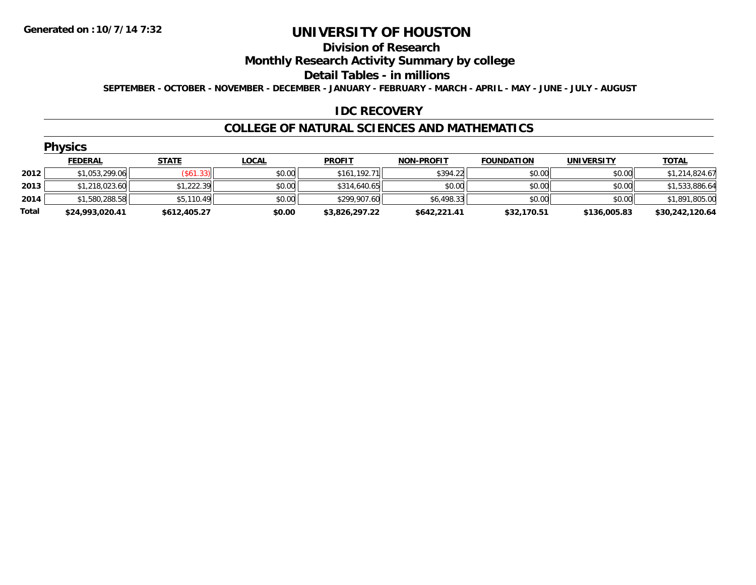Generated on :10/7/14 7:32

# UNIVERSITY OF HOUSTON

## Division of Research

## Monthly Research Activity Summary by college

## Detail Tables - in millions

SEPTEMBER - OCTOBER - NOVEMBER - DECEMBER - JANUARY - FEBRUARY - MARCH - APRIL - MAY - JUNE - JULY - AUGUST

## IDC RECOVERY

## COLLEGE OF NATURAL SCIENCES AND MATHEMATICS

### Physics

| | FEDERAL | STATE | LOCAL | PROFIT | NON-PROFIT | FOUNDATION | UNIVERSITY | TOTAL |
|---|---|---|---|---|---|---|---|---|
| 2012 | $1,053,299.06 | ($61.33) | $0.00 | $161,192.71 | $394.22 | $0.00 | $0.00 | $1,214,824.67 |
| 2013 | $1,218,023.60 | $1,222.39 | $0.00 | $314,640.65 | $0.00 | $0.00 | $0.00 | $1,533,886.64 |
| 2014 | $1,580,288.58 | $5,110.49 | $0.00 | $299,907.60 | $6,498.33 | $0.00 | $0.00 | $1,891,805.00 |
| **Total** | **$24,993,020.41** | **$612,405.27** | **$0.00** | **$3,826,297.22** | **$642,221.41** | **$32,170.51** | **$136,005.83** | **$30,242,120.64** |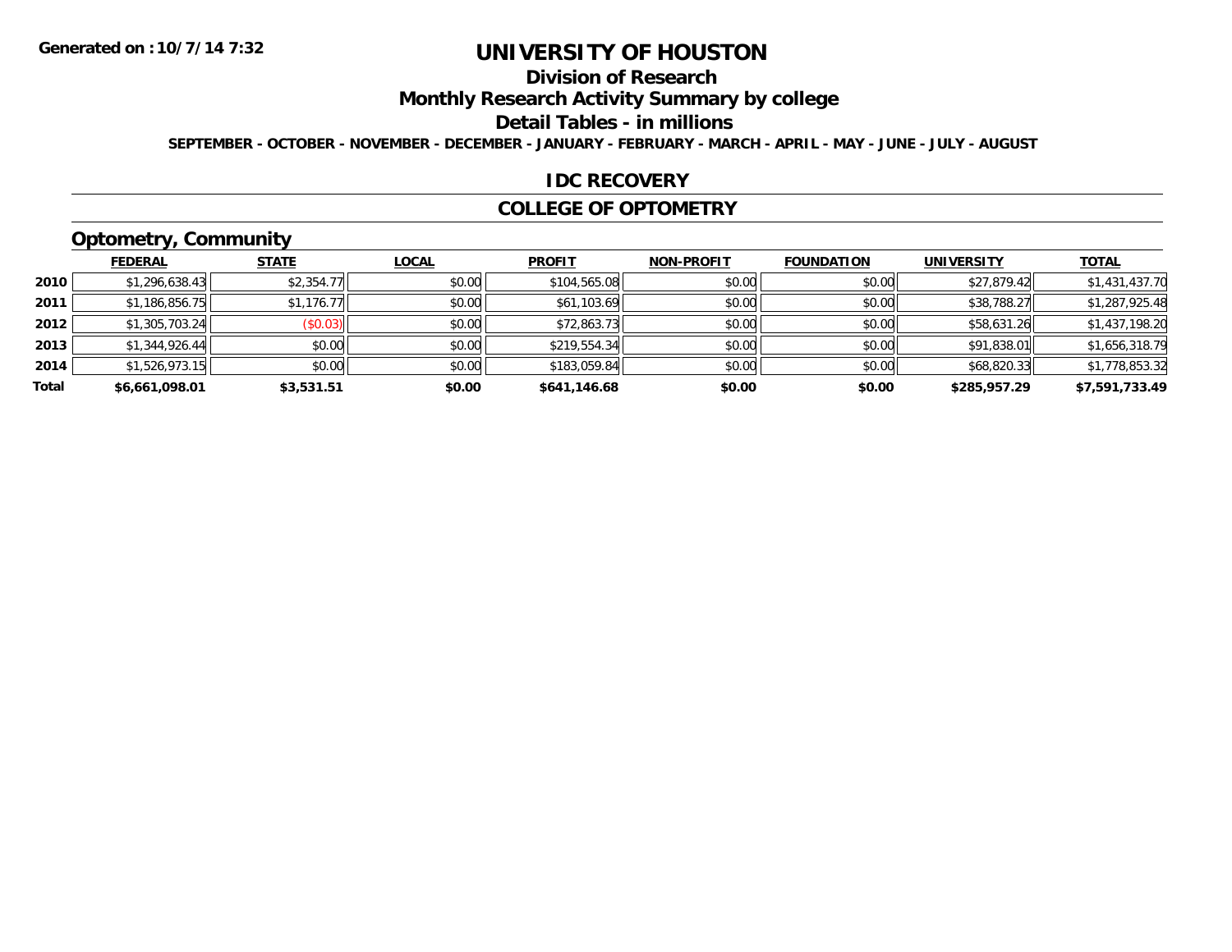**Generated on :10/7/14 7:32**

# UNIVERSITY OF HOUSTON

## Division of Research

## Monthly Research Activity Summary by college

## Detail Tables - in millions

**SEPTEMBER - OCTOBER - NOVEMBER - DECEMBER - JANUARY - FEBRUARY - MARCH - APRIL - MAY - JUNE - JULY - AUGUST**

## IDC RECOVERY

## COLLEGE OF OPTOMETRY

### Optometry, Community

| | FEDERAL | STATE | LOCAL | PROFIT | NON-PROFIT | FOUNDATION | UNIVERSITY | TOTAL |
|---|---|---|---|---|---|---|---|---|
| 2010 | $1,296,638.43 | $2,354.77 | $0.00 | $104,565.08 | $0.00 | $0.00 | $27,879.42 | $1,431,437.70 |
| 2011 | $1,186,856.75 | $1,176.77 | $0.00 | $61,103.69 | $0.00 | $0.00 | $38,788.27 | $1,287,925.48 |
| 2012 | $1,305,703.24 | ($0.03) | $0.00 | $72,863.73 | $0.00 | $0.00 | $58,631.26 | $1,437,198.20 |
| 2013 | $1,344,926.44 | $0.00 | $0.00 | $219,554.34 | $0.00 | $0.00 | $91,838.01 | $1,656,318.79 |
| 2014 | $1,526,973.15 | $0.00 | $0.00 | $183,059.84 | $0.00 | $0.00 | $68,820.33 | $1,778,853.32 |
| **Total** | **$6,661,098.01** | **$3,531.51** | **$0.00** | **$641,146.68** | **$0.00** | **$0.00** | **$285,957.29** | **$7,591,733.49** |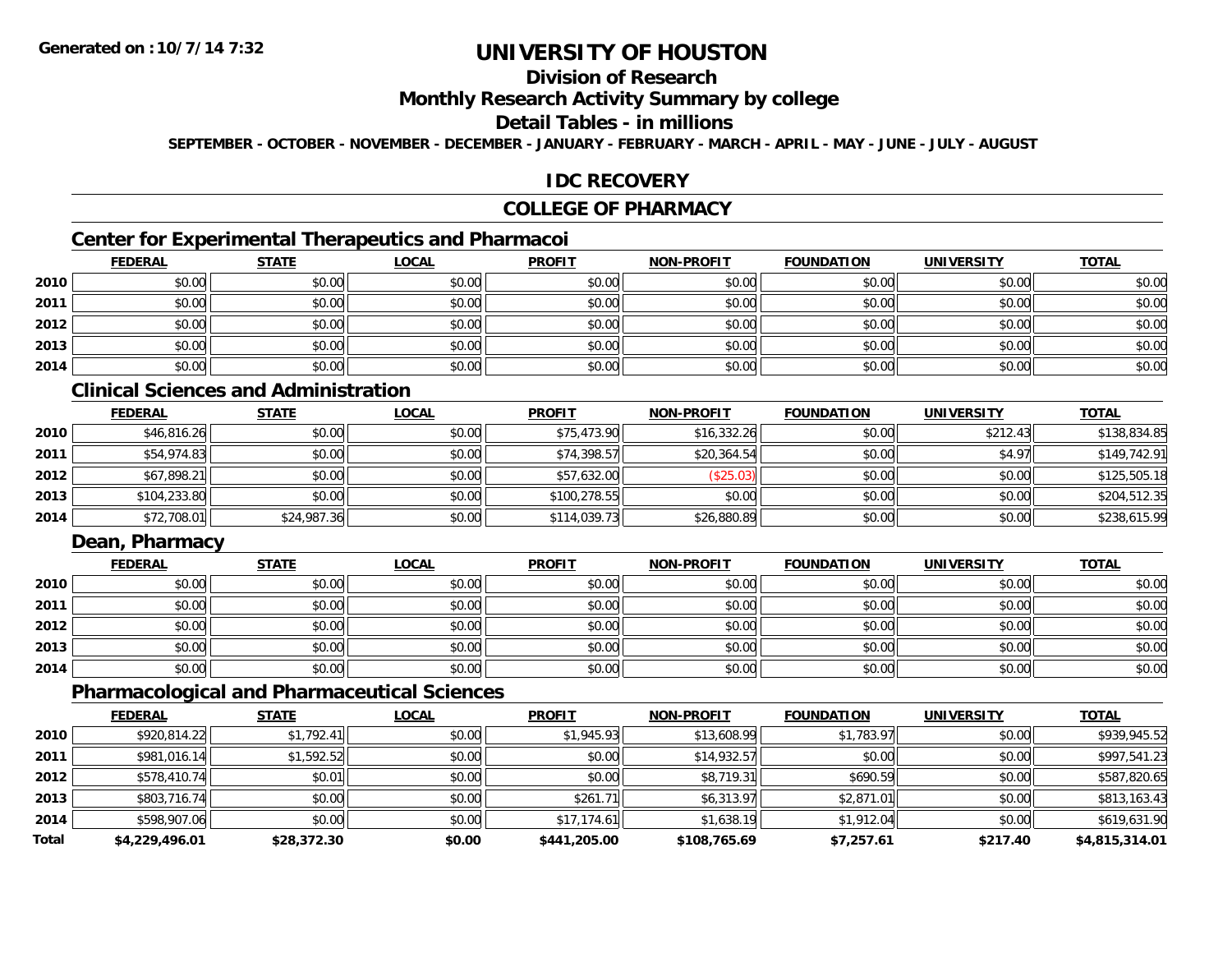**Generated on :10/7/14 7:32**

# UNIVERSITY OF HOUSTON

## Division of Research

## Monthly Research Activity Summary by college

## Detail Tables - in millions

**SEPTEMBER - OCTOBER - NOVEMBER - DECEMBER - JANUARY - FEBRUARY - MARCH - APRIL - MAY - JUNE - JULY - AUGUST**

## IDC RECOVERY

## COLLEGE OF PHARMACY

### Center for Experimental Therapeutics and Pharmacoi

| | FEDERAL | STATE | LOCAL | PROFIT | NON-PROFIT | FOUNDATION | UNIVERSITY | TOTAL |
|---|---|---|---|---|---|---|---|---|
| 2010 | $0.00 | $0.00 | $0.00 | $0.00 | $0.00 | $0.00 | $0.00 | $0.00 |
| 2011 | $0.00 | $0.00 | $0.00 | $0.00 | $0.00 | $0.00 | $0.00 | $0.00 |
| 2012 | $0.00 | $0.00 | $0.00 | $0.00 | $0.00 | $0.00 | $0.00 | $0.00 |
| 2013 | $0.00 | $0.00 | $0.00 | $0.00 | $0.00 | $0.00 | $0.00 | $0.00 |
| 2014 | $0.00 | $0.00 | $0.00 | $0.00 | $0.00 | $0.00 | $0.00 | $0.00 |

### Clinical Sciences and Administration

| | FEDERAL | STATE | LOCAL | PROFIT | NON-PROFIT | FOUNDATION | UNIVERSITY | TOTAL |
|---|---|---|---|---|---|---|---|---|
| 2010 | $46,816.26 | $0.00 | $0.00 | $75,473.90 | $16,332.26 | $0.00 | $212.43 | $138,834.85 |
| 2011 | $54,974.83 | $0.00 | $0.00 | $74,398.57 | $20,364.54 | $0.00 | $4.97 | $149,742.91 |
| 2012 | $67,898.21 | $0.00 | $0.00 | $57,632.00 | ($25.03) | $0.00 | $0.00 | $125,505.18 |
| 2013 | $104,233.80 | $0.00 | $0.00 | $100,278.55 | $0.00 | $0.00 | $0.00 | $204,512.35 |
| 2014 | $72,708.01 | $24,987.36 | $0.00 | $114,039.73 | $26,880.89 | $0.00 | $0.00 | $238,615.99 |

### Dean, Pharmacy

| | FEDERAL | STATE | LOCAL | PROFIT | NON-PROFIT | FOUNDATION | UNIVERSITY | TOTAL |
|---|---|---|---|---|---|---|---|---|
| 2010 | $0.00 | $0.00 | $0.00 | $0.00 | $0.00 | $0.00 | $0.00 | $0.00 |
| 2011 | $0.00 | $0.00 | $0.00 | $0.00 | $0.00 | $0.00 | $0.00 | $0.00 |
| 2012 | $0.00 | $0.00 | $0.00 | $0.00 | $0.00 | $0.00 | $0.00 | $0.00 |
| 2013 | $0.00 | $0.00 | $0.00 | $0.00 | $0.00 | $0.00 | $0.00 | $0.00 |
| 2014 | $0.00 | $0.00 | $0.00 | $0.00 | $0.00 | $0.00 | $0.00 | $0.00 |

### Pharmacological and Pharmaceutical Sciences

| | FEDERAL | STATE | LOCAL | PROFIT | NON-PROFIT | FOUNDATION | UNIVERSITY | TOTAL |
|---|---|---|---|---|---|---|---|---|
| 2010 | $920,814.22 | $1,792.41 | $0.00 | $1,945.93 | $13,608.99 | $1,783.97 | $0.00 | $939,945.52 |
| 2011 | $981,016.14 | $1,592.52 | $0.00 | $0.00 | $14,932.57 | $0.00 | $0.00 | $997,541.23 |
| 2012 | $578,410.74 | $0.01 | $0.00 | $0.00 | $8,719.31 | $690.59 | $0.00 | $587,820.65 |
| 2013 | $803,716.74 | $0.00 | $0.00 | $261.71 | $6,313.97 | $2,871.01 | $0.00 | $813,163.43 |
| 2014 | $598,907.06 | $0.00 | $0.00 | $17,174.61 | $1,638.19 | $1,912.04 | $0.00 | $619,631.90 |
| **Total** | **$4,229,496.01** | **$28,372.30** | **$0.00** | **$441,205.00** | **$108,765.69** | **$7,257.61** | **$217.40** | **$4,815,314.01** |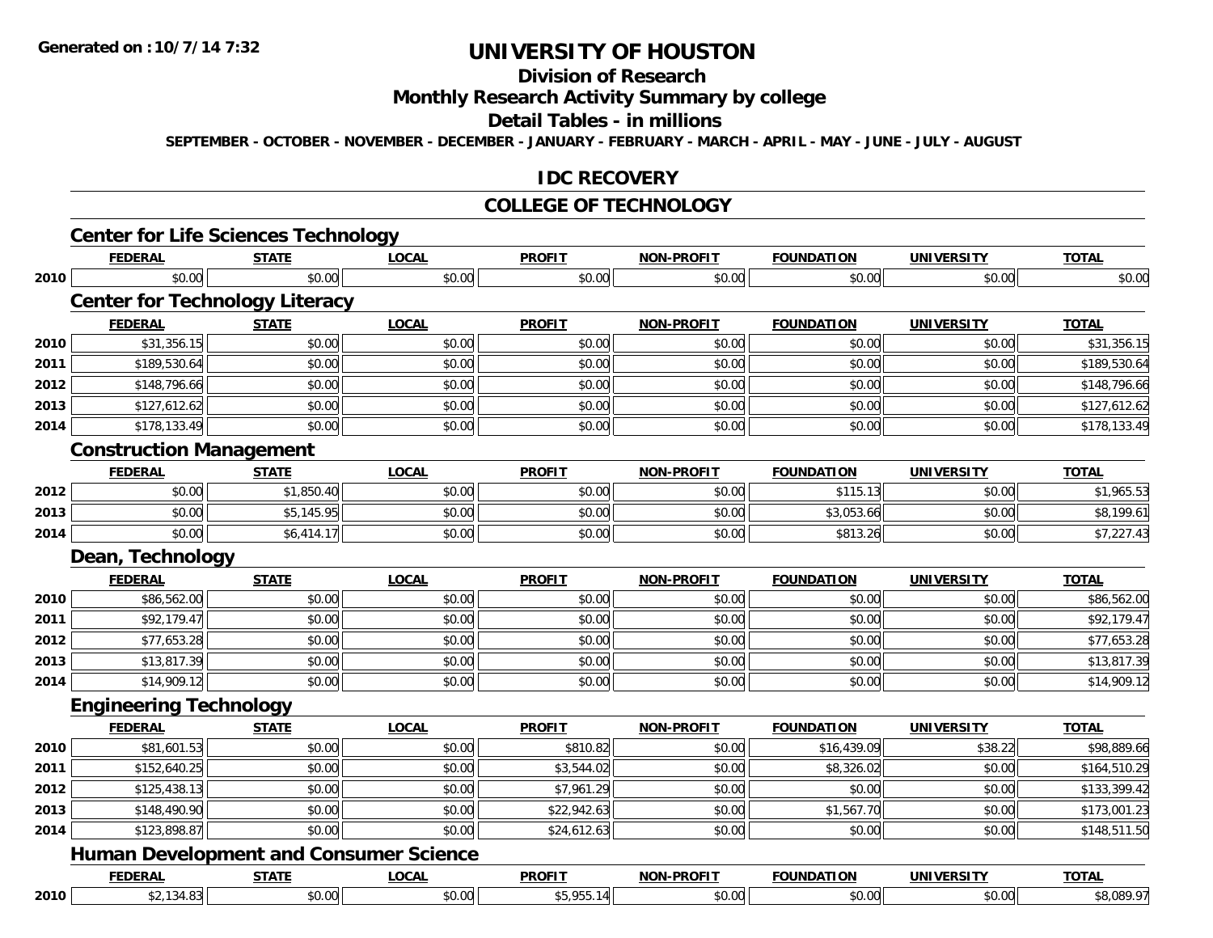# UNIVERSITY OF HOUSTON

## Division of Research

## Monthly Research Activity Summary by college

## Detail Tables - in millions

**SEPTEMBER - OCTOBER - NOVEMBER - DECEMBER - JANUARY - FEBRUARY - MARCH - APRIL - MAY - JUNE - JULY - AUGUST**

## IDC RECOVERY

## COLLEGE OF TECHNOLOGY

### Center for Life Sciences Technology

| | FEDERAL | STATE | LOCAL | PROFIT | NON-PROFIT | FOUNDATION | UNIVERSITY | TOTAL |
|---|---|---|---|---|---|---|---|---|
| 2010 | $0.00 | $0.00 | $0.00 | $0.00 | $0.00 | $0.00 | $0.00 | $0.00 |

### Center for Technology Literacy

| | FEDERAL | STATE | LOCAL | PROFIT | NON-PROFIT | FOUNDATION | UNIVERSITY | TOTAL |
|---|---|---|---|---|---|---|---|---|
| 2010 | $31,356.15 | $0.00 | $0.00 | $0.00 | $0.00 | $0.00 | $0.00 | $31,356.15 |
| 2011 | $189,530.64 | $0.00 | $0.00 | $0.00 | $0.00 | $0.00 | $0.00 | $189,530.64 |
| 2012 | $148,796.66 | $0.00 | $0.00 | $0.00 | $0.00 | $0.00 | $0.00 | $148,796.66 |
| 2013 | $127,612.62 | $0.00 | $0.00 | $0.00 | $0.00 | $0.00 | $0.00 | $127,612.62 |
| 2014 | $178,133.49 | $0.00 | $0.00 | $0.00 | $0.00 | $0.00 | $0.00 | $178,133.49 |

### Construction Management

| | FEDERAL | STATE | LOCAL | PROFIT | NON-PROFIT | FOUNDATION | UNIVERSITY | TOTAL |
|---|---|---|---|---|---|---|---|---|
| 2012 | $0.00 | $1,850.40 | $0.00 | $0.00 | $0.00 | $115.13 | $0.00 | $1,965.53 |
| 2013 | $0.00 | $5,145.95 | $0.00 | $0.00 | $0.00 | $3,053.66 | $0.00 | $8,199.61 |
| 2014 | $0.00 | $6,414.17 | $0.00 | $0.00 | $0.00 | $813.26 | $0.00 | $7,227.43 |

### Dean, Technology

| | FEDERAL | STATE | LOCAL | PROFIT | NON-PROFIT | FOUNDATION | UNIVERSITY | TOTAL |
|---|---|---|---|---|---|---|---|---|
| 2010 | $86,562.00 | $0.00 | $0.00 | $0.00 | $0.00 | $0.00 | $0.00 | $86,562.00 |
| 2011 | $92,179.47 | $0.00 | $0.00 | $0.00 | $0.00 | $0.00 | $0.00 | $92,179.47 |
| 2012 | $77,653.28 | $0.00 | $0.00 | $0.00 | $0.00 | $0.00 | $0.00 | $77,653.28 |
| 2013 | $13,817.39 | $0.00 | $0.00 | $0.00 | $0.00 | $0.00 | $0.00 | $13,817.39 |
| 2014 | $14,909.12 | $0.00 | $0.00 | $0.00 | $0.00 | $0.00 | $0.00 | $14,909.12 |

### Engineering Technology

| | FEDERAL | STATE | LOCAL | PROFIT | NON-PROFIT | FOUNDATION | UNIVERSITY | TOTAL |
|---|---|---|---|---|---|---|---|---|
| 2010 | $81,601.53 | $0.00 | $0.00 | $810.82 | $0.00 | $16,439.09 | $38.22 | $98,889.66 |
| 2011 | $152,640.25 | $0.00 | $0.00 | $3,544.02 | $0.00 | $8,326.02 | $0.00 | $164,510.29 |
| 2012 | $125,438.13 | $0.00 | $0.00 | $7,961.29 | $0.00 | $0.00 | $0.00 | $133,399.42 |
| 2013 | $148,490.90 | $0.00 | $0.00 | $22,942.63 | $0.00 | $1,567.70 | $0.00 | $173,001.23 |
| 2014 | $123,898.87 | $0.00 | $0.00 | $24,612.63 | $0.00 | $0.00 | $0.00 | $148,511.50 |

### Human Development and Consumer Science

| | FEDERAL | STATE | LOCAL | PROFIT | NON-PROFIT | FOUNDATION | UNIVERSITY | TOTAL |
|---|---|---|---|---|---|---|---|---|
| 2010 | $2,134.83 | $0.00 | $0.00 | $5,955.14 | $0.00 | $0.00 | $0.00 | $8,089.97 |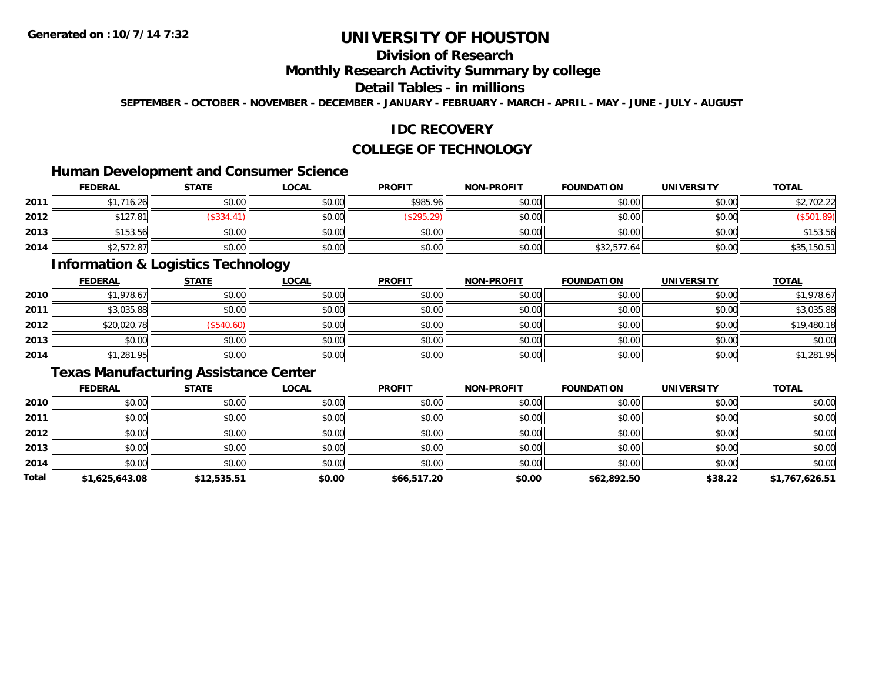**Generated on :10/7/14 7:32**

# UNIVERSITY OF HOUSTON

## Division of Research

## Monthly Research Activity Summary by college

## Detail Tables - in millions

**SEPTEMBER - OCTOBER - NOVEMBER - DECEMBER - JANUARY - FEBRUARY - MARCH - APRIL - MAY - JUNE - JULY - AUGUST**

## IDC RECOVERY

## COLLEGE OF TECHNOLOGY

### Human Development and Consumer Science

| | FEDERAL | STATE | LOCAL | PROFIT | NON-PROFIT | FOUNDATION | UNIVERSITY | TOTAL |
|---|---|---|---|---|---|---|---|---|
| 2011 | $1,716.26 | $0.00 | $0.00 | $985.96 | $0.00 | $0.00 | $0.00 | $2,702.22 |
| 2012 | $127.81 | ($334.41) | $0.00 | ($295.29) | $0.00 | $0.00 | $0.00 | ($501.89) |
| 2013 | $153.56 | $0.00 | $0.00 | $0.00 | $0.00 | $0.00 | $0.00 | $153.56 |
| 2014 | $2,572.87 | $0.00 | $0.00 | $0.00 | $0.00 | $32,577.64 | $0.00 | $35,150.51 |

### Information & Logistics Technology

| | FEDERAL | STATE | LOCAL | PROFIT | NON-PROFIT | FOUNDATION | UNIVERSITY | TOTAL |
|---|---|---|---|---|---|---|---|---|
| 2010 | $1,978.67 | $0.00 | $0.00 | $0.00 | $0.00 | $0.00 | $0.00 | $1,978.67 |
| 2011 | $3,035.88 | $0.00 | $0.00 | $0.00 | $0.00 | $0.00 | $0.00 | $3,035.88 |
| 2012 | $20,020.78 | ($540.60) | $0.00 | $0.00 | $0.00 | $0.00 | $0.00 | $19,480.18 |
| 2013 | $0.00 | $0.00 | $0.00 | $0.00 | $0.00 | $0.00 | $0.00 | $0.00 |
| 2014 | $1,281.95 | $0.00 | $0.00 | $0.00 | $0.00 | $0.00 | $0.00 | $1,281.95 |

### Texas Manufacturing Assistance Center

| | FEDERAL | STATE | LOCAL | PROFIT | NON-PROFIT | FOUNDATION | UNIVERSITY | TOTAL |
|---|---|---|---|---|---|---|---|---|
| 2010 | $0.00 | $0.00 | $0.00 | $0.00 | $0.00 | $0.00 | $0.00 | $0.00 |
| 2011 | $0.00 | $0.00 | $0.00 | $0.00 | $0.00 | $0.00 | $0.00 | $0.00 |
| 2012 | $0.00 | $0.00 | $0.00 | $0.00 | $0.00 | $0.00 | $0.00 | $0.00 |
| 2013 | $0.00 | $0.00 | $0.00 | $0.00 | $0.00 | $0.00 | $0.00 | $0.00 |
| 2014 | $0.00 | $0.00 | $0.00 | $0.00 | $0.00 | $0.00 | $0.00 | $0.00 |
| **Total** | **$1,625,643.08** | **$12,535.51** | **$0.00** | **$66,517.20** | **$0.00** | **$62,892.50** | **$38.22** | **$1,767,626.51** |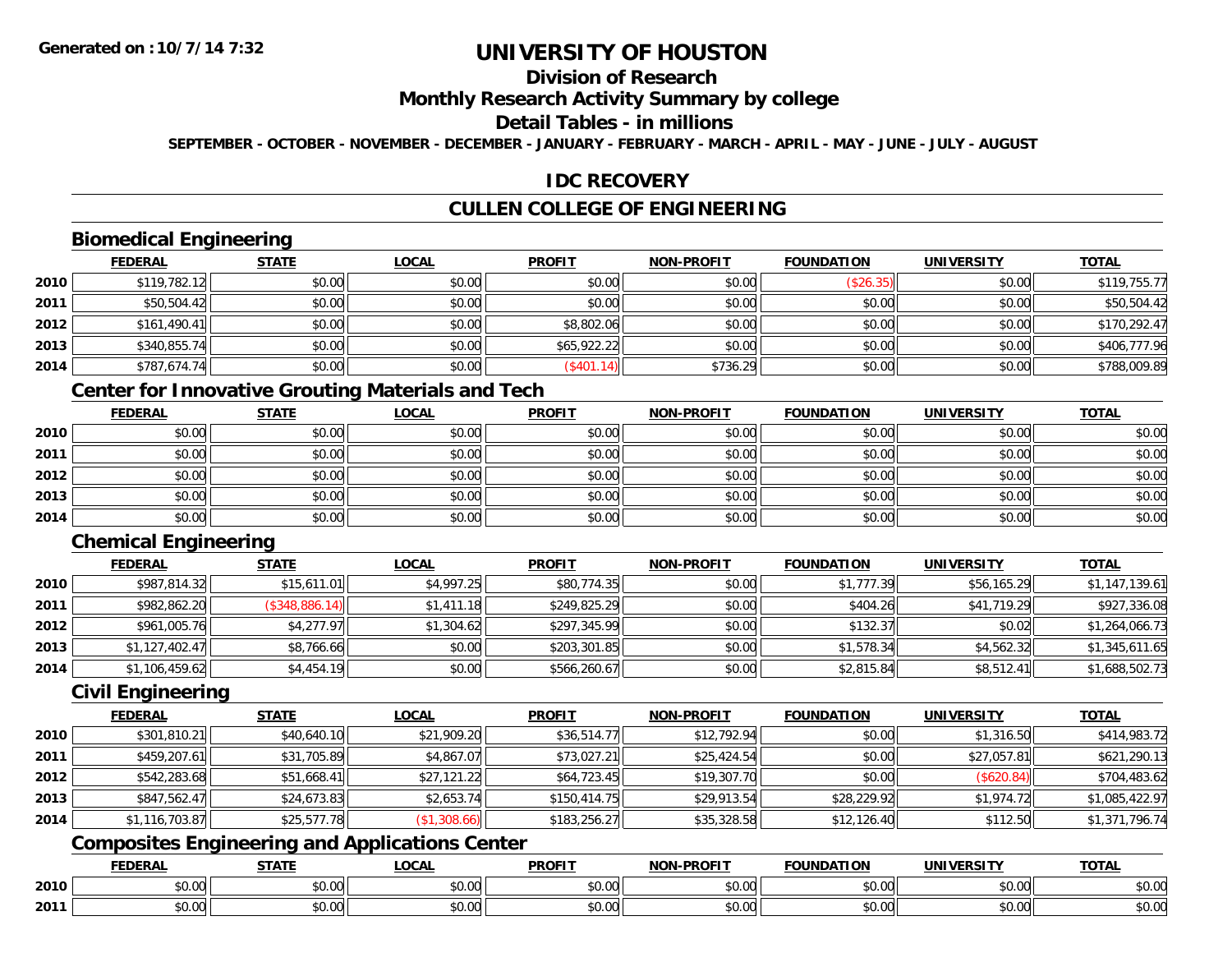# UNIVERSITY OF HOUSTON

## Division of Research

## Monthly Research Activity Summary by college

## Detail Tables - in millions

SEPTEMBER - OCTOBER - NOVEMBER - DECEMBER - JANUARY - FEBRUARY - MARCH - APRIL - MAY - JUNE - JULY - AUGUST

## IDC RECOVERY

## CULLEN COLLEGE OF ENGINEERING

### Biomedical Engineering

| | FEDERAL | STATE | LOCAL | PROFIT | NON-PROFIT | FOUNDATION | UNIVERSITY | TOTAL |
|---|---|---|---|---|---|---|---|---|
| 2010 | $119,782.12 | $0.00 | $0.00 | $0.00 | $0.00 | ($26.35) | $0.00 | $119,755.77 |
| 2011 | $50,504.42 | $0.00 | $0.00 | $0.00 | $0.00 | $0.00 | $0.00 | $50,504.42 |
| 2012 | $161,490.41 | $0.00 | $0.00 | $8,802.06 | $0.00 | $0.00 | $0.00 | $170,292.47 |
| 2013 | $340,855.74 | $0.00 | $0.00 | $65,922.22 | $0.00 | $0.00 | $0.00 | $406,777.96 |
| 2014 | $787,674.74 | $0.00 | $0.00 | ($401.14) | $736.29 | $0.00 | $0.00 | $788,009.89 |

### Center for Innovative Grouting Materials and Tech

| | FEDERAL | STATE | LOCAL | PROFIT | NON-PROFIT | FOUNDATION | UNIVERSITY | TOTAL |
|---|---|---|---|---|---|---|---|---|
| 2010 | $0.00 | $0.00 | $0.00 | $0.00 | $0.00 | $0.00 | $0.00 | $0.00 |
| 2011 | $0.00 | $0.00 | $0.00 | $0.00 | $0.00 | $0.00 | $0.00 | $0.00 |
| 2012 | $0.00 | $0.00 | $0.00 | $0.00 | $0.00 | $0.00 | $0.00 | $0.00 |
| 2013 | $0.00 | $0.00 | $0.00 | $0.00 | $0.00 | $0.00 | $0.00 | $0.00 |
| 2014 | $0.00 | $0.00 | $0.00 | $0.00 | $0.00 | $0.00 | $0.00 | $0.00 |

### Chemical Engineering

| | FEDERAL | STATE | LOCAL | PROFIT | NON-PROFIT | FOUNDATION | UNIVERSITY | TOTAL |
|---|---|---|---|---|---|---|---|---|
| 2010 | $987,814.32 | $15,611.01 | $4,997.25 | $80,774.35 | $0.00 | $1,777.39 | $56,165.29 | $1,147,139.61 |
| 2011 | $982,862.20 | ($348,886.14) | $1,411.18 | $249,825.29 | $0.00 | $404.26 | $41,719.29 | $927,336.08 |
| 2012 | $961,005.76 | $4,277.97 | $1,304.62 | $297,345.99 | $0.00 | $132.37 | $0.02 | $1,264,066.73 |
| 2013 | $1,127,402.47 | $8,766.66 | $0.00 | $203,301.85 | $0.00 | $1,578.34 | $4,562.32 | $1,345,611.65 |
| 2014 | $1,106,459.62 | $4,454.19 | $0.00 | $566,260.67 | $0.00 | $2,815.84 | $8,512.41 | $1,688,502.73 |

### Civil Engineering

| | FEDERAL | STATE | LOCAL | PROFIT | NON-PROFIT | FOUNDATION | UNIVERSITY | TOTAL |
|---|---|---|---|---|---|---|---|---|
| 2010 | $301,810.21 | $40,640.10 | $21,909.20 | $36,514.77 | $12,792.94 | $0.00 | $1,316.50 | $414,983.72 |
| 2011 | $459,207.61 | $31,705.89 | $4,867.07 | $73,027.21 | $25,424.54 | $0.00 | $27,057.81 | $621,290.13 |
| 2012 | $542,283.68 | $51,668.41 | $27,121.22 | $64,723.45 | $19,307.70 | $0.00 | ($620.84) | $704,483.62 |
| 2013 | $847,562.47 | $24,673.83 | $2,653.74 | $150,414.75 | $29,913.54 | $28,229.92 | $1,974.72 | $1,085,422.97 |
| 2014 | $1,116,703.87 | $25,577.78 | ($1,308.66) | $183,256.27 | $35,328.58 | $12,126.40 | $112.50 | $1,371,796.74 |

### Composites Engineering and Applications Center

| | FEDERAL | STATE | LOCAL | PROFIT | NON-PROFIT | FOUNDATION | UNIVERSITY | TOTAL |
|---|---|---|---|---|---|---|---|---|
| 2010 | $0.00 | $0.00 | $0.00 | $0.00 | $0.00 | $0.00 | $0.00 | $0.00 |
| 2011 | $0.00 | $0.00 | $0.00 | $0.00 | $0.00 | $0.00 | $0.00 | $0.00 |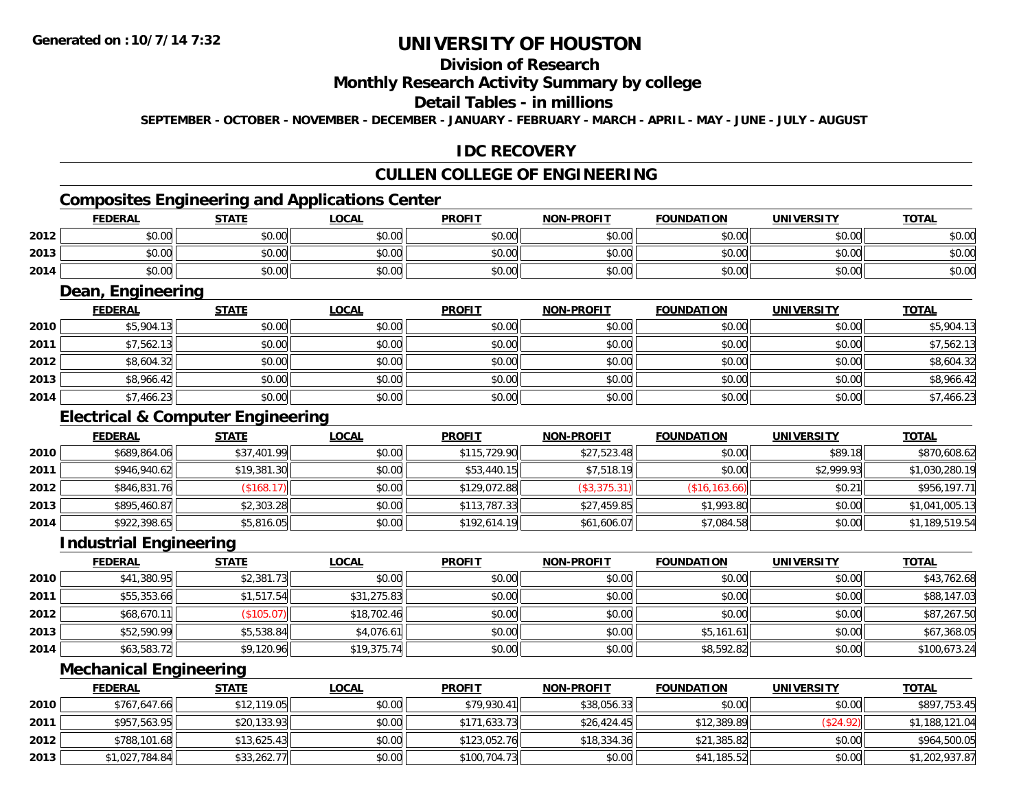**Generated on :10/7/14 7:32**

# UNIVERSITY OF HOUSTON

## Division of Research

## Monthly Research Activity Summary by college

## Detail Tables - in millions

**SEPTEMBER - OCTOBER - NOVEMBER - DECEMBER - JANUARY - FEBRUARY - MARCH - APRIL - MAY - JUNE - JULY - AUGUST**

## IDC RECOVERY

## CULLEN COLLEGE OF ENGINEERING

### Composites Engineering and Applications Center

| | FEDERAL | STATE | LOCAL | PROFIT | NON-PROFIT | FOUNDATION | UNIVERSITY | TOTAL |
|---|---|---|---|---|---|---|---|---|
| 2012 | $0.00 | $0.00 | $0.00 | $0.00 | $0.00 | $0.00 | $0.00 | $0.00 |
| 2013 | $0.00 | $0.00 | $0.00 | $0.00 | $0.00 | $0.00 | $0.00 | $0.00 |
| 2014 | $0.00 | $0.00 | $0.00 | $0.00 | $0.00 | $0.00 | $0.00 | $0.00 |

### Dean, Engineering

| | FEDERAL | STATE | LOCAL | PROFIT | NON-PROFIT | FOUNDATION | UNIVERSITY | TOTAL |
|---|---|---|---|---|---|---|---|---|
| 2010 | $5,904.13 | $0.00 | $0.00 | $0.00 | $0.00 | $0.00 | $0.00 | $5,904.13 |
| 2011 | $7,562.13 | $0.00 | $0.00 | $0.00 | $0.00 | $0.00 | $0.00 | $7,562.13 |
| 2012 | $8,604.32 | $0.00 | $0.00 | $0.00 | $0.00 | $0.00 | $0.00 | $8,604.32 |
| 2013 | $8,966.42 | $0.00 | $0.00 | $0.00 | $0.00 | $0.00 | $0.00 | $8,966.42 |
| 2014 | $7,466.23 | $0.00 | $0.00 | $0.00 | $0.00 | $0.00 | $0.00 | $7,466.23 |

### Electrical & Computer Engineering

| | FEDERAL | STATE | LOCAL | PROFIT | NON-PROFIT | FOUNDATION | UNIVERSITY | TOTAL |
|---|---|---|---|---|---|---|---|---|
| 2010 | $689,864.06 | $37,401.99 | $0.00 | $115,729.90 | $27,523.48 | $0.00 | $89.18 | $870,608.62 |
| 2011 | $946,940.62 | $19,381.30 | $0.00 | $53,440.15 | $7,518.19 | $0.00 | $2,999.93 | $1,030,280.19 |
| 2012 | $846,831.76 | ($168.17) | $0.00 | $129,072.88 | ($3,375.31) | ($16,163.66) | $0.21 | $956,197.71 |
| 2013 | $895,460.87 | $2,303.28 | $0.00 | $113,787.33 | $27,459.85 | $1,993.80 | $0.00 | $1,041,005.13 |
| 2014 | $922,398.65 | $5,816.05 | $0.00 | $192,614.19 | $61,606.07 | $7,084.58 | $0.00 | $1,189,519.54 |

### Industrial Engineering

| | FEDERAL | STATE | LOCAL | PROFIT | NON-PROFIT | FOUNDATION | UNIVERSITY | TOTAL |
|---|---|---|---|---|---|---|---|---|
| 2010 | $41,380.95 | $2,381.73 | $0.00 | $0.00 | $0.00 | $0.00 | $0.00 | $43,762.68 |
| 2011 | $55,353.66 | $1,517.54 | $31,275.83 | $0.00 | $0.00 | $0.00 | $0.00 | $88,147.03 |
| 2012 | $68,670.11 | ($105.07) | $18,702.46 | $0.00 | $0.00 | $0.00 | $0.00 | $87,267.50 |
| 2013 | $52,590.99 | $5,538.84 | $4,076.61 | $0.00 | $0.00 | $5,161.61 | $0.00 | $67,368.05 |
| 2014 | $63,583.72 | $9,120.96 | $19,375.74 | $0.00 | $0.00 | $8,592.82 | $0.00 | $100,673.24 |

### Mechanical Engineering

| | FEDERAL | STATE | LOCAL | PROFIT | NON-PROFIT | FOUNDATION | UNIVERSITY | TOTAL |
|---|---|---|---|---|---|---|---|---|
| 2010 | $767,647.66 | $12,119.05 | $0.00 | $79,930.41 | $38,056.33 | $0.00 | $0.00 | $897,753.45 |
| 2011 | $957,563.95 | $20,133.93 | $0.00 | $171,633.73 | $26,424.45 | $12,389.89 | ($24.92) | $1,188,121.04 |
| 2012 | $788,101.68 | $13,625.43 | $0.00 | $123,052.76 | $18,334.36 | $21,385.82 | $0.00 | $964,500.05 |
| 2013 | $1,027,784.84 | $33,262.77 | $0.00 | $100,704.73 | $0.00 | $41,185.52 | $0.00 | $1,202,937.87 |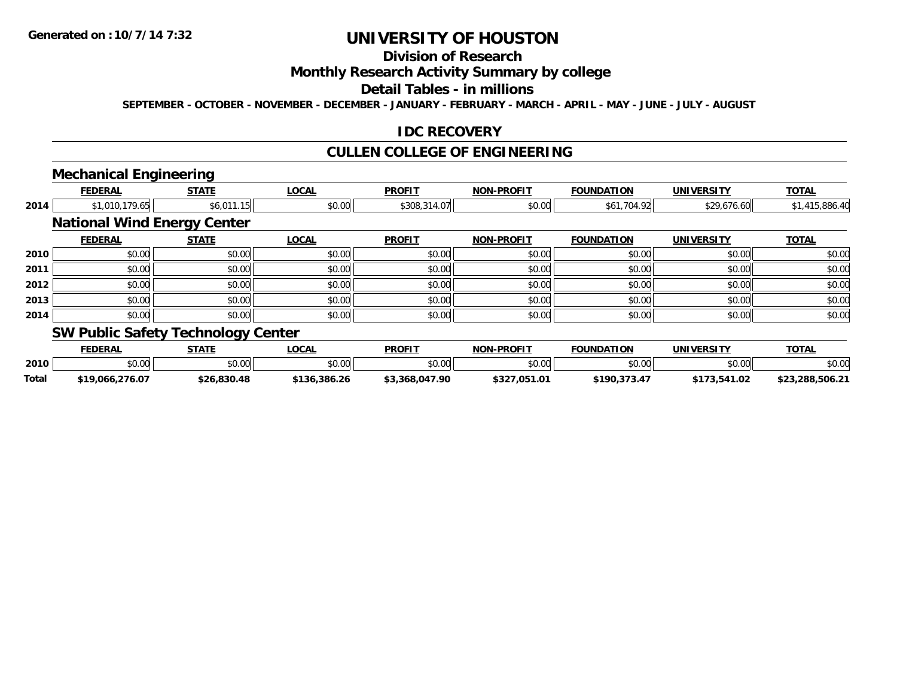**Generated on :10/7/14 7:32**

# UNIVERSITY OF HOUSTON

## Division of Research

## Monthly Research Activity Summary by college

## Detail Tables - in millions

**SEPTEMBER - OCTOBER - NOVEMBER - DECEMBER - JANUARY - FEBRUARY - MARCH - APRIL - MAY - JUNE - JULY - AUGUST**

## IDC RECOVERY

## CULLEN COLLEGE OF ENGINEERING

### Mechanical Engineering

| | FEDERAL | STATE | LOCAL | PROFIT | NON-PROFIT | FOUNDATION | UNIVERSITY | TOTAL |
|---|---|---|---|---|---|---|---|---|
| 2014 | $1,010,179.65 | $6,011.15 | $0.00 | $308,314.07 | $0.00 | $61,704.92 | $29,676.60 | $1,415,886.40 |

### National Wind Energy Center

| | FEDERAL | STATE | LOCAL | PROFIT | NON-PROFIT | FOUNDATION | UNIVERSITY | TOTAL |
|---|---|---|---|---|---|---|---|---|
| 2010 | $0.00 | $0.00 | $0.00 | $0.00 | $0.00 | $0.00 | $0.00 | $0.00 |
| 2011 | $0.00 | $0.00 | $0.00 | $0.00 | $0.00 | $0.00 | $0.00 | $0.00 |
| 2012 | $0.00 | $0.00 | $0.00 | $0.00 | $0.00 | $0.00 | $0.00 | $0.00 |
| 2013 | $0.00 | $0.00 | $0.00 | $0.00 | $0.00 | $0.00 | $0.00 | $0.00 |
| 2014 | $0.00 | $0.00 | $0.00 | $0.00 | $0.00 | $0.00 | $0.00 | $0.00 |

### SW Public Safety Technology Center

| | FEDERAL | STATE | LOCAL | PROFIT | NON-PROFIT | FOUNDATION | UNIVERSITY | TOTAL |
|---|---|---|---|---|---|---|---|---|
| 2010 | $0.00 | $0.00 | $0.00 | $0.00 | $0.00 | $0.00 | $0.00 | $0.00 |
| **Total** | **$19,066,276.07** | **$26,830.48** | **$136,386.26** | **$3,368,047.90** | **$327,051.01** | **$190,373.47** | **$173,541.02** | **$23,288,506.21** |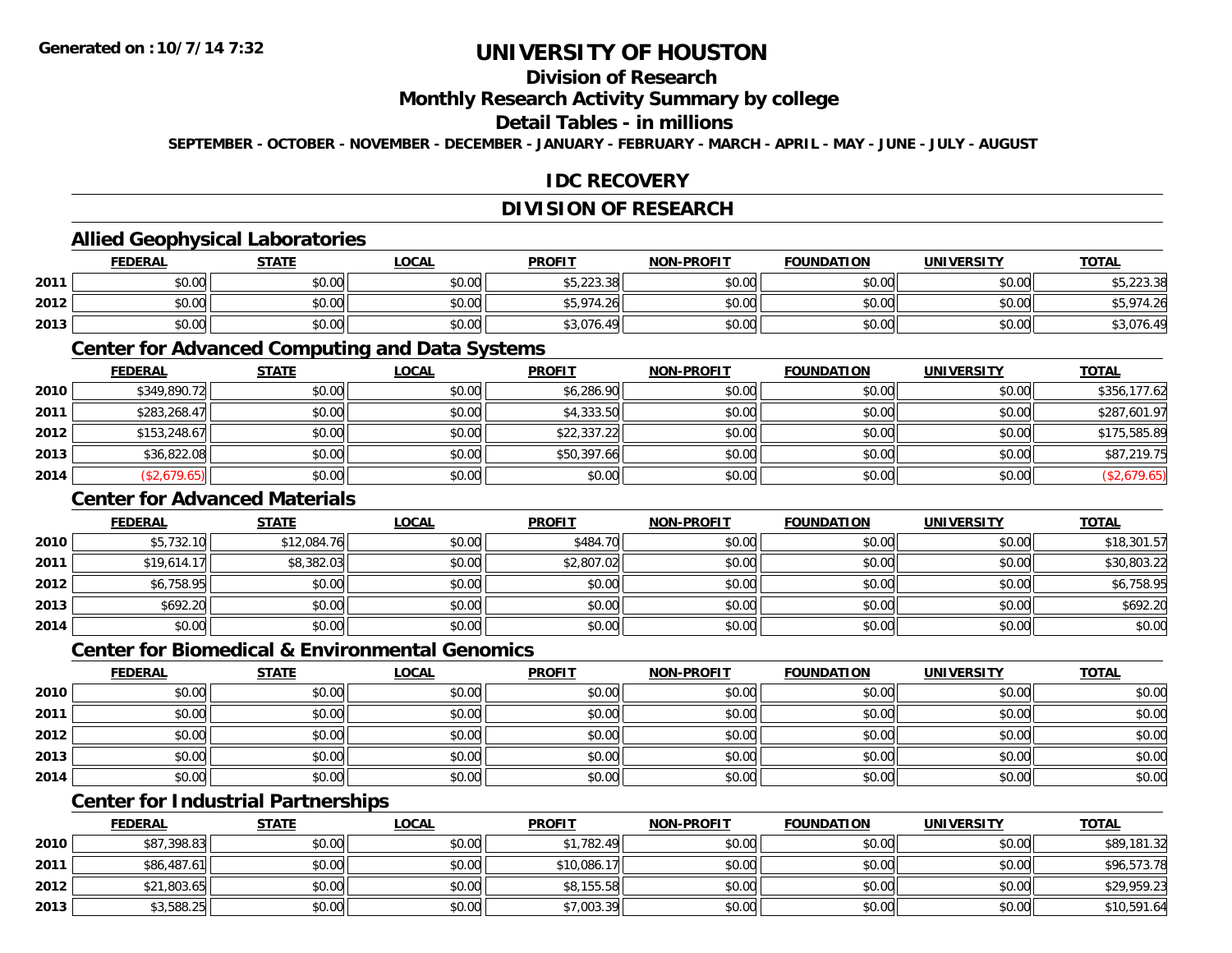**Generated on :10/7/14 7:32**

# UNIVERSITY OF HOUSTON

## Division of Research

## Monthly Research Activity Summary by college

## Detail Tables - in millions

**SEPTEMBER - OCTOBER - NOVEMBER - DECEMBER - JANUARY - FEBRUARY - MARCH - APRIL - MAY - JUNE - JULY - AUGUST**

## IDC RECOVERY

## DIVISION OF RESEARCH

### Allied Geophysical Laboratories

| | FEDERAL | STATE | LOCAL | PROFIT | NON-PROFIT | FOUNDATION | UNIVERSITY | TOTAL |
|---|---|---|---|---|---|---|---|---|
| 2011 | $0.00 | $0.00 | $0.00 | $5,223.38 | $0.00 | $0.00 | $0.00 | $5,223.38 |
| 2012 | $0.00 | $0.00 | $0.00 | $5,974.26 | $0.00 | $0.00 | $0.00 | $5,974.26 |
| 2013 | $0.00 | $0.00 | $0.00 | $3,076.49 | $0.00 | $0.00 | $0.00 | $3,076.49 |

### Center for Advanced Computing and Data Systems

| | FEDERAL | STATE | LOCAL | PROFIT | NON-PROFIT | FOUNDATION | UNIVERSITY | TOTAL |
|---|---|---|---|---|---|---|---|---|
| 2010 | $349,890.72 | $0.00 | $0.00 | $6,286.90 | $0.00 | $0.00 | $0.00 | $356,177.62 |
| 2011 | $283,268.47 | $0.00 | $0.00 | $4,333.50 | $0.00 | $0.00 | $0.00 | $287,601.97 |
| 2012 | $153,248.67 | $0.00 | $0.00 | $22,337.22 | $0.00 | $0.00 | $0.00 | $175,585.89 |
| 2013 | $36,822.08 | $0.00 | $0.00 | $50,397.66 | $0.00 | $0.00 | $0.00 | $87,219.75 |
| 2014 | ($2,679.65) | $0.00 | $0.00 | $0.00 | $0.00 | $0.00 | $0.00 | ($2,679.65) |

### Center for Advanced Materials

| | FEDERAL | STATE | LOCAL | PROFIT | NON-PROFIT | FOUNDATION | UNIVERSITY | TOTAL |
|---|---|---|---|---|---|---|---|---|
| 2010 | $5,732.10 | $12,084.76 | $0.00 | $484.70 | $0.00 | $0.00 | $0.00 | $18,301.57 |
| 2011 | $19,614.17 | $8,382.03 | $0.00 | $2,807.02 | $0.00 | $0.00 | $0.00 | $30,803.22 |
| 2012 | $6,758.95 | $0.00 | $0.00 | $0.00 | $0.00 | $0.00 | $0.00 | $6,758.95 |
| 2013 | $692.20 | $0.00 | $0.00 | $0.00 | $0.00 | $0.00 | $0.00 | $692.20 |
| 2014 | $0.00 | $0.00 | $0.00 | $0.00 | $0.00 | $0.00 | $0.00 | $0.00 |

### Center for Biomedical & Environmental Genomics

| | FEDERAL | STATE | LOCAL | PROFIT | NON-PROFIT | FOUNDATION | UNIVERSITY | TOTAL |
|---|---|---|---|---|---|---|---|---|
| 2010 | $0.00 | $0.00 | $0.00 | $0.00 | $0.00 | $0.00 | $0.00 | $0.00 |
| 2011 | $0.00 | $0.00 | $0.00 | $0.00 | $0.00 | $0.00 | $0.00 | $0.00 |
| 2012 | $0.00 | $0.00 | $0.00 | $0.00 | $0.00 | $0.00 | $0.00 | $0.00 |
| 2013 | $0.00 | $0.00 | $0.00 | $0.00 | $0.00 | $0.00 | $0.00 | $0.00 |
| 2014 | $0.00 | $0.00 | $0.00 | $0.00 | $0.00 | $0.00 | $0.00 | $0.00 |

### Center for Industrial Partnerships

| | FEDERAL | STATE | LOCAL | PROFIT | NON-PROFIT | FOUNDATION | UNIVERSITY | TOTAL |
|---|---|---|---|---|---|---|---|---|
| 2010 | $87,398.83 | $0.00 | $0.00 | $1,782.49 | $0.00 | $0.00 | $0.00 | $89,181.32 |
| 2011 | $86,487.61 | $0.00 | $0.00 | $10,086.17 | $0.00 | $0.00 | $0.00 | $96,573.78 |
| 2012 | $21,803.65 | $0.00 | $0.00 | $8,155.58 | $0.00 | $0.00 | $0.00 | $29,959.23 |
| 2013 | $3,588.25 | $0.00 | $0.00 | $7,003.39 | $0.00 | $0.00 | $0.00 | $10,591.64 |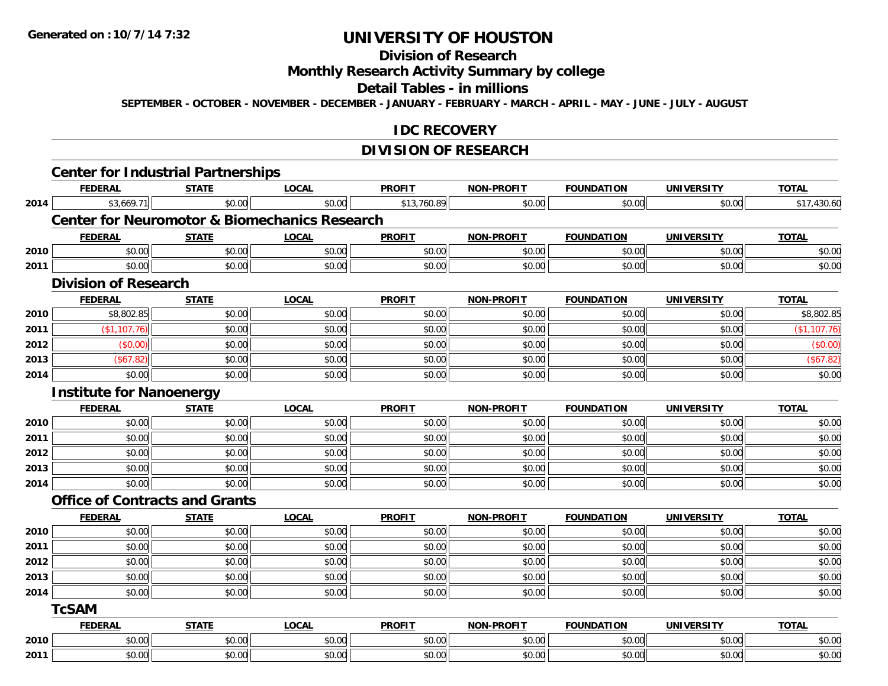Generated on :10/7/14 7:32

# UNIVERSITY OF HOUSTON

## Division of Research

## Monthly Research Activity Summary by college

## Detail Tables - in millions

SEPTEMBER - OCTOBER - NOVEMBER - DECEMBER - JANUARY - FEBRUARY - MARCH - APRIL - MAY - JUNE - JULY - AUGUST

## IDC RECOVERY

## DIVISION OF RESEARCH

### Center for Industrial Partnerships

| | FEDERAL | STATE | LOCAL | PROFIT | NON-PROFIT | FOUNDATION | UNIVERSITY | TOTAL |
|---|---|---|---|---|---|---|---|---|
| 2014 | $3,669.71 | $0.00 | $0.00 | $13,760.89 | $0.00 | $0.00 | $0.00 | $17,430.60 |

### Center for Neuromotor & Biomechanics Research

| | FEDERAL | STATE | LOCAL | PROFIT | NON-PROFIT | FOUNDATION | UNIVERSITY | TOTAL |
|---|---|---|---|---|---|---|---|---|
| 2010 | $0.00 | $0.00 | $0.00 | $0.00 | $0.00 | $0.00 | $0.00 | $0.00 |
| 2011 | $0.00 | $0.00 | $0.00 | $0.00 | $0.00 | $0.00 | $0.00 | $0.00 |

### Division of Research

| | FEDERAL | STATE | LOCAL | PROFIT | NON-PROFIT | FOUNDATION | UNIVERSITY | TOTAL |
|---|---|---|---|---|---|---|---|---|
| 2010 | $8,802.85 | $0.00 | $0.00 | $0.00 | $0.00 | $0.00 | $0.00 | $8,802.85 |
| 2011 | ($1,107.76) | $0.00 | $0.00 | $0.00 | $0.00 | $0.00 | $0.00 | ($1,107.76) |
| 2012 | ($0.00) | $0.00 | $0.00 | $0.00 | $0.00 | $0.00 | $0.00 | ($0.00) |
| 2013 | ($67.82) | $0.00 | $0.00 | $0.00 | $0.00 | $0.00 | $0.00 | ($67.82) |
| 2014 | $0.00 | $0.00 | $0.00 | $0.00 | $0.00 | $0.00 | $0.00 | $0.00 |

### Institute for Nanoenergy

| | FEDERAL | STATE | LOCAL | PROFIT | NON-PROFIT | FOUNDATION | UNIVERSITY | TOTAL |
|---|---|---|---|---|---|---|---|---|
| 2010 | $0.00 | $0.00 | $0.00 | $0.00 | $0.00 | $0.00 | $0.00 | $0.00 |
| 2011 | $0.00 | $0.00 | $0.00 | $0.00 | $0.00 | $0.00 | $0.00 | $0.00 |
| 2012 | $0.00 | $0.00 | $0.00 | $0.00 | $0.00 | $0.00 | $0.00 | $0.00 |
| 2013 | $0.00 | $0.00 | $0.00 | $0.00 | $0.00 | $0.00 | $0.00 | $0.00 |
| 2014 | $0.00 | $0.00 | $0.00 | $0.00 | $0.00 | $0.00 | $0.00 | $0.00 |

### Office of Contracts and Grants

| | FEDERAL | STATE | LOCAL | PROFIT | NON-PROFIT | FOUNDATION | UNIVERSITY | TOTAL |
|---|---|---|---|---|---|---|---|---|
| 2010 | $0.00 | $0.00 | $0.00 | $0.00 | $0.00 | $0.00 | $0.00 | $0.00 |
| 2011 | $0.00 | $0.00 | $0.00 | $0.00 | $0.00 | $0.00 | $0.00 | $0.00 |
| 2012 | $0.00 | $0.00 | $0.00 | $0.00 | $0.00 | $0.00 | $0.00 | $0.00 |
| 2013 | $0.00 | $0.00 | $0.00 | $0.00 | $0.00 | $0.00 | $0.00 | $0.00 |
| 2014 | $0.00 | $0.00 | $0.00 | $0.00 | $0.00 | $0.00 | $0.00 | $0.00 |

### TcSAM

| | FEDERAL | STATE | LOCAL | PROFIT | NON-PROFIT | FOUNDATION | UNIVERSITY | TOTAL |
|---|---|---|---|---|---|---|---|---|
| 2010 | $0.00 | $0.00 | $0.00 | $0.00 | $0.00 | $0.00 | $0.00 | $0.00 |
| 2011 | $0.00 | $0.00 | $0.00 | $0.00 | $0.00 | $0.00 | $0.00 | $0.00 |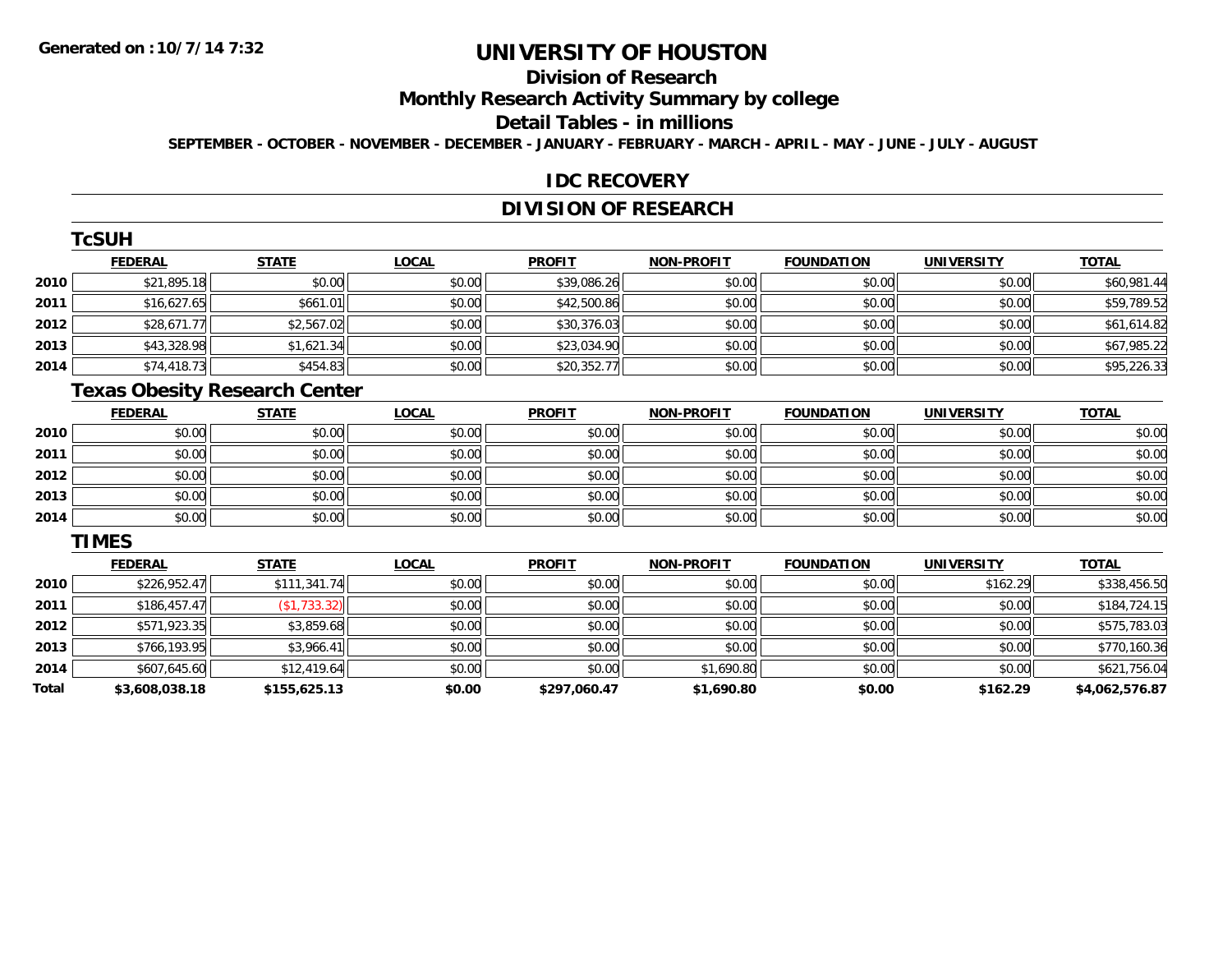# UNIVERSITY OF HOUSTON

## Division of Research

## Monthly Research Activity Summary by college

## Detail Tables - in millions

SEPTEMBER - OCTOBER - NOVEMBER - DECEMBER - JANUARY - FEBRUARY - MARCH - APRIL - MAY - JUNE - JULY - AUGUST

## IDC RECOVERY

## DIVISION OF RESEARCH

### TcSUH

| | FEDERAL | STATE | LOCAL | PROFIT | NON-PROFIT | FOUNDATION | UNIVERSITY | TOTAL |
|---|---|---|---|---|---|---|---|---|
| 2010 | $21,895.18 | $0.00 | $0.00 | $39,086.26 | $0.00 | $0.00 | $0.00 | $60,981.44 |
| 2011 | $16,627.65 | $661.01 | $0.00 | $42,500.86 | $0.00 | $0.00 | $0.00 | $59,789.52 |
| 2012 | $28,671.77 | $2,567.02 | $0.00 | $30,376.03 | $0.00 | $0.00 | $0.00 | $61,614.82 |
| 2013 | $43,328.98 | $1,621.34 | $0.00 | $23,034.90 | $0.00 | $0.00 | $0.00 | $67,985.22 |
| 2014 | $74,418.73 | $454.83 | $0.00 | $20,352.77 | $0.00 | $0.00 | $0.00 | $95,226.33 |

### Texas Obesity Research Center

| | FEDERAL | STATE | LOCAL | PROFIT | NON-PROFIT | FOUNDATION | UNIVERSITY | TOTAL |
|---|---|---|---|---|---|---|---|---|
| 2010 | $0.00 | $0.00 | $0.00 | $0.00 | $0.00 | $0.00 | $0.00 | $0.00 |
| 2011 | $0.00 | $0.00 | $0.00 | $0.00 | $0.00 | $0.00 | $0.00 | $0.00 |
| 2012 | $0.00 | $0.00 | $0.00 | $0.00 | $0.00 | $0.00 | $0.00 | $0.00 |
| 2013 | $0.00 | $0.00 | $0.00 | $0.00 | $0.00 | $0.00 | $0.00 | $0.00 |
| 2014 | $0.00 | $0.00 | $0.00 | $0.00 | $0.00 | $0.00 | $0.00 | $0.00 |

### TIMES

| | FEDERAL | STATE | LOCAL | PROFIT | NON-PROFIT | FOUNDATION | UNIVERSITY | TOTAL |
|---|---|---|---|---|---|---|---|---|
| 2010 | $226,952.47 | $111,341.74 | $0.00 | $0.00 | $0.00 | $0.00 | $162.29 | $338,456.50 |
| 2011 | $186,457.47 | ($1,733.32) | $0.00 | $0.00 | $0.00 | $0.00 | $0.00 | $184,724.15 |
| 2012 | $571,923.35 | $3,859.68 | $0.00 | $0.00 | $0.00 | $0.00 | $0.00 | $575,783.03 |
| 2013 | $766,193.95 | $3,966.41 | $0.00 | $0.00 | $0.00 | $0.00 | $0.00 | $770,160.36 |
| 2014 | $607,645.60 | $12,419.64 | $0.00 | $0.00 | $1,690.80 | $0.00 | $0.00 | $621,756.04 |
| **Total** | **$3,608,038.18** | **$155,625.13** | **$0.00** | **$297,060.47** | **$1,690.80** | **$0.00** | **$162.29** | **$4,062,576.87** |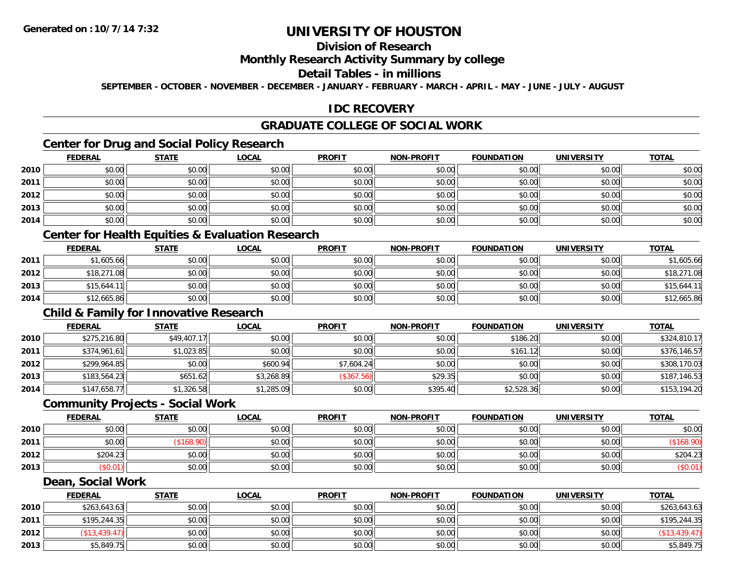# UNIVERSITY OF HOUSTON

## Division of Research

## Monthly Research Activity Summary by college

## Detail Tables - in millions

**SEPTEMBER - OCTOBER - NOVEMBER - DECEMBER - JANUARY - FEBRUARY - MARCH - APRIL - MAY - JUNE - JULY - AUGUST**

## IDC RECOVERY

## GRADUATE COLLEGE OF SOCIAL WORK

### Center for Drug and Social Policy Research

| | FEDERAL | STATE | LOCAL | PROFIT | NON-PROFIT | FOUNDATION | UNIVERSITY | TOTAL |
|---|---|---|---|---|---|---|---|---|
| 2010 | $0.00 | $0.00 | $0.00 | $0.00 | $0.00 | $0.00 | $0.00 | $0.00 |
| 2011 | $0.00 | $0.00 | $0.00 | $0.00 | $0.00 | $0.00 | $0.00 | $0.00 |
| 2012 | $0.00 | $0.00 | $0.00 | $0.00 | $0.00 | $0.00 | $0.00 | $0.00 |
| 2013 | $0.00 | $0.00 | $0.00 | $0.00 | $0.00 | $0.00 | $0.00 | $0.00 |
| 2014 | $0.00 | $0.00 | $0.00 | $0.00 | $0.00 | $0.00 | $0.00 | $0.00 |

### Center for Health Equities & Evaluation Research

| | FEDERAL | STATE | LOCAL | PROFIT | NON-PROFIT | FOUNDATION | UNIVERSITY | TOTAL |
|---|---|---|---|---|---|---|---|---|
| 2011 | $1,605.66 | $0.00 | $0.00 | $0.00 | $0.00 | $0.00 | $0.00 | $1,605.66 |
| 2012 | $18,271.08 | $0.00 | $0.00 | $0.00 | $0.00 | $0.00 | $0.00 | $18,271.08 |
| 2013 | $15,644.11 | $0.00 | $0.00 | $0.00 | $0.00 | $0.00 | $0.00 | $15,644.11 |
| 2014 | $12,665.86 | $0.00 | $0.00 | $0.00 | $0.00 | $0.00 | $0.00 | $12,665.86 |

### Child & Family for Innovative Research

| | FEDERAL | STATE | LOCAL | PROFIT | NON-PROFIT | FOUNDATION | UNIVERSITY | TOTAL |
|---|---|---|---|---|---|---|---|---|
| 2010 | $275,216.80 | $49,407.17 | $0.00 | $0.00 | $0.00 | $186.20 | $0.00 | $324,810.17 |
| 2011 | $374,961.61 | $1,023.85 | $0.00 | $0.00 | $0.00 | $161.12 | $0.00 | $376,146.57 |
| 2012 | $299,964.85 | $0.00 | $600.94 | $7,604.24 | $0.00 | $0.00 | $0.00 | $308,170.03 |
| 2013 | $183,564.23 | $651.62 | $3,268.89 | ($367.56) | $29.35 | $0.00 | $0.00 | $187,146.53 |
| 2014 | $147,658.77 | $1,326.58 | $1,285.09 | $0.00 | $395.40 | $2,528.36 | $0.00 | $153,194.20 |

### Community Projects - Social Work

| | FEDERAL | STATE | LOCAL | PROFIT | NON-PROFIT | FOUNDATION | UNIVERSITY | TOTAL |
|---|---|---|---|---|---|---|---|---|
| 2010 | $0.00 | $0.00 | $0.00 | $0.00 | $0.00 | $0.00 | $0.00 | $0.00 |
| 2011 | $0.00 | ($168.90) | $0.00 | $0.00 | $0.00 | $0.00 | $0.00 | ($168.90) |
| 2012 | $204.23 | $0.00 | $0.00 | $0.00 | $0.00 | $0.00 | $0.00 | $204.23 |
| 2013 | ($0.01) | $0.00 | $0.00 | $0.00 | $0.00 | $0.00 | $0.00 | ($0.01) |

### Dean, Social Work

| | FEDERAL | STATE | LOCAL | PROFIT | NON-PROFIT | FOUNDATION | UNIVERSITY | TOTAL |
|---|---|---|---|---|---|---|---|---|
| 2010 | $263,643.63 | $0.00 | $0.00 | $0.00 | $0.00 | $0.00 | $0.00 | $263,643.63 |
| 2011 | $195,244.35 | $0.00 | $0.00 | $0.00 | $0.00 | $0.00 | $0.00 | $195,244.35 |
| 2012 | ($13,439.47) | $0.00 | $0.00 | $0.00 | $0.00 | $0.00 | $0.00 | ($13,439.47) |
| 2013 | $5,849.75 | $0.00 | $0.00 | $0.00 | $0.00 | $0.00 | $0.00 | $5,849.75 |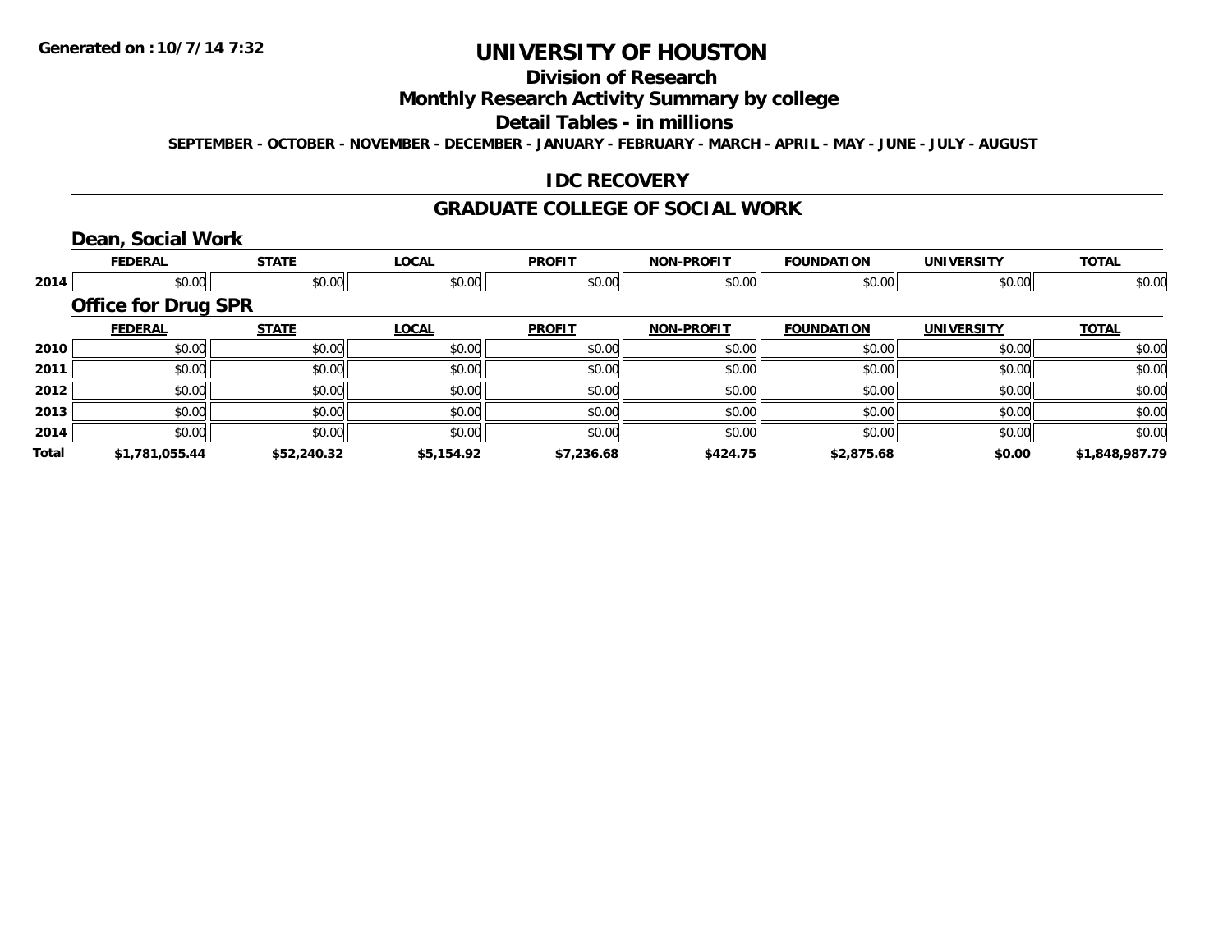**Generated on :10/7/14 7:32**

# UNIVERSITY OF HOUSTON

## Division of Research

## Monthly Research Activity Summary by college

## Detail Tables - in millions

**SEPTEMBER - OCTOBER - NOVEMBER - DECEMBER - JANUARY - FEBRUARY - MARCH - APRIL - MAY - JUNE - JULY - AUGUST**

## IDC RECOVERY

## GRADUATE COLLEGE OF SOCIAL WORK

### Dean, Social Work

| | FEDERAL | STATE | LOCAL | PROFIT | NON-PROFIT | FOUNDATION | UNIVERSITY | TOTAL |
|---|---|---|---|---|---|---|---|---|
| 2014 | $0.00 | $0.00 | $0.00 | $0.00 | $0.00 | $0.00 | $0.00 | $0.00 |

### Office for Drug SPR

| | FEDERAL | STATE | LOCAL | PROFIT | NON-PROFIT | FOUNDATION | UNIVERSITY | TOTAL |
|---|---|---|---|---|---|---|---|---|
| 2010 | $0.00 | $0.00 | $0.00 | $0.00 | $0.00 | $0.00 | $0.00 | $0.00 |
| 2011 | $0.00 | $0.00 | $0.00 | $0.00 | $0.00 | $0.00 | $0.00 | $0.00 |
| 2012 | $0.00 | $0.00 | $0.00 | $0.00 | $0.00 | $0.00 | $0.00 | $0.00 |
| 2013 | $0.00 | $0.00 | $0.00 | $0.00 | $0.00 | $0.00 | $0.00 | $0.00 |
| 2014 | $0.00 | $0.00 | $0.00 | $0.00 | $0.00 | $0.00 | $0.00 | $0.00 |
| **Total** | **$1,781,055.44** | **$52,240.32** | **$5,154.92** | **$7,236.68** | **$424.75** | **$2,875.68** | **$0.00** | **$1,848,987.79** |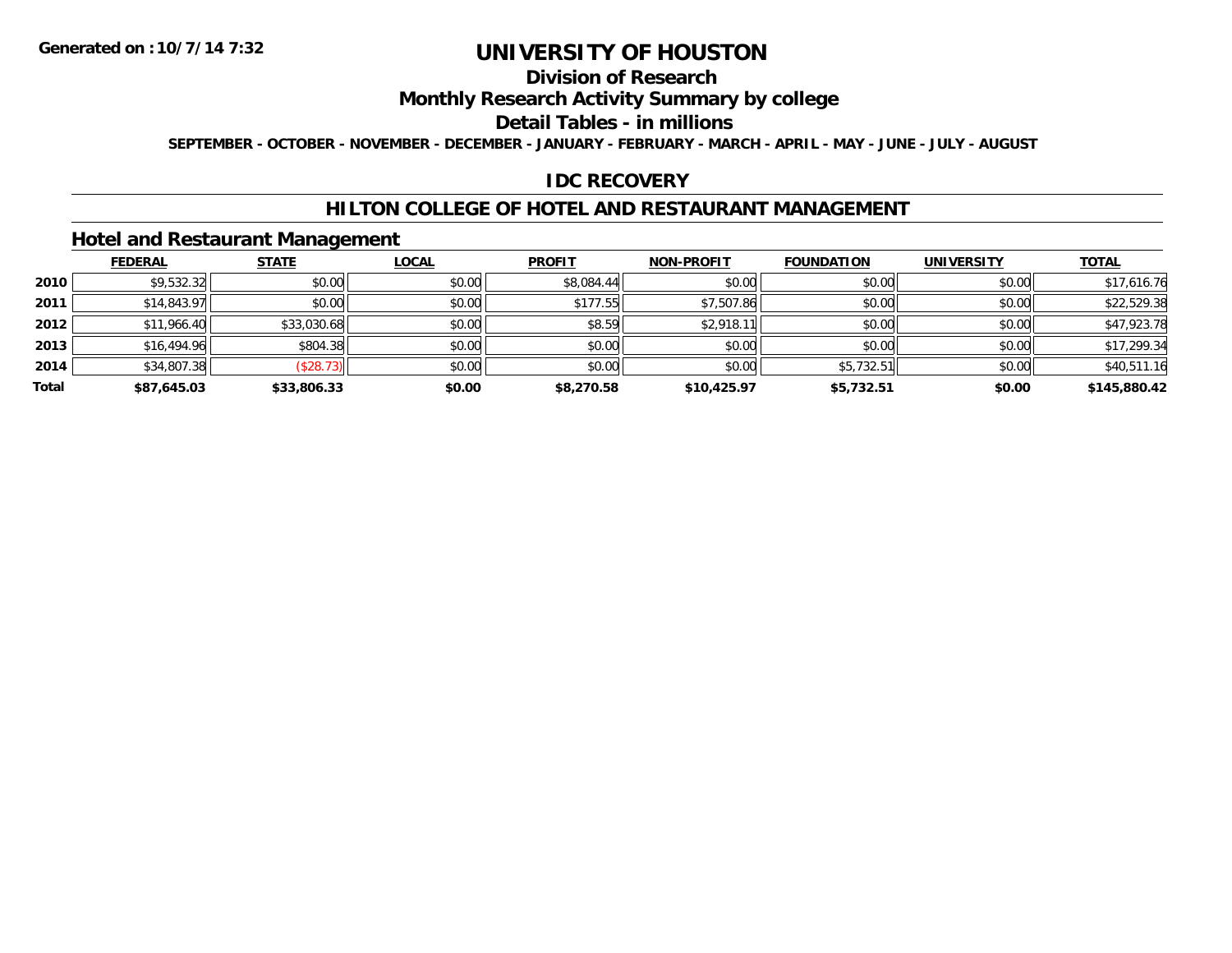# UNIVERSITY OF HOUSTON

## Division of Research

## Monthly Research Activity Summary by college

## Detail Tables - in millions

**SEPTEMBER - OCTOBER - NOVEMBER - DECEMBER - JANUARY - FEBRUARY - MARCH - APRIL - MAY - JUNE - JULY - AUGUST**

## IDC RECOVERY

## HILTON COLLEGE OF HOTEL AND RESTAURANT MANAGEMENT

### Hotel and Restaurant Management

| | FEDERAL | STATE | LOCAL | PROFIT | NON-PROFIT | FOUNDATION | UNIVERSITY | TOTAL |
|---|---|---|---|---|---|---|---|---|
| 2010 | $9,532.32 | $0.00 | $0.00 | $8,084.44 | $0.00 | $0.00 | $0.00 | $17,616.76 |
| 2011 | $14,843.97 | $0.00 | $0.00 | $177.55 | $7,507.86 | $0.00 | $0.00 | $22,529.38 |
| 2012 | $11,966.40 | $33,030.68 | $0.00 | $8.59 | $2,918.11 | $0.00 | $0.00 | $47,923.78 |
| 2013 | $16,494.96 | $804.38 | $0.00 | $0.00 | $0.00 | $0.00 | $0.00 | $17,299.34 |
| 2014 | $34,807.38 | ($28.73) | $0.00 | $0.00 | $0.00 | $5,732.51 | $0.00 | $40,511.16 |
| **Total** | **$87,645.03** | **$33,806.33** | **$0.00** | **$8,270.58** | **$10,425.97** | **$5,732.51** | **$0.00** | **$145,880.42** |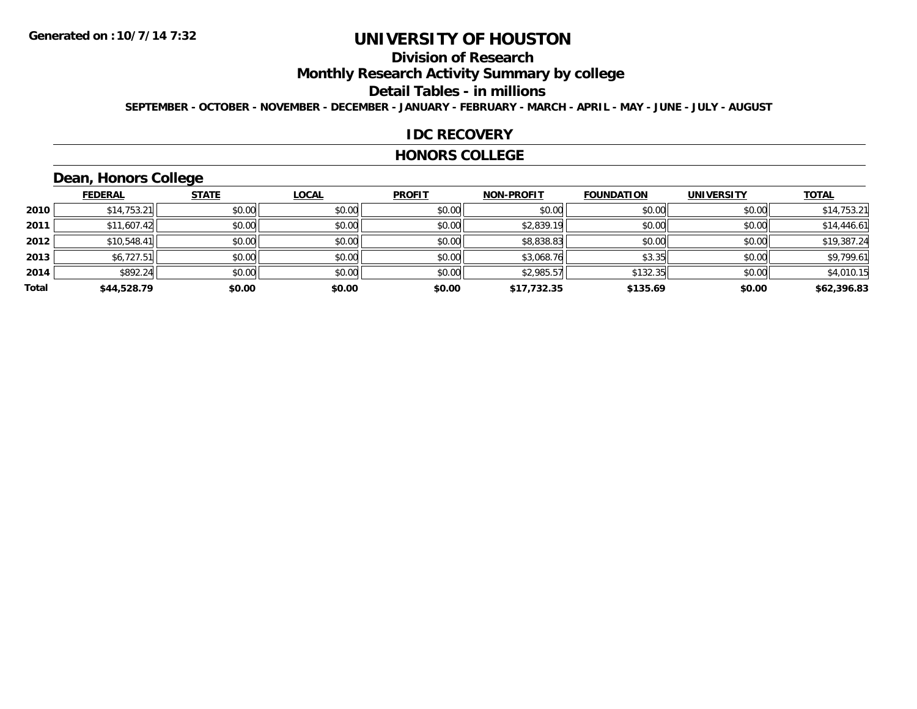# UNIVERSITY OF HOUSTON

## Division of Research

## Monthly Research Activity Summary by college

## Detail Tables - in millions

SEPTEMBER - OCTOBER - NOVEMBER - DECEMBER - JANUARY - FEBRUARY - MARCH - APRIL - MAY - JUNE - JULY - AUGUST

## IDC RECOVERY

## HONORS COLLEGE

### Dean, Honors College

| | FEDERAL | STATE | LOCAL | PROFIT | NON-PROFIT | FOUNDATION | UNIVERSITY | TOTAL |
|---|---|---|---|---|---|---|---|---|
| 2010 | $14,753.21 | $0.00 | $0.00 | $0.00 | $0.00 | $0.00 | $0.00 | $14,753.21 |
| 2011 | $11,607.42 | $0.00 | $0.00 | $0.00 | $2,839.19 | $0.00 | $0.00 | $14,446.61 |
| 2012 | $10,548.41 | $0.00 | $0.00 | $0.00 | $8,838.83 | $0.00 | $0.00 | $19,387.24 |
| 2013 | $6,727.51 | $0.00 | $0.00 | $0.00 | $3,068.76 | $3.35 | $0.00 | $9,799.61 |
| 2014 | $892.24 | $0.00 | $0.00 | $0.00 | $2,985.57 | $132.35 | $0.00 | $4,010.15 |
| **Total** | **$44,528.79** | **$0.00** | **$0.00** | **$0.00** | **$17,732.35** | **$135.69** | **$0.00** | **$62,396.83** |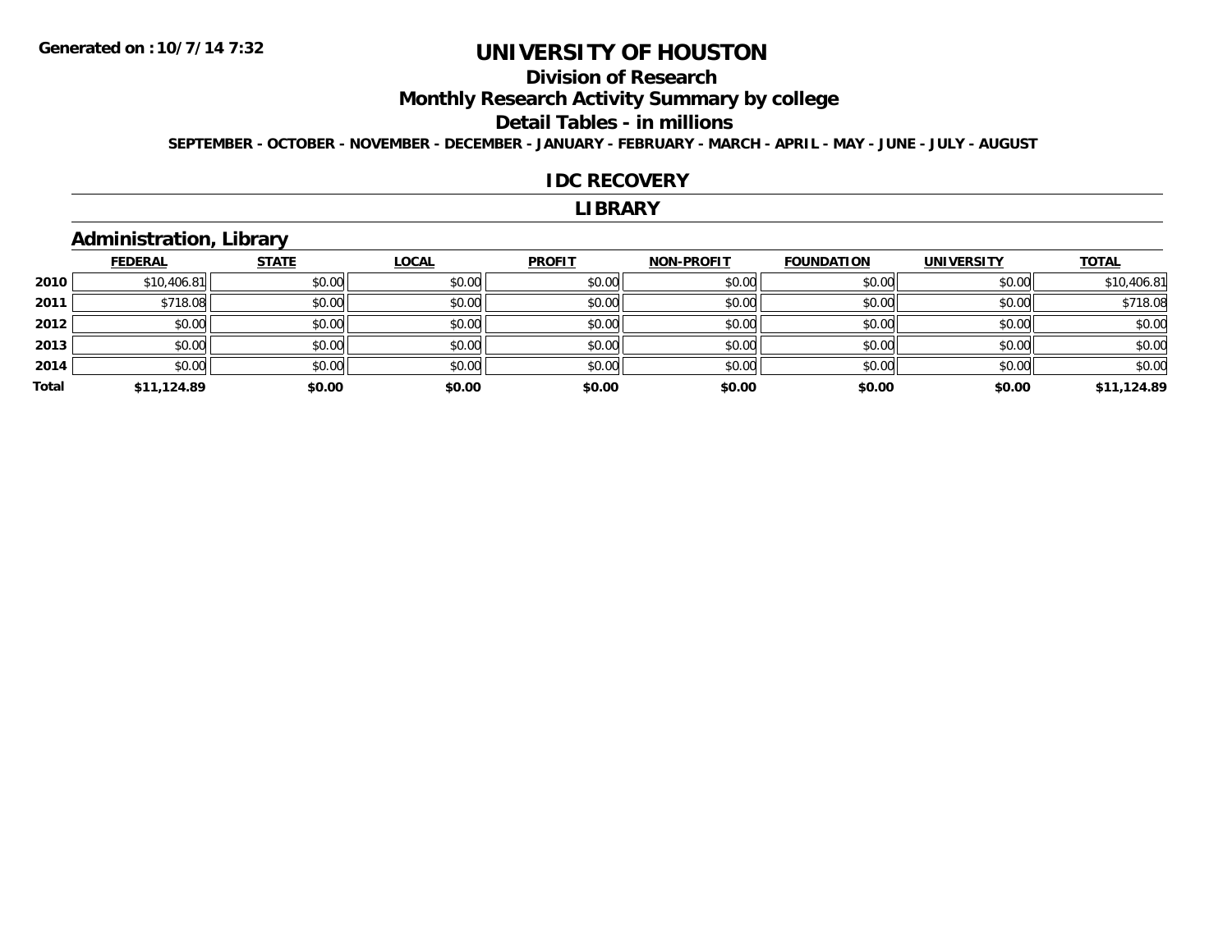Generated on :10/7/14 7:32

# UNIVERSITY OF HOUSTON

## Division of Research

## Monthly Research Activity Summary by college

## Detail Tables - in millions

**SEPTEMBER - OCTOBER - NOVEMBER - DECEMBER - JANUARY - FEBRUARY - MARCH - APRIL - MAY - JUNE - JULY - AUGUST**

## IDC RECOVERY

## LIBRARY

### Administration, Library

| | FEDERAL | STATE | LOCAL | PROFIT | NON-PROFIT | FOUNDATION | UNIVERSITY | TOTAL |
|---|---|---|---|---|---|---|---|---|
| 2010 | $10,406.81 | $0.00 | $0.00 | $0.00 | $0.00 | $0.00 | $0.00 | $10,406.81 |
| 2011 | $718.08 | $0.00 | $0.00 | $0.00 | $0.00 | $0.00 | $0.00 | $718.08 |
| 2012 | $0.00 | $0.00 | $0.00 | $0.00 | $0.00 | $0.00 | $0.00 | $0.00 |
| 2013 | $0.00 | $0.00 | $0.00 | $0.00 | $0.00 | $0.00 | $0.00 | $0.00 |
| 2014 | $0.00 | $0.00 | $0.00 | $0.00 | $0.00 | $0.00 | $0.00 | $0.00 |
| **Total** | **$11,124.89** | **$0.00** | **$0.00** | **$0.00** | **$0.00** | **$0.00** | **$0.00** | **$11,124.89** |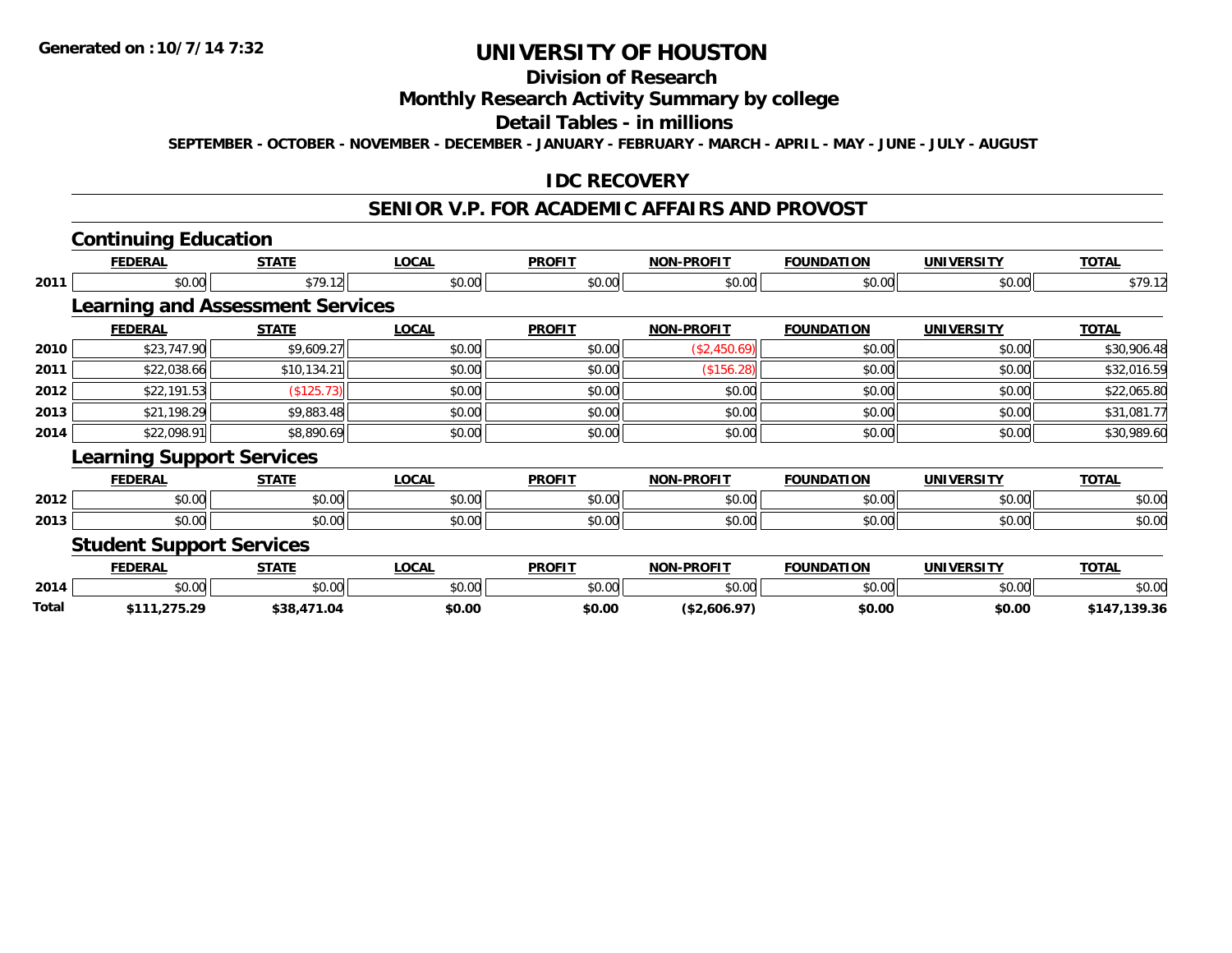**Generated on :10/7/14 7:32**

# UNIVERSITY OF HOUSTON

## Division of Research

## Monthly Research Activity Summary by college

## Detail Tables - in millions

**SEPTEMBER - OCTOBER - NOVEMBER - DECEMBER - JANUARY - FEBRUARY - MARCH - APRIL - MAY - JUNE - JULY - AUGUST**

## IDC RECOVERY

## SENIOR V.P. FOR ACADEMIC AFFAIRS AND PROVOST

### Continuing Education

| | FEDERAL | STATE | LOCAL | PROFIT | NON-PROFIT | FOUNDATION | UNIVERSITY | TOTAL |
|---|---|---|---|---|---|---|---|---|
| 2011 | $0.00 | $79.12 | $0.00 | $0.00 | $0.00 | $0.00 | $0.00 | $79.12 |

### Learning and Assessment Services

| | FEDERAL | STATE | LOCAL | PROFIT | NON-PROFIT | FOUNDATION | UNIVERSITY | TOTAL |
|---|---|---|---|---|---|---|---|---|
| 2010 | $23,747.90 | $9,609.27 | $0.00 | $0.00 | ($2,450.69) | $0.00 | $0.00 | $30,906.48 |
| 2011 | $22,038.66 | $10,134.21 | $0.00 | $0.00 | ($156.28) | $0.00 | $0.00 | $32,016.59 |
| 2012 | $22,191.53 | ($125.73) | $0.00 | $0.00 | $0.00 | $0.00 | $0.00 | $22,065.80 |
| 2013 | $21,198.29 | $9,883.48 | $0.00 | $0.00 | $0.00 | $0.00 | $0.00 | $31,081.77 |
| 2014 | $22,098.91 | $8,890.69 | $0.00 | $0.00 | $0.00 | $0.00 | $0.00 | $30,989.60 |

### Learning Support Services

| | FEDERAL | STATE | LOCAL | PROFIT | NON-PROFIT | FOUNDATION | UNIVERSITY | TOTAL |
|---|---|---|---|---|---|---|---|---|
| 2012 | $0.00 | $0.00 | $0.00 | $0.00 | $0.00 | $0.00 | $0.00 | $0.00 |
| 2013 | $0.00 | $0.00 | $0.00 | $0.00 | $0.00 | $0.00 | $0.00 | $0.00 |

### Student Support Services

| | FEDERAL | STATE | LOCAL | PROFIT | NON-PROFIT | FOUNDATION | UNIVERSITY | TOTAL |
|---|---|---|---|---|---|---|---|---|
| 2014 | $0.00 | $0.00 | $0.00 | $0.00 | $0.00 | $0.00 | $0.00 | $0.00 |
| **Total** | **$111,275.29** | **$38,471.04** | **$0.00** | **$0.00** | **($2,606.97)** | **$0.00** | **$0.00** | **$147,139.36** |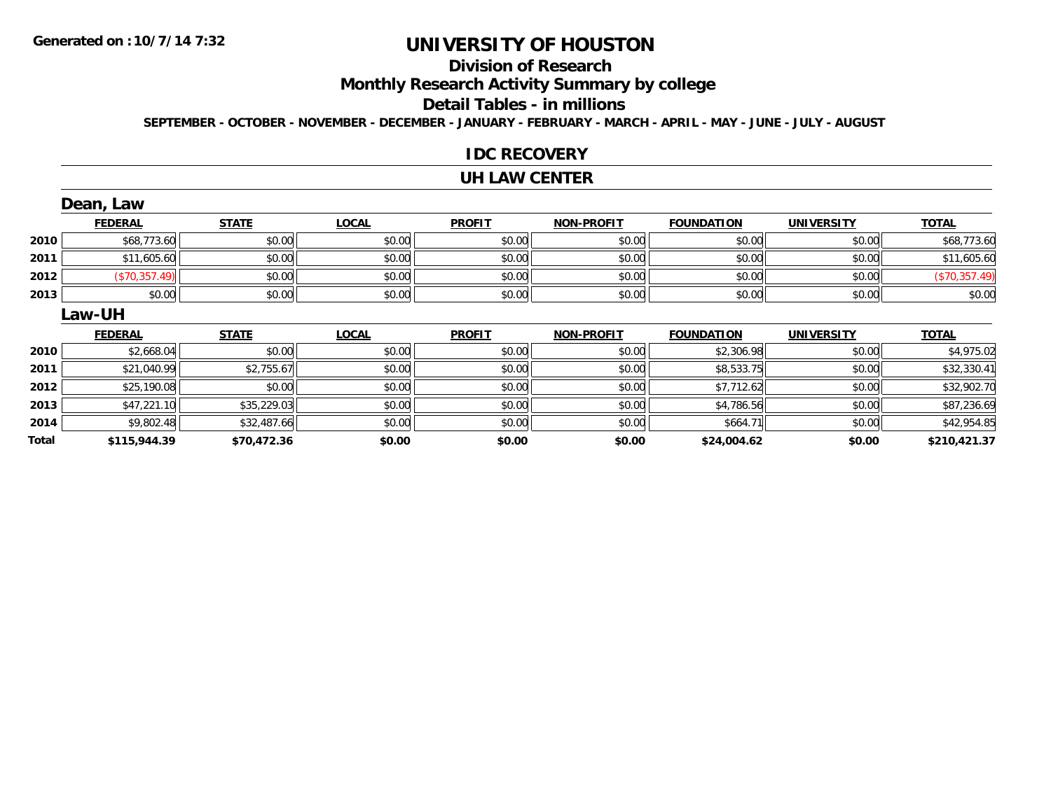**Generated on :10/7/14 7:32**

# UNIVERSITY OF HOUSTON

## Division of Research

## Monthly Research Activity Summary by college

## Detail Tables - in millions

**SEPTEMBER - OCTOBER - NOVEMBER - DECEMBER - JANUARY - FEBRUARY - MARCH - APRIL - MAY - JUNE - JULY - AUGUST**

### IDC RECOVERY

### UH LAW CENTER

#### Dean, Law

| | FEDERAL | STATE | LOCAL | PROFIT | NON-PROFIT | FOUNDATION | UNIVERSITY | TOTAL |
|---|---|---|---|---|---|---|---|---|
| 2010 | $68,773.60 | $0.00 | $0.00 | $0.00 | $0.00 | $0.00 | $0.00 | $68,773.60 |
| 2011 | $11,605.60 | $0.00 | $0.00 | $0.00 | $0.00 | $0.00 | $0.00 | $11,605.60 |
| 2012 | ($70,357.49) | $0.00 | $0.00 | $0.00 | $0.00 | $0.00 | $0.00 | ($70,357.49) |
| 2013 | $0.00 | $0.00 | $0.00 | $0.00 | $0.00 | $0.00 | $0.00 | $0.00 |

#### Law-UH

| | FEDERAL | STATE | LOCAL | PROFIT | NON-PROFIT | FOUNDATION | UNIVERSITY | TOTAL |
|---|---|---|---|---|---|---|---|---|
| 2010 | $2,668.04 | $0.00 | $0.00 | $0.00 | $0.00 | $2,306.98 | $0.00 | $4,975.02 |
| 2011 | $21,040.99 | $2,755.67 | $0.00 | $0.00 | $0.00 | $8,533.75 | $0.00 | $32,330.41 |
| 2012 | $25,190.08 | $0.00 | $0.00 | $0.00 | $0.00 | $7,712.62 | $0.00 | $32,902.70 |
| 2013 | $47,221.10 | $35,229.03 | $0.00 | $0.00 | $0.00 | $4,786.56 | $0.00 | $87,236.69 |
| 2014 | $9,802.48 | $32,487.66 | $0.00 | $0.00 | $0.00 | $664.71 | $0.00 | $42,954.85 |
| **Total** | **$115,944.39** | **$70,472.36** | **$0.00** | **$0.00** | **$0.00** | **$24,004.62** | **$0.00** | **$210,421.37** |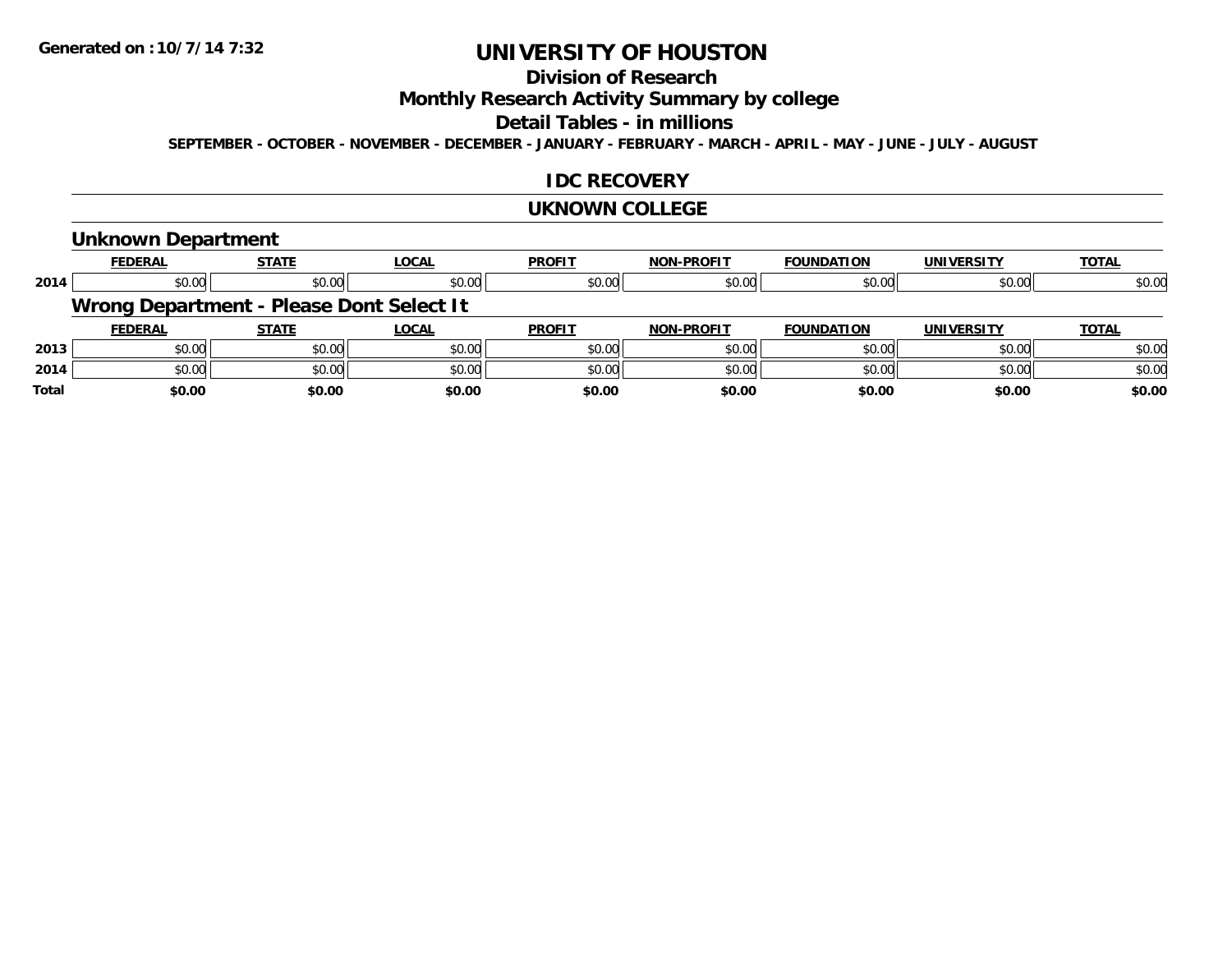Generated on :10/7/14 7:32

# UNIVERSITY OF HOUSTON

## Division of Research

## Monthly Research Activity Summary by college

## Detail Tables - in millions

SEPTEMBER - OCTOBER - NOVEMBER - DECEMBER - JANUARY - FEBRUARY - MARCH - APRIL - MAY - JUNE - JULY - AUGUST

## IDC RECOVERY

## UKNOWN COLLEGE

### Unknown Department

| | FEDERAL | STATE | LOCAL | PROFIT | NON-PROFIT | FOUNDATION | UNIVERSITY | TOTAL |
|---|---|---|---|---|---|---|---|---|
| 2014 | $0.00 | $0.00 | $0.00 | $0.00 | $0.00 | $0.00 | $0.00 | $0.00 |

### Wrong Department - Please Dont Select It

| | FEDERAL | STATE | LOCAL | PROFIT | NON-PROFIT | FOUNDATION | UNIVERSITY | TOTAL |
|---|---|---|---|---|---|---|---|---|
| 2013 | $0.00 | $0.00 | $0.00 | $0.00 | $0.00 | $0.00 | $0.00 | $0.00 |
| 2014 | $0.00 | $0.00 | $0.00 | $0.00 | $0.00 | $0.00 | $0.00 | $0.00 |
| **Total** | **$0.00** | **$0.00** | **$0.00** | **$0.00** | **$0.00** | **$0.00** | **$0.00** | **$0.00** |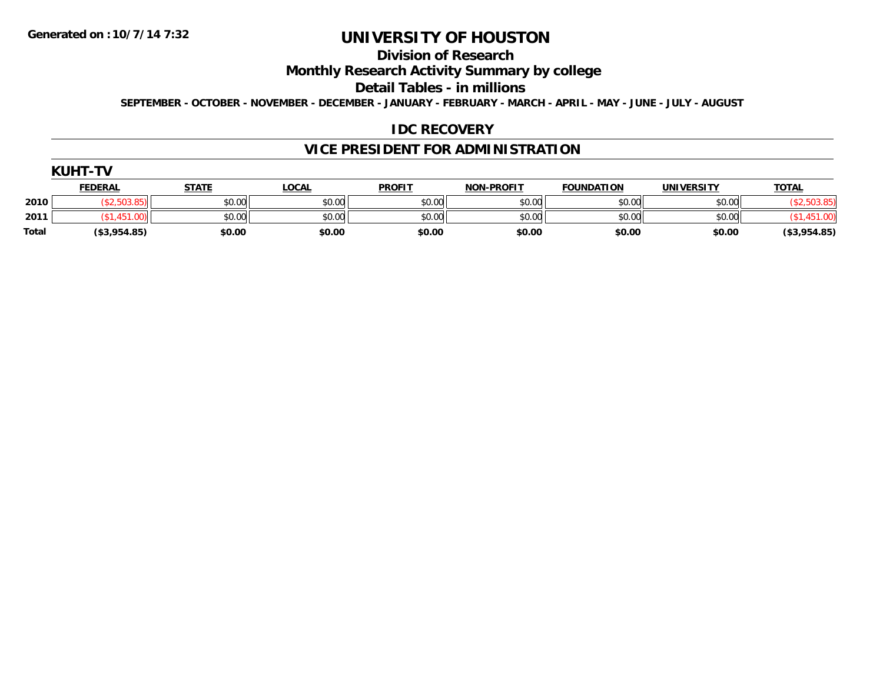**Generated on :10/7/14 7:32**

# UNIVERSITY OF HOUSTON

## Division of Research

## Monthly Research Activity Summary by college

## Detail Tables - in millions

**SEPTEMBER - OCTOBER - NOVEMBER - DECEMBER - JANUARY - FEBRUARY - MARCH - APRIL - MAY - JUNE - JULY - AUGUST**

## IDC RECOVERY

## VICE PRESIDENT FOR ADMINISTRATION

### KUHT-TV

| | FEDERAL | STATE | LOCAL | PROFIT | NON-PROFIT | FOUNDATION | UNIVERSITY | TOTAL |
|---|---|---|---|---|---|---|---|---|
| 2010 | ($2,503.85) | $0.00 | $0.00 | $0.00 | $0.00 | $0.00 | $0.00 | ($2,503.85) |
| 2011 | ($1,451.00) | $0.00 | $0.00 | $0.00 | $0.00 | $0.00 | $0.00 | ($1,451.00) |
| **Total** | **($3,954.85)** | **$0.00** | **$0.00** | **$0.00** | **$0.00** | **$0.00** | **$0.00** | **($3,954.85)** |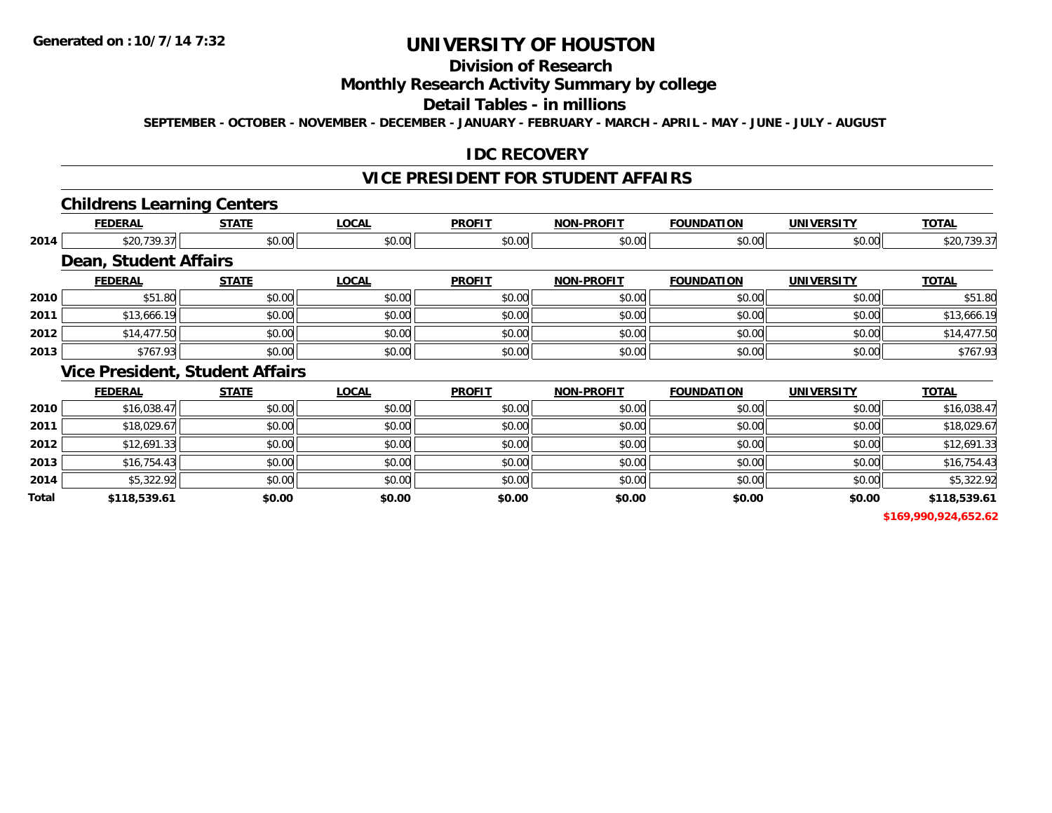# UNIVERSITY OF HOUSTON

## Division of Research

## Monthly Research Activity Summary by college

## Detail Tables - in millions

SEPTEMBER - OCTOBER - NOVEMBER - DECEMBER - JANUARY - FEBRUARY - MARCH - APRIL - MAY - JUNE - JULY - AUGUST

### IDC RECOVERY

### VICE PRESIDENT FOR STUDENT AFFAIRS

#### Childrens Learning Centers

| | FEDERAL | STATE | LOCAL | PROFIT | NON-PROFIT | FOUNDATION | UNIVERSITY | TOTAL |
|---|---|---|---|---|---|---|---|---|
| 2014 | $20,739.37 | $0.00 | $0.00 | $0.00 | $0.00 | $0.00 | $0.00 | $20,739.37 |

#### Dean, Student Affairs

| | FEDERAL | STATE | LOCAL | PROFIT | NON-PROFIT | FOUNDATION | UNIVERSITY | TOTAL |
|---|---|---|---|---|---|---|---|---|
| 2010 | $51.80 | $0.00 | $0.00 | $0.00 | $0.00 | $0.00 | $0.00 | $51.80 |
| 2011 | $13,666.19 | $0.00 | $0.00 | $0.00 | $0.00 | $0.00 | $0.00 | $13,666.19 |
| 2012 | $14,477.50 | $0.00 | $0.00 | $0.00 | $0.00 | $0.00 | $0.00 | $14,477.50 |
| 2013 | $767.93 | $0.00 | $0.00 | $0.00 | $0.00 | $0.00 | $0.00 | $767.93 |

#### Vice President, Student Affairs

| | FEDERAL | STATE | LOCAL | PROFIT | NON-PROFIT | FOUNDATION | UNIVERSITY | TOTAL |
|---|---|---|---|---|---|---|---|---|
| 2010 | $16,038.47 | $0.00 | $0.00 | $0.00 | $0.00 | $0.00 | $0.00 | $16,038.47 |
| 2011 | $18,029.67 | $0.00 | $0.00 | $0.00 | $0.00 | $0.00 | $0.00 | $18,029.67 |
| 2012 | $12,691.33 | $0.00 | $0.00 | $0.00 | $0.00 | $0.00 | $0.00 | $12,691.33 |
| 2013 | $16,754.43 | $0.00 | $0.00 | $0.00 | $0.00 | $0.00 | $0.00 | $16,754.43 |
| 2014 | $5,322.92 | $0.00 | $0.00 | $0.00 | $0.00 | $0.00 | $0.00 | $5,322.92 |
| **Total** | **$118,539.61** | **$0.00** | **$0.00** | **$0.00** | **$0.00** | **$0.00** | **$0.00** | **$118,539.61** |

**$169,990,924,652.62**